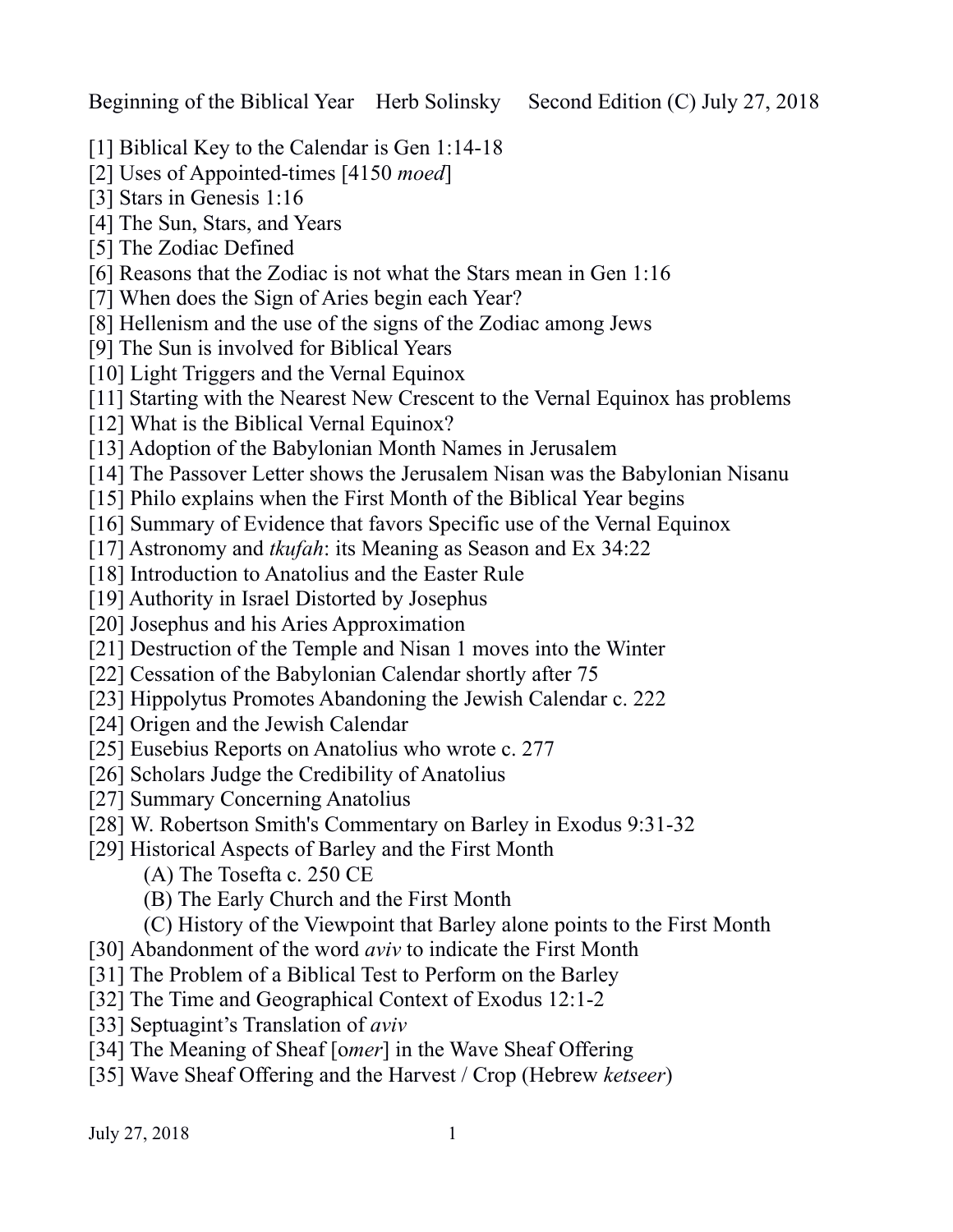# Beginning of the Biblical Year    Herb Solinsky    Second Edition (C) July 27, 2018

[1] Biblical Key to the Calendar is Gen 1:14-18
[2] Uses of Appointed-times [4150 *moed*]
[3] Stars in Genesis 1:16
[4] The Sun, Stars, and Years
[5] The Zodiac Defined
[6] Reasons that the Zodiac is not what the Stars mean in Gen 1:16
[7] When does the Sign of Aries begin each Year?
[8] Hellenism and the use of the signs of the Zodiac among Jews
[9] The Sun is involved for Biblical Years
[10] Light Triggers and the Vernal Equinox
[11] Starting with the Nearest New Crescent to the Vernal Equinox has problems
[12] What is the Biblical Vernal Equinox?
[13] Adoption of the Babylonian Month Names in Jerusalem
[14] The Passover Letter shows the Jerusalem Nisan was the Babylonian Nisanu
[15] Philo explains when the First Month of the Biblical Year begins
[16] Summary of Evidence that favors Specific use of the Vernal Equinox
[17] Astronomy and *tkufah*: its Meaning as Season and Ex 34:22
[18] Introduction to Anatolius and the Easter Rule
[19] Authority in Israel Distorted by Josephus
[20] Josephus and his Aries Approximation
[21] Destruction of the Temple and Nisan 1 moves into the Winter
[22] Cessation of the Babylonian Calendar shortly after 75
[23] Hippolytus Promotes Abandoning the Jewish Calendar c. 222
[24] Origen and the Jewish Calendar
[25] Eusebius Reports on Anatolius who wrote c. 277
[26] Scholars Judge the Credibility of Anatolius
[27] Summary Concerning Anatolius
[28] W. Robertson Smith's Commentary on Barley in Exodus 9:31-32
[29] Historical Aspects of Barley and the First Month
    (A) The Tosefta c. 250 CE
    (B) The Early Church and the First Month
    (C) History of the Viewpoint that Barley alone points to the First Month
[30] Abandonment of the word *aviv* to indicate the First Month
[31] The Problem of a Biblical Test to Perform on the Barley
[32] The Time and Geographical Context of Exodus 12:1-2
[33] Septuagint's Translation of *aviv*
[34] The Meaning of Sheaf [o*mer*] in the Wave Sheaf Offering
[35] Wave Sheaf Offering and the Harvest / Crop (Hebrew *ketseer*)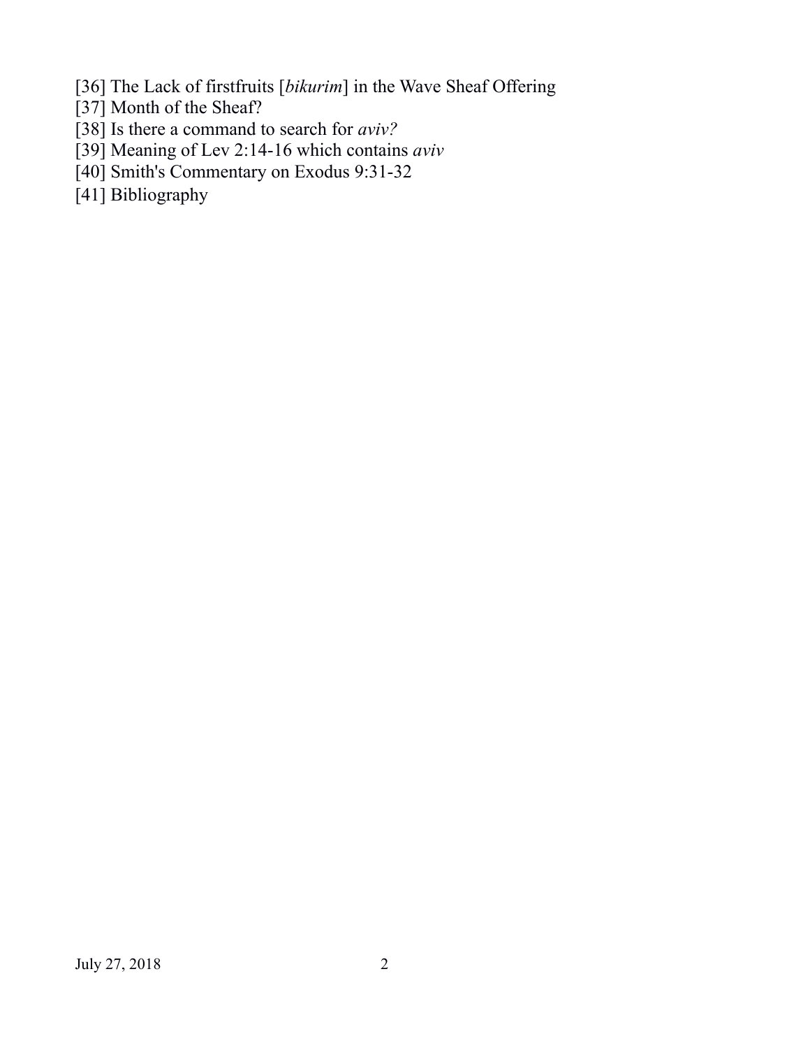[36] The Lack of firstfruits [*bikurim*] in the Wave Sheaf Offering
[37] Month of the Sheaf?
[38] Is there a command to search for *aviv?*
[39] Meaning of Lev 2:14-16 which contains *aviv*
[40] Smith's Commentary on Exodus 9:31-32
[41] Bibliography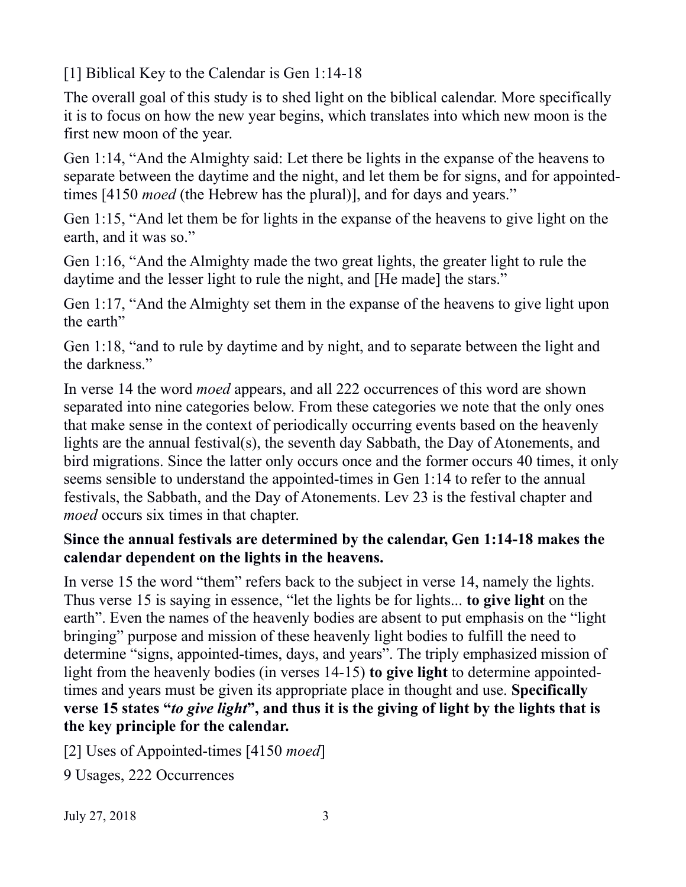## [1] Biblical Key to the Calendar is Gen 1:14-18

The overall goal of this study is to shed light on the biblical calendar. More specifically it is to focus on how the new year begins, which translates into which new moon is the first new moon of the year.

Gen 1:14, "And the Almighty said: Let there be lights in the expanse of the heavens to separate between the daytime and the night, and let them be for signs, and for appointed-times [4150 *moed* (the Hebrew has the plural)], and for days and years."

Gen 1:15, "And let them be for lights in the expanse of the heavens to give light on the earth, and it was so."

Gen 1:16, "And the Almighty made the two great lights, the greater light to rule the daytime and the lesser light to rule the night, and [He made] the stars."

Gen 1:17, "And the Almighty set them in the expanse of the heavens to give light upon the earth"

Gen 1:18, "and to rule by daytime and by night, and to separate between the light and the darkness."

In verse 14 the word *moed* appears, and all 222 occurrences of this word are shown separated into nine categories below. From these categories we note that the only ones that make sense in the context of periodically occurring events based on the heavenly lights are the annual festival(s), the seventh day Sabbath, the Day of Atonements, and bird migrations. Since the latter only occurs once and the former occurs 40 times, it only seems sensible to understand the appointed-times in Gen 1:14 to refer to the annual festivals, the Sabbath, and the Day of Atonements. Lev 23 is the festival chapter and *moed* occurs six times in that chapter.

**Since the annual festivals are determined by the calendar, Gen 1:14-18 makes the calendar dependent on the lights in the heavens.**

In verse 15 the word "them" refers back to the subject in verse 14, namely the lights. Thus verse 15 is saying in essence, "let the lights be for lights... **to give light** on the earth". Even the names of the heavenly bodies are absent to put emphasis on the "light bringing" purpose and mission of these heavenly light bodies to fulfill the need to determine "signs, appointed-times, days, and years". The triply emphasized mission of light from the heavenly bodies (in verses 14-15) **to give light** to determine appointed-times and years must be given its appropriate place in thought and use. **Specifically verse 15 states "*to give light*", and thus it is the giving of light by the lights that is the key principle for the calendar.**

## [2] Uses of Appointed-times [4150 *moed*]

9 Usages, 222 Occurrences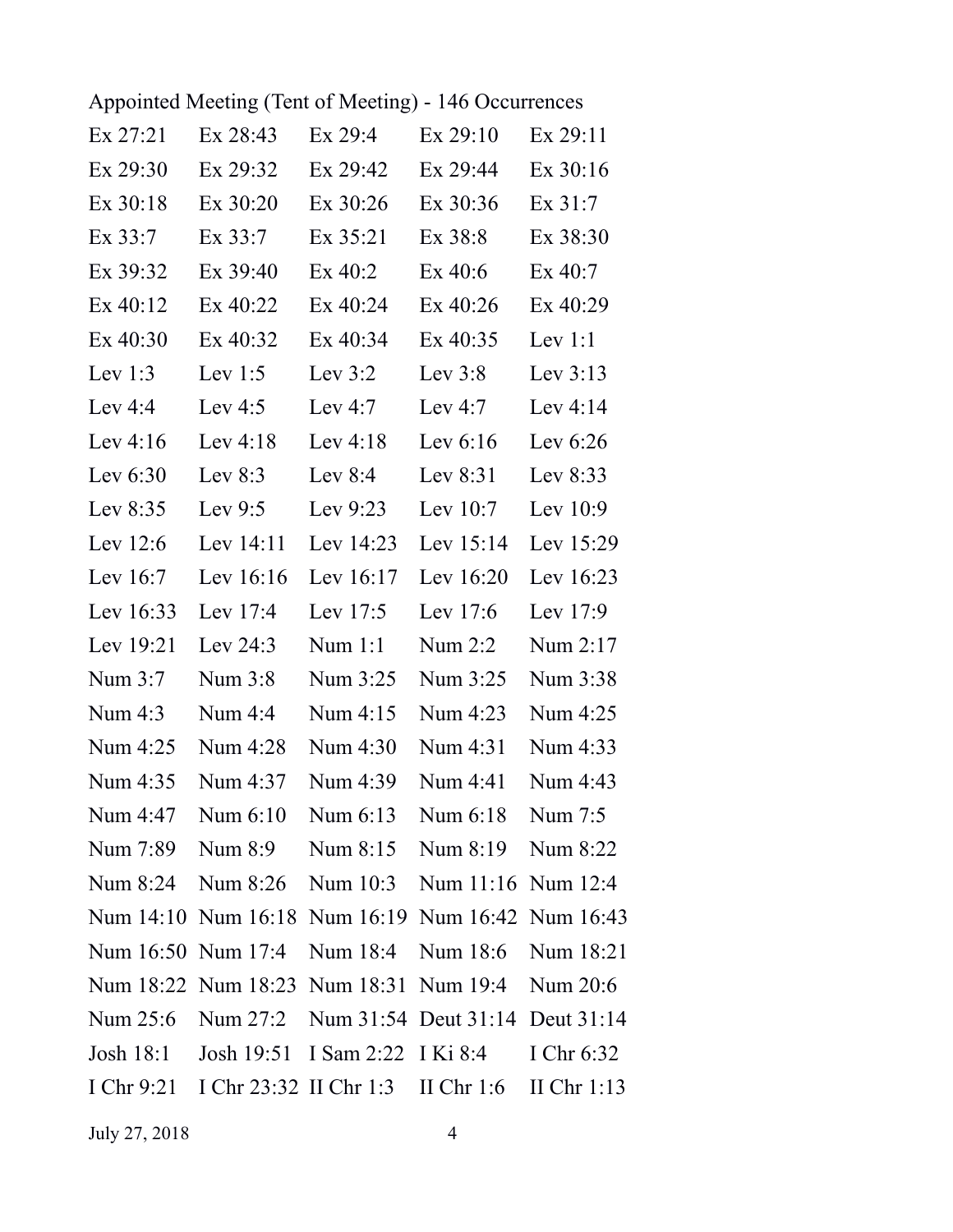Appointed Meeting (Tent of Meeting) - 146 Occurrences

| | | | | |
|---|---|---|---|---|
| Ex 27:21 | Ex 28:43 | Ex 29:4 | Ex 29:10 | Ex 29:11 |
| Ex 29:30 | Ex 29:32 | Ex 29:42 | Ex 29:44 | Ex 30:16 |
| Ex 30:18 | Ex 30:20 | Ex 30:26 | Ex 30:36 | Ex 31:7 |
| Ex 33:7 | Ex 33:7 | Ex 35:21 | Ex 38:8 | Ex 38:30 |
| Ex 39:32 | Ex 39:40 | Ex 40:2 | Ex 40:6 | Ex 40:7 |
| Ex 40:12 | Ex 40:22 | Ex 40:24 | Ex 40:26 | Ex 40:29 |
| Ex 40:30 | Ex 40:32 | Ex 40:34 | Ex 40:35 | Lev 1:1 |
| Lev 1:3 | Lev 1:5 | Lev 3:2 | Lev 3:8 | Lev 3:13 |
| Lev 4:4 | Lev 4:5 | Lev 4:7 | Lev 4:7 | Lev 4:14 |
| Lev 4:16 | Lev 4:18 | Lev 4:18 | Lev 6:16 | Lev 6:26 |
| Lev 6:30 | Lev 8:3 | Lev 8:4 | Lev 8:31 | Lev 8:33 |
| Lev 8:35 | Lev 9:5 | Lev 9:23 | Lev 10:7 | Lev 10:9 |
| Lev 12:6 | Lev 14:11 | Lev 14:23 | Lev 15:14 | Lev 15:29 |
| Lev 16:7 | Lev 16:16 | Lev 16:17 | Lev 16:20 | Lev 16:23 |
| Lev 16:33 | Lev 17:4 | Lev 17:5 | Lev 17:6 | Lev 17:9 |
| Lev 19:21 | Lev 24:3 | Num 1:1 | Num 2:2 | Num 2:17 |
| Num 3:7 | Num 3:8 | Num 3:25 | Num 3:25 | Num 3:38 |
| Num 4:3 | Num 4:4 | Num 4:15 | Num 4:23 | Num 4:25 |
| Num 4:25 | Num 4:28 | Num 4:30 | Num 4:31 | Num 4:33 |
| Num 4:35 | Num 4:37 | Num 4:39 | Num 4:41 | Num 4:43 |
| Num 4:47 | Num 6:10 | Num 6:13 | Num 6:18 | Num 7:5 |
| Num 7:89 | Num 8:9 | Num 8:15 | Num 8:19 | Num 8:22 |
| Num 8:24 | Num 8:26 | Num 10:3 | Num 11:16 | Num 12:4 |
| Num 14:10 | Num 16:18 | Num 16:19 | Num 16:42 | Num 16:43 |
| Num 16:50 | Num 17:4 | Num 18:4 | Num 18:6 | Num 18:21 |
| Num 18:22 | Num 18:23 | Num 18:31 | Num 19:4 | Num 20:6 |
| Num 25:6 | Num 27:2 | Num 31:54 | Deut 31:14 | Deut 31:14 |
| Josh 18:1 | Josh 19:51 | I Sam 2:22 | I Ki 8:4 | I Chr 6:32 |
| I Chr 9:21 | I Chr 23:32 | II Chr 1:3 | II Chr 1:6 | II Chr 1:13 |

July 27, 2018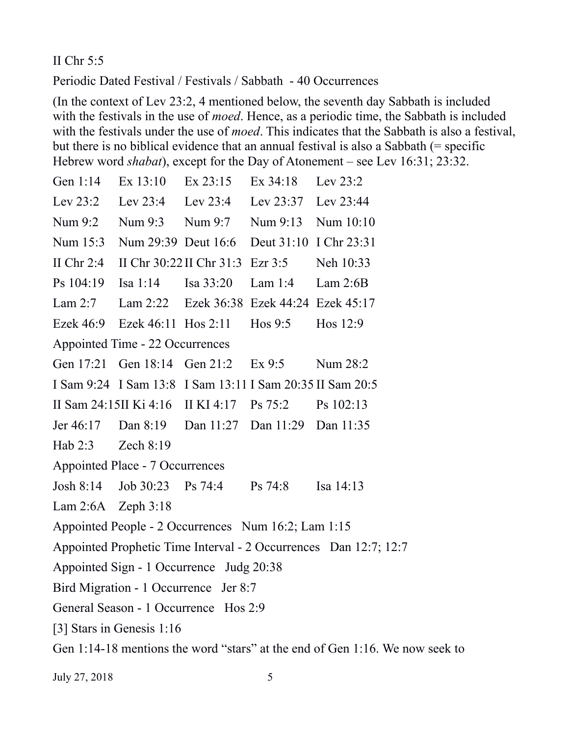II Chr 5:5

Periodic Dated Festival / Festivals / Sabbath - 40 Occurrences

(In the context of Lev 23:2, 4 mentioned below, the seventh day Sabbath is included with the festivals in the use of *moed*. Hence, as a periodic time, the Sabbath is included with the festivals under the use of *moed*. This indicates that the Sabbath is also a festival, but there is no biblical evidence that an annual festival is also a Sabbath (= specific Hebrew word *shabat*), except for the Day of Atonement – see Lev 16:31; 23:32.

| | | | | |
|---|---|---|---|---|
| Gen 1:14 | Ex 13:10 | Ex 23:15 | Ex 34:18 | Lev 23:2 |
| Lev 23:2 | Lev 23:4 | Lev 23:4 | Lev 23:37 | Lev 23:44 |
| Num 9:2 | Num 9:3 | Num 9:7 | Num 9:13 | Num 10:10 |
| Num 15:3 | Num 29:39 | Deut 16:6 | Deut 31:10 | I Chr 23:31 |
| II Chr 2:4 | II Chr 30:22 | II Chr 31:3 | Ezr 3:5 | Neh 10:33 |
| Ps 104:19 | Isa 1:14 | Isa 33:20 | Lam 1:4 | Lam 2:6B |
| Lam 2:7 | Lam 2:22 | Ezek 36:38 | Ezek 44:24 | Ezek 45:17 |
| Ezek 46:9 | Ezek 46:11 | Hos 2:11 | Hos 9:5 | Hos 12:9 |

Appointed Time - 22 Occurrences

| | | | | |
|---|---|---|---|---|
| Gen 17:21 | Gen 18:14 | Gen 21:2 | Ex 9:5 | Num 28:2 |
| I Sam 9:24 | I Sam 13:8 | I Sam 13:11 | I Sam 20:35 | II Sam 20:5 |
| II Sam 24:15 | II Ki 4:16 | II KI 4:17 | Ps 75:2 | Ps 102:13 |
| Jer 46:17 | Dan 8:19 | Dan 11:27 | Dan 11:29 | Dan 11:35 |
| Hab 2:3 | Zech 8:19 | | | |

Appointed Place - 7 Occurrences

| | | | | |
|---|---|---|---|---|
| Josh 8:14 | Job 30:23 | Ps 74:4 | Ps 74:8 | Isa 14:13 |
| Lam 2:6A | Zeph 3:18 | | | |

Appointed People - 2 Occurrences Num 16:2; Lam 1:15

Appointed Prophetic Time Interval - 2 Occurrences Dan 12:7; 12:7

Appointed Sign - 1 Occurrence Judg 20:38

Bird Migration - 1 Occurrence Jer 8:7

General Season - 1 Occurrence Hos 2:9

[3] Stars in Genesis 1:16

Gen 1:14-18 mentions the word "stars" at the end of Gen 1:16. We now seek to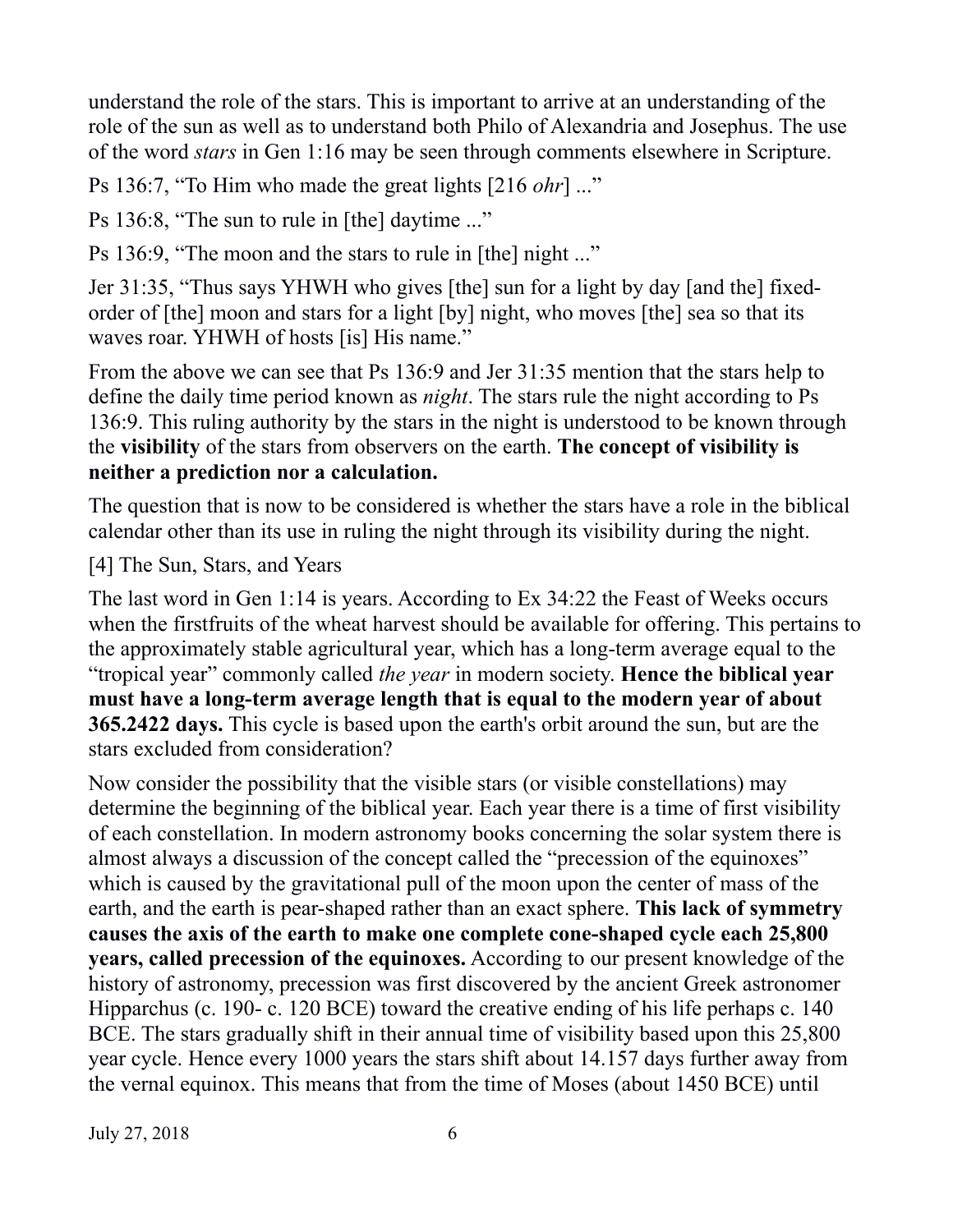understand the role of the stars. This is important to arrive at an understanding of the role of the sun as well as to understand both Philo of Alexandria and Josephus. The use of the word *stars* in Gen 1:16 may be seen through comments elsewhere in Scripture.

Ps 136:7, "To Him who made the great lights [216 *ohr*] ..."

Ps 136:8, "The sun to rule in [the] daytime ..."

Ps 136:9, "The moon and the stars to rule in [the] night ..."

Jer 31:35, "Thus says YHWH who gives [the] sun for a light by day [and the] fixed-order of [the] moon and stars for a light [by] night, who moves [the] sea so that its waves roar. YHWH of hosts [is] His name."

From the above we can see that Ps 136:9 and Jer 31:35 mention that the stars help to define the daily time period known as *night*. The stars rule the night according to Ps 136:9. This ruling authority by the stars in the night is understood to be known through the **visibility** of the stars from observers on the earth. **The concept of visibility is neither a prediction nor a calculation.**

The question that is now to be considered is whether the stars have a role in the biblical calendar other than its use in ruling the night through its visibility during the night.

[4] The Sun, Stars, and Years

The last word in Gen 1:14 is years. According to Ex 34:22 the Feast of Weeks occurs when the firstfruits of the wheat harvest should be available for offering. This pertains to the approximately stable agricultural year, which has a long-term average equal to the "tropical year" commonly called *the year* in modern society. **Hence the biblical year must have a long-term average length that is equal to the modern year of about 365.2422 days.** This cycle is based upon the earth's orbit around the sun, but are the stars excluded from consideration?

Now consider the possibility that the visible stars (or visible constellations) may determine the beginning of the biblical year. Each year there is a time of first visibility of each constellation. In modern astronomy books concerning the solar system there is almost always a discussion of the concept called the "precession of the equinoxes" which is caused by the gravitational pull of the moon upon the center of mass of the earth, and the earth is pear-shaped rather than an exact sphere. **This lack of symmetry causes the axis of the earth to make one complete cone-shaped cycle each 25,800 years, called precession of the equinoxes.** According to our present knowledge of the history of astronomy, precession was first discovered by the ancient Greek astronomer Hipparchus (c. 190- c. 120 BCE) toward the creative ending of his life perhaps c. 140 BCE. The stars gradually shift in their annual time of visibility based upon this 25,800 year cycle. Hence every 1000 years the stars shift about 14.157 days further away from the vernal equinox. This means that from the time of Moses (about 1450 BCE) until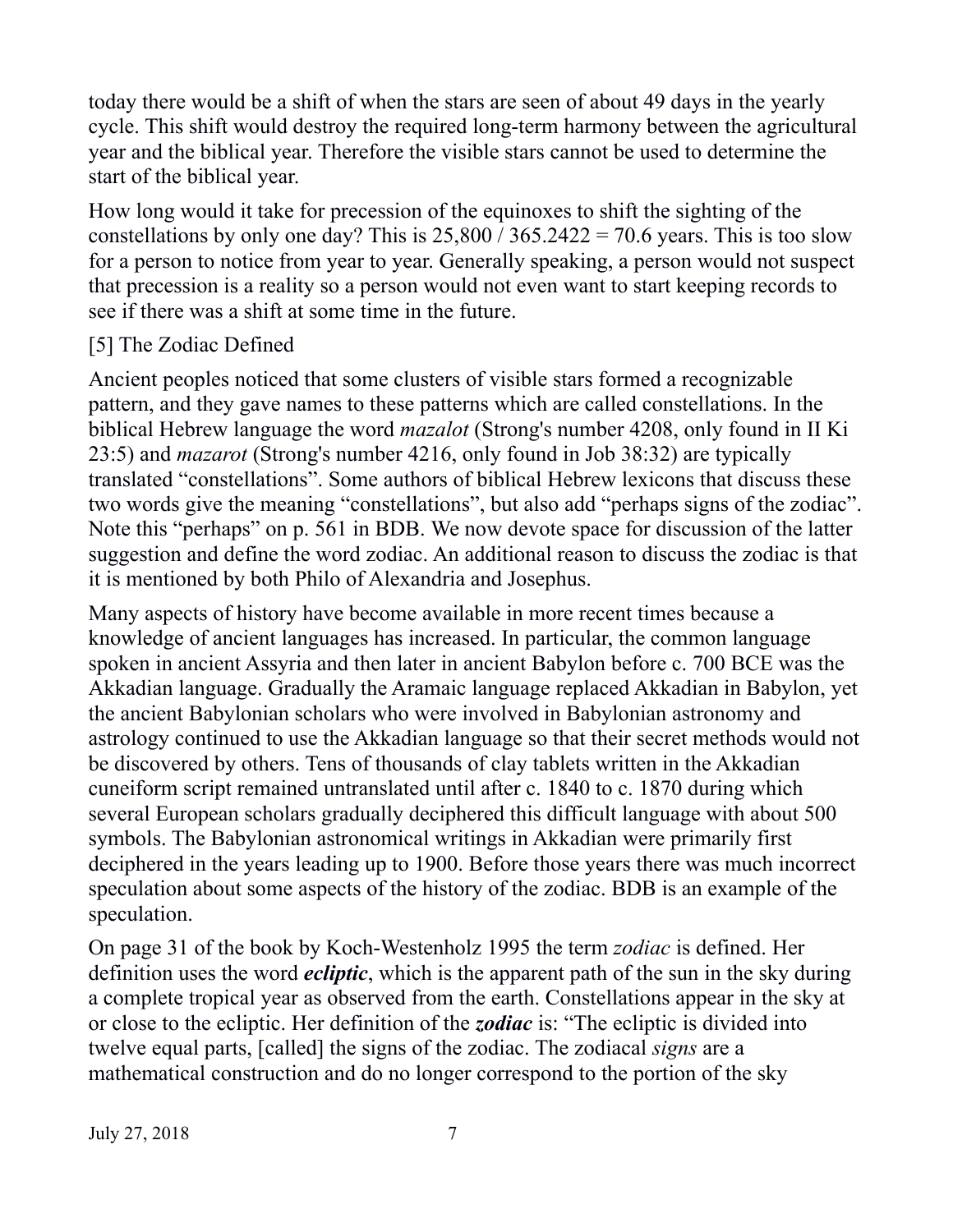today there would be a shift of when the stars are seen of about 49 days in the yearly cycle. This shift would destroy the required long-term harmony between the agricultural year and the biblical year. Therefore the visible stars cannot be used to determine the start of the biblical year.

How long would it take for precession of the equinoxes to shift the sighting of the constellations by only one day? This is 25,800 / 365.2422 = 70.6 years. This is too slow for a person to notice from year to year. Generally speaking, a person would not suspect that precession is a reality so a person would not even want to start keeping records to see if there was a shift at some time in the future.

## [5] The Zodiac Defined

Ancient peoples noticed that some clusters of visible stars formed a recognizable pattern, and they gave names to these patterns which are called constellations. In the biblical Hebrew language the word *mazalot* (Strong's number 4208, only found in II Ki 23:5) and *mazarot* (Strong's number 4216, only found in Job 38:32) are typically translated "constellations". Some authors of biblical Hebrew lexicons that discuss these two words give the meaning "constellations", but also add "perhaps signs of the zodiac". Note this "perhaps" on p. 561 in BDB. We now devote space for discussion of the latter suggestion and define the word zodiac. An additional reason to discuss the zodiac is that it is mentioned by both Philo of Alexandria and Josephus.

Many aspects of history have become available in more recent times because a knowledge of ancient languages has increased. In particular, the common language spoken in ancient Assyria and then later in ancient Babylon before c. 700 BCE was the Akkadian language. Gradually the Aramaic language replaced Akkadian in Babylon, yet the ancient Babylonian scholars who were involved in Babylonian astronomy and astrology continued to use the Akkadian language so that their secret methods would not be discovered by others. Tens of thousands of clay tablets written in the Akkadian cuneiform script remained untranslated until after c. 1840 to c. 1870 during which several European scholars gradually deciphered this difficult language with about 500 symbols. The Babylonian astronomical writings in Akkadian were primarily first deciphered in the years leading up to 1900. Before those years there was much incorrect speculation about some aspects of the history of the zodiac. BDB is an example of the speculation.

On page 31 of the book by Koch-Westenholz 1995 the term *zodiac* is defined. Her definition uses the word ***ecliptic***, which is the apparent path of the sun in the sky during a complete tropical year as observed from the earth. Constellations appear in the sky at or close to the ecliptic. Her definition of the ***zodiac*** is: "The ecliptic is divided into twelve equal parts, [called] the signs of the zodiac. The zodiacal *signs* are a mathematical construction and do no longer correspond to the portion of the sky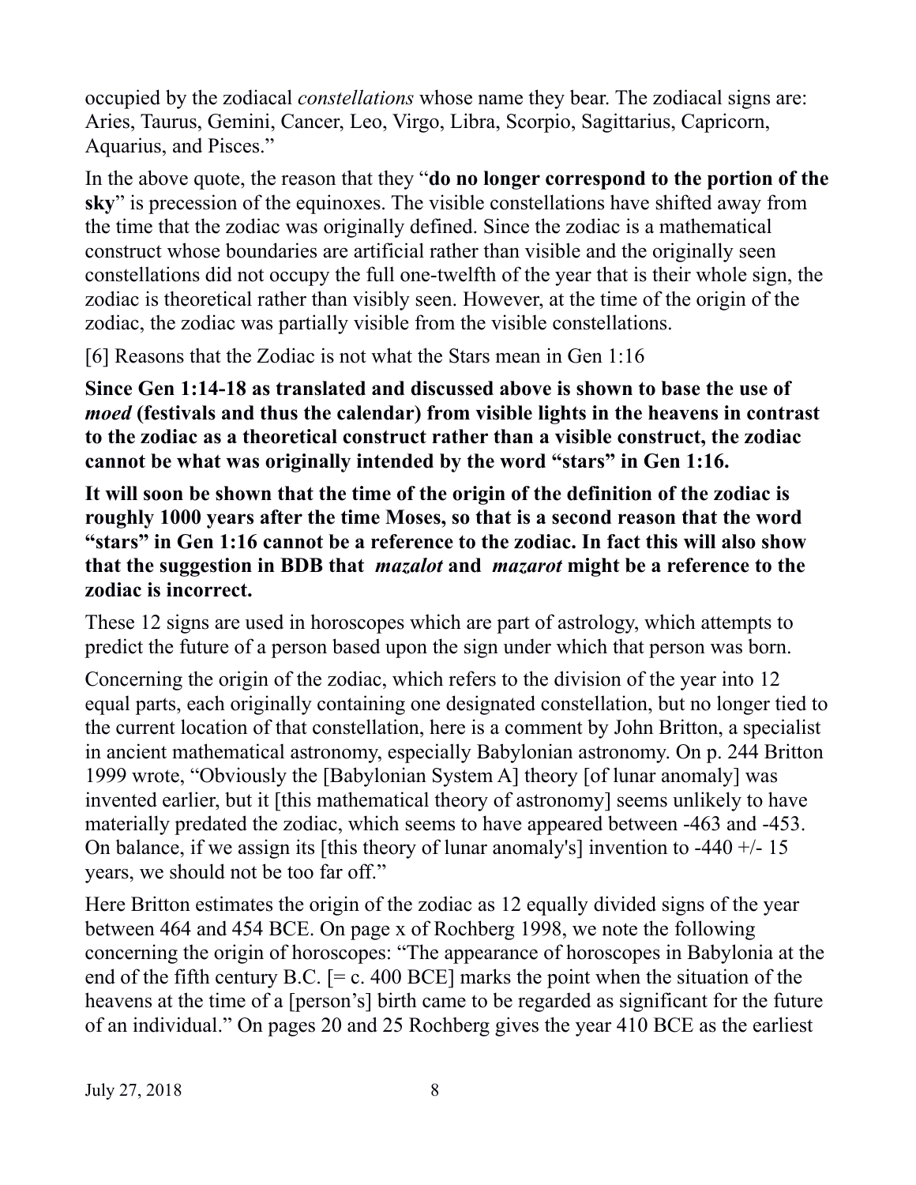occupied by the zodiacal *constellations* whose name they bear. The zodiacal signs are: Aries, Taurus, Gemini, Cancer, Leo, Virgo, Libra, Scorpio, Sagittarius, Capricorn, Aquarius, and Pisces."

In the above quote, the reason that they "**do no longer correspond to the portion of the sky**" is precession of the equinoxes. The visible constellations have shifted away from the time that the zodiac was originally defined. Since the zodiac is a mathematical construct whose boundaries are artificial rather than visible and the originally seen constellations did not occupy the full one-twelfth of the year that is their whole sign, the zodiac is theoretical rather than visibly seen. However, at the time of the origin of the zodiac, the zodiac was partially visible from the visible constellations.

[6] Reasons that the Zodiac is not what the Stars mean in Gen 1:16

**Since Gen 1:14-18 as translated and discussed above is shown to base the use of *moed* (festivals and thus the calendar) from visible lights in the heavens in contrast to the zodiac as a theoretical construct rather than a visible construct, the zodiac cannot be what was originally intended by the word "stars" in Gen 1:16.**

**It will soon be shown that the time of the origin of the definition of the zodiac is roughly 1000 years after the time Moses, so that is a second reason that the word "stars" in Gen 1:16 cannot be a reference to the zodiac. In fact this will also show that the suggestion in BDB that *mazalot* and *mazarot* might be a reference to the zodiac is incorrect.**

These 12 signs are used in horoscopes which are part of astrology, which attempts to predict the future of a person based upon the sign under which that person was born.

Concerning the origin of the zodiac, which refers to the division of the year into 12 equal parts, each originally containing one designated constellation, but no longer tied to the current location of that constellation, here is a comment by John Britton, a specialist in ancient mathematical astronomy, especially Babylonian astronomy. On p. 244 Britton 1999 wrote, "Obviously the [Babylonian System A] theory [of lunar anomaly] was invented earlier, but it [this mathematical theory of astronomy] seems unlikely to have materially predated the zodiac, which seems to have appeared between -463 and -453. On balance, if we assign its [this theory of lunar anomaly's] invention to -440 +/- 15 years, we should not be too far off."

Here Britton estimates the origin of the zodiac as 12 equally divided signs of the year between 464 and 454 BCE. On page x of Rochberg 1998, we note the following concerning the origin of horoscopes: "The appearance of horoscopes in Babylonia at the end of the fifth century B.C. [= c. 400 BCE] marks the point when the situation of the heavens at the time of a [person's] birth came to be regarded as significant for the future of an individual." On pages 20 and 25 Rochberg gives the year 410 BCE as the earliest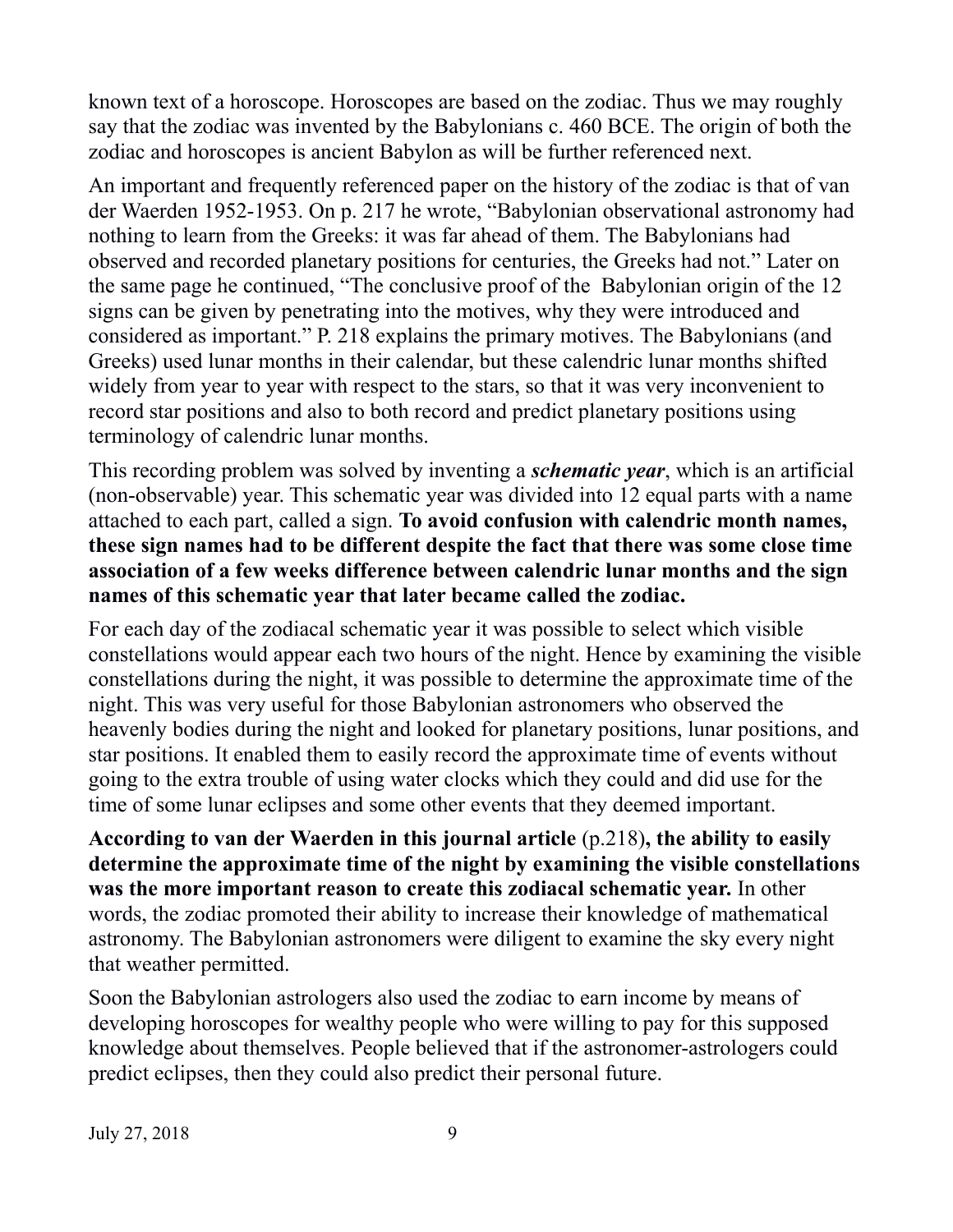known text of a horoscope. Horoscopes are based on the zodiac. Thus we may roughly say that the zodiac was invented by the Babylonians c. 460 BCE. The origin of both the zodiac and horoscopes is ancient Babylon as will be further referenced next.

An important and frequently referenced paper on the history of the zodiac is that of van der Waerden 1952-1953. On p. 217 he wrote, "Babylonian observational astronomy had nothing to learn from the Greeks: it was far ahead of them. The Babylonians had observed and recorded planetary positions for centuries, the Greeks had not." Later on the same page he continued, "The conclusive proof of the Babylonian origin of the 12 signs can be given by penetrating into the motives, why they were introduced and considered as important." P. 218 explains the primary motives. The Babylonians (and Greeks) used lunar months in their calendar, but these calendric lunar months shifted widely from year to year with respect to the stars, so that it was very inconvenient to record star positions and also to both record and predict planetary positions using terminology of calendric lunar months.

This recording problem was solved by inventing a ***schematic year***, which is an artificial (non-observable) year. This schematic year was divided into 12 equal parts with a name attached to each part, called a sign. **To avoid confusion with calendric month names, these sign names had to be different despite the fact that there was some close time association of a few weeks difference between calendric lunar months and the sign names of this schematic year that later became called the zodiac.**

For each day of the zodiacal schematic year it was possible to select which visible constellations would appear each two hours of the night. Hence by examining the visible constellations during the night, it was possible to determine the approximate time of the night. This was very useful for those Babylonian astronomers who observed the heavenly bodies during the night and looked for planetary positions, lunar positions, and star positions. It enabled them to easily record the approximate time of events without going to the extra trouble of using water clocks which they could and did use for the time of some lunar eclipses and some other events that they deemed important.

**According to van der Waerden in this journal article** (p.218)**, the ability to easily determine the approximate time of the night by examining the visible constellations was the more important reason to create this zodiacal schematic year.** In other words, the zodiac promoted their ability to increase their knowledge of mathematical astronomy. The Babylonian astronomers were diligent to examine the sky every night that weather permitted.

Soon the Babylonian astrologers also used the zodiac to earn income by means of developing horoscopes for wealthy people who were willing to pay for this supposed knowledge about themselves. People believed that if the astronomer-astrologers could predict eclipses, then they could also predict their personal future.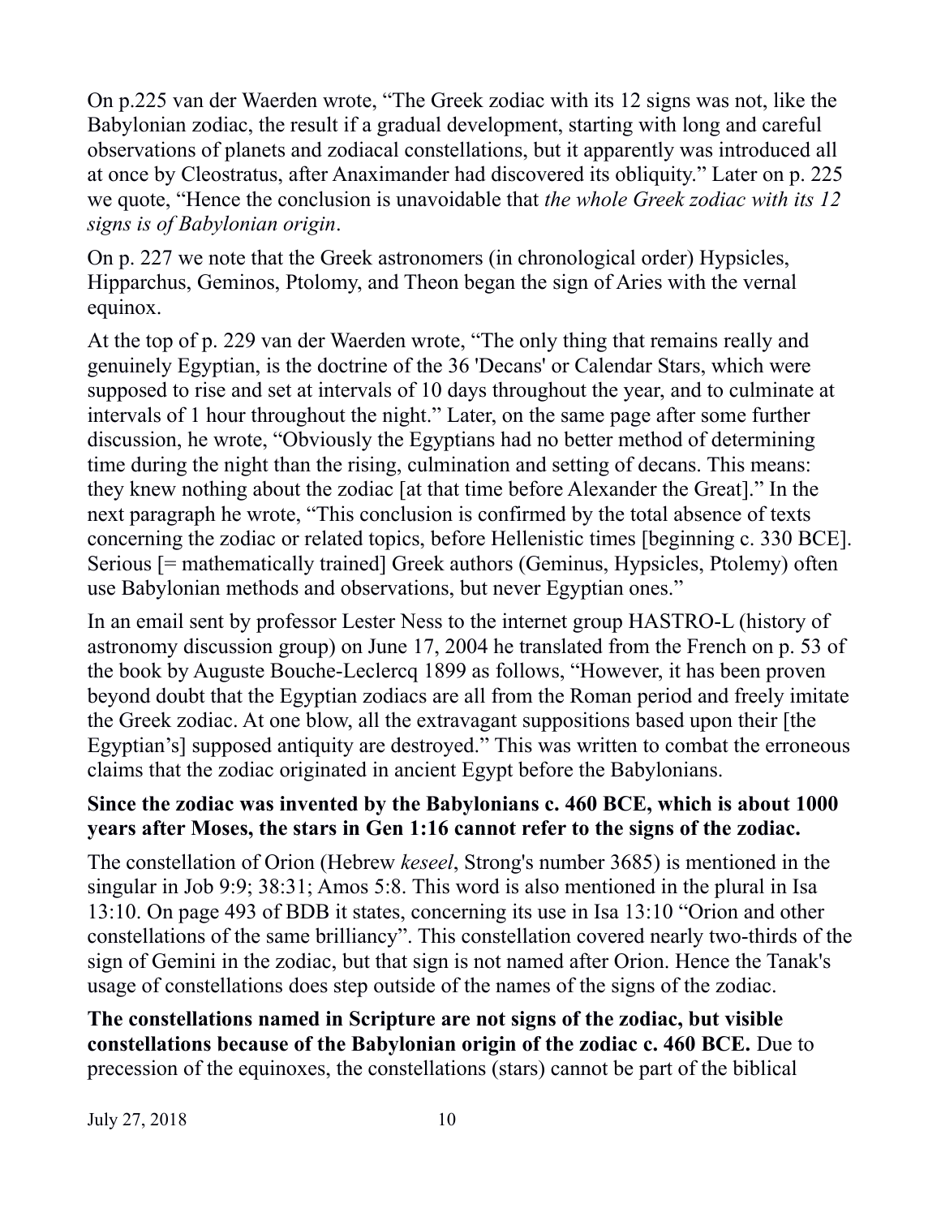On p.225 van der Waerden wrote, "The Greek zodiac with its 12 signs was not, like the Babylonian zodiac, the result if a gradual development, starting with long and careful observations of planets and zodiacal constellations, but it apparently was introduced all at once by Cleostratus, after Anaximander had discovered its obliquity." Later on p. 225 we quote, "Hence the conclusion is unavoidable that *the whole Greek zodiac with its 12 signs is of Babylonian origin*.

On p. 227 we note that the Greek astronomers (in chronological order) Hypsicles, Hipparchus, Geminos, Ptolomy, and Theon began the sign of Aries with the vernal equinox.

At the top of p. 229 van der Waerden wrote, "The only thing that remains really and genuinely Egyptian, is the doctrine of the 36 'Decans' or Calendar Stars, which were supposed to rise and set at intervals of 10 days throughout the year, and to culminate at intervals of 1 hour throughout the night." Later, on the same page after some further discussion, he wrote, "Obviously the Egyptians had no better method of determining time during the night than the rising, culmination and setting of decans. This means: they knew nothing about the zodiac [at that time before Alexander the Great]." In the next paragraph he wrote, "This conclusion is confirmed by the total absence of texts concerning the zodiac or related topics, before Hellenistic times [beginning c. 330 BCE]. Serious [= mathematically trained] Greek authors (Geminus, Hypsicles, Ptolemy) often use Babylonian methods and observations, but never Egyptian ones."

In an email sent by professor Lester Ness to the internet group HASTRO-L (history of astronomy discussion group) on June 17, 2004 he translated from the French on p. 53 of the book by Auguste Bouche-Leclercq 1899 as follows, "However, it has been proven beyond doubt that the Egyptian zodiacs are all from the Roman period and freely imitate the Greek zodiac. At one blow, all the extravagant suppositions based upon their [the Egyptian's] supposed antiquity are destroyed." This was written to combat the erroneous claims that the zodiac originated in ancient Egypt before the Babylonians.

**Since the zodiac was invented by the Babylonians c. 460 BCE, which is about 1000 years after Moses, the stars in Gen 1:16 cannot refer to the signs of the zodiac.**

The constellation of Orion (Hebrew *keseel*, Strong's number 3685) is mentioned in the singular in Job 9:9; 38:31; Amos 5:8. This word is also mentioned in the plural in Isa 13:10. On page 493 of BDB it states, concerning its use in Isa 13:10 "Orion and other constellations of the same brilliancy". This constellation covered nearly two-thirds of the sign of Gemini in the zodiac, but that sign is not named after Orion. Hence the Tanak's usage of constellations does step outside of the names of the signs of the zodiac.

**The constellations named in Scripture are not signs of the zodiac, but visible constellations because of the Babylonian origin of the zodiac c. 460 BCE.** Due to precession of the equinoxes, the constellations (stars) cannot be part of the biblical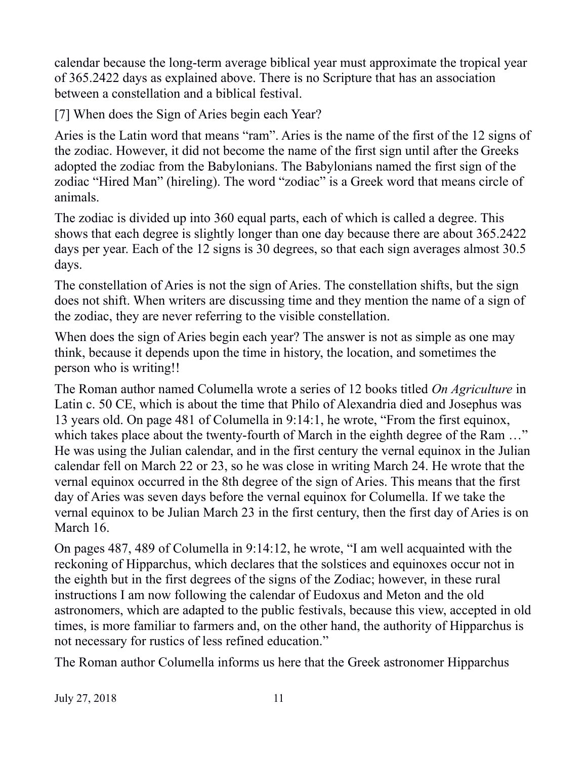calendar because the long-term average biblical year must approximate the tropical year of 365.2422 days as explained above. There is no Scripture that has an association between a constellation and a biblical festival.

## [7] When does the Sign of Aries begin each Year?

Aries is the Latin word that means "ram". Aries is the name of the first of the 12 signs of the zodiac. However, it did not become the name of the first sign until after the Greeks adopted the zodiac from the Babylonians. The Babylonians named the first sign of the zodiac "Hired Man" (hireling). The word "zodiac" is a Greek word that means circle of animals.

The zodiac is divided up into 360 equal parts, each of which is called a degree. This shows that each degree is slightly longer than one day because there are about 365.2422 days per year. Each of the 12 signs is 30 degrees, so that each sign averages almost 30.5 days.

The constellation of Aries is not the sign of Aries. The constellation shifts, but the sign does not shift. When writers are discussing time and they mention the name of a sign of the zodiac, they are never referring to the visible constellation.

When does the sign of Aries begin each year? The answer is not as simple as one may think, because it depends upon the time in history, the location, and sometimes the person who is writing!!

The Roman author named Columella wrote a series of 12 books titled *On Agriculture* in Latin c. 50 CE, which is about the time that Philo of Alexandria died and Josephus was 13 years old. On page 481 of Columella in 9:14:1, he wrote, "From the first equinox, which takes place about the twenty-fourth of March in the eighth degree of the Ram …" He was using the Julian calendar, and in the first century the vernal equinox in the Julian calendar fell on March 22 or 23, so he was close in writing March 24. He wrote that the vernal equinox occurred in the 8th degree of the sign of Aries. This means that the first day of Aries was seven days before the vernal equinox for Columella. If we take the vernal equinox to be Julian March 23 in the first century, then the first day of Aries is on March 16.

On pages 487, 489 of Columella in 9:14:12, he wrote, "I am well acquainted with the reckoning of Hipparchus, which declares that the solstices and equinoxes occur not in the eighth but in the first degrees of the signs of the Zodiac; however, in these rural instructions I am now following the calendar of Eudoxus and Meton and the old astronomers, which are adapted to the public festivals, because this view, accepted in old times, is more familiar to farmers and, on the other hand, the authority of Hipparchus is not necessary for rustics of less refined education."

The Roman author Columella informs us here that the Greek astronomer Hipparchus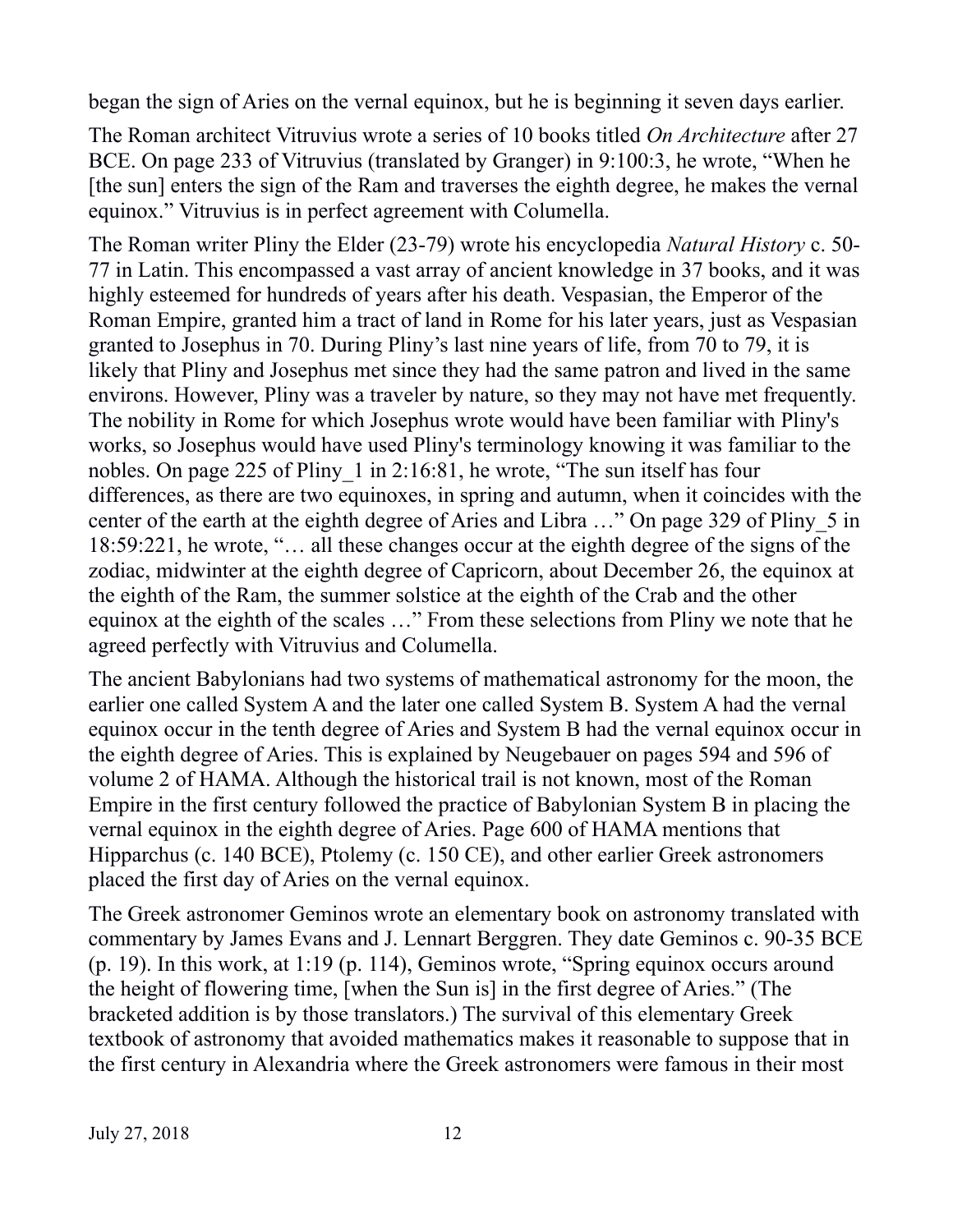began the sign of Aries on the vernal equinox, but he is beginning it seven days earlier.

The Roman architect Vitruvius wrote a series of 10 books titled *On Architecture* after 27 BCE. On page 233 of Vitruvius (translated by Granger) in 9:100:3, he wrote, "When he [the sun] enters the sign of the Ram and traverses the eighth degree, he makes the vernal equinox." Vitruvius is in perfect agreement with Columella.

The Roman writer Pliny the Elder (23-79) wrote his encyclopedia *Natural History* c. 50-77 in Latin. This encompassed a vast array of ancient knowledge in 37 books, and it was highly esteemed for hundreds of years after his death. Vespasian, the Emperor of the Roman Empire, granted him a tract of land in Rome for his later years, just as Vespasian granted to Josephus in 70. During Pliny's last nine years of life, from 70 to 79, it is likely that Pliny and Josephus met since they had the same patron and lived in the same environs. However, Pliny was a traveler by nature, so they may not have met frequently. The nobility in Rome for which Josephus wrote would have been familiar with Pliny's works, so Josephus would have used Pliny's terminology knowing it was familiar to the nobles. On page 225 of Pliny_1 in 2:16:81, he wrote, "The sun itself has four differences, as there are two equinoxes, in spring and autumn, when it coincides with the center of the earth at the eighth degree of Aries and Libra …" On page 329 of Pliny_5 in 18:59:221, he wrote, "… all these changes occur at the eighth degree of the signs of the zodiac, midwinter at the eighth degree of Capricorn, about December 26, the equinox at the eighth of the Ram, the summer solstice at the eighth of the Crab and the other equinox at the eighth of the scales …" From these selections from Pliny we note that he agreed perfectly with Vitruvius and Columella.

The ancient Babylonians had two systems of mathematical astronomy for the moon, the earlier one called System A and the later one called System B. System A had the vernal equinox occur in the tenth degree of Aries and System B had the vernal equinox occur in the eighth degree of Aries. This is explained by Neugebauer on pages 594 and 596 of volume 2 of HAMA. Although the historical trail is not known, most of the Roman Empire in the first century followed the practice of Babylonian System B in placing the vernal equinox in the eighth degree of Aries. Page 600 of HAMA mentions that Hipparchus (c. 140 BCE), Ptolemy (c. 150 CE), and other earlier Greek astronomers placed the first day of Aries on the vernal equinox.

The Greek astronomer Geminos wrote an elementary book on astronomy translated with commentary by James Evans and J. Lennart Berggren. They date Geminos c. 90-35 BCE (p. 19). In this work, at 1:19 (p. 114), Geminos wrote, "Spring equinox occurs around the height of flowering time, [when the Sun is] in the first degree of Aries." (The bracketed addition is by those translators.) The survival of this elementary Greek textbook of astronomy that avoided mathematics makes it reasonable to suppose that in the first century in Alexandria where the Greek astronomers were famous in their most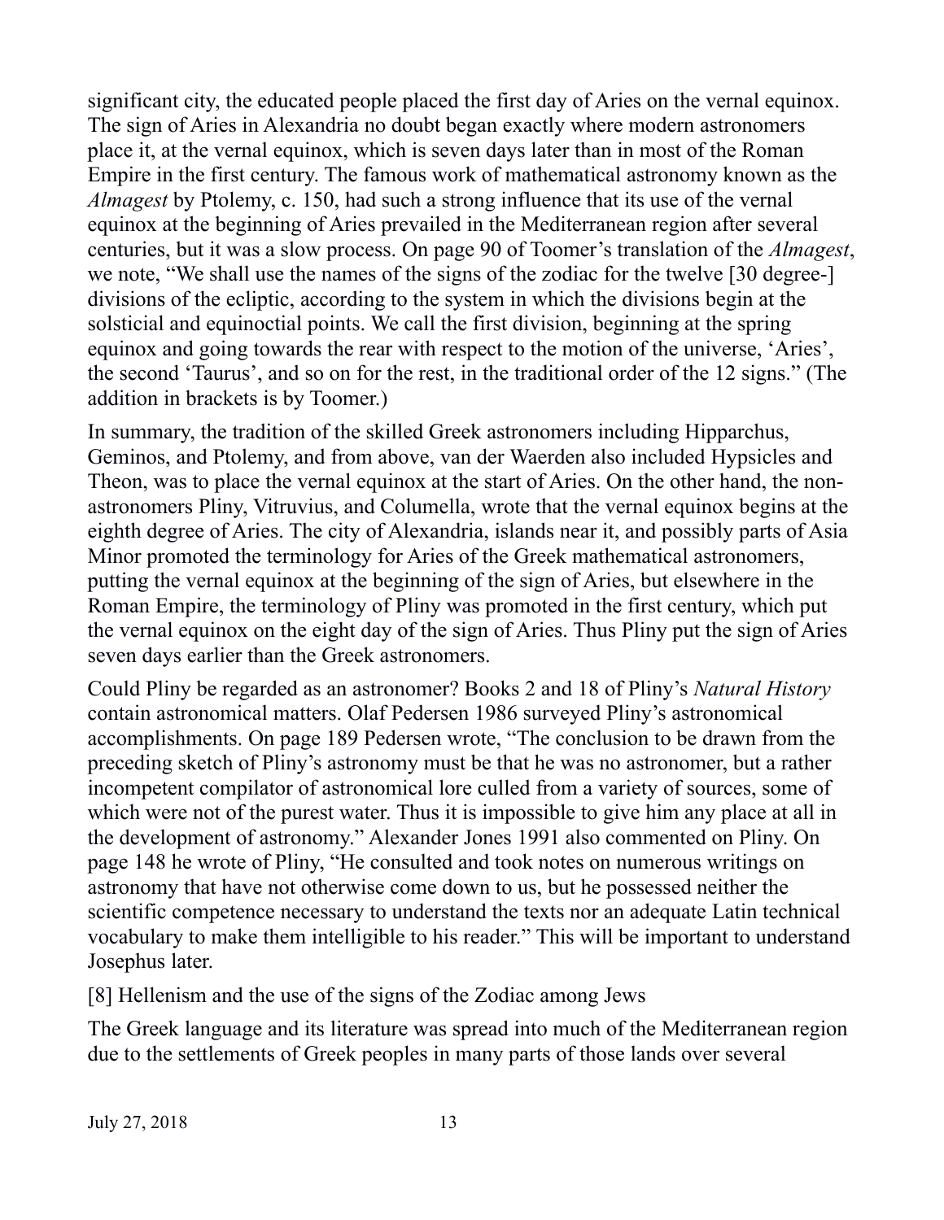significant city, the educated people placed the first day of Aries on the vernal equinox. The sign of Aries in Alexandria no doubt began exactly where modern astronomers place it, at the vernal equinox, which is seven days later than in most of the Roman Empire in the first century. The famous work of mathematical astronomy known as the *Almagest* by Ptolemy, c. 150, had such a strong influence that its use of the vernal equinox at the beginning of Aries prevailed in the Mediterranean region after several centuries, but it was a slow process. On page 90 of Toomer's translation of the *Almagest*, we note, "We shall use the names of the signs of the zodiac for the twelve [30 degree-] divisions of the ecliptic, according to the system in which the divisions begin at the solsticial and equinoctial points. We call the first division, beginning at the spring equinox and going towards the rear with respect to the motion of the universe, 'Aries', the second 'Taurus', and so on for the rest, in the traditional order of the 12 signs." (The addition in brackets is by Toomer.)

In summary, the tradition of the skilled Greek astronomers including Hipparchus, Geminos, and Ptolemy, and from above, van der Waerden also included Hypsicles and Theon, was to place the vernal equinox at the start of Aries. On the other hand, the non-astronomers Pliny, Vitruvius, and Columella, wrote that the vernal equinox begins at the eighth degree of Aries. The city of Alexandria, islands near it, and possibly parts of Asia Minor promoted the terminology for Aries of the Greek mathematical astronomers, putting the vernal equinox at the beginning of the sign of Aries, but elsewhere in the Roman Empire, the terminology of Pliny was promoted in the first century, which put the vernal equinox on the eight day of the sign of Aries. Thus Pliny put the sign of Aries seven days earlier than the Greek astronomers.

Could Pliny be regarded as an astronomer? Books 2 and 18 of Pliny's *Natural History* contain astronomical matters. Olaf Pedersen 1986 surveyed Pliny's astronomical accomplishments. On page 189 Pedersen wrote, "The conclusion to be drawn from the preceding sketch of Pliny's astronomy must be that he was no astronomer, but a rather incompetent compilator of astronomical lore culled from a variety of sources, some of which were not of the purest water. Thus it is impossible to give him any place at all in the development of astronomy." Alexander Jones 1991 also commented on Pliny. On page 148 he wrote of Pliny, "He consulted and took notes on numerous writings on astronomy that have not otherwise come down to us, but he possessed neither the scientific competence necessary to understand the texts nor an adequate Latin technical vocabulary to make them intelligible to his reader." This will be important to understand Josephus later.

## [8] Hellenism and the use of the signs of the Zodiac among Jews

The Greek language and its literature was spread into much of the Mediterranean region due to the settlements of Greek peoples in many parts of those lands over several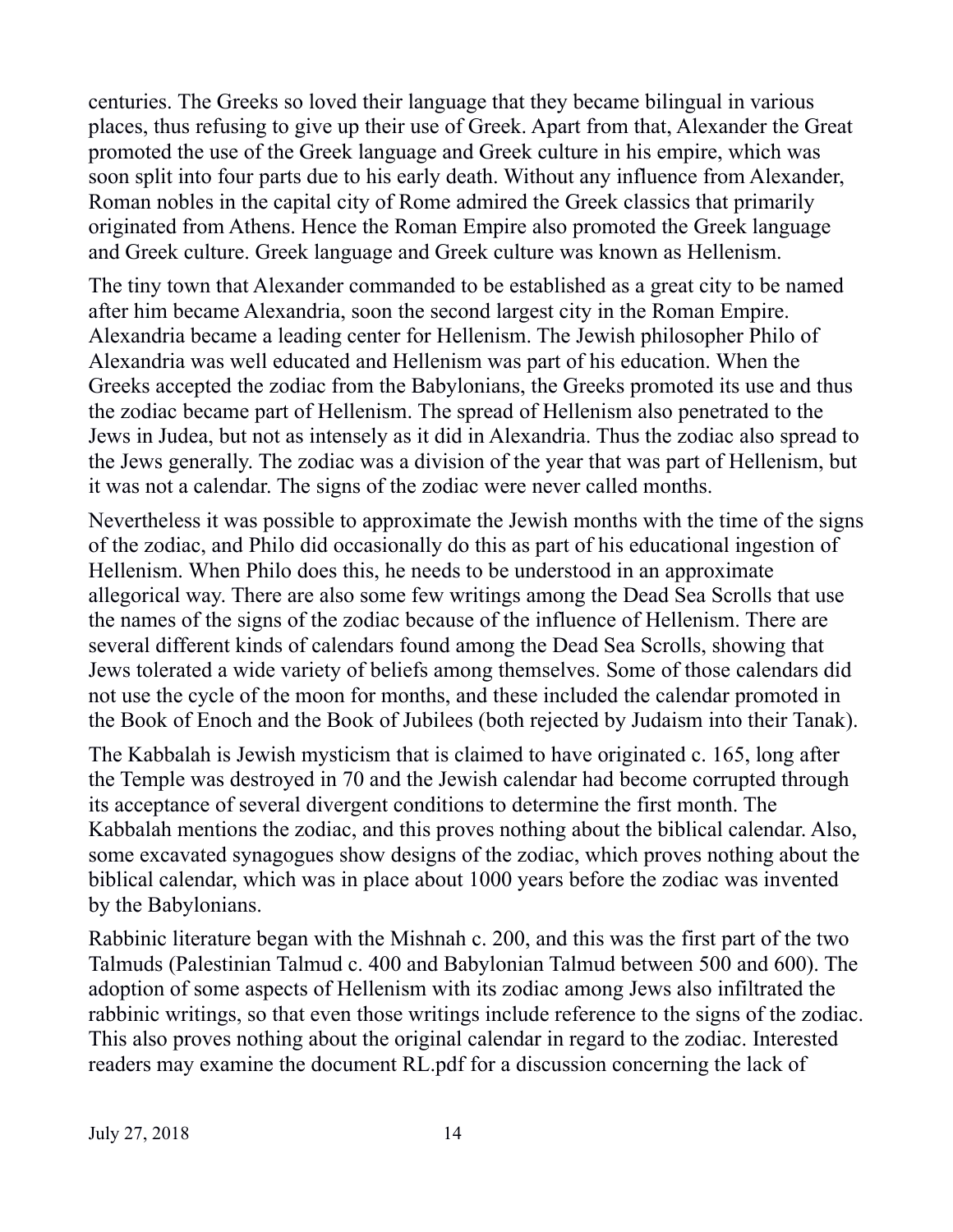centuries. The Greeks so loved their language that they became bilingual in various places, thus refusing to give up their use of Greek. Apart from that, Alexander the Great promoted the use of the Greek language and Greek culture in his empire, which was soon split into four parts due to his early death. Without any influence from Alexander, Roman nobles in the capital city of Rome admired the Greek classics that primarily originated from Athens. Hence the Roman Empire also promoted the Greek language and Greek culture. Greek language and Greek culture was known as Hellenism.

The tiny town that Alexander commanded to be established as a great city to be named after him became Alexandria, soon the second largest city in the Roman Empire. Alexandria became a leading center for Hellenism. The Jewish philosopher Philo of Alexandria was well educated and Hellenism was part of his education. When the Greeks accepted the zodiac from the Babylonians, the Greeks promoted its use and thus the zodiac became part of Hellenism. The spread of Hellenism also penetrated to the Jews in Judea, but not as intensely as it did in Alexandria. Thus the zodiac also spread to the Jews generally. The zodiac was a division of the year that was part of Hellenism, but it was not a calendar. The signs of the zodiac were never called months.

Nevertheless it was possible to approximate the Jewish months with the time of the signs of the zodiac, and Philo did occasionally do this as part of his educational ingestion of Hellenism. When Philo does this, he needs to be understood in an approximate allegorical way. There are also some few writings among the Dead Sea Scrolls that use the names of the signs of the zodiac because of the influence of Hellenism. There are several different kinds of calendars found among the Dead Sea Scrolls, showing that Jews tolerated a wide variety of beliefs among themselves. Some of those calendars did not use the cycle of the moon for months, and these included the calendar promoted in the Book of Enoch and the Book of Jubilees (both rejected by Judaism into their Tanak).

The Kabbalah is Jewish mysticism that is claimed to have originated c. 165, long after the Temple was destroyed in 70 and the Jewish calendar had become corrupted through its acceptance of several divergent conditions to determine the first month. The Kabbalah mentions the zodiac, and this proves nothing about the biblical calendar. Also, some excavated synagogues show designs of the zodiac, which proves nothing about the biblical calendar, which was in place about 1000 years before the zodiac was invented by the Babylonians.

Rabbinic literature began with the Mishnah c. 200, and this was the first part of the two Talmuds (Palestinian Talmud c. 400 and Babylonian Talmud between 500 and 600). The adoption of some aspects of Hellenism with its zodiac among Jews also infiltrated the rabbinic writings, so that even those writings include reference to the signs of the zodiac. This also proves nothing about the original calendar in regard to the zodiac. Interested readers may examine the document RL.pdf for a discussion concerning the lack of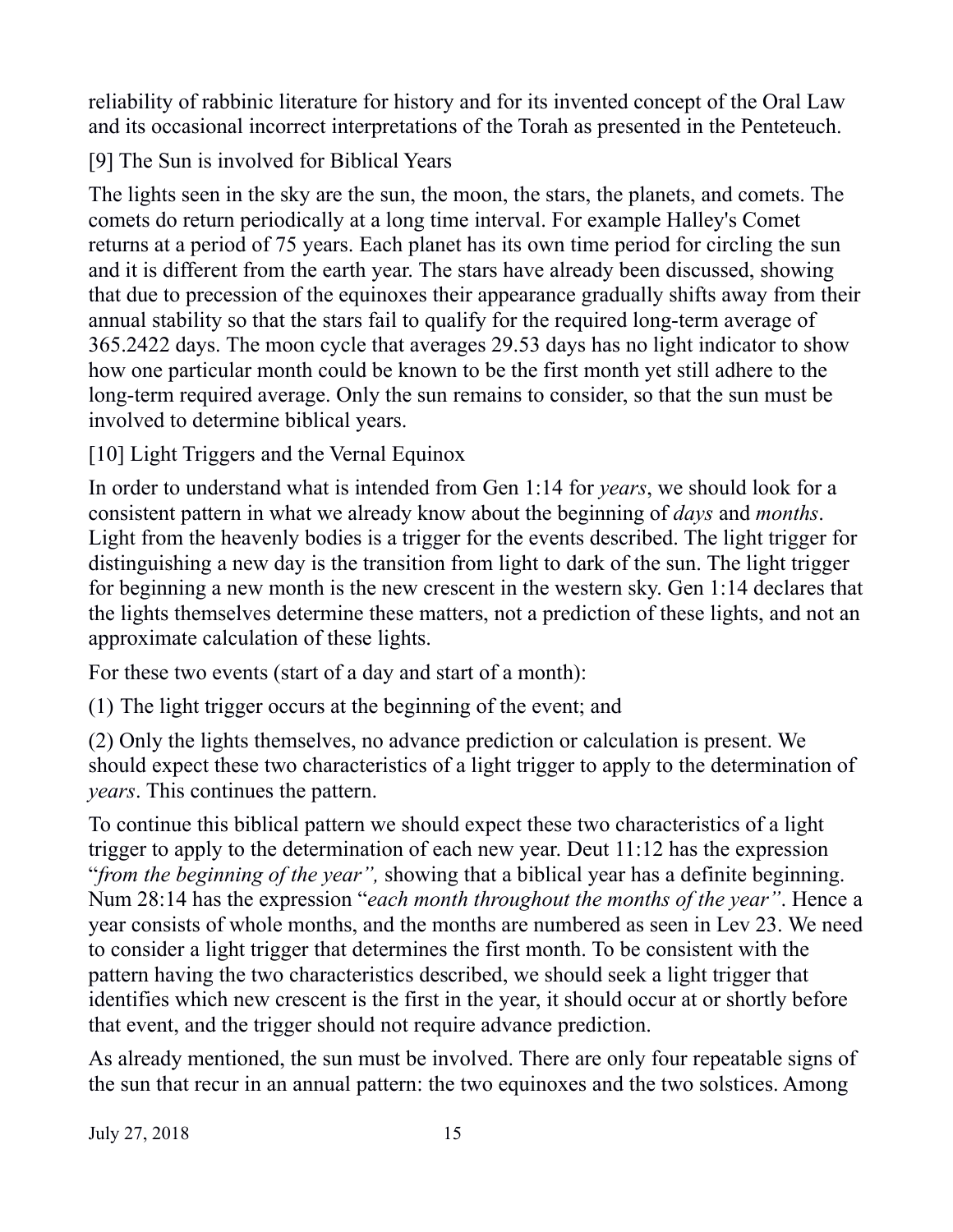reliability of rabbinic literature for history and for its invented concept of the Oral Law and its occasional incorrect interpretations of the Torah as presented in the Penteteuch.

[9] The Sun is involved for Biblical Years

The lights seen in the sky are the sun, the moon, the stars, the planets, and comets. The comets do return periodically at a long time interval. For example Halley's Comet returns at a period of 75 years. Each planet has its own time period for circling the sun and it is different from the earth year. The stars have already been discussed, showing that due to precession of the equinoxes their appearance gradually shifts away from their annual stability so that the stars fail to qualify for the required long-term average of 365.2422 days. The moon cycle that averages 29.53 days has no light indicator to show how one particular month could be known to be the first month yet still adhere to the long-term required average. Only the sun remains to consider, so that the sun must be involved to determine biblical years.

[10] Light Triggers and the Vernal Equinox

In order to understand what is intended from Gen 1:14 for *years*, we should look for a consistent pattern in what we already know about the beginning of *days* and *months*. Light from the heavenly bodies is a trigger for the events described. The light trigger for distinguishing a new day is the transition from light to dark of the sun. The light trigger for beginning a new month is the new crescent in the western sky. Gen 1:14 declares that the lights themselves determine these matters, not a prediction of these lights, and not an approximate calculation of these lights.

For these two events (start of a day and start of a month):

(1) The light trigger occurs at the beginning of the event; and

(2) Only the lights themselves, no advance prediction or calculation is present. We should expect these two characteristics of a light trigger to apply to the determination of *years*. This continues the pattern.

To continue this biblical pattern we should expect these two characteristics of a light trigger to apply to the determination of each new year. Deut 11:12 has the expression "*from the beginning of the year",* showing that a biblical year has a definite beginning. Num 28:14 has the expression "*each month throughout the months of the year"*. Hence a year consists of whole months, and the months are numbered as seen in Lev 23. We need to consider a light trigger that determines the first month. To be consistent with the pattern having the two characteristics described, we should seek a light trigger that identifies which new crescent is the first in the year, it should occur at or shortly before that event, and the trigger should not require advance prediction.

As already mentioned, the sun must be involved. There are only four repeatable signs of the sun that recur in an annual pattern: the two equinoxes and the two solstices. Among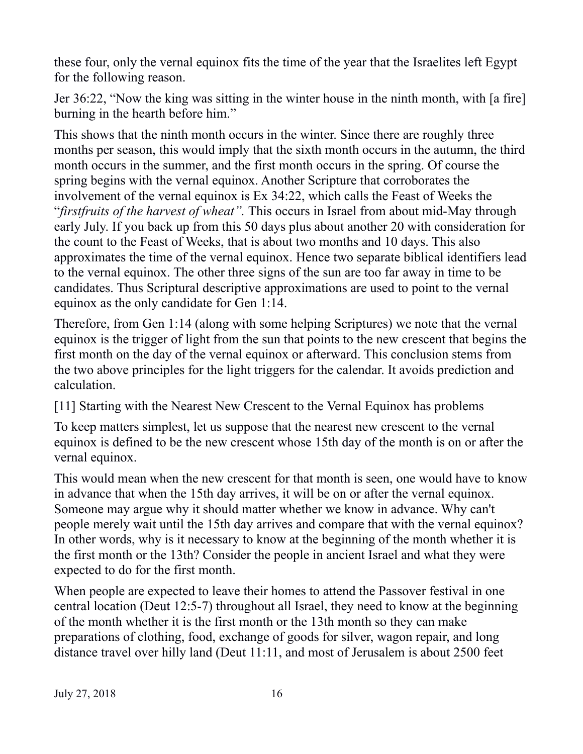these four, only the vernal equinox fits the time of the year that the Israelites left Egypt for the following reason.

Jer 36:22, "Now the king was sitting in the winter house in the ninth month, with [a fire] burning in the hearth before him."

This shows that the ninth month occurs in the winter. Since there are roughly three months per season, this would imply that the sixth month occurs in the autumn, the third month occurs in the summer, and the first month occurs in the spring. Of course the spring begins with the vernal equinox. Another Scripture that corroborates the involvement of the vernal equinox is Ex 34:22, which calls the Feast of Weeks the "*firstfruits of the harvest of wheat".* This occurs in Israel from about mid-May through early July. If you back up from this 50 days plus about another 20 with consideration for the count to the Feast of Weeks, that is about two months and 10 days. This also approximates the time of the vernal equinox. Hence two separate biblical identifiers lead to the vernal equinox. The other three signs of the sun are too far away in time to be candidates. Thus Scriptural descriptive approximations are used to point to the vernal equinox as the only candidate for Gen 1:14.

Therefore, from Gen 1:14 (along with some helping Scriptures) we note that the vernal equinox is the trigger of light from the sun that points to the new crescent that begins the first month on the day of the vernal equinox or afterward. This conclusion stems from the two above principles for the light triggers for the calendar. It avoids prediction and calculation.

## [11] Starting with the Nearest New Crescent to the Vernal Equinox has problems

To keep matters simplest, let us suppose that the nearest new crescent to the vernal equinox is defined to be the new crescent whose 15th day of the month is on or after the vernal equinox.

This would mean when the new crescent for that month is seen, one would have to know in advance that when the 15th day arrives, it will be on or after the vernal equinox. Someone may argue why it should matter whether we know in advance. Why can't people merely wait until the 15th day arrives and compare that with the vernal equinox? In other words, why is it necessary to know at the beginning of the month whether it is the first month or the 13th? Consider the people in ancient Israel and what they were expected to do for the first month.

When people are expected to leave their homes to attend the Passover festival in one central location (Deut 12:5-7) throughout all Israel, they need to know at the beginning of the month whether it is the first month or the 13th month so they can make preparations of clothing, food, exchange of goods for silver, wagon repair, and long distance travel over hilly land (Deut 11:11, and most of Jerusalem is about 2500 feet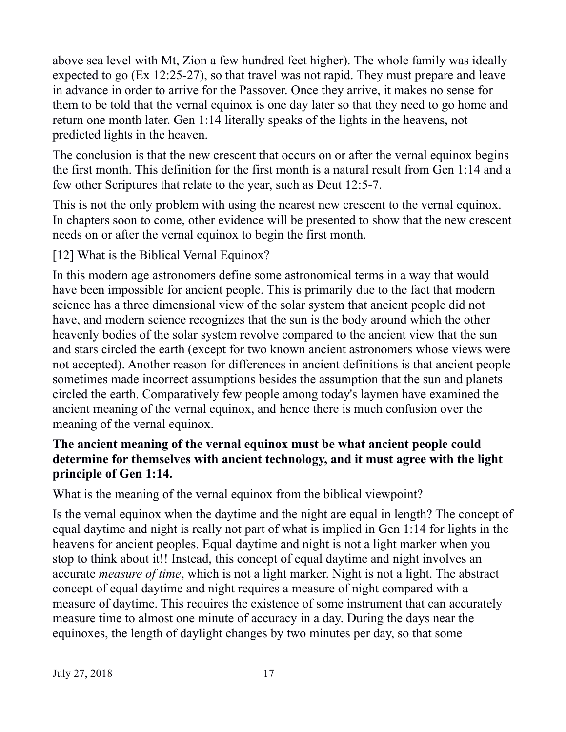above sea level with Mt, Zion a few hundred feet higher). The whole family was ideally expected to go (Ex 12:25-27), so that travel was not rapid. They must prepare and leave in advance in order to arrive for the Passover. Once they arrive, it makes no sense for them to be told that the vernal equinox is one day later so that they need to go home and return one month later. Gen 1:14 literally speaks of the lights in the heavens, not predicted lights in the heaven.

The conclusion is that the new crescent that occurs on or after the vernal equinox begins the first month. This definition for the first month is a natural result from Gen 1:14 and a few other Scriptures that relate to the year, such as Deut 12:5-7.

This is not the only problem with using the nearest new crescent to the vernal equinox. In chapters soon to come, other evidence will be presented to show that the new crescent needs on or after the vernal equinox to begin the first month.

[12] What is the Biblical Vernal Equinox?

In this modern age astronomers define some astronomical terms in a way that would have been impossible for ancient people. This is primarily due to the fact that modern science has a three dimensional view of the solar system that ancient people did not have, and modern science recognizes that the sun is the body around which the other heavenly bodies of the solar system revolve compared to the ancient view that the sun and stars circled the earth (except for two known ancient astronomers whose views were not accepted). Another reason for differences in ancient definitions is that ancient people sometimes made incorrect assumptions besides the assumption that the sun and planets circled the earth. Comparatively few people among today's laymen have examined the ancient meaning of the vernal equinox, and hence there is much confusion over the meaning of the vernal equinox.

**The ancient meaning of the vernal equinox must be what ancient people could determine for themselves with ancient technology, and it must agree with the light principle of Gen 1:14.**

What is the meaning of the vernal equinox from the biblical viewpoint?

Is the vernal equinox when the daytime and the night are equal in length? The concept of equal daytime and night is really not part of what is implied in Gen 1:14 for lights in the heavens for ancient peoples. Equal daytime and night is not a light marker when you stop to think about it!! Instead, this concept of equal daytime and night involves an accurate *measure of time*, which is not a light marker. Night is not a light. The abstract concept of equal daytime and night requires a measure of night compared with a measure of daytime. This requires the existence of some instrument that can accurately measure time to almost one minute of accuracy in a day. During the days near the equinoxes, the length of daylight changes by two minutes per day, so that some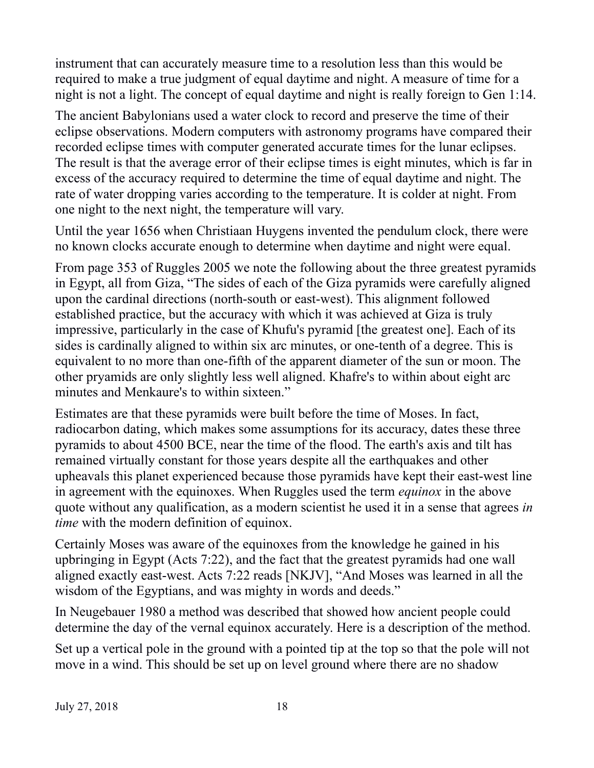instrument that can accurately measure time to a resolution less than this would be required to make a true judgment of equal daytime and night. A measure of time for a night is not a light. The concept of equal daytime and night is really foreign to Gen 1:14.

The ancient Babylonians used a water clock to record and preserve the time of their eclipse observations. Modern computers with astronomy programs have compared their recorded eclipse times with computer generated accurate times for the lunar eclipses. The result is that the average error of their eclipse times is eight minutes, which is far in excess of the accuracy required to determine the time of equal daytime and night. The rate of water dropping varies according to the temperature. It is colder at night. From one night to the next night, the temperature will vary.

Until the year 1656 when Christiaan Huygens invented the pendulum clock, there were no known clocks accurate enough to determine when daytime and night were equal.

From page 353 of Ruggles 2005 we note the following about the three greatest pyramids in Egypt, all from Giza, "The sides of each of the Giza pyramids were carefully aligned upon the cardinal directions (north-south or east-west). This alignment followed established practice, but the accuracy with which it was achieved at Giza is truly impressive, particularly in the case of Khufu's pyramid [the greatest one]. Each of its sides is cardinally aligned to within six arc minutes, or one-tenth of a degree. This is equivalent to no more than one-fifth of the apparent diameter of the sun or moon. The other pryamids are only slightly less well aligned. Khafre's to within about eight arc minutes and Menkaure's to within sixteen."

Estimates are that these pyramids were built before the time of Moses. In fact, radiocarbon dating, which makes some assumptions for its accuracy, dates these three pyramids to about 4500 BCE, near the time of the flood. The earth's axis and tilt has remained virtually constant for those years despite all the earthquakes and other upheavals this planet experienced because those pyramids have kept their east-west line in agreement with the equinoxes. When Ruggles used the term *equinox* in the above quote without any qualification, as a modern scientist he used it in a sense that agrees *in time* with the modern definition of equinox.

Certainly Moses was aware of the equinoxes from the knowledge he gained in his upbringing in Egypt (Acts 7:22), and the fact that the greatest pyramids had one wall aligned exactly east-west. Acts 7:22 reads [NKJV], "And Moses was learned in all the wisdom of the Egyptians, and was mighty in words and deeds."

In Neugebauer 1980 a method was described that showed how ancient people could determine the day of the vernal equinox accurately. Here is a description of the method.

Set up a vertical pole in the ground with a pointed tip at the top so that the pole will not move in a wind. This should be set up on level ground where there are no shadow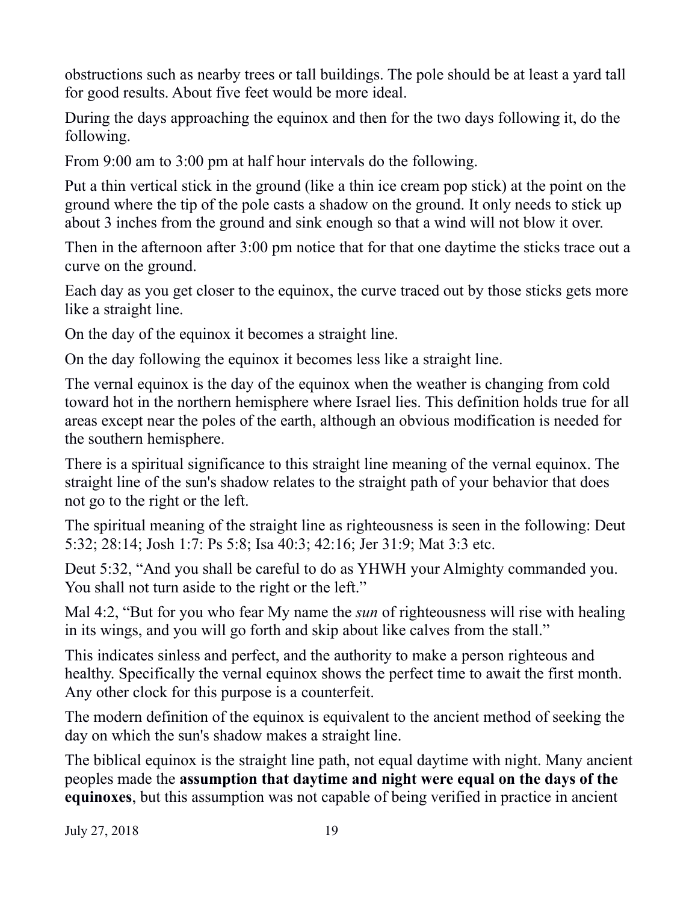obstructions such as nearby trees or tall buildings. The pole should be at least a yard tall for good results. About five feet would be more ideal.

During the days approaching the equinox and then for the two days following it, do the following.

From 9:00 am to 3:00 pm at half hour intervals do the following.

Put a thin vertical stick in the ground (like a thin ice cream pop stick) at the point on the ground where the tip of the pole casts a shadow on the ground. It only needs to stick up about 3 inches from the ground and sink enough so that a wind will not blow it over.

Then in the afternoon after 3:00 pm notice that for that one daytime the sticks trace out a curve on the ground.

Each day as you get closer to the equinox, the curve traced out by those sticks gets more like a straight line.

On the day of the equinox it becomes a straight line.

On the day following the equinox it becomes less like a straight line.

The vernal equinox is the day of the equinox when the weather is changing from cold toward hot in the northern hemisphere where Israel lies. This definition holds true for all areas except near the poles of the earth, although an obvious modification is needed for the southern hemisphere.

There is a spiritual significance to this straight line meaning of the vernal equinox. The straight line of the sun's shadow relates to the straight path of your behavior that does not go to the right or the left.

The spiritual meaning of the straight line as righteousness is seen in the following: Deut 5:32; 28:14; Josh 1:7: Ps 5:8; Isa 40:3; 42:16; Jer 31:9; Mat 3:3 etc.

Deut 5:32, "And you shall be careful to do as YHWH your Almighty commanded you. You shall not turn aside to the right or the left."

Mal 4:2, "But for you who fear My name the *sun* of righteousness will rise with healing in its wings, and you will go forth and skip about like calves from the stall."

This indicates sinless and perfect, and the authority to make a person righteous and healthy. Specifically the vernal equinox shows the perfect time to await the first month. Any other clock for this purpose is a counterfeit.

The modern definition of the equinox is equivalent to the ancient method of seeking the day on which the sun's shadow makes a straight line.

The biblical equinox is the straight line path, not equal daytime with night. Many ancient peoples made the **assumption that daytime and night were equal on the days of the equinoxes**, but this assumption was not capable of being verified in practice in ancient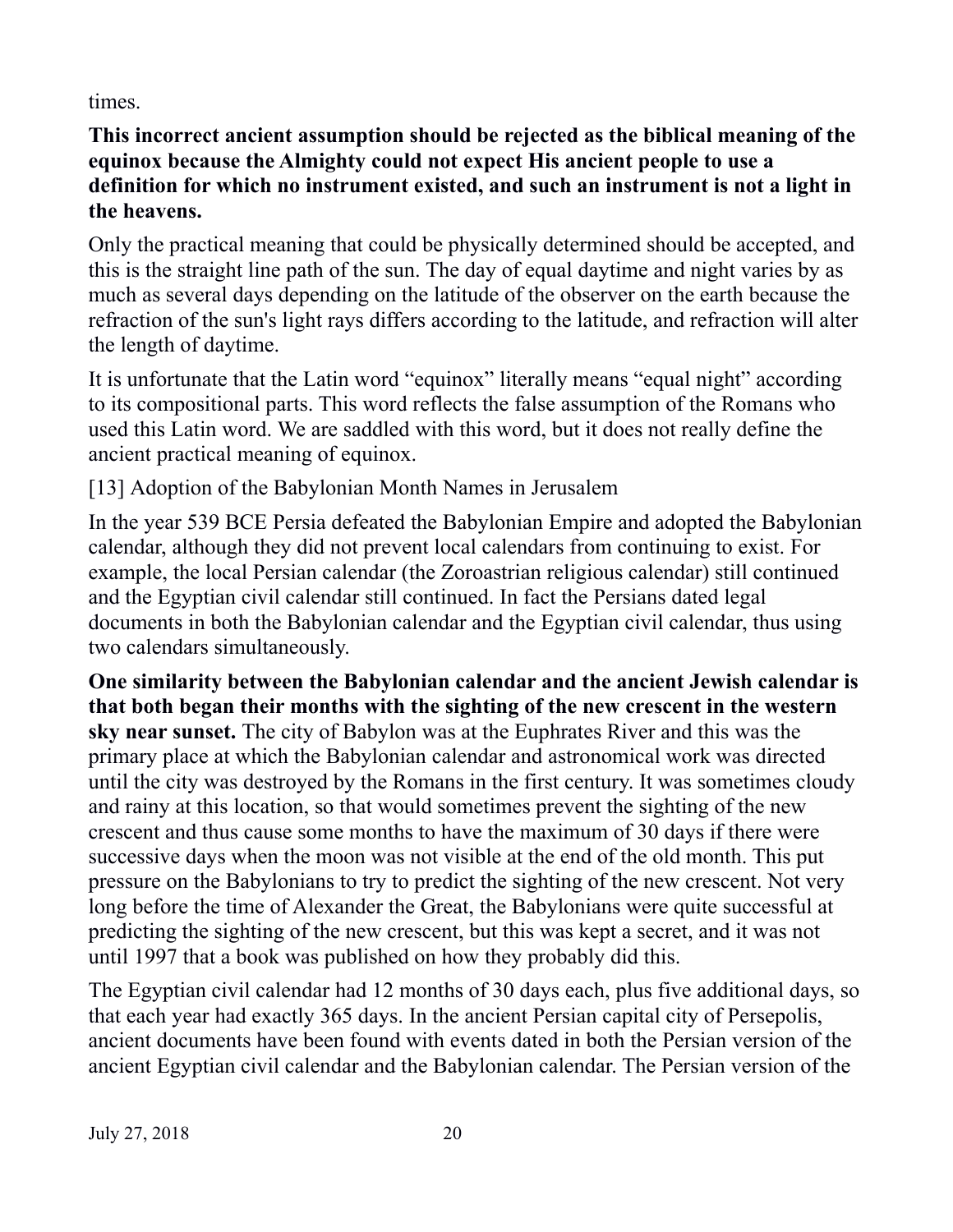times.

**This incorrect ancient assumption should be rejected as the biblical meaning of the equinox because the Almighty could not expect His ancient people to use a definition for which no instrument existed, and such an instrument is not a light in the heavens.**

Only the practical meaning that could be physically determined should be accepted, and this is the straight line path of the sun. The day of equal daytime and night varies by as much as several days depending on the latitude of the observer on the earth because the refraction of the sun's light rays differs according to the latitude, and refraction will alter the length of daytime.

It is unfortunate that the Latin word "equinox" literally means "equal night" according to its compositional parts. This word reflects the false assumption of the Romans who used this Latin word. We are saddled with this word, but it does not really define the ancient practical meaning of equinox.

[13] Adoption of the Babylonian Month Names in Jerusalem

In the year 539 BCE Persia defeated the Babylonian Empire and adopted the Babylonian calendar, although they did not prevent local calendars from continuing to exist. For example, the local Persian calendar (the Zoroastrian religious calendar) still continued and the Egyptian civil calendar still continued. In fact the Persians dated legal documents in both the Babylonian calendar and the Egyptian civil calendar, thus using two calendars simultaneously.

**One similarity between the Babylonian calendar and the ancient Jewish calendar is that both began their months with the sighting of the new crescent in the western sky near sunset.** The city of Babylon was at the Euphrates River and this was the primary place at which the Babylonian calendar and astronomical work was directed until the city was destroyed by the Romans in the first century. It was sometimes cloudy and rainy at this location, so that would sometimes prevent the sighting of the new crescent and thus cause some months to have the maximum of 30 days if there were successive days when the moon was not visible at the end of the old month. This put pressure on the Babylonians to try to predict the sighting of the new crescent. Not very long before the time of Alexander the Great, the Babylonians were quite successful at predicting the sighting of the new crescent, but this was kept a secret, and it was not until 1997 that a book was published on how they probably did this.

The Egyptian civil calendar had 12 months of 30 days each, plus five additional days, so that each year had exactly 365 days. In the ancient Persian capital city of Persepolis, ancient documents have been found with events dated in both the Persian version of the ancient Egyptian civil calendar and the Babylonian calendar. The Persian version of the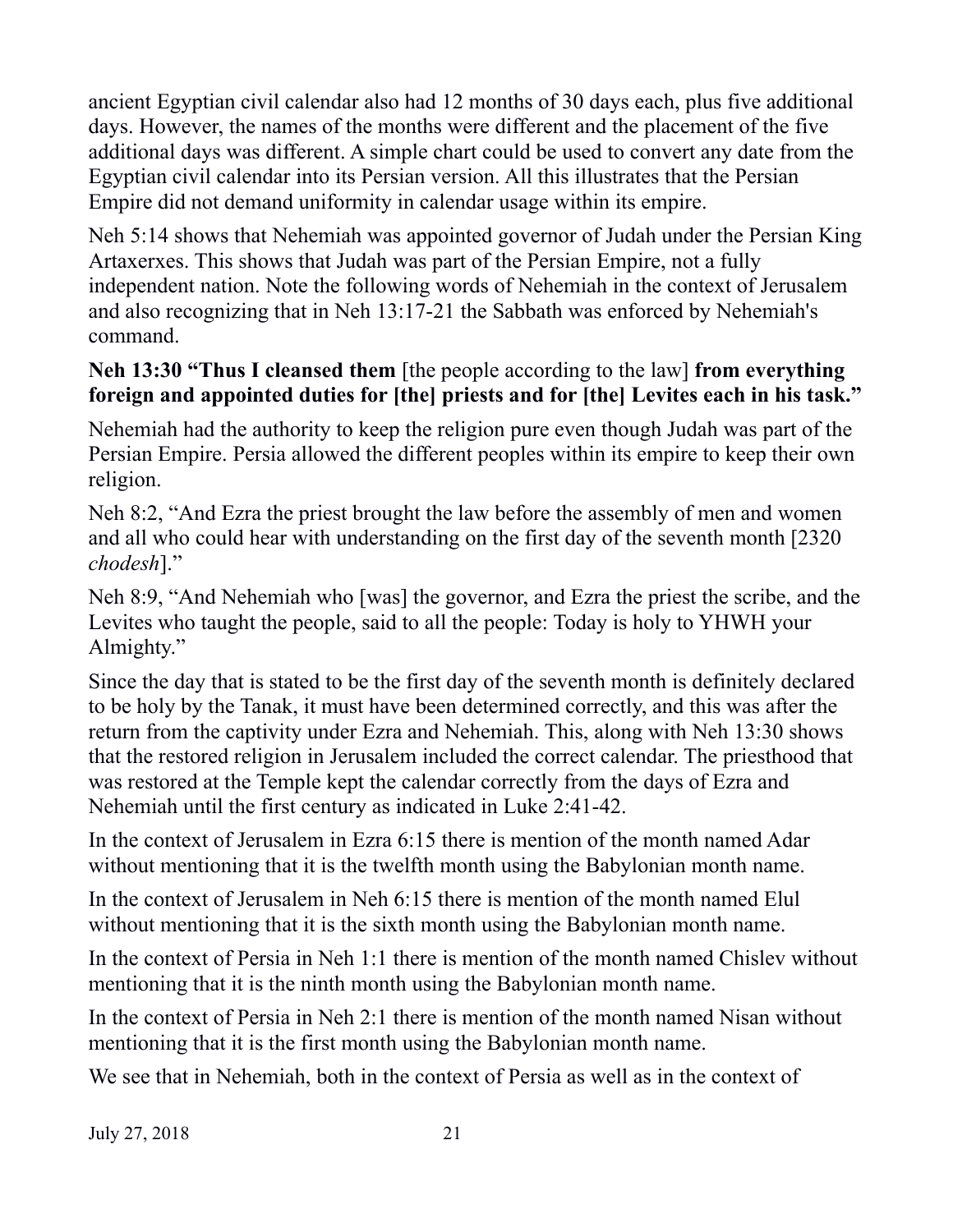ancient Egyptian civil calendar also had 12 months of 30 days each, plus five additional days. However, the names of the months were different and the placement of the five additional days was different. A simple chart could be used to convert any date from the Egyptian civil calendar into its Persian version. All this illustrates that the Persian Empire did not demand uniformity in calendar usage within its empire.

Neh 5:14 shows that Nehemiah was appointed governor of Judah under the Persian King Artaxerxes. This shows that Judah was part of the Persian Empire, not a fully independent nation. Note the following words of Nehemiah in the context of Jerusalem and also recognizing that in Neh 13:17-21 the Sabbath was enforced by Nehemiah's command.

**Neh 13:30 "Thus I cleansed them** [the people according to the law] **from everything foreign and appointed duties for [the] priests and for [the] Levites each in his task."**

Nehemiah had the authority to keep the religion pure even though Judah was part of the Persian Empire. Persia allowed the different peoples within its empire to keep their own religion.

Neh 8:2, "And Ezra the priest brought the law before the assembly of men and women and all who could hear with understanding on the first day of the seventh month [2320 *chodesh*]."

Neh 8:9, "And Nehemiah who [was] the governor, and Ezra the priest the scribe, and the Levites who taught the people, said to all the people: Today is holy to YHWH your Almighty."

Since the day that is stated to be the first day of the seventh month is definitely declared to be holy by the Tanak, it must have been determined correctly, and this was after the return from the captivity under Ezra and Nehemiah. This, along with Neh 13:30 shows that the restored religion in Jerusalem included the correct calendar. The priesthood that was restored at the Temple kept the calendar correctly from the days of Ezra and Nehemiah until the first century as indicated in Luke 2:41-42.

In the context of Jerusalem in Ezra 6:15 there is mention of the month named Adar without mentioning that it is the twelfth month using the Babylonian month name.

In the context of Jerusalem in Neh 6:15 there is mention of the month named Elul without mentioning that it is the sixth month using the Babylonian month name.

In the context of Persia in Neh 1:1 there is mention of the month named Chislev without mentioning that it is the ninth month using the Babylonian month name.

In the context of Persia in Neh 2:1 there is mention of the month named Nisan without mentioning that it is the first month using the Babylonian month name.

We see that in Nehemiah, both in the context of Persia as well as in the context of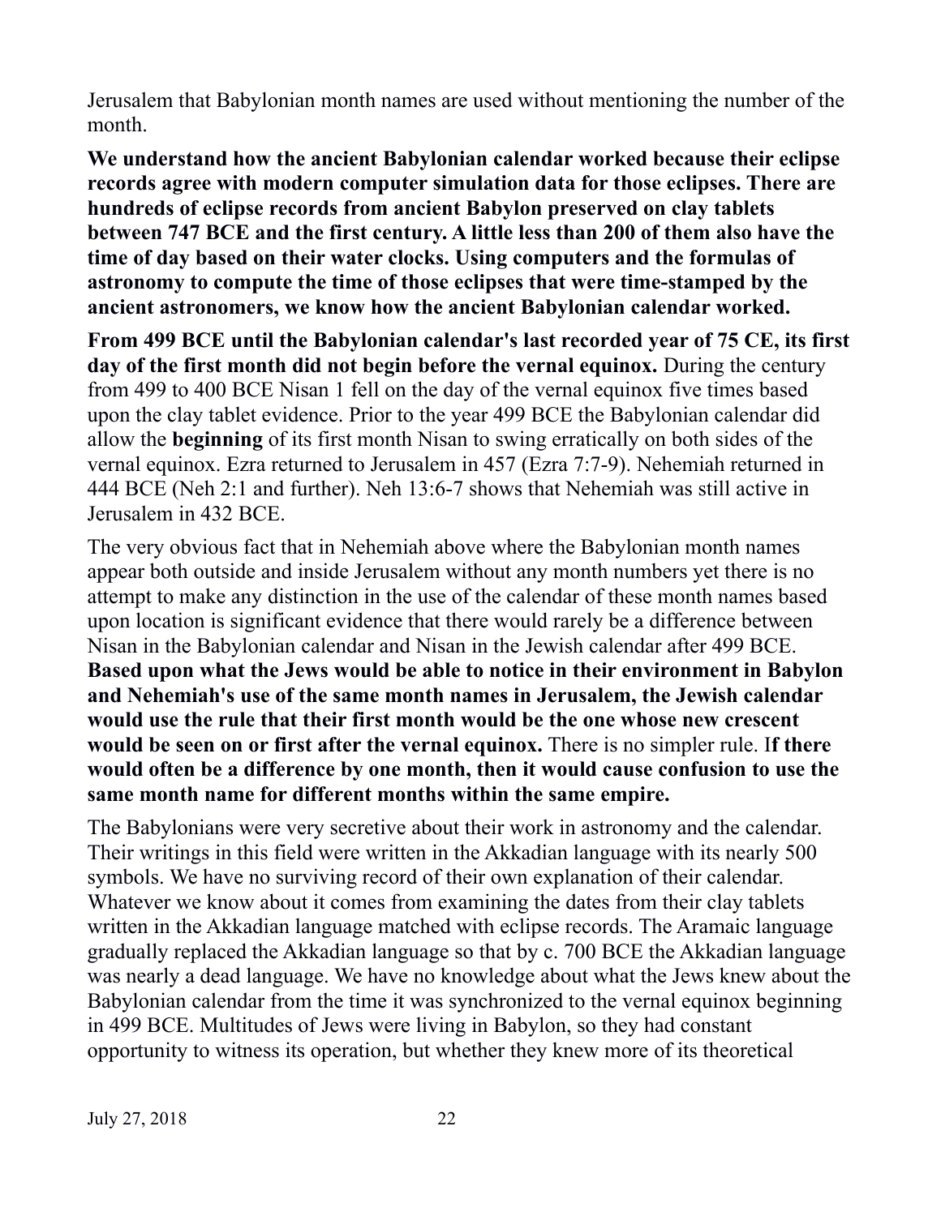Jerusalem that Babylonian month names are used without mentioning the number of the month.

**We understand how the ancient Babylonian calendar worked because their eclipse records agree with modern computer simulation data for those eclipses. There are hundreds of eclipse records from ancient Babylon preserved on clay tablets between 747 BCE and the first century. A little less than 200 of them also have the time of day based on their water clocks. Using computers and the formulas of astronomy to compute the time of those eclipses that were time-stamped by the ancient astronomers, we know how the ancient Babylonian calendar worked.**

**From 499 BCE until the Babylonian calendar's last recorded year of 75 CE, its first day of the first month did not begin before the vernal equinox.** During the century from 499 to 400 BCE Nisan 1 fell on the day of the vernal equinox five times based upon the clay tablet evidence. Prior to the year 499 BCE the Babylonian calendar did allow the **beginning** of its first month Nisan to swing erratically on both sides of the vernal equinox. Ezra returned to Jerusalem in 457 (Ezra 7:7-9). Nehemiah returned in 444 BCE (Neh 2:1 and further). Neh 13:6-7 shows that Nehemiah was still active in Jerusalem in 432 BCE.

The very obvious fact that in Nehemiah above where the Babylonian month names appear both outside and inside Jerusalem without any month numbers yet there is no attempt to make any distinction in the use of the calendar of these month names based upon location is significant evidence that there would rarely be a difference between Nisan in the Babylonian calendar and Nisan in the Jewish calendar after 499 BCE. **Based upon what the Jews would be able to notice in their environment in Babylon and Nehemiah's use of the same month names in Jerusalem, the Jewish calendar would use the rule that their first month would be the one whose new crescent would be seen on or first after the vernal equinox.** There is no simpler rule. I**f there would often be a difference by one month, then it would cause confusion to use the same month name for different months within the same empire.**

The Babylonians were very secretive about their work in astronomy and the calendar. Their writings in this field were written in the Akkadian language with its nearly 500 symbols. We have no surviving record of their own explanation of their calendar. Whatever we know about it comes from examining the dates from their clay tablets written in the Akkadian language matched with eclipse records. The Aramaic language gradually replaced the Akkadian language so that by c. 700 BCE the Akkadian language was nearly a dead language. We have no knowledge about what the Jews knew about the Babylonian calendar from the time it was synchronized to the vernal equinox beginning in 499 BCE. Multitudes of Jews were living in Babylon, so they had constant opportunity to witness its operation, but whether they knew more of its theoretical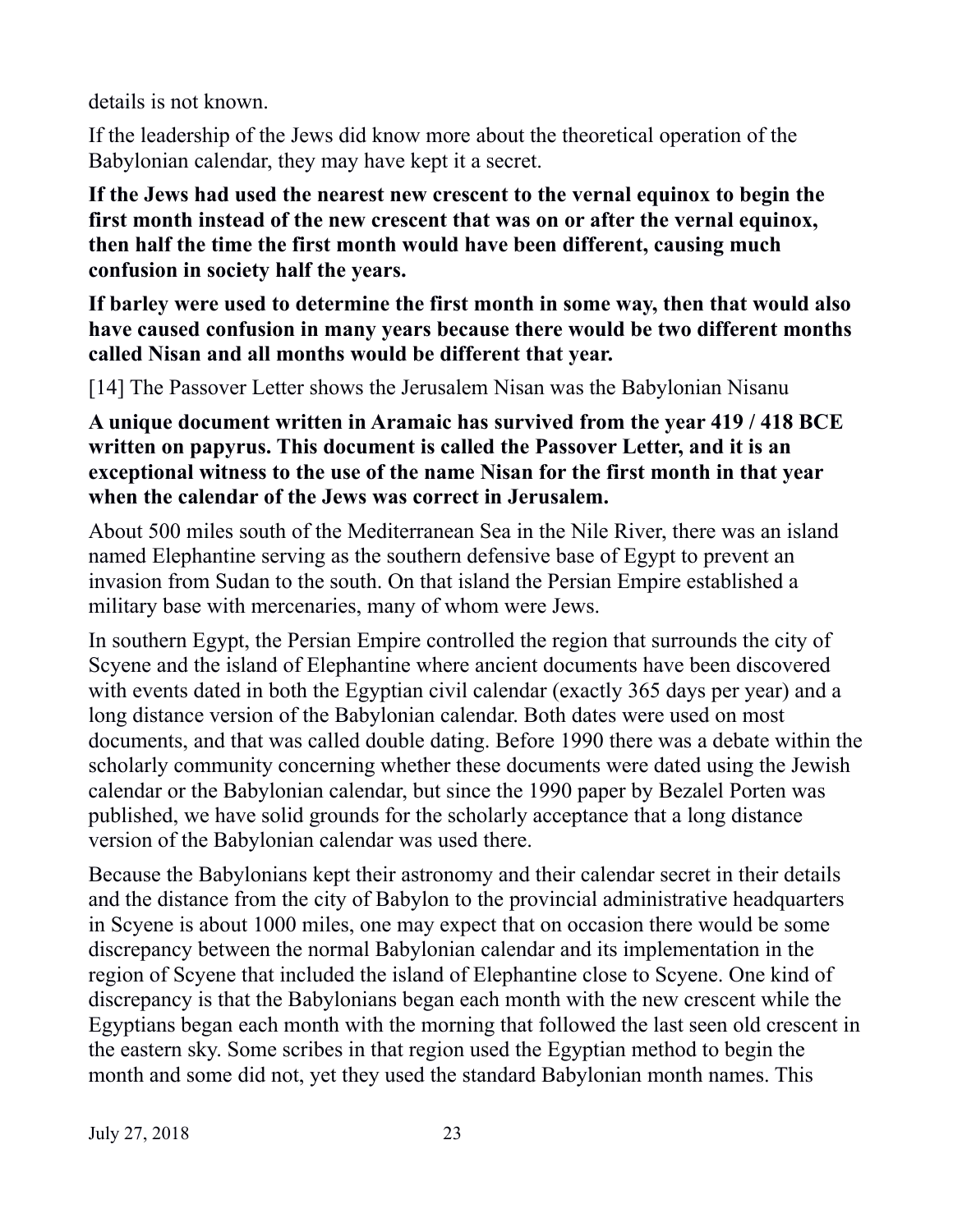details is not known.

If the leadership of the Jews did know more about the theoretical operation of the Babylonian calendar, they may have kept it a secret.

**If the Jews had used the nearest new crescent to the vernal equinox to begin the first month instead of the new crescent that was on or after the vernal equinox, then half the time the first month would have been different, causing much confusion in society half the years.**

**If barley were used to determine the first month in some way, then that would also have caused confusion in many years because there would be two different months called Nisan and all months would be different that year.**

[14] The Passover Letter shows the Jerusalem Nisan was the Babylonian Nisanu

**A unique document written in Aramaic has survived from the year 419 / 418 BCE written on papyrus. This document is called the Passover Letter, and it is an exceptional witness to the use of the name Nisan for the first month in that year when the calendar of the Jews was correct in Jerusalem.**

About 500 miles south of the Mediterranean Sea in the Nile River, there was an island named Elephantine serving as the southern defensive base of Egypt to prevent an invasion from Sudan to the south. On that island the Persian Empire established a military base with mercenaries, many of whom were Jews.

In southern Egypt, the Persian Empire controlled the region that surrounds the city of Scyene and the island of Elephantine where ancient documents have been discovered with events dated in both the Egyptian civil calendar (exactly 365 days per year) and a long distance version of the Babylonian calendar. Both dates were used on most documents, and that was called double dating. Before 1990 there was a debate within the scholarly community concerning whether these documents were dated using the Jewish calendar or the Babylonian calendar, but since the 1990 paper by Bezalel Porten was published, we have solid grounds for the scholarly acceptance that a long distance version of the Babylonian calendar was used there.

Because the Babylonians kept their astronomy and their calendar secret in their details and the distance from the city of Babylon to the provincial administrative headquarters in Scyene is about 1000 miles, one may expect that on occasion there would be some discrepancy between the normal Babylonian calendar and its implementation in the region of Scyene that included the island of Elephantine close to Scyene. One kind of discrepancy is that the Babylonians began each month with the new crescent while the Egyptians began each month with the morning that followed the last seen old crescent in the eastern sky. Some scribes in that region used the Egyptian method to begin the month and some did not, yet they used the standard Babylonian month names. This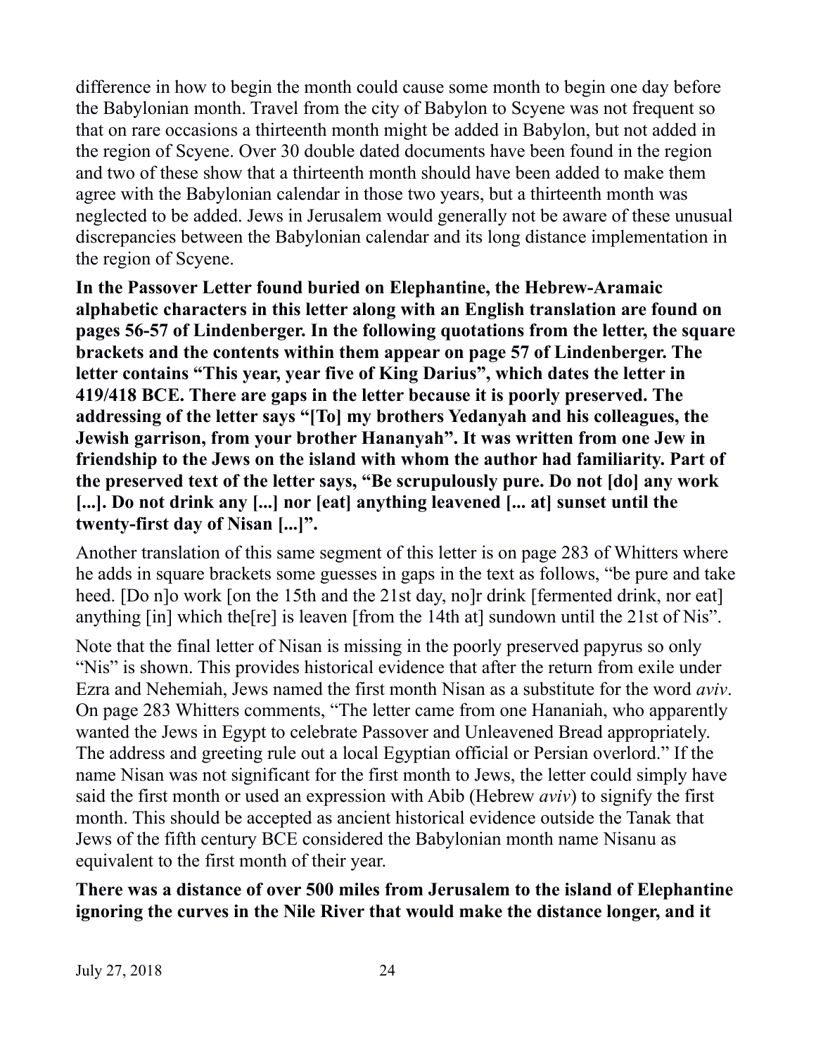difference in how to begin the month could cause some month to begin one day before the Babylonian month. Travel from the city of Babylon to Scyene was not frequent so that on rare occasions a thirteenth month might be added in Babylon, but not added in the region of Scyene. Over 30 double dated documents have been found in the region and two of these show that a thirteenth month should have been added to make them agree with the Babylonian calendar in those two years, but a thirteenth month was neglected to be added. Jews in Jerusalem would generally not be aware of these unusual discrepancies between the Babylonian calendar and its long distance implementation in the region of Scyene.

**In the Passover Letter found buried on Elephantine, the Hebrew-Aramaic alphabetic characters in this letter along with an English translation are found on pages 56-57 of Lindenberger. In the following quotations from the letter, the square brackets and the contents within them appear on page 57 of Lindenberger. The letter contains "This year, year five of King Darius", which dates the letter in 419/418 BCE. There are gaps in the letter because it is poorly preserved. The addressing of the letter says "[To] my brothers Yedanyah and his colleagues, the Jewish garrison, from your brother Hananyah". It was written from one Jew in friendship to the Jews on the island with whom the author had familiarity. Part of the preserved text of the letter says, "Be scrupulously pure. Do not [do] any work [...]. Do not drink any [...] nor [eat] anything leavened [... at] sunset until the twenty-first day of Nisan [...]".**

Another translation of this same segment of this letter is on page 283 of Whitters where he adds in square brackets some guesses in gaps in the text as follows, "be pure and take heed. [Do n]o work [on the 15th and the 21st day, no]r drink [fermented drink, nor eat] anything [in] which the[re] is leaven [from the 14th at] sundown until the 21st of Nis".

Note that the final letter of Nisan is missing in the poorly preserved papyrus so only "Nis" is shown. This provides historical evidence that after the return from exile under Ezra and Nehemiah, Jews named the first month Nisan as a substitute for the word *aviv*. On page 283 Whitters comments, "The letter came from one Hananiah, who apparently wanted the Jews in Egypt to celebrate Passover and Unleavened Bread appropriately. The address and greeting rule out a local Egyptian official or Persian overlord." If the name Nisan was not significant for the first month to Jews, the letter could simply have said the first month or used an expression with Abib (Hebrew *aviv*) to signify the first month. This should be accepted as ancient historical evidence outside the Tanak that Jews of the fifth century BCE considered the Babylonian month name Nisanu as equivalent to the first month of their year.

**There was a distance of over 500 miles from Jerusalem to the island of Elephantine ignoring the curves in the Nile River that would make the distance longer, and it**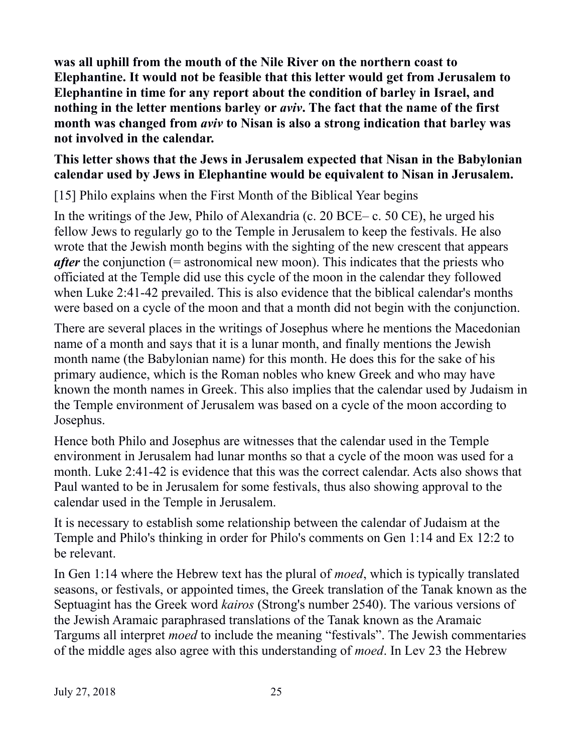**was all uphill from the mouth of the Nile River on the northern coast to Elephantine. It would not be feasible that this letter would get from Jerusalem to Elephantine in time for any report about the condition of barley in Israel, and nothing in the letter mentions barley or *aviv*. The fact that the name of the first month was changed from *aviv* to Nisan is also a strong indication that barley was not involved in the calendar.**

**This letter shows that the Jews in Jerusalem expected that Nisan in the Babylonian calendar used by Jews in Elephantine would be equivalent to Nisan in Jerusalem.**

[15] Philo explains when the First Month of the Biblical Year begins

In the writings of the Jew, Philo of Alexandria (c. 20 BCE– c. 50 CE), he urged his fellow Jews to regularly go to the Temple in Jerusalem to keep the festivals. He also wrote that the Jewish month begins with the sighting of the new crescent that appears ***after*** the conjunction (= astronomical new moon). This indicates that the priests who officiated at the Temple did use this cycle of the moon in the calendar they followed when Luke 2:41-42 prevailed. This is also evidence that the biblical calendar's months were based on a cycle of the moon and that a month did not begin with the conjunction.

There are several places in the writings of Josephus where he mentions the Macedonian name of a month and says that it is a lunar month, and finally mentions the Jewish month name (the Babylonian name) for this month. He does this for the sake of his primary audience, which is the Roman nobles who knew Greek and who may have known the month names in Greek. This also implies that the calendar used by Judaism in the Temple environment of Jerusalem was based on a cycle of the moon according to Josephus.

Hence both Philo and Josephus are witnesses that the calendar used in the Temple environment in Jerusalem had lunar months so that a cycle of the moon was used for a month. Luke 2:41-42 is evidence that this was the correct calendar. Acts also shows that Paul wanted to be in Jerusalem for some festivals, thus also showing approval to the calendar used in the Temple in Jerusalem.

It is necessary to establish some relationship between the calendar of Judaism at the Temple and Philo's thinking in order for Philo's comments on Gen 1:14 and Ex 12:2 to be relevant.

In Gen 1:14 where the Hebrew text has the plural of *moed*, which is typically translated seasons, or festivals, or appointed times, the Greek translation of the Tanak known as the Septuagint has the Greek word *kairos* (Strong's number 2540). The various versions of the Jewish Aramaic paraphrased translations of the Tanak known as the Aramaic Targums all interpret *moed* to include the meaning "festivals". The Jewish commentaries of the middle ages also agree with this understanding of *moed*. In Lev 23 the Hebrew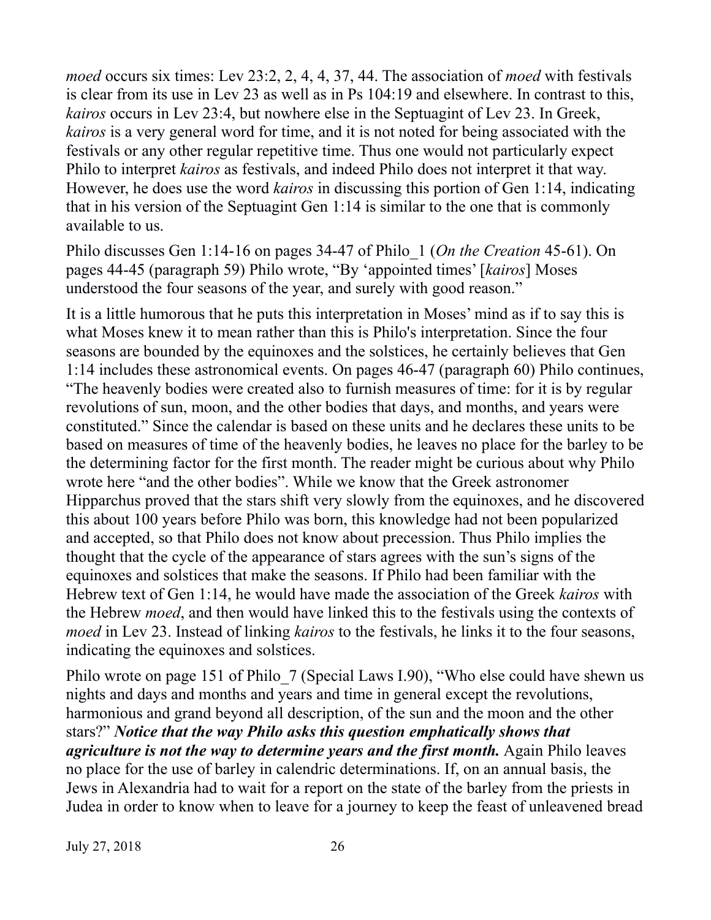*moed* occurs six times: Lev 23:2, 2, 4, 4, 37, 44. The association of *moed* with festivals is clear from its use in Lev 23 as well as in Ps 104:19 and elsewhere. In contrast to this, *kairos* occurs in Lev 23:4, but nowhere else in the Septuagint of Lev 23. In Greek, *kairos* is a very general word for time, and it is not noted for being associated with the festivals or any other regular repetitive time. Thus one would not particularly expect Philo to interpret *kairos* as festivals, and indeed Philo does not interpret it that way. However, he does use the word *kairos* in discussing this portion of Gen 1:14, indicating that in his version of the Septuagint Gen 1:14 is similar to the one that is commonly available to us.

Philo discusses Gen 1:14-16 on pages 34-47 of Philo_1 (*On the Creation* 45-61). On pages 44-45 (paragraph 59) Philo wrote, "By 'appointed times' [*kairos*] Moses understood the four seasons of the year, and surely with good reason."

It is a little humorous that he puts this interpretation in Moses' mind as if to say this is what Moses knew it to mean rather than this is Philo's interpretation. Since the four seasons are bounded by the equinoxes and the solstices, he certainly believes that Gen 1:14 includes these astronomical events. On pages 46-47 (paragraph 60) Philo continues, "The heavenly bodies were created also to furnish measures of time: for it is by regular revolutions of sun, moon, and the other bodies that days, and months, and years were constituted." Since the calendar is based on these units and he declares these units to be based on measures of time of the heavenly bodies, he leaves no place for the barley to be the determining factor for the first month. The reader might be curious about why Philo wrote here "and the other bodies". While we know that the Greek astronomer Hipparchus proved that the stars shift very slowly from the equinoxes, and he discovered this about 100 years before Philo was born, this knowledge had not been popularized and accepted, so that Philo does not know about precession. Thus Philo implies the thought that the cycle of the appearance of stars agrees with the sun's signs of the equinoxes and solstices that make the seasons. If Philo had been familiar with the Hebrew text of Gen 1:14, he would have made the association of the Greek *kairos* with the Hebrew *moed*, and then would have linked this to the festivals using the contexts of *moed* in Lev 23. Instead of linking *kairos* to the festivals, he links it to the four seasons, indicating the equinoxes and solstices.

Philo wrote on page 151 of Philo_7 (Special Laws I.90), "Who else could have shewn us nights and days and months and years and time in general except the revolutions, harmonious and grand beyond all description, of the sun and the moon and the other stars?" ***Notice that the way Philo asks this question emphatically shows that agriculture is not the way to determine years and the first month.*** Again Philo leaves no place for the use of barley in calendric determinations. If, on an annual basis, the Jews in Alexandria had to wait for a report on the state of the barley from the priests in Judea in order to know when to leave for a journey to keep the feast of unleavened bread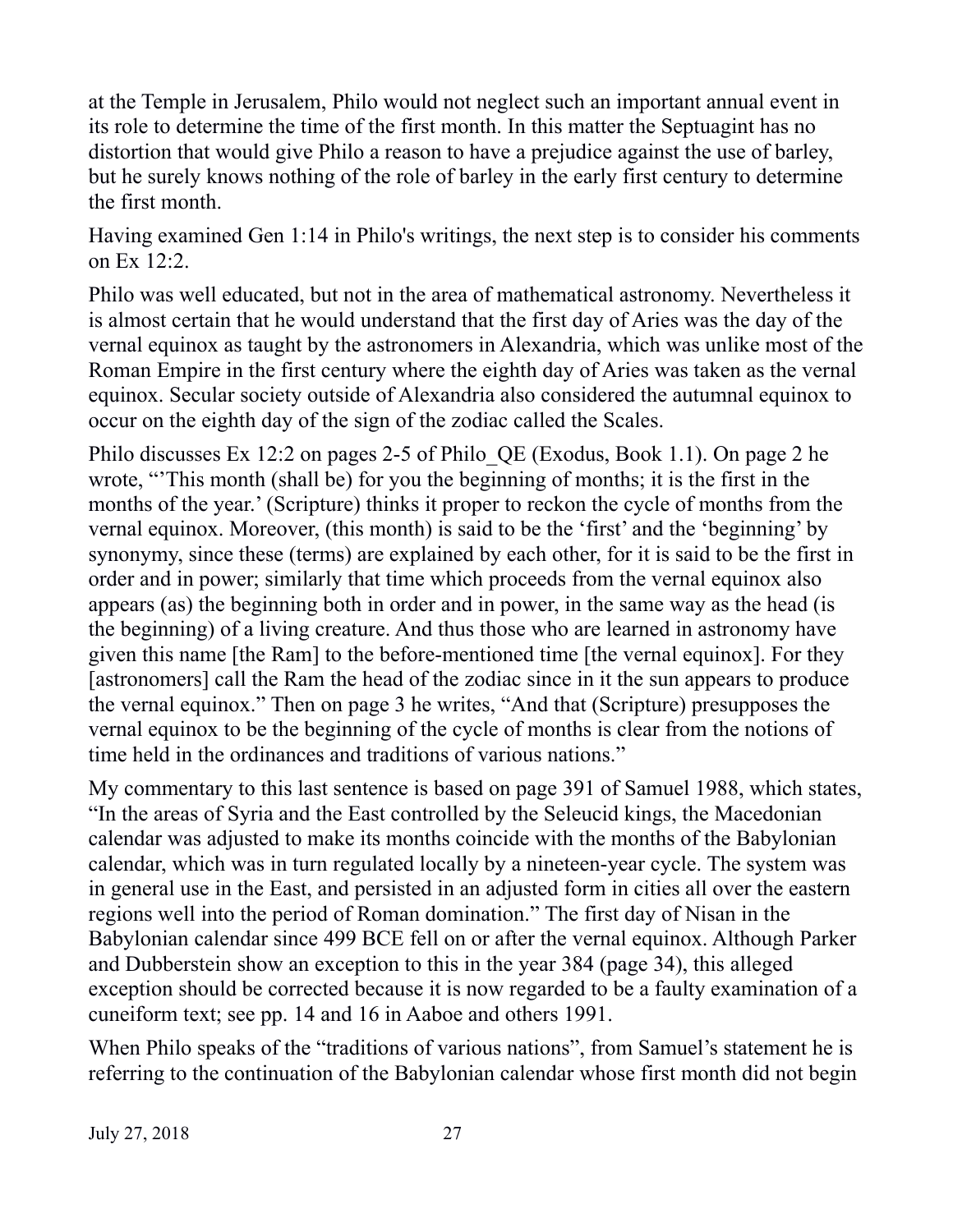at the Temple in Jerusalem, Philo would not neglect such an important annual event in its role to determine the time of the first month. In this matter the Septuagint has no distortion that would give Philo a reason to have a prejudice against the use of barley, but he surely knows nothing of the role of barley in the early first century to determine the first month.

Having examined Gen 1:14 in Philo's writings, the next step is to consider his comments on Ex 12:2.

Philo was well educated, but not in the area of mathematical astronomy. Nevertheless it is almost certain that he would understand that the first day of Aries was the day of the vernal equinox as taught by the astronomers in Alexandria, which was unlike most of the Roman Empire in the first century where the eighth day of Aries was taken as the vernal equinox. Secular society outside of Alexandria also considered the autumnal equinox to occur on the eighth day of the sign of the zodiac called the Scales.

Philo discusses Ex 12:2 on pages 2-5 of Philo_QE (Exodus, Book 1.1). On page 2 he wrote, "'This month (shall be) for you the beginning of months; it is the first in the months of the year.' (Scripture) thinks it proper to reckon the cycle of months from the vernal equinox. Moreover, (this month) is said to be the 'first' and the 'beginning' by synonymy, since these (terms) are explained by each other, for it is said to be the first in order and in power; similarly that time which proceeds from the vernal equinox also appears (as) the beginning both in order and in power, in the same way as the head (is the beginning) of a living creature. And thus those who are learned in astronomy have given this name [the Ram] to the before-mentioned time [the vernal equinox]. For they [astronomers] call the Ram the head of the zodiac since in it the sun appears to produce the vernal equinox." Then on page 3 he writes, "And that (Scripture) presupposes the vernal equinox to be the beginning of the cycle of months is clear from the notions of time held in the ordinances and traditions of various nations."

My commentary to this last sentence is based on page 391 of Samuel 1988, which states, "In the areas of Syria and the East controlled by the Seleucid kings, the Macedonian calendar was adjusted to make its months coincide with the months of the Babylonian calendar, which was in turn regulated locally by a nineteen-year cycle. The system was in general use in the East, and persisted in an adjusted form in cities all over the eastern regions well into the period of Roman domination." The first day of Nisan in the Babylonian calendar since 499 BCE fell on or after the vernal equinox. Although Parker and Dubberstein show an exception to this in the year 384 (page 34), this alleged exception should be corrected because it is now regarded to be a faulty examination of a cuneiform text; see pp. 14 and 16 in Aaboe and others 1991.

When Philo speaks of the "traditions of various nations", from Samuel's statement he is referring to the continuation of the Babylonian calendar whose first month did not begin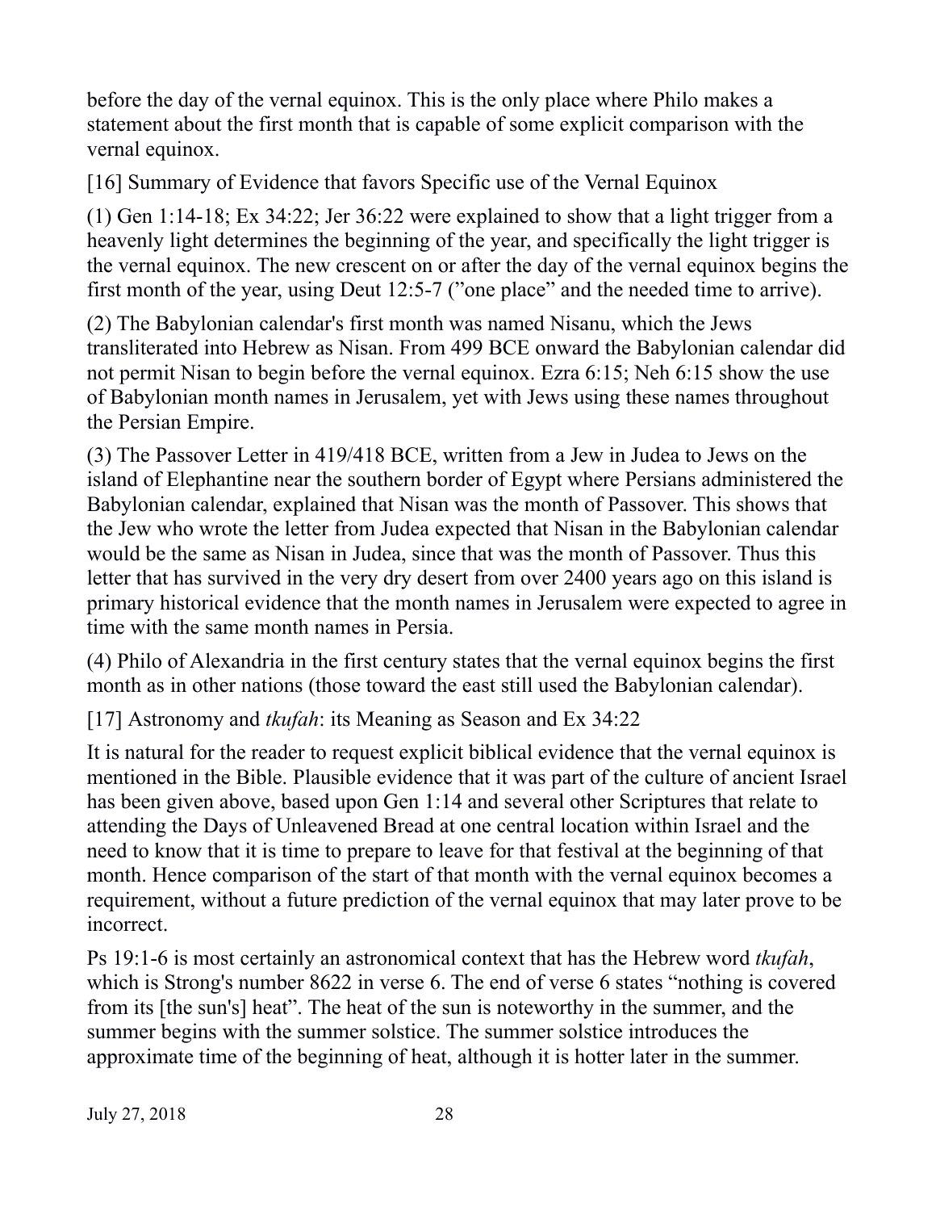before the day of the vernal equinox. This is the only place where Philo makes a statement about the first month that is capable of some explicit comparison with the vernal equinox.

[16] Summary of Evidence that favors Specific use of the Vernal Equinox

(1) Gen 1:14-18; Ex 34:22; Jer 36:22 were explained to show that a light trigger from a heavenly light determines the beginning of the year, and specifically the light trigger is the vernal equinox. The new crescent on or after the day of the vernal equinox begins the first month of the year, using Deut 12:5-7 ("one place" and the needed time to arrive).

(2) The Babylonian calendar's first month was named Nisanu, which the Jews transliterated into Hebrew as Nisan. From 499 BCE onward the Babylonian calendar did not permit Nisan to begin before the vernal equinox. Ezra 6:15; Neh 6:15 show the use of Babylonian month names in Jerusalem, yet with Jews using these names throughout the Persian Empire.

(3) The Passover Letter in 419/418 BCE, written from a Jew in Judea to Jews on the island of Elephantine near the southern border of Egypt where Persians administered the Babylonian calendar, explained that Nisan was the month of Passover. This shows that the Jew who wrote the letter from Judea expected that Nisan in the Babylonian calendar would be the same as Nisan in Judea, since that was the month of Passover. Thus this letter that has survived in the very dry desert from over 2400 years ago on this island is primary historical evidence that the month names in Jerusalem were expected to agree in time with the same month names in Persia.

(4) Philo of Alexandria in the first century states that the vernal equinox begins the first month as in other nations (those toward the east still used the Babylonian calendar).

[17] Astronomy and *tkufah*: its Meaning as Season and Ex 34:22

It is natural for the reader to request explicit biblical evidence that the vernal equinox is mentioned in the Bible. Plausible evidence that it was part of the culture of ancient Israel has been given above, based upon Gen 1:14 and several other Scriptures that relate to attending the Days of Unleavened Bread at one central location within Israel and the need to know that it is time to prepare to leave for that festival at the beginning of that month. Hence comparison of the start of that month with the vernal equinox becomes a requirement, without a future prediction of the vernal equinox that may later prove to be incorrect.

Ps 19:1-6 is most certainly an astronomical context that has the Hebrew word *tkufah*, which is Strong's number 8622 in verse 6. The end of verse 6 states "nothing is covered from its [the sun's] heat". The heat of the sun is noteworthy in the summer, and the summer begins with the summer solstice. The summer solstice introduces the approximate time of the beginning of heat, although it is hotter later in the summer.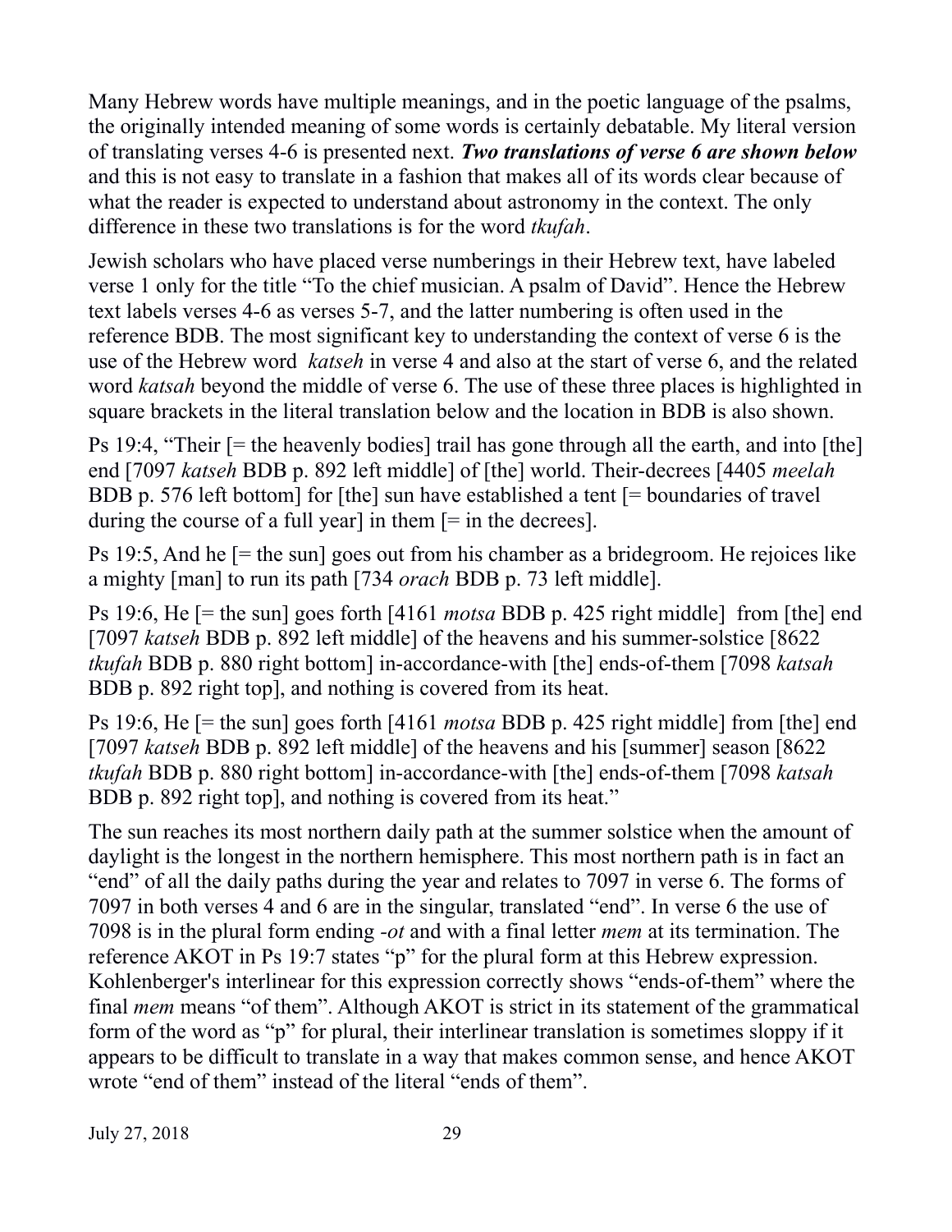Many Hebrew words have multiple meanings, and in the poetic language of the psalms, the originally intended meaning of some words is certainly debatable. My literal version of translating verses 4-6 is presented next. ***Two translations of verse 6 are shown below*** and this is not easy to translate in a fashion that makes all of its words clear because of what the reader is expected to understand about astronomy in the context. The only difference in these two translations is for the word *tkufah*.

Jewish scholars who have placed verse numberings in their Hebrew text, have labeled verse 1 only for the title "To the chief musician. A psalm of David". Hence the Hebrew text labels verses 4-6 as verses 5-7, and the latter numbering is often used in the reference BDB. The most significant key to understanding the context of verse 6 is the use of the Hebrew word *katseh* in verse 4 and also at the start of verse 6, and the related word *katsah* beyond the middle of verse 6. The use of these three places is highlighted in square brackets in the literal translation below and the location in BDB is also shown.

Ps 19:4, "Their [= the heavenly bodies] trail has gone through all the earth, and into [the] end [7097 *katseh* BDB p. 892 left middle] of [the] world. Their-decrees [4405 *meelah* BDB p. 576 left bottom] for [the] sun have established a tent [= boundaries of travel during the course of a full year] in them [= in the decrees].

Ps 19:5, And he [= the sun] goes out from his chamber as a bridegroom. He rejoices like a mighty [man] to run its path [734 *orach* BDB p. 73 left middle].

Ps 19:6, He [= the sun] goes forth [4161 *motsa* BDB p. 425 right middle] from [the] end [7097 *katseh* BDB p. 892 left middle] of the heavens and his summer-solstice [8622 *tkufah* BDB p. 880 right bottom] in-accordance-with [the] ends-of-them [7098 *katsah* BDB p. 892 right top], and nothing is covered from its heat.

Ps 19:6, He [= the sun] goes forth [4161 *motsa* BDB p. 425 right middle] from [the] end [7097 *katseh* BDB p. 892 left middle] of the heavens and his [summer] season [8622 *tkufah* BDB p. 880 right bottom] in-accordance-with [the] ends-of-them [7098 *katsah* BDB p. 892 right top], and nothing is covered from its heat."

The sun reaches its most northern daily path at the summer solstice when the amount of daylight is the longest in the northern hemisphere. This most northern path is in fact an "end" of all the daily paths during the year and relates to 7097 in verse 6. The forms of 7097 in both verses 4 and 6 are in the singular, translated "end". In verse 6 the use of 7098 is in the plural form ending *-ot* and with a final letter *mem* at its termination. The reference AKOT in Ps 19:7 states "p" for the plural form at this Hebrew expression. Kohlenberger's interlinear for this expression correctly shows "ends-of-them" where the final *mem* means "of them". Although AKOT is strict in its statement of the grammatical form of the word as "p" for plural, their interlinear translation is sometimes sloppy if it appears to be difficult to translate in a way that makes common sense, and hence AKOT wrote "end of them" instead of the literal "ends of them".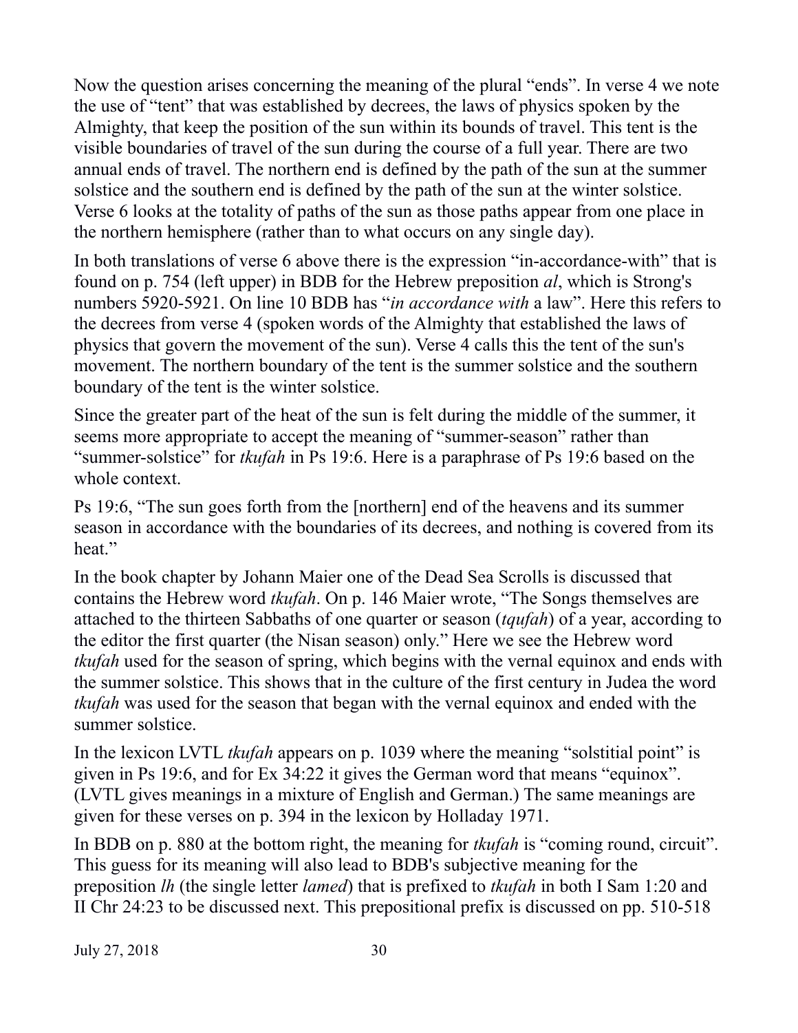Now the question arises concerning the meaning of the plural "ends". In verse 4 we note the use of "tent" that was established by decrees, the laws of physics spoken by the Almighty, that keep the position of the sun within its bounds of travel. This tent is the visible boundaries of travel of the sun during the course of a full year. There are two annual ends of travel. The northern end is defined by the path of the sun at the summer solstice and the southern end is defined by the path of the sun at the winter solstice. Verse 6 looks at the totality of paths of the sun as those paths appear from one place in the northern hemisphere (rather than to what occurs on any single day).

In both translations of verse 6 above there is the expression "in-accordance-with" that is found on p. 754 (left upper) in BDB for the Hebrew preposition *al*, which is Strong's numbers 5920-5921. On line 10 BDB has "*in accordance with* a law". Here this refers to the decrees from verse 4 (spoken words of the Almighty that established the laws of physics that govern the movement of the sun). Verse 4 calls this the tent of the sun's movement. The northern boundary of the tent is the summer solstice and the southern boundary of the tent is the winter solstice.

Since the greater part of the heat of the sun is felt during the middle of the summer, it seems more appropriate to accept the meaning of "summer-season" rather than "summer-solstice" for *tkufah* in Ps 19:6. Here is a paraphrase of Ps 19:6 based on the whole context.

Ps 19:6, "The sun goes forth from the [northern] end of the heavens and its summer season in accordance with the boundaries of its decrees, and nothing is covered from its heat."

In the book chapter by Johann Maier one of the Dead Sea Scrolls is discussed that contains the Hebrew word *tkufah*. On p. 146 Maier wrote, "The Songs themselves are attached to the thirteen Sabbaths of one quarter or season (*tqufah*) of a year, according to the editor the first quarter (the Nisan season) only." Here we see the Hebrew word *tkufah* used for the season of spring, which begins with the vernal equinox and ends with the summer solstice. This shows that in the culture of the first century in Judea the word *tkufah* was used for the season that began with the vernal equinox and ended with the summer solstice.

In the lexicon LVTL *tkufah* appears on p. 1039 where the meaning "solstitial point" is given in Ps 19:6, and for Ex 34:22 it gives the German word that means "equinox". (LVTL gives meanings in a mixture of English and German.) The same meanings are given for these verses on p. 394 in the lexicon by Holladay 1971.

In BDB on p. 880 at the bottom right, the meaning for *tkufah* is "coming round, circuit". This guess for its meaning will also lead to BDB's subjective meaning for the preposition *lh* (the single letter *lamed*) that is prefixed to *tkufah* in both I Sam 1:20 and II Chr 24:23 to be discussed next. This prepositional prefix is discussed on pp. 510-518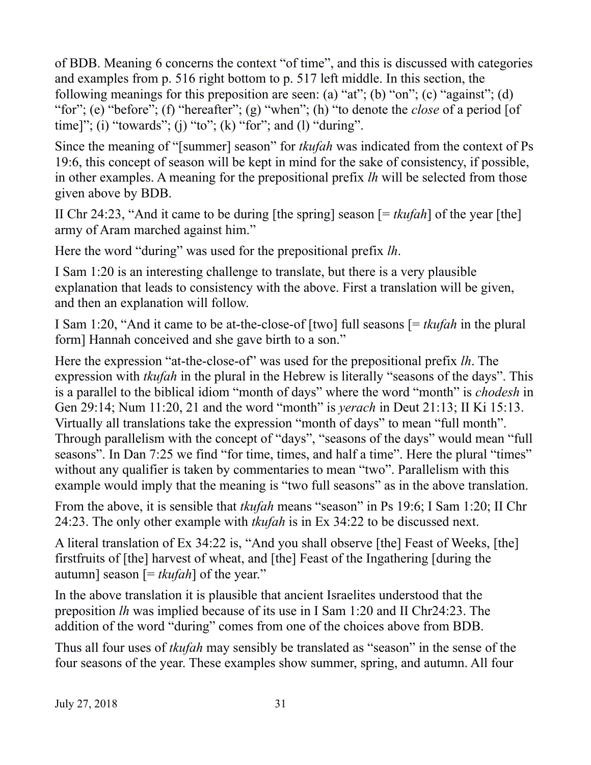of BDB. Meaning 6 concerns the context "of time", and this is discussed with categories and examples from p. 516 right bottom to p. 517 left middle. In this section, the following meanings for this preposition are seen: (a) "at"; (b) "on"; (c) "against"; (d) "for"; (e) "before"; (f) "hereafter"; (g) "when"; (h) "to denote the *close* of a period [of time]"; (i) "towards"; (j) "to"; (k) "for"; and (l) "during".

Since the meaning of "[summer] season" for *tkufah* was indicated from the context of Ps 19:6, this concept of season will be kept in mind for the sake of consistency, if possible, in other examples. A meaning for the prepositional prefix *lh* will be selected from those given above by BDB.

II Chr 24:23, "And it came to be during [the spring] season [= *tkufah*] of the year [the] army of Aram marched against him."

Here the word "during" was used for the prepositional prefix *lh*.

I Sam 1:20 is an interesting challenge to translate, but there is a very plausible explanation that leads to consistency with the above. First a translation will be given, and then an explanation will follow.

I Sam 1:20, "And it came to be at-the-close-of [two] full seasons [= *tkufah* in the plural form] Hannah conceived and she gave birth to a son."

Here the expression "at-the-close-of" was used for the prepositional prefix *lh*. The expression with *tkufah* in the plural in the Hebrew is literally "seasons of the days". This is a parallel to the biblical idiom "month of days" where the word "month" is *chodesh* in Gen 29:14; Num 11:20, 21 and the word "month" is *yerach* in Deut 21:13; II Ki 15:13. Virtually all translations take the expression "month of days" to mean "full month". Through parallelism with the concept of "days", "seasons of the days" would mean "full seasons". In Dan 7:25 we find "for time, times, and half a time". Here the plural "times" without any qualifier is taken by commentaries to mean "two". Parallelism with this example would imply that the meaning is "two full seasons" as in the above translation.

From the above, it is sensible that *tkufah* means "season" in Ps 19:6; I Sam 1:20; II Chr 24:23. The only other example with *tkufah* is in Ex 34:22 to be discussed next.

A literal translation of Ex 34:22 is, "And you shall observe [the] Feast of Weeks, [the] firstfruits of [the] harvest of wheat, and [the] Feast of the Ingathering [during the autumn] season [= *tkufah*] of the year."

In the above translation it is plausible that ancient Israelites understood that the preposition *lh* was implied because of its use in I Sam 1:20 and II Chr24:23. The addition of the word "during" comes from one of the choices above from BDB.

Thus all four uses of *tkufah* may sensibly be translated as "season" in the sense of the four seasons of the year. These examples show summer, spring, and autumn. All four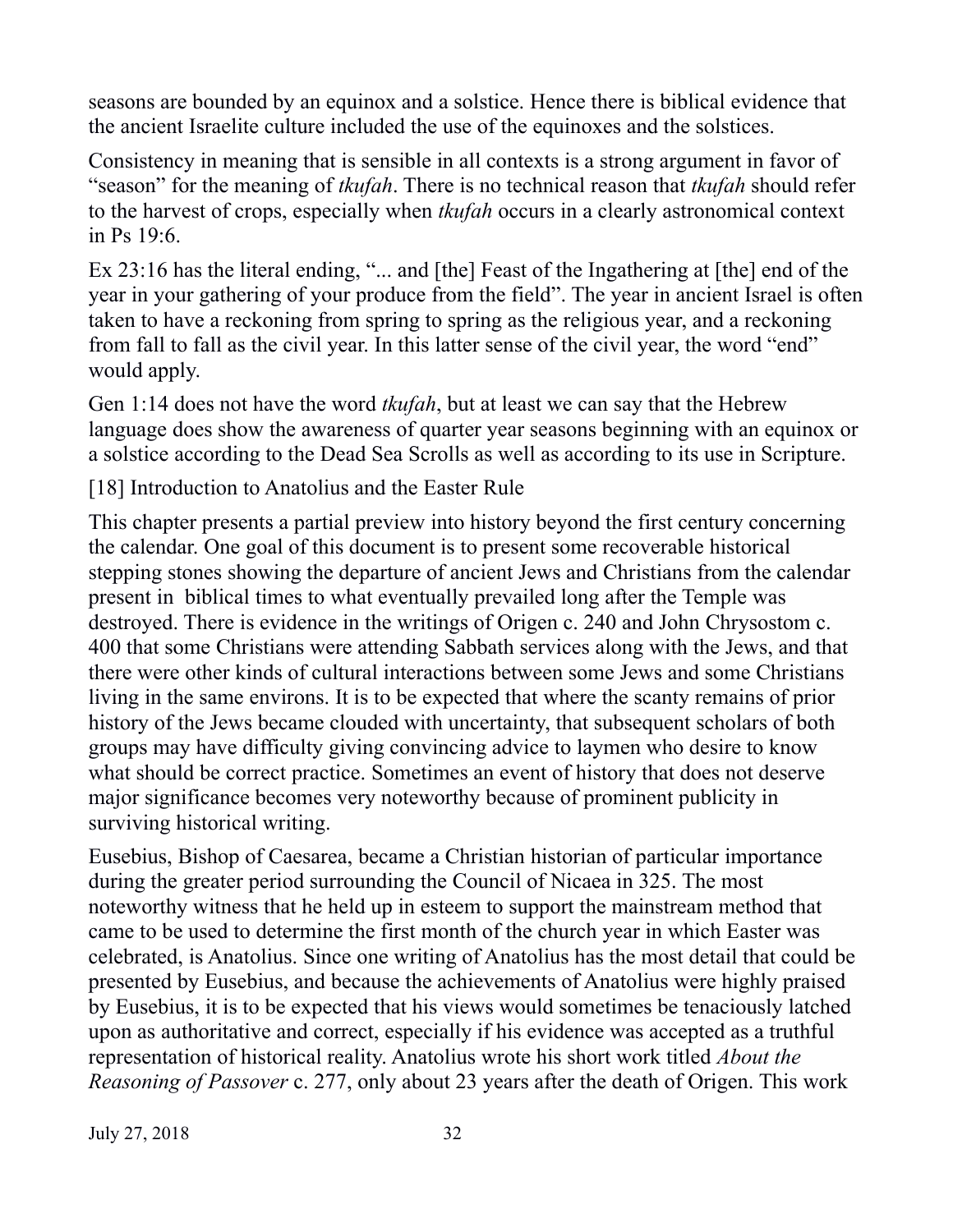seasons are bounded by an equinox and a solstice. Hence there is biblical evidence that the ancient Israelite culture included the use of the equinoxes and the solstices.

Consistency in meaning that is sensible in all contexts is a strong argument in favor of "season" for the meaning of *tkufah*. There is no technical reason that *tkufah* should refer to the harvest of crops, especially when *tkufah* occurs in a clearly astronomical context in Ps 19:6.

Ex 23:16 has the literal ending, "... and [the] Feast of the Ingathering at [the] end of the year in your gathering of your produce from the field". The year in ancient Israel is often taken to have a reckoning from spring to spring as the religious year, and a reckoning from fall to fall as the civil year. In this latter sense of the civil year, the word "end" would apply.

Gen 1:14 does not have the word *tkufah*, but at least we can say that the Hebrew language does show the awareness of quarter year seasons beginning with an equinox or a solstice according to the Dead Sea Scrolls as well as according to its use in Scripture.

## [18] Introduction to Anatolius and the Easter Rule

This chapter presents a partial preview into history beyond the first century concerning the calendar. One goal of this document is to present some recoverable historical stepping stones showing the departure of ancient Jews and Christians from the calendar present in biblical times to what eventually prevailed long after the Temple was destroyed. There is evidence in the writings of Origen c. 240 and John Chrysostom c. 400 that some Christians were attending Sabbath services along with the Jews, and that there were other kinds of cultural interactions between some Jews and some Christians living in the same environs. It is to be expected that where the scanty remains of prior history of the Jews became clouded with uncertainty, that subsequent scholars of both groups may have difficulty giving convincing advice to laymen who desire to know what should be correct practice. Sometimes an event of history that does not deserve major significance becomes very noteworthy because of prominent publicity in surviving historical writing.

Eusebius, Bishop of Caesarea, became a Christian historian of particular importance during the greater period surrounding the Council of Nicaea in 325. The most noteworthy witness that he held up in esteem to support the mainstream method that came to be used to determine the first month of the church year in which Easter was celebrated, is Anatolius. Since one writing of Anatolius has the most detail that could be presented by Eusebius, and because the achievements of Anatolius were highly praised by Eusebius, it is to be expected that his views would sometimes be tenaciously latched upon as authoritative and correct, especially if his evidence was accepted as a truthful representation of historical reality. Anatolius wrote his short work titled *About the Reasoning of Passover* c. 277, only about 23 years after the death of Origen. This work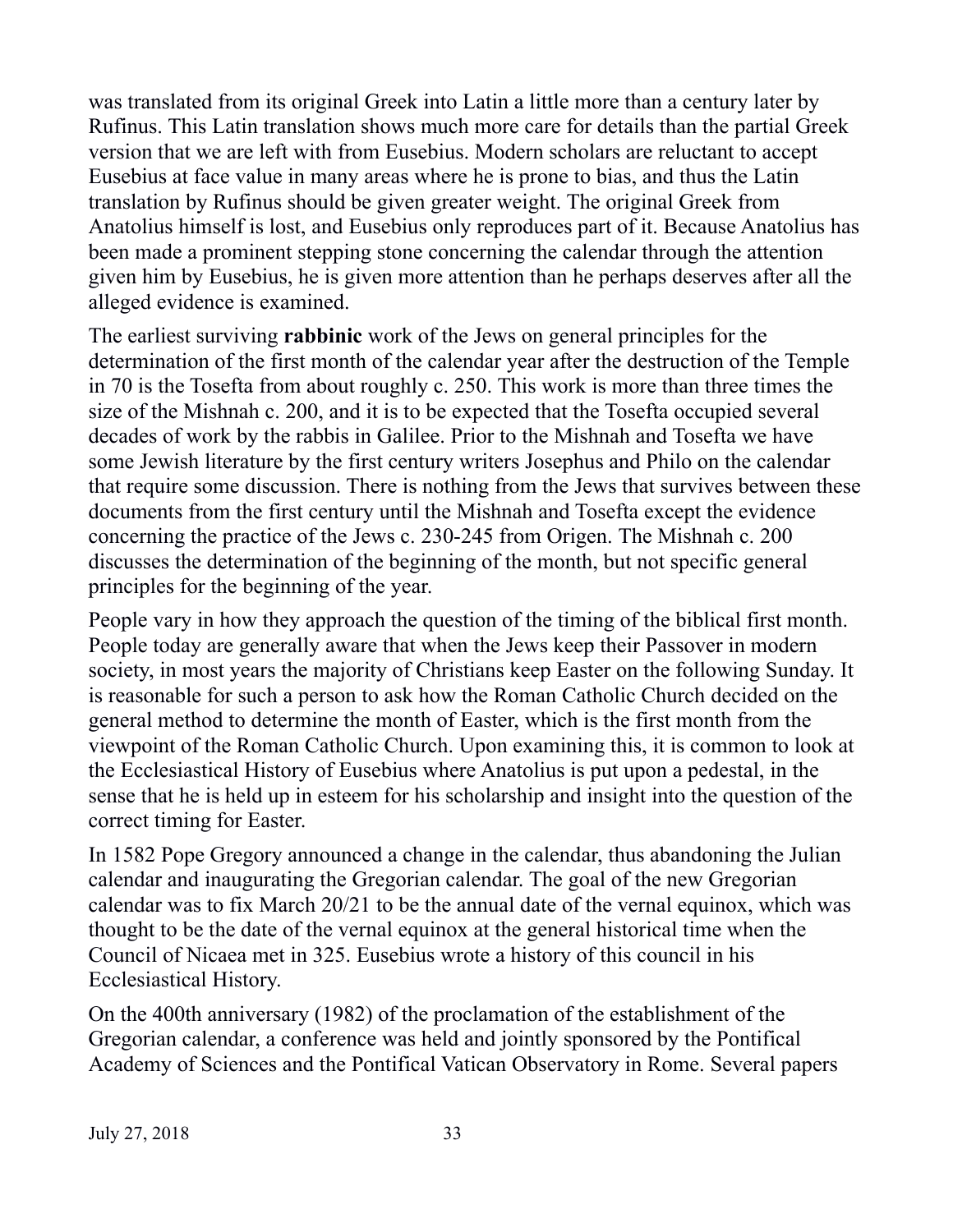was translated from its original Greek into Latin a little more than a century later by Rufinus. This Latin translation shows much more care for details than the partial Greek version that we are left with from Eusebius. Modern scholars are reluctant to accept Eusebius at face value in many areas where he is prone to bias, and thus the Latin translation by Rufinus should be given greater weight. The original Greek from Anatolius himself is lost, and Eusebius only reproduces part of it. Because Anatolius has been made a prominent stepping stone concerning the calendar through the attention given him by Eusebius, he is given more attention than he perhaps deserves after all the alleged evidence is examined.

The earliest surviving **rabbinic** work of the Jews on general principles for the determination of the first month of the calendar year after the destruction of the Temple in 70 is the Tosefta from about roughly c. 250. This work is more than three times the size of the Mishnah c. 200, and it is to be expected that the Tosefta occupied several decades of work by the rabbis in Galilee. Prior to the Mishnah and Tosefta we have some Jewish literature by the first century writers Josephus and Philo on the calendar that require some discussion. There is nothing from the Jews that survives between these documents from the first century until the Mishnah and Tosefta except the evidence concerning the practice of the Jews c. 230-245 from Origen. The Mishnah c. 200 discusses the determination of the beginning of the month, but not specific general principles for the beginning of the year.

People vary in how they approach the question of the timing of the biblical first month. People today are generally aware that when the Jews keep their Passover in modern society, in most years the majority of Christians keep Easter on the following Sunday. It is reasonable for such a person to ask how the Roman Catholic Church decided on the general method to determine the month of Easter, which is the first month from the viewpoint of the Roman Catholic Church. Upon examining this, it is common to look at the Ecclesiastical History of Eusebius where Anatolius is put upon a pedestal, in the sense that he is held up in esteem for his scholarship and insight into the question of the correct timing for Easter.

In 1582 Pope Gregory announced a change in the calendar, thus abandoning the Julian calendar and inaugurating the Gregorian calendar. The goal of the new Gregorian calendar was to fix March 20/21 to be the annual date of the vernal equinox, which was thought to be the date of the vernal equinox at the general historical time when the Council of Nicaea met in 325. Eusebius wrote a history of this council in his Ecclesiastical History.

On the 400th anniversary (1982) of the proclamation of the establishment of the Gregorian calendar, a conference was held and jointly sponsored by the Pontifical Academy of Sciences and the Pontifical Vatican Observatory in Rome. Several papers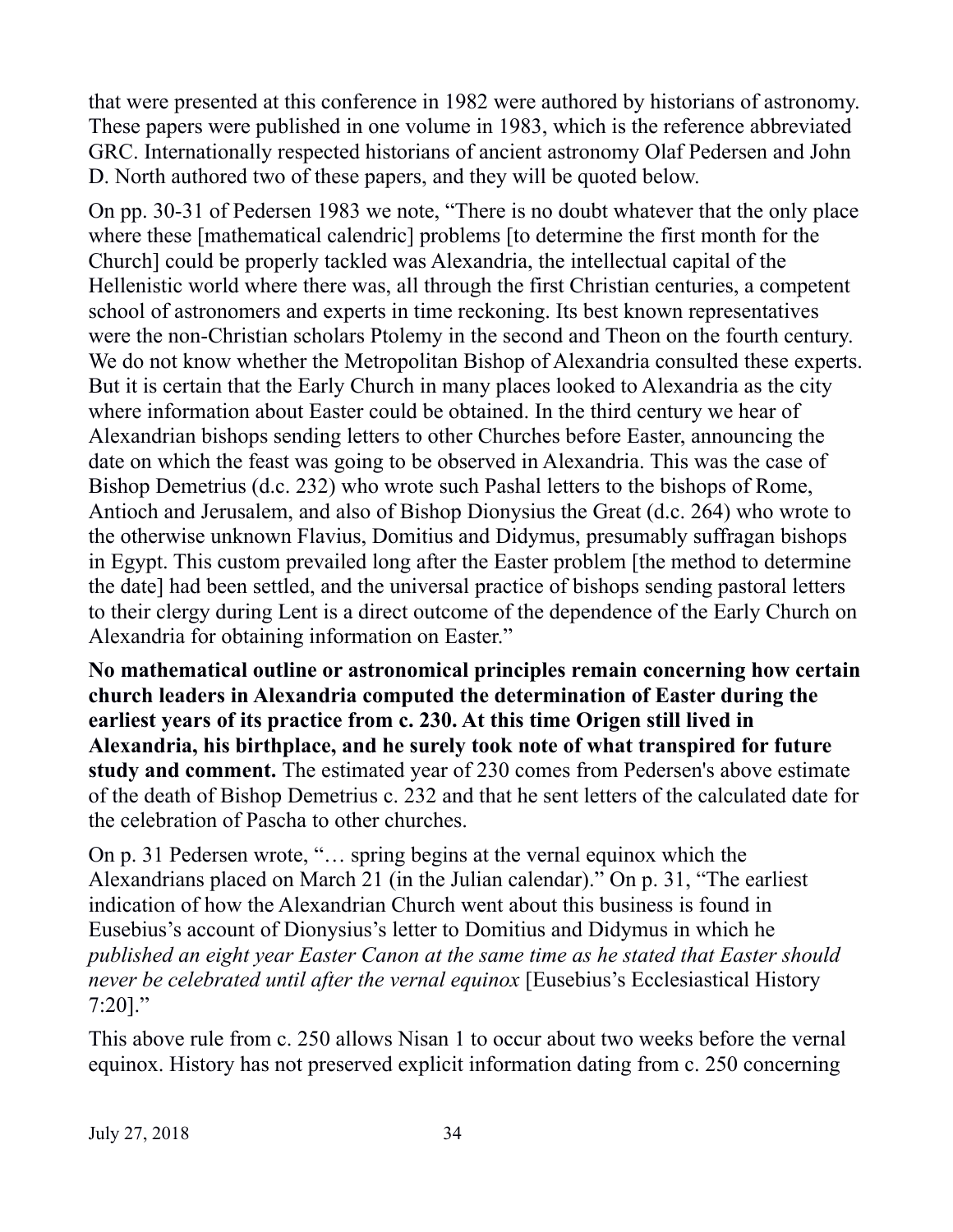that were presented at this conference in 1982 were authored by historians of astronomy. These papers were published in one volume in 1983, which is the reference abbreviated GRC. Internationally respected historians of ancient astronomy Olaf Pedersen and John D. North authored two of these papers, and they will be quoted below.

On pp. 30-31 of Pedersen 1983 we note, "There is no doubt whatever that the only place where these [mathematical calendric] problems [to determine the first month for the Church] could be properly tackled was Alexandria, the intellectual capital of the Hellenistic world where there was, all through the first Christian centuries, a competent school of astronomers and experts in time reckoning. Its best known representatives were the non-Christian scholars Ptolemy in the second and Theon on the fourth century. We do not know whether the Metropolitan Bishop of Alexandria consulted these experts. But it is certain that the Early Church in many places looked to Alexandria as the city where information about Easter could be obtained. In the third century we hear of Alexandrian bishops sending letters to other Churches before Easter, announcing the date on which the feast was going to be observed in Alexandria. This was the case of Bishop Demetrius (d.c. 232) who wrote such Pashal letters to the bishops of Rome, Antioch and Jerusalem, and also of Bishop Dionysius the Great (d.c. 264) who wrote to the otherwise unknown Flavius, Domitius and Didymus, presumably suffragan bishops in Egypt. This custom prevailed long after the Easter problem [the method to determine the date] had been settled, and the universal practice of bishops sending pastoral letters to their clergy during Lent is a direct outcome of the dependence of the Early Church on Alexandria for obtaining information on Easter."

**No mathematical outline or astronomical principles remain concerning how certain church leaders in Alexandria computed the determination of Easter during the earliest years of its practice from c. 230. At this time Origen still lived in Alexandria, his birthplace, and he surely took note of what transpired for future study and comment.** The estimated year of 230 comes from Pedersen's above estimate of the death of Bishop Demetrius c. 232 and that he sent letters of the calculated date for the celebration of Pascha to other churches.

On p. 31 Pedersen wrote, "… spring begins at the vernal equinox which the Alexandrians placed on March 21 (in the Julian calendar)." On p. 31, "The earliest indication of how the Alexandrian Church went about this business is found in Eusebius's account of Dionysius's letter to Domitius and Didymus in which he *published an eight year Easter Canon at the same time as he stated that Easter should never be celebrated until after the vernal equinox* [Eusebius's Ecclesiastical History 7:20]."

This above rule from c. 250 allows Nisan 1 to occur about two weeks before the vernal equinox. History has not preserved explicit information dating from c. 250 concerning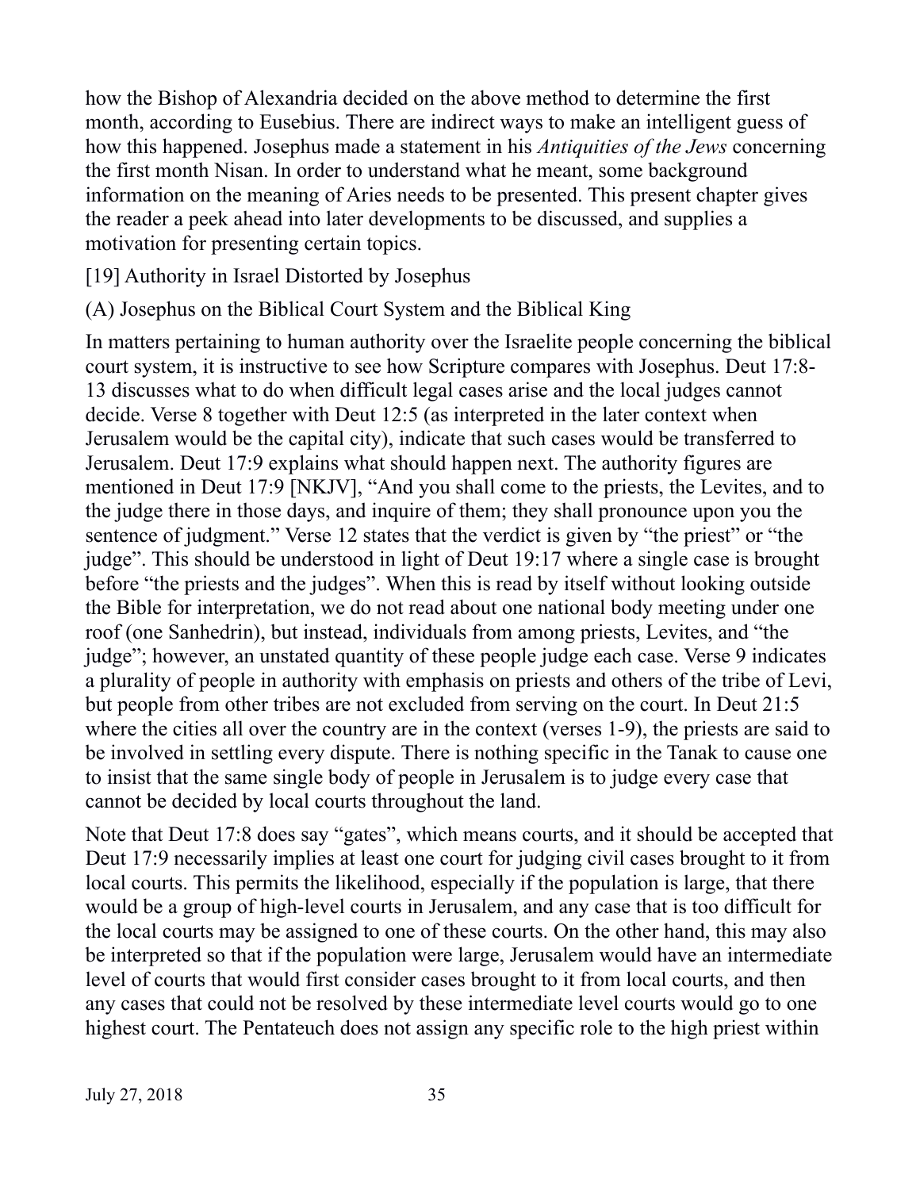how the Bishop of Alexandria decided on the above method to determine the first month, according to Eusebius. There are indirect ways to make an intelligent guess of how this happened. Josephus made a statement in his *Antiquities of the Jews* concerning the first month Nisan. In order to understand what he meant, some background information on the meaning of Aries needs to be presented. This present chapter gives the reader a peek ahead into later developments to be discussed, and supplies a motivation for presenting certain topics.

## [19] Authority in Israel Distorted by Josephus

### (A) Josephus on the Biblical Court System and the Biblical King

In matters pertaining to human authority over the Israelite people concerning the biblical court system, it is instructive to see how Scripture compares with Josephus. Deut 17:8-13 discusses what to do when difficult legal cases arise and the local judges cannot decide. Verse 8 together with Deut 12:5 (as interpreted in the later context when Jerusalem would be the capital city), indicate that such cases would be transferred to Jerusalem. Deut 17:9 explains what should happen next. The authority figures are mentioned in Deut 17:9 [NKJV], "And you shall come to the priests, the Levites, and to the judge there in those days, and inquire of them; they shall pronounce upon you the sentence of judgment." Verse 12 states that the verdict is given by "the priest" or "the judge". This should be understood in light of Deut 19:17 where a single case is brought before "the priests and the judges". When this is read by itself without looking outside the Bible for interpretation, we do not read about one national body meeting under one roof (one Sanhedrin), but instead, individuals from among priests, Levites, and "the judge"; however, an unstated quantity of these people judge each case. Verse 9 indicates a plurality of people in authority with emphasis on priests and others of the tribe of Levi, but people from other tribes are not excluded from serving on the court. In Deut 21:5 where the cities all over the country are in the context (verses 1-9), the priests are said to be involved in settling every dispute. There is nothing specific in the Tanak to cause one to insist that the same single body of people in Jerusalem is to judge every case that cannot be decided by local courts throughout the land.

Note that Deut 17:8 does say "gates", which means courts, and it should be accepted that Deut 17:9 necessarily implies at least one court for judging civil cases brought to it from local courts. This permits the likelihood, especially if the population is large, that there would be a group of high-level courts in Jerusalem, and any case that is too difficult for the local courts may be assigned to one of these courts. On the other hand, this may also be interpreted so that if the population were large, Jerusalem would have an intermediate level of courts that would first consider cases brought to it from local courts, and then any cases that could not be resolved by these intermediate level courts would go to one highest court. The Pentateuch does not assign any specific role to the high priest within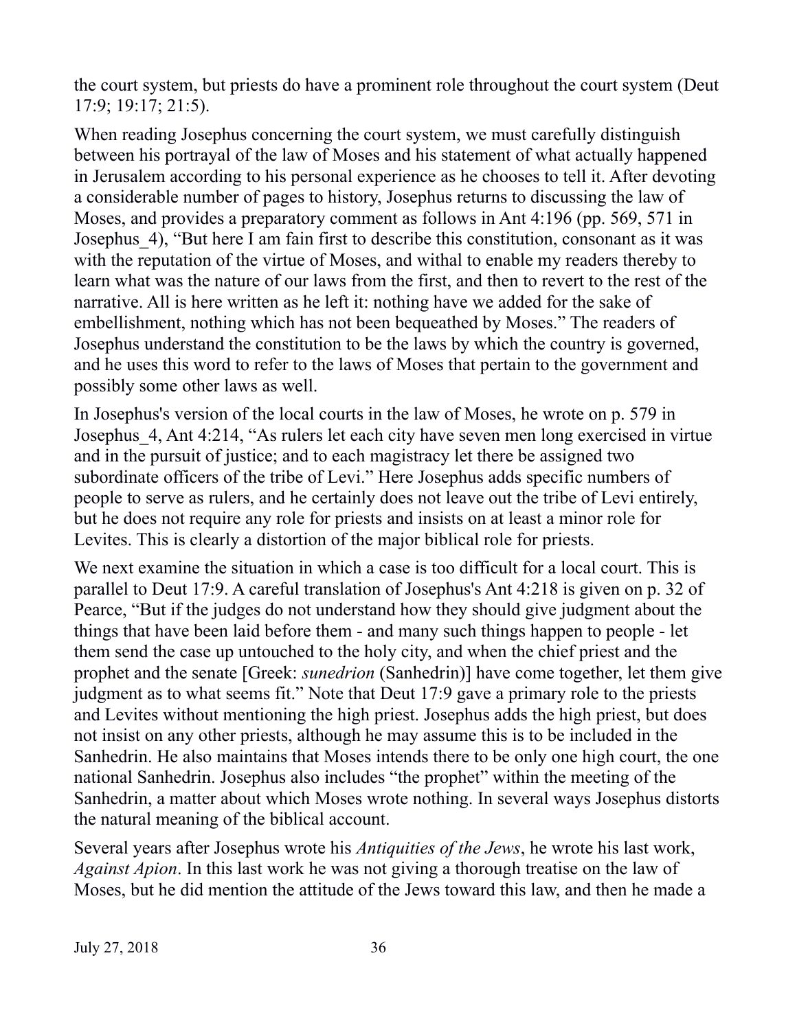the court system, but priests do have a prominent role throughout the court system (Deut 17:9; 19:17; 21:5).

When reading Josephus concerning the court system, we must carefully distinguish between his portrayal of the law of Moses and his statement of what actually happened in Jerusalem according to his personal experience as he chooses to tell it. After devoting a considerable number of pages to history, Josephus returns to discussing the law of Moses, and provides a preparatory comment as follows in Ant 4:196 (pp. 569, 571 in Josephus_4), "But here I am fain first to describe this constitution, consonant as it was with the reputation of the virtue of Moses, and withal to enable my readers thereby to learn what was the nature of our laws from the first, and then to revert to the rest of the narrative. All is here written as he left it: nothing have we added for the sake of embellishment, nothing which has not been bequeathed by Moses." The readers of Josephus understand the constitution to be the laws by which the country is governed, and he uses this word to refer to the laws of Moses that pertain to the government and possibly some other laws as well.

In Josephus's version of the local courts in the law of Moses, he wrote on p. 579 in Josephus_4, Ant 4:214, "As rulers let each city have seven men long exercised in virtue and in the pursuit of justice; and to each magistracy let there be assigned two subordinate officers of the tribe of Levi." Here Josephus adds specific numbers of people to serve as rulers, and he certainly does not leave out the tribe of Levi entirely, but he does not require any role for priests and insists on at least a minor role for Levites. This is clearly a distortion of the major biblical role for priests.

We next examine the situation in which a case is too difficult for a local court. This is parallel to Deut 17:9. A careful translation of Josephus's Ant 4:218 is given on p. 32 of Pearce, "But if the judges do not understand how they should give judgment about the things that have been laid before them - and many such things happen to people - let them send the case up untouched to the holy city, and when the chief priest and the prophet and the senate [Greek: *sunedrion* (Sanhedrin)] have come together, let them give judgment as to what seems fit." Note that Deut 17:9 gave a primary role to the priests and Levites without mentioning the high priest. Josephus adds the high priest, but does not insist on any other priests, although he may assume this is to be included in the Sanhedrin. He also maintains that Moses intends there to be only one high court, the one national Sanhedrin. Josephus also includes "the prophet" within the meeting of the Sanhedrin, a matter about which Moses wrote nothing. In several ways Josephus distorts the natural meaning of the biblical account.

Several years after Josephus wrote his *Antiquities of the Jews*, he wrote his last work, *Against Apion*. In this last work he was not giving a thorough treatise on the law of Moses, but he did mention the attitude of the Jews toward this law, and then he made a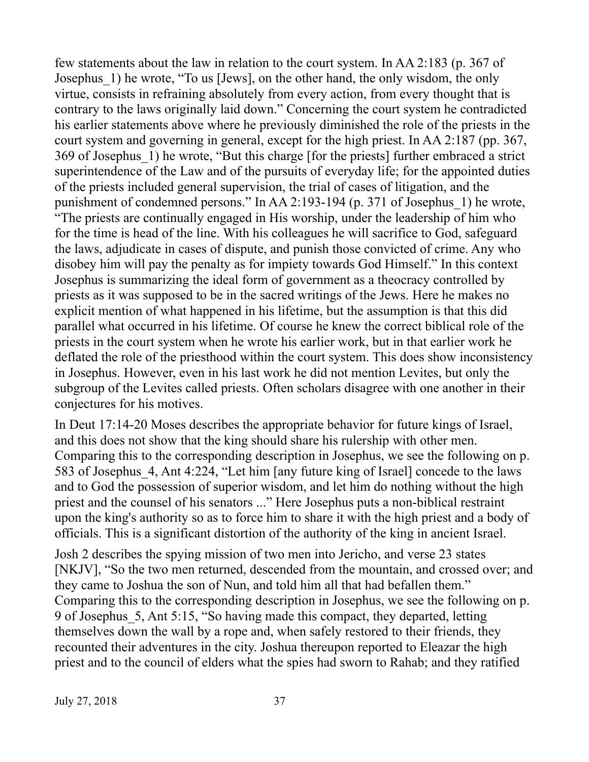few statements about the law in relation to the court system. In AA 2:183 (p. 367 of Josephus_1) he wrote, "To us [Jews], on the other hand, the only wisdom, the only virtue, consists in refraining absolutely from every action, from every thought that is contrary to the laws originally laid down." Concerning the court system he contradicted his earlier statements above where he previously diminished the role of the priests in the court system and governing in general, except for the high priest. In AA 2:187 (pp. 367, 369 of Josephus_1) he wrote, "But this charge [for the priests] further embraced a strict superintendence of the Law and of the pursuits of everyday life; for the appointed duties of the priests included general supervision, the trial of cases of litigation, and the punishment of condemned persons." In AA 2:193-194 (p. 371 of Josephus_1) he wrote, "The priests are continually engaged in His worship, under the leadership of him who for the time is head of the line. With his colleagues he will sacrifice to God, safeguard the laws, adjudicate in cases of dispute, and punish those convicted of crime. Any who disobey him will pay the penalty as for impiety towards God Himself." In this context Josephus is summarizing the ideal form of government as a theocracy controlled by priests as it was supposed to be in the sacred writings of the Jews. Here he makes no explicit mention of what happened in his lifetime, but the assumption is that this did parallel what occurred in his lifetime. Of course he knew the correct biblical role of the priests in the court system when he wrote his earlier work, but in that earlier work he deflated the role of the priesthood within the court system. This does show inconsistency in Josephus. However, even in his last work he did not mention Levites, but only the subgroup of the Levites called priests. Often scholars disagree with one another in their conjectures for his motives.

In Deut 17:14-20 Moses describes the appropriate behavior for future kings of Israel, and this does not show that the king should share his rulership with other men. Comparing this to the corresponding description in Josephus, we see the following on p. 583 of Josephus_4, Ant 4:224, "Let him [any future king of Israel] concede to the laws and to God the possession of superior wisdom, and let him do nothing without the high priest and the counsel of his senators ..." Here Josephus puts a non-biblical restraint upon the king's authority so as to force him to share it with the high priest and a body of officials. This is a significant distortion of the authority of the king in ancient Israel.

Josh 2 describes the spying mission of two men into Jericho, and verse 23 states [NKJV], "So the two men returned, descended from the mountain, and crossed over; and they came to Joshua the son of Nun, and told him all that had befallen them." Comparing this to the corresponding description in Josephus, we see the following on p. 9 of Josephus_5, Ant 5:15, "So having made this compact, they departed, letting themselves down the wall by a rope and, when safely restored to their friends, they recounted their adventures in the city. Joshua thereupon reported to Eleazar the high priest and to the council of elders what the spies had sworn to Rahab; and they ratified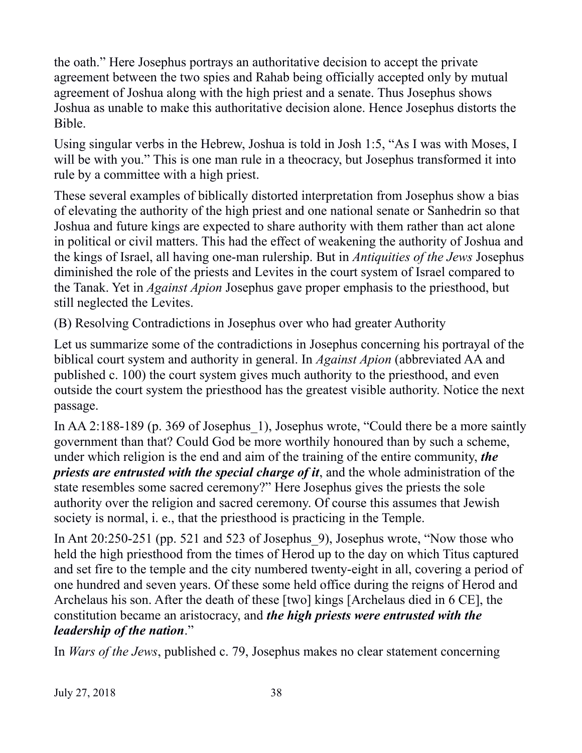the oath." Here Josephus portrays an authoritative decision to accept the private agreement between the two spies and Rahab being officially accepted only by mutual agreement of Joshua along with the high priest and a senate. Thus Josephus shows Joshua as unable to make this authoritative decision alone. Hence Josephus distorts the Bible.

Using singular verbs in the Hebrew, Joshua is told in Josh 1:5, "As I was with Moses, I will be with you." This is one man rule in a theocracy, but Josephus transformed it into rule by a committee with a high priest.

These several examples of biblically distorted interpretation from Josephus show a bias of elevating the authority of the high priest and one national senate or Sanhedrin so that Joshua and future kings are expected to share authority with them rather than act alone in political or civil matters. This had the effect of weakening the authority of Joshua and the kings of Israel, all having one-man rulership. But in *Antiquities of the Jews* Josephus diminished the role of the priests and Levites in the court system of Israel compared to the Tanak. Yet in *Against Apion* Josephus gave proper emphasis to the priesthood, but still neglected the Levites.

(B) Resolving Contradictions in Josephus over who had greater Authority

Let us summarize some of the contradictions in Josephus concerning his portrayal of the biblical court system and authority in general. In *Against Apion* (abbreviated AA and published c. 100) the court system gives much authority to the priesthood, and even outside the court system the priesthood has the greatest visible authority. Notice the next passage.

In AA 2:188-189 (p. 369 of Josephus_1), Josephus wrote, "Could there be a more saintly government than that? Could God be more worthily honoured than by such a scheme, under which religion is the end and aim of the training of the entire community, ***the priests are entrusted with the special charge of it***, and the whole administration of the state resembles some sacred ceremony?" Here Josephus gives the priests the sole authority over the religion and sacred ceremony. Of course this assumes that Jewish society is normal, i. e., that the priesthood is practicing in the Temple.

In Ant 20:250-251 (pp. 521 and 523 of Josephus_9), Josephus wrote, "Now those who held the high priesthood from the times of Herod up to the day on which Titus captured and set fire to the temple and the city numbered twenty-eight in all, covering a period of one hundred and seven years. Of these some held office during the reigns of Herod and Archelaus his son. After the death of these [two] kings [Archelaus died in 6 CE], the constitution became an aristocracy, and ***the high priests were entrusted with the leadership of the nation***."

In *Wars of the Jews*, published c. 79, Josephus makes no clear statement concerning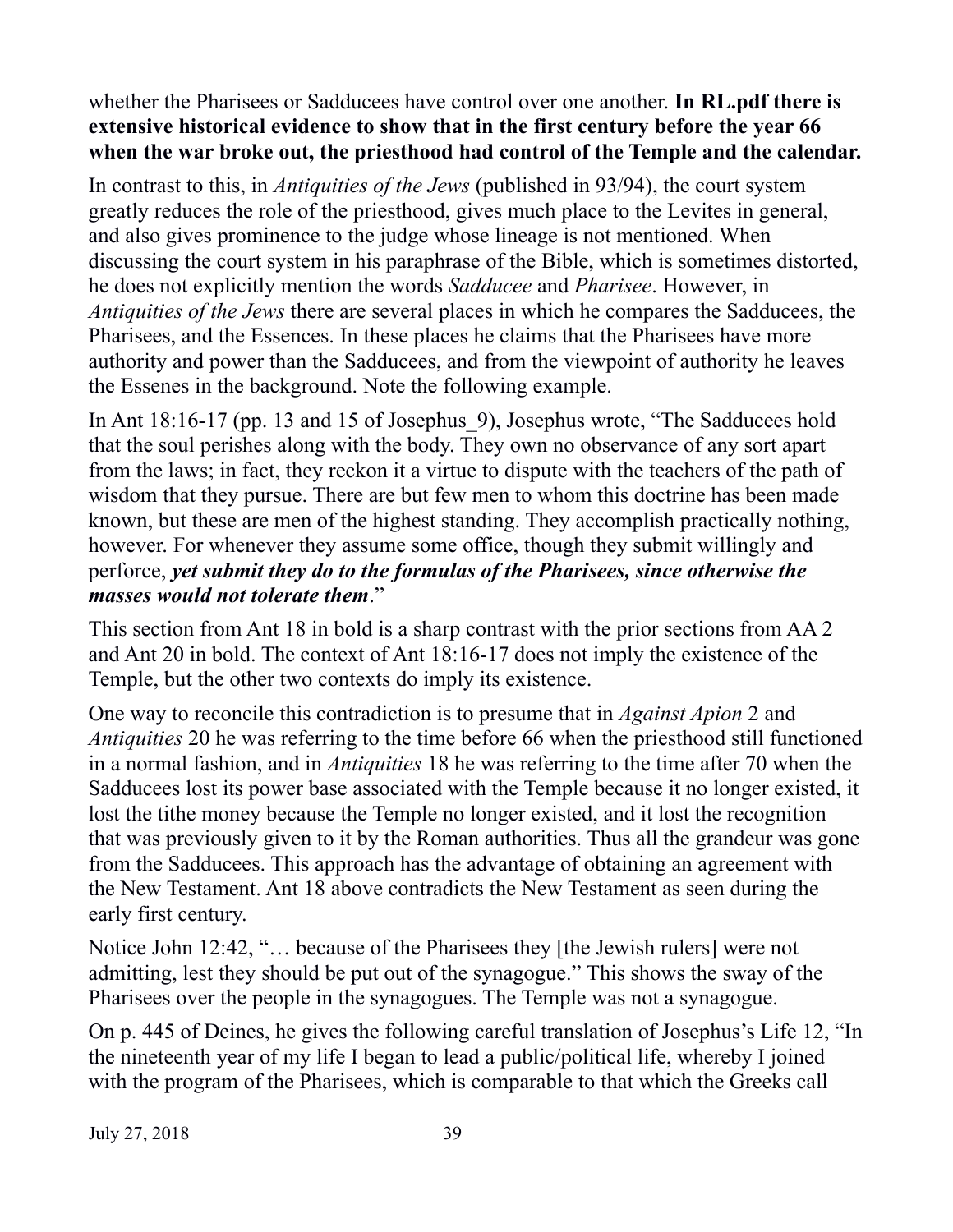whether the Pharisees or Sadducees have control over one another. **In RL.pdf there is extensive historical evidence to show that in the first century before the year 66 when the war broke out, the priesthood had control of the Temple and the calendar.**

In contrast to this, in *Antiquities of the Jews* (published in 93/94), the court system greatly reduces the role of the priesthood, gives much place to the Levites in general, and also gives prominence to the judge whose lineage is not mentioned. When discussing the court system in his paraphrase of the Bible, which is sometimes distorted, he does not explicitly mention the words *Sadducee* and *Pharisee*. However, in *Antiquities of the Jews* there are several places in which he compares the Sadducees, the Pharisees, and the Essences. In these places he claims that the Pharisees have more authority and power than the Sadducees, and from the viewpoint of authority he leaves the Essenes in the background. Note the following example.

In Ant 18:16-17 (pp. 13 and 15 of Josephus_9), Josephus wrote, "The Sadducees hold that the soul perishes along with the body. They own no observance of any sort apart from the laws; in fact, they reckon it a virtue to dispute with the teachers of the path of wisdom that they pursue. There are but few men to whom this doctrine has been made known, but these are men of the highest standing. They accomplish practically nothing, however. For whenever they assume some office, though they submit willingly and perforce, ***yet submit they do to the formulas of the Pharisees, since otherwise the masses would not tolerate them***."

This section from Ant 18 in bold is a sharp contrast with the prior sections from AA 2 and Ant 20 in bold. The context of Ant 18:16-17 does not imply the existence of the Temple, but the other two contexts do imply its existence.

One way to reconcile this contradiction is to presume that in *Against Apion* 2 and *Antiquities* 20 he was referring to the time before 66 when the priesthood still functioned in a normal fashion, and in *Antiquities* 18 he was referring to the time after 70 when the Sadducees lost its power base associated with the Temple because it no longer existed, it lost the tithe money because the Temple no longer existed, and it lost the recognition that was previously given to it by the Roman authorities. Thus all the grandeur was gone from the Sadducees. This approach has the advantage of obtaining an agreement with the New Testament. Ant 18 above contradicts the New Testament as seen during the early first century.

Notice John 12:42, "… because of the Pharisees they [the Jewish rulers] were not admitting, lest they should be put out of the synagogue." This shows the sway of the Pharisees over the people in the synagogues. The Temple was not a synagogue.

On p. 445 of Deines, he gives the following careful translation of Josephus's Life 12, "In the nineteenth year of my life I began to lead a public/political life, whereby I joined with the program of the Pharisees, which is comparable to that which the Greeks call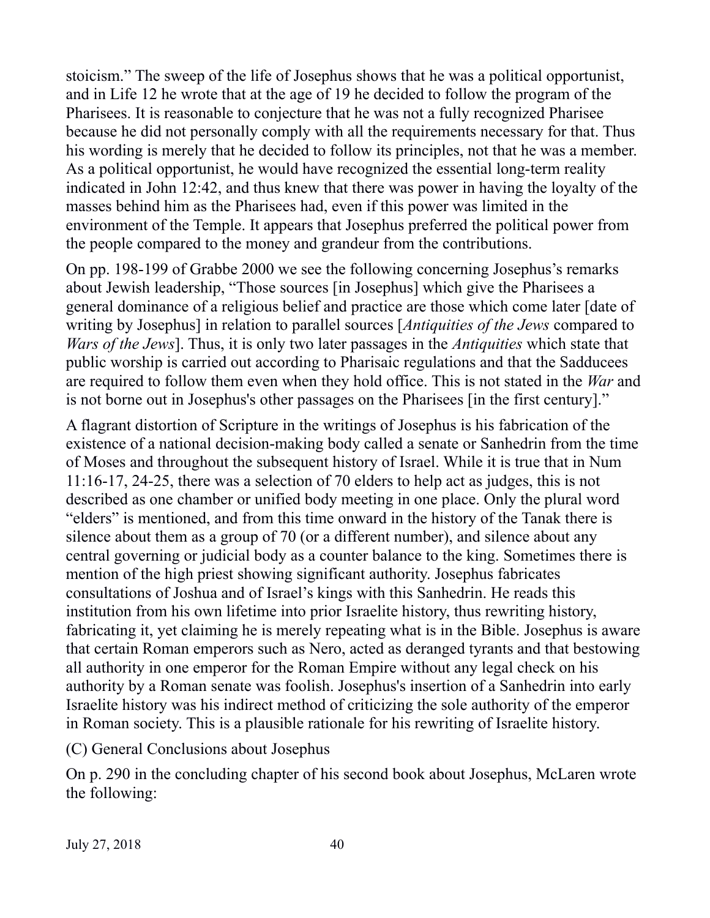stoicism." The sweep of the life of Josephus shows that he was a political opportunist, and in Life 12 he wrote that at the age of 19 he decided to follow the program of the Pharisees. It is reasonable to conjecture that he was not a fully recognized Pharisee because he did not personally comply with all the requirements necessary for that. Thus his wording is merely that he decided to follow its principles, not that he was a member. As a political opportunist, he would have recognized the essential long-term reality indicated in John 12:42, and thus knew that there was power in having the loyalty of the masses behind him as the Pharisees had, even if this power was limited in the environment of the Temple. It appears that Josephus preferred the political power from the people compared to the money and grandeur from the contributions.

On pp. 198-199 of Grabbe 2000 we see the following concerning Josephus's remarks about Jewish leadership, "Those sources [in Josephus] which give the Pharisees a general dominance of a religious belief and practice are those which come later [date of writing by Josephus] in relation to parallel sources [*Antiquities of the Jews* compared to *Wars of the Jews*]. Thus, it is only two later passages in the *Antiquities* which state that public worship is carried out according to Pharisaic regulations and that the Sadducees are required to follow them even when they hold office. This is not stated in the *War* and is not borne out in Josephus's other passages on the Pharisees [in the first century]."

A flagrant distortion of Scripture in the writings of Josephus is his fabrication of the existence of a national decision-making body called a senate or Sanhedrin from the time of Moses and throughout the subsequent history of Israel. While it is true that in Num 11:16-17, 24-25, there was a selection of 70 elders to help act as judges, this is not described as one chamber or unified body meeting in one place. Only the plural word "elders" is mentioned, and from this time onward in the history of the Tanak there is silence about them as a group of 70 (or a different number), and silence about any central governing or judicial body as a counter balance to the king. Sometimes there is mention of the high priest showing significant authority. Josephus fabricates consultations of Joshua and of Israel's kings with this Sanhedrin. He reads this institution from his own lifetime into prior Israelite history, thus rewriting history, fabricating it, yet claiming he is merely repeating what is in the Bible. Josephus is aware that certain Roman emperors such as Nero, acted as deranged tyrants and that bestowing all authority in one emperor for the Roman Empire without any legal check on his authority by a Roman senate was foolish. Josephus's insertion of a Sanhedrin into early Israelite history was his indirect method of criticizing the sole authority of the emperor in Roman society. This is a plausible rationale for his rewriting of Israelite history.

(C) General Conclusions about Josephus

On p. 290 in the concluding chapter of his second book about Josephus, McLaren wrote the following: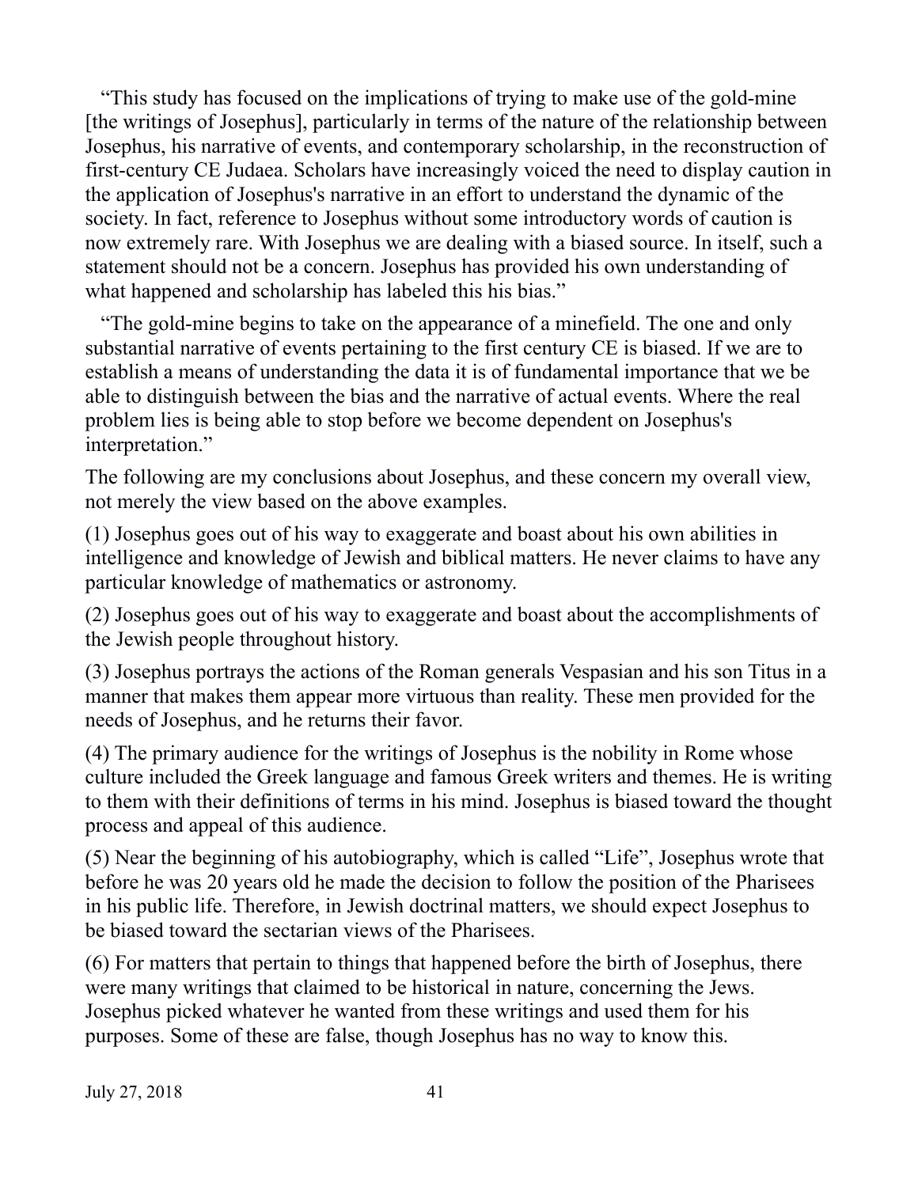"This study has focused on the implications of trying to make use of the gold-mine [the writings of Josephus], particularly in terms of the nature of the relationship between Josephus, his narrative of events, and contemporary scholarship, in the reconstruction of first-century CE Judaea. Scholars have increasingly voiced the need to display caution in the application of Josephus's narrative in an effort to understand the dynamic of the society. In fact, reference to Josephus without some introductory words of caution is now extremely rare. With Josephus we are dealing with a biased source. In itself, such a statement should not be a concern. Josephus has provided his own understanding of what happened and scholarship has labeled this his bias."

"The gold-mine begins to take on the appearance of a minefield. The one and only substantial narrative of events pertaining to the first century CE is biased. If we are to establish a means of understanding the data it is of fundamental importance that we be able to distinguish between the bias and the narrative of actual events. Where the real problem lies is being able to stop before we become dependent on Josephus's interpretation."

The following are my conclusions about Josephus, and these concern my overall view, not merely the view based on the above examples.

(1) Josephus goes out of his way to exaggerate and boast about his own abilities in intelligence and knowledge of Jewish and biblical matters. He never claims to have any particular knowledge of mathematics or astronomy.

(2) Josephus goes out of his way to exaggerate and boast about the accomplishments of the Jewish people throughout history.

(3) Josephus portrays the actions of the Roman generals Vespasian and his son Titus in a manner that makes them appear more virtuous than reality. These men provided for the needs of Josephus, and he returns their favor.

(4) The primary audience for the writings of Josephus is the nobility in Rome whose culture included the Greek language and famous Greek writers and themes. He is writing to them with their definitions of terms in his mind. Josephus is biased toward the thought process and appeal of this audience.

(5) Near the beginning of his autobiography, which is called "Life", Josephus wrote that before he was 20 years old he made the decision to follow the position of the Pharisees in his public life. Therefore, in Jewish doctrinal matters, we should expect Josephus to be biased toward the sectarian views of the Pharisees.

(6) For matters that pertain to things that happened before the birth of Josephus, there were many writings that claimed to be historical in nature, concerning the Jews. Josephus picked whatever he wanted from these writings and used them for his purposes. Some of these are false, though Josephus has no way to know this.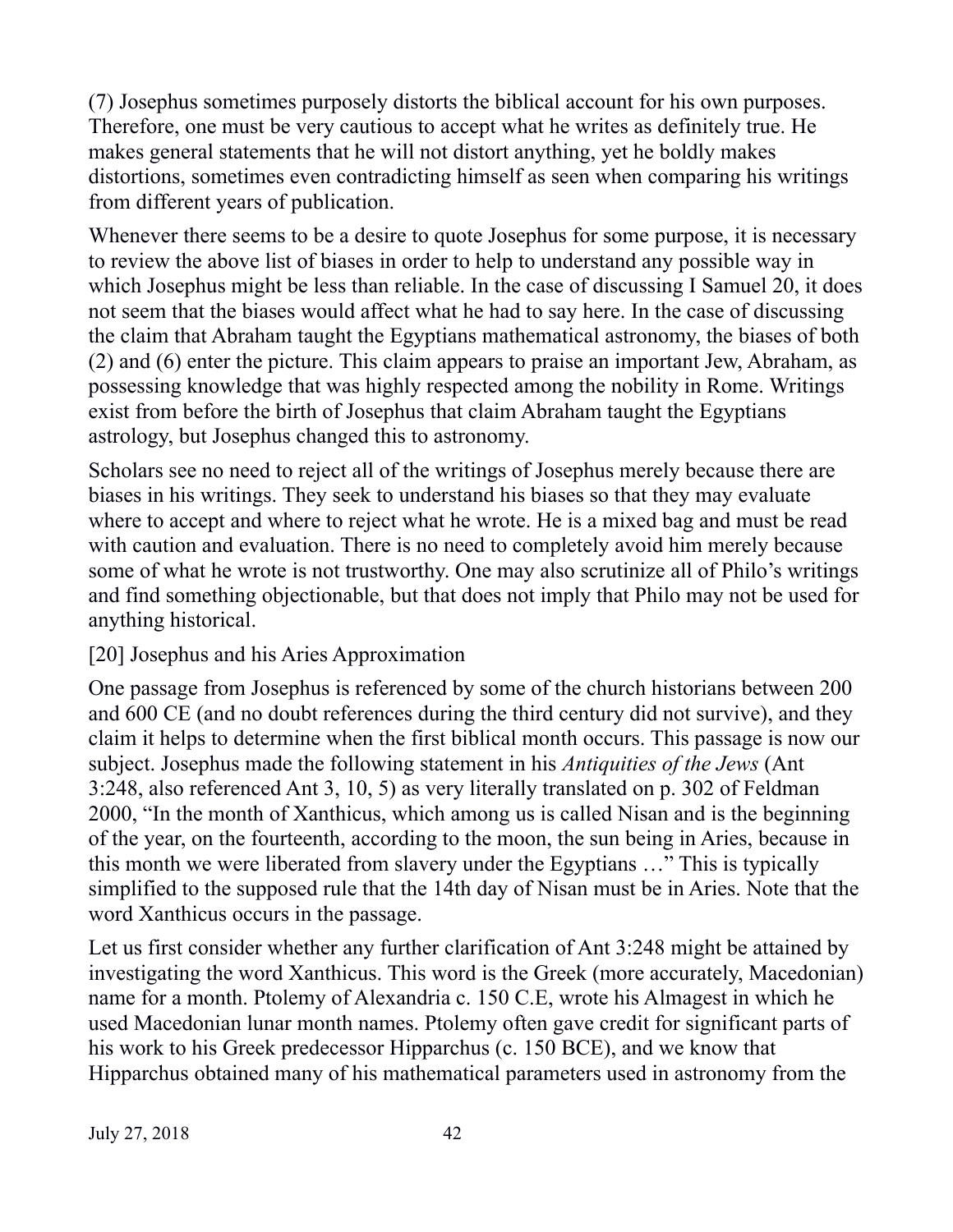(7) Josephus sometimes purposely distorts the biblical account for his own purposes. Therefore, one must be very cautious to accept what he writes as definitely true. He makes general statements that he will not distort anything, yet he boldly makes distortions, sometimes even contradicting himself as seen when comparing his writings from different years of publication.

Whenever there seems to be a desire to quote Josephus for some purpose, it is necessary to review the above list of biases in order to help to understand any possible way in which Josephus might be less than reliable. In the case of discussing I Samuel 20, it does not seem that the biases would affect what he had to say here. In the case of discussing the claim that Abraham taught the Egyptians mathematical astronomy, the biases of both (2) and (6) enter the picture. This claim appears to praise an important Jew, Abraham, as possessing knowledge that was highly respected among the nobility in Rome. Writings exist from before the birth of Josephus that claim Abraham taught the Egyptians astrology, but Josephus changed this to astronomy.

Scholars see no need to reject all of the writings of Josephus merely because there are biases in his writings. They seek to understand his biases so that they may evaluate where to accept and where to reject what he wrote. He is a mixed bag and must be read with caution and evaluation. There is no need to completely avoid him merely because some of what he wrote is not trustworthy. One may also scrutinize all of Philo's writings and find something objectionable, but that does not imply that Philo may not be used for anything historical.

## [20] Josephus and his Aries Approximation

One passage from Josephus is referenced by some of the church historians between 200 and 600 CE (and no doubt references during the third century did not survive), and they claim it helps to determine when the first biblical month occurs. This passage is now our subject. Josephus made the following statement in his *Antiquities of the Jews* (Ant 3:248, also referenced Ant 3, 10, 5) as very literally translated on p. 302 of Feldman 2000, "In the month of Xanthicus, which among us is called Nisan and is the beginning of the year, on the fourteenth, according to the moon, the sun being in Aries, because in this month we were liberated from slavery under the Egyptians …" This is typically simplified to the supposed rule that the 14th day of Nisan must be in Aries. Note that the word Xanthicus occurs in the passage.

Let us first consider whether any further clarification of Ant 3:248 might be attained by investigating the word Xanthicus. This word is the Greek (more accurately, Macedonian) name for a month. Ptolemy of Alexandria c. 150 C.E, wrote his Almagest in which he used Macedonian lunar month names. Ptolemy often gave credit for significant parts of his work to his Greek predecessor Hipparchus (c. 150 BCE), and we know that Hipparchus obtained many of his mathematical parameters used in astronomy from the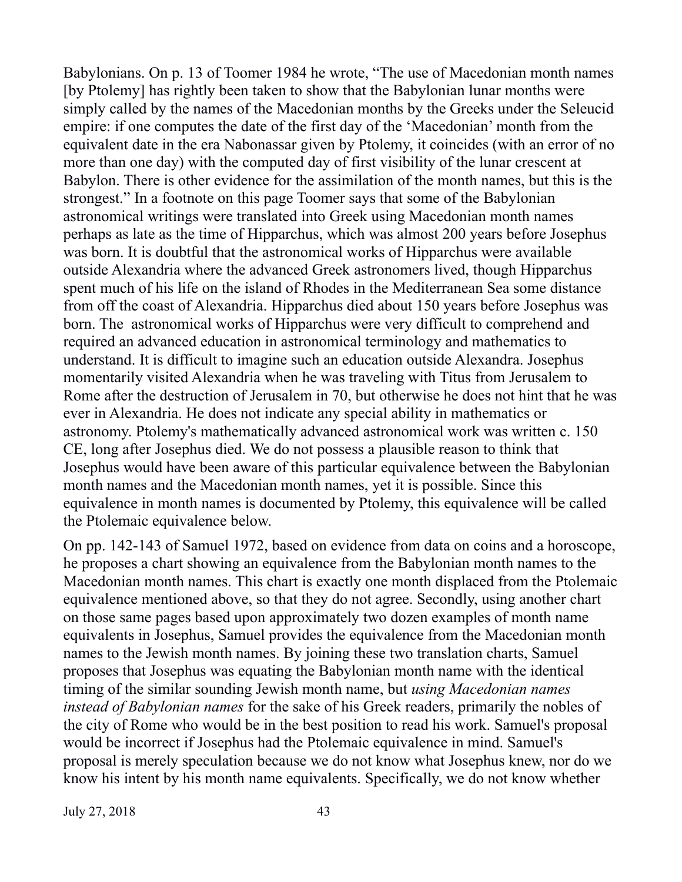Babylonians. On p. 13 of Toomer 1984 he wrote, “The use of Macedonian month names [by Ptolemy] has rightly been taken to show that the Babylonian lunar months were simply called by the names of the Macedonian months by the Greeks under the Seleucid empire: if one computes the date of the first day of the ‘Macedonian’ month from the equivalent date in the era Nabonassar given by Ptolemy, it coincides (with an error of no more than one day) with the computed day of first visibility of the lunar crescent at Babylon. There is other evidence for the assimilation of the month names, but this is the strongest.” In a footnote on this page Toomer says that some of the Babylonian astronomical writings were translated into Greek using Macedonian month names perhaps as late as the time of Hipparchus, which was almost 200 years before Josephus was born. It is doubtful that the astronomical works of Hipparchus were available outside Alexandria where the advanced Greek astronomers lived, though Hipparchus spent much of his life on the island of Rhodes in the Mediterranean Sea some distance from off the coast of Alexandria. Hipparchus died about 150 years before Josephus was born. The astronomical works of Hipparchus were very difficult to comprehend and required an advanced education in astronomical terminology and mathematics to understand. It is difficult to imagine such an education outside Alexandra. Josephus momentarily visited Alexandria when he was traveling with Titus from Jerusalem to Rome after the destruction of Jerusalem in 70, but otherwise he does not hint that he was ever in Alexandria. He does not indicate any special ability in mathematics or astronomy. Ptolemy's mathematically advanced astronomical work was written c. 150 CE, long after Josephus died. We do not possess a plausible reason to think that Josephus would have been aware of this particular equivalence between the Babylonian month names and the Macedonian month names, yet it is possible. Since this equivalence in month names is documented by Ptolemy, this equivalence will be called the Ptolemaic equivalence below.

On pp. 142-143 of Samuel 1972, based on evidence from data on coins and a horoscope, he proposes a chart showing an equivalence from the Babylonian month names to the Macedonian month names. This chart is exactly one month displaced from the Ptolemaic equivalence mentioned above, so that they do not agree. Secondly, using another chart on those same pages based upon approximately two dozen examples of month name equivalents in Josephus, Samuel provides the equivalence from the Macedonian month names to the Jewish month names. By joining these two translation charts, Samuel proposes that Josephus was equating the Babylonian month name with the identical timing of the similar sounding Jewish month name, but *using Macedonian names instead of Babylonian names* for the sake of his Greek readers, primarily the nobles of the city of Rome who would be in the best position to read his work. Samuel's proposal would be incorrect if Josephus had the Ptolemaic equivalence in mind. Samuel's proposal is merely speculation because we do not know what Josephus knew, nor do we know his intent by his month name equivalents. Specifically, we do not know whether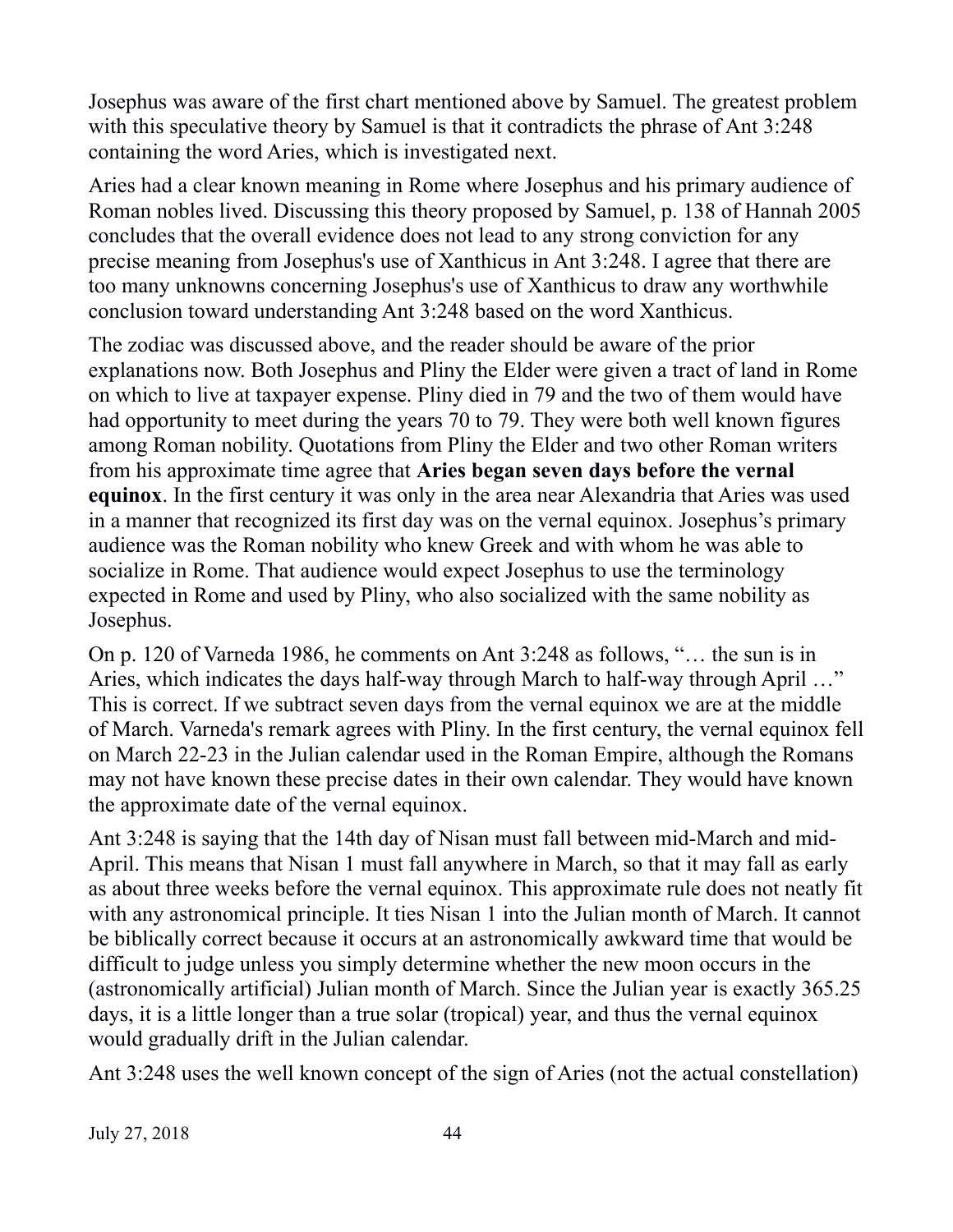Josephus was aware of the first chart mentioned above by Samuel. The greatest problem with this speculative theory by Samuel is that it contradicts the phrase of Ant 3:248 containing the word Aries, which is investigated next.

Aries had a clear known meaning in Rome where Josephus and his primary audience of Roman nobles lived. Discussing this theory proposed by Samuel, p. 138 of Hannah 2005 concludes that the overall evidence does not lead to any strong conviction for any precise meaning from Josephus's use of Xanthicus in Ant 3:248. I agree that there are too many unknowns concerning Josephus's use of Xanthicus to draw any worthwhile conclusion toward understanding Ant 3:248 based on the word Xanthicus.

The zodiac was discussed above, and the reader should be aware of the prior explanations now. Both Josephus and Pliny the Elder were given a tract of land in Rome on which to live at taxpayer expense. Pliny died in 79 and the two of them would have had opportunity to meet during the years 70 to 79. They were both well known figures among Roman nobility. Quotations from Pliny the Elder and two other Roman writers from his approximate time agree that **Aries began seven days before the vernal equinox**. In the first century it was only in the area near Alexandria that Aries was used in a manner that recognized its first day was on the vernal equinox. Josephus's primary audience was the Roman nobility who knew Greek and with whom he was able to socialize in Rome. That audience would expect Josephus to use the terminology expected in Rome and used by Pliny, who also socialized with the same nobility as Josephus.

On p. 120 of Varneda 1986, he comments on Ant 3:248 as follows, "… the sun is in Aries, which indicates the days half-way through March to half-way through April …" This is correct. If we subtract seven days from the vernal equinox we are at the middle of March. Varneda's remark agrees with Pliny. In the first century, the vernal equinox fell on March 22-23 in the Julian calendar used in the Roman Empire, although the Romans may not have known these precise dates in their own calendar. They would have known the approximate date of the vernal equinox.

Ant 3:248 is saying that the 14th day of Nisan must fall between mid-March and mid-April. This means that Nisan 1 must fall anywhere in March, so that it may fall as early as about three weeks before the vernal equinox. This approximate rule does not neatly fit with any astronomical principle. It ties Nisan 1 into the Julian month of March. It cannot be biblically correct because it occurs at an astronomically awkward time that would be difficult to judge unless you simply determine whether the new moon occurs in the (astronomically artificial) Julian month of March. Since the Julian year is exactly 365.25 days, it is a little longer than a true solar (tropical) year, and thus the vernal equinox would gradually drift in the Julian calendar.

Ant 3:248 uses the well known concept of the sign of Aries (not the actual constellation)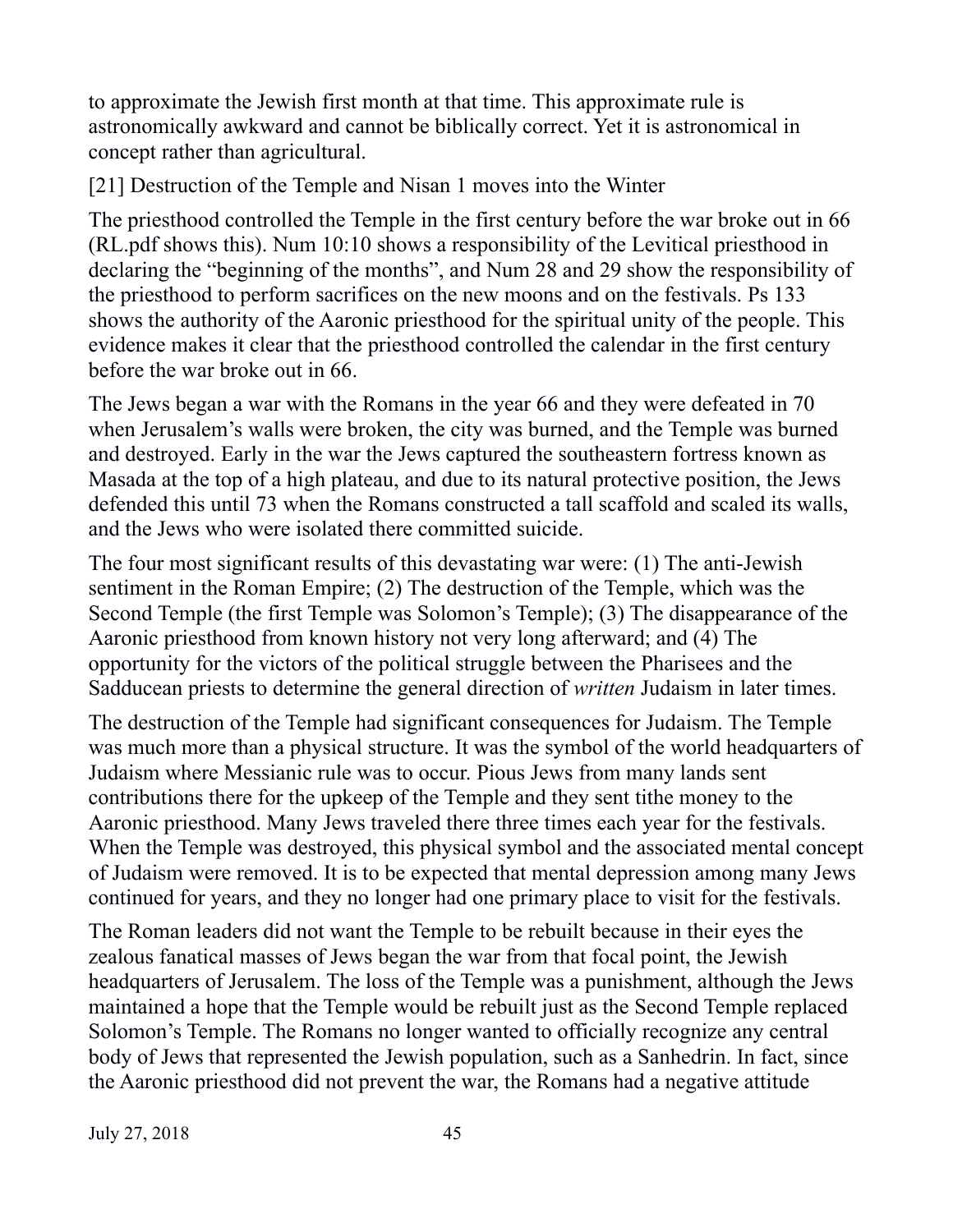to approximate the Jewish first month at that time. This approximate rule is astronomically awkward and cannot be biblically correct. Yet it is astronomical in concept rather than agricultural.

## [21] Destruction of the Temple and Nisan 1 moves into the Winter

The priesthood controlled the Temple in the first century before the war broke out in 66 (RL.pdf shows this). Num 10:10 shows a responsibility of the Levitical priesthood in declaring the "beginning of the months", and Num 28 and 29 show the responsibility of the priesthood to perform sacrifices on the new moons and on the festivals. Ps 133 shows the authority of the Aaronic priesthood for the spiritual unity of the people. This evidence makes it clear that the priesthood controlled the calendar in the first century before the war broke out in 66.

The Jews began a war with the Romans in the year 66 and they were defeated in 70 when Jerusalem's walls were broken, the city was burned, and the Temple was burned and destroyed. Early in the war the Jews captured the southeastern fortress known as Masada at the top of a high plateau, and due to its natural protective position, the Jews defended this until 73 when the Romans constructed a tall scaffold and scaled its walls, and the Jews who were isolated there committed suicide.

The four most significant results of this devastating war were: (1) The anti-Jewish sentiment in the Roman Empire; (2) The destruction of the Temple, which was the Second Temple (the first Temple was Solomon's Temple); (3) The disappearance of the Aaronic priesthood from known history not very long afterward; and (4) The opportunity for the victors of the political struggle between the Pharisees and the Sadducean priests to determine the general direction of *written* Judaism in later times.

The destruction of the Temple had significant consequences for Judaism. The Temple was much more than a physical structure. It was the symbol of the world headquarters of Judaism where Messianic rule was to occur. Pious Jews from many lands sent contributions there for the upkeep of the Temple and they sent tithe money to the Aaronic priesthood. Many Jews traveled there three times each year for the festivals. When the Temple was destroyed, this physical symbol and the associated mental concept of Judaism were removed. It is to be expected that mental depression among many Jews continued for years, and they no longer had one primary place to visit for the festivals.

The Roman leaders did not want the Temple to be rebuilt because in their eyes the zealous fanatical masses of Jews began the war from that focal point, the Jewish headquarters of Jerusalem. The loss of the Temple was a punishment, although the Jews maintained a hope that the Temple would be rebuilt just as the Second Temple replaced Solomon's Temple. The Romans no longer wanted to officially recognize any central body of Jews that represented the Jewish population, such as a Sanhedrin. In fact, since the Aaronic priesthood did not prevent the war, the Romans had a negative attitude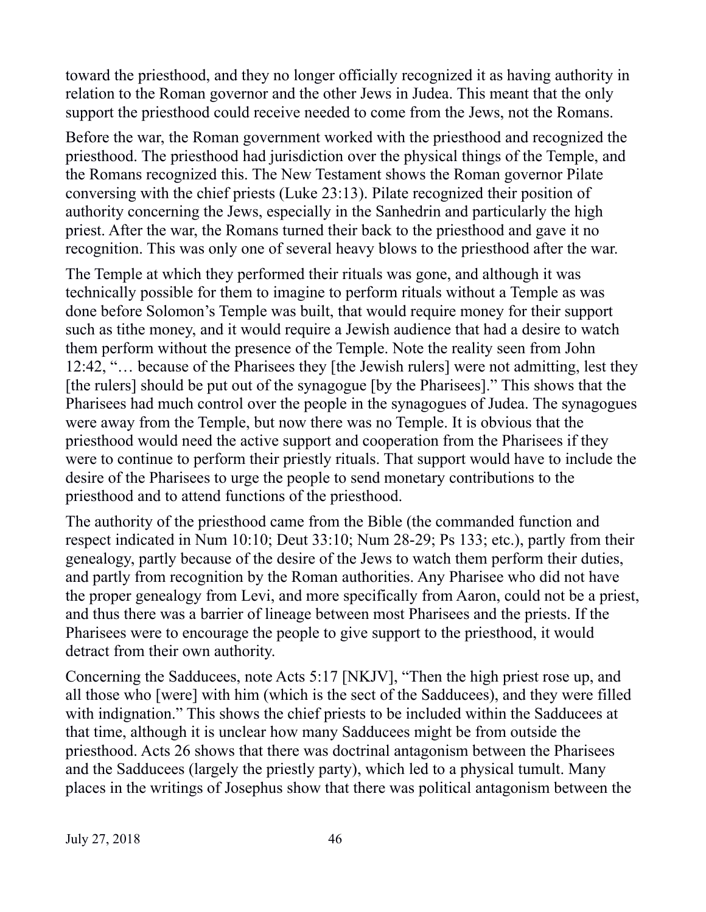toward the priesthood, and they no longer officially recognized it as having authority in relation to the Roman governor and the other Jews in Judea. This meant that the only support the priesthood could receive needed to come from the Jews, not the Romans.

Before the war, the Roman government worked with the priesthood and recognized the priesthood. The priesthood had jurisdiction over the physical things of the Temple, and the Romans recognized this. The New Testament shows the Roman governor Pilate conversing with the chief priests (Luke 23:13). Pilate recognized their position of authority concerning the Jews, especially in the Sanhedrin and particularly the high priest. After the war, the Romans turned their back to the priesthood and gave it no recognition. This was only one of several heavy blows to the priesthood after the war.

The Temple at which they performed their rituals was gone, and although it was technically possible for them to imagine to perform rituals without a Temple as was done before Solomon's Temple was built, that would require money for their support such as tithe money, and it would require a Jewish audience that had a desire to watch them perform without the presence of the Temple. Note the reality seen from John 12:42, "… because of the Pharisees they [the Jewish rulers] were not admitting, lest they [the rulers] should be put out of the synagogue [by the Pharisees]." This shows that the Pharisees had much control over the people in the synagogues of Judea. The synagogues were away from the Temple, but now there was no Temple. It is obvious that the priesthood would need the active support and cooperation from the Pharisees if they were to continue to perform their priestly rituals. That support would have to include the desire of the Pharisees to urge the people to send monetary contributions to the priesthood and to attend functions of the priesthood.

The authority of the priesthood came from the Bible (the commanded function and respect indicated in Num 10:10; Deut 33:10; Num 28-29; Ps 133; etc.), partly from their genealogy, partly because of the desire of the Jews to watch them perform their duties, and partly from recognition by the Roman authorities. Any Pharisee who did not have the proper genealogy from Levi, and more specifically from Aaron, could not be a priest, and thus there was a barrier of lineage between most Pharisees and the priests. If the Pharisees were to encourage the people to give support to the priesthood, it would detract from their own authority.

Concerning the Sadducees, note Acts 5:17 [NKJV], "Then the high priest rose up, and all those who [were] with him (which is the sect of the Sadducees), and they were filled with indignation." This shows the chief priests to be included within the Sadducees at that time, although it is unclear how many Sadducees might be from outside the priesthood. Acts 26 shows that there was doctrinal antagonism between the Pharisees and the Sadducees (largely the priestly party), which led to a physical tumult. Many places in the writings of Josephus show that there was political antagonism between the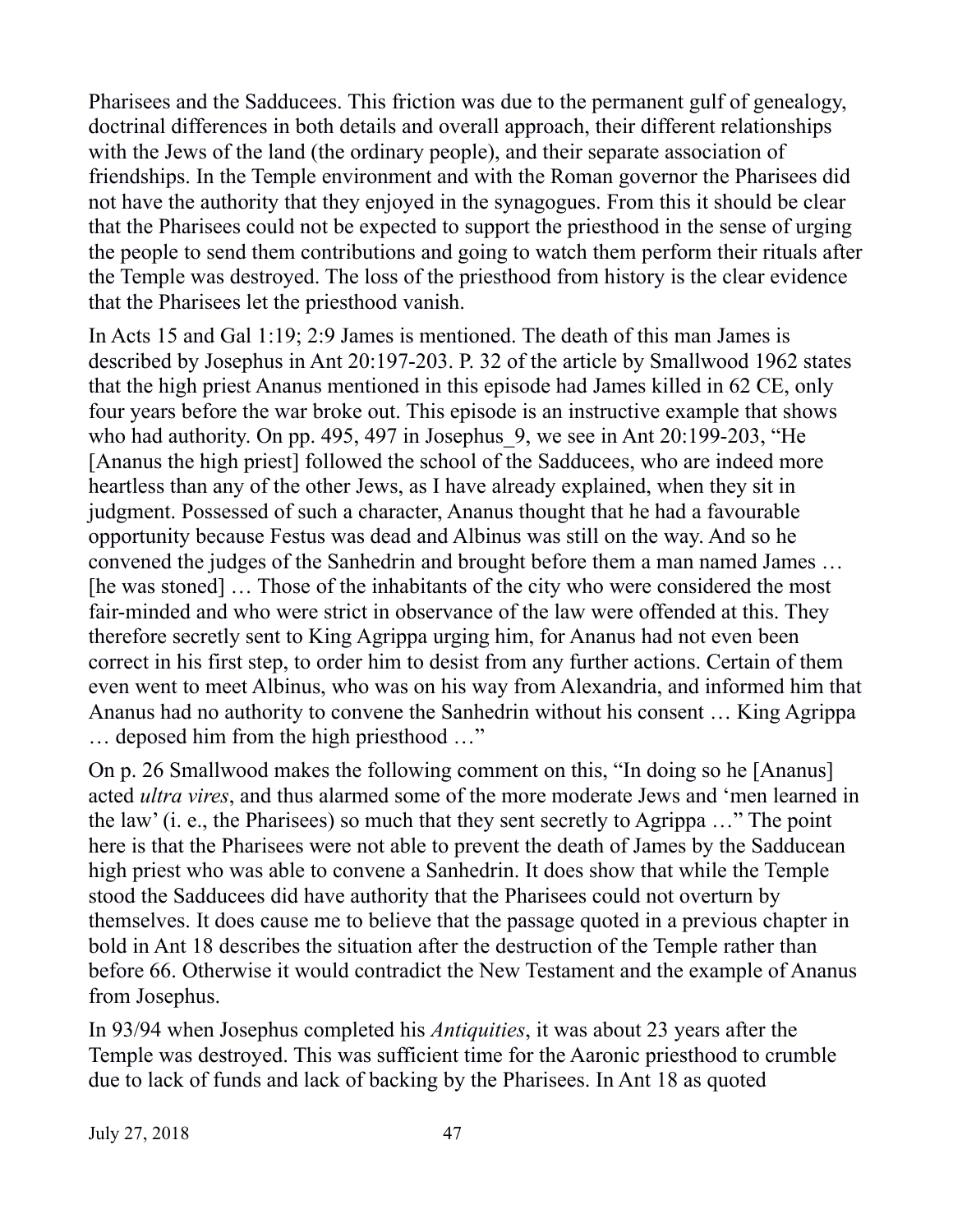Pharisees and the Sadducees. This friction was due to the permanent gulf of genealogy, doctrinal differences in both details and overall approach, their different relationships with the Jews of the land (the ordinary people), and their separate association of friendships. In the Temple environment and with the Roman governor the Pharisees did not have the authority that they enjoyed in the synagogues. From this it should be clear that the Pharisees could not be expected to support the priesthood in the sense of urging the people to send them contributions and going to watch them perform their rituals after the Temple was destroyed. The loss of the priesthood from history is the clear evidence that the Pharisees let the priesthood vanish.

In Acts 15 and Gal 1:19; 2:9 James is mentioned. The death of this man James is described by Josephus in Ant 20:197-203. P. 32 of the article by Smallwood 1962 states that the high priest Ananus mentioned in this episode had James killed in 62 CE, only four years before the war broke out. This episode is an instructive example that shows who had authority. On pp. 495, 497 in Josephus_9, we see in Ant 20:199-203, "He [Ananus the high priest] followed the school of the Sadducees, who are indeed more heartless than any of the other Jews, as I have already explained, when they sit in judgment. Possessed of such a character, Ananus thought that he had a favourable opportunity because Festus was dead and Albinus was still on the way. And so he convened the judges of the Sanhedrin and brought before them a man named James … [he was stoned] … Those of the inhabitants of the city who were considered the most fair-minded and who were strict in observance of the law were offended at this. They therefore secretly sent to King Agrippa urging him, for Ananus had not even been correct in his first step, to order him to desist from any further actions. Certain of them even went to meet Albinus, who was on his way from Alexandria, and informed him that Ananus had no authority to convene the Sanhedrin without his consent … King Agrippa … deposed him from the high priesthood …"

On p. 26 Smallwood makes the following comment on this, "In doing so he [Ananus] acted *ultra vires*, and thus alarmed some of the more moderate Jews and 'men learned in the law' (i. e., the Pharisees) so much that they sent secretly to Agrippa …" The point here is that the Pharisees were not able to prevent the death of James by the Sadducean high priest who was able to convene a Sanhedrin. It does show that while the Temple stood the Sadducees did have authority that the Pharisees could not overturn by themselves. It does cause me to believe that the passage quoted in a previous chapter in bold in Ant 18 describes the situation after the destruction of the Temple rather than before 66. Otherwise it would contradict the New Testament and the example of Ananus from Josephus.

In 93/94 when Josephus completed his *Antiquities*, it was about 23 years after the Temple was destroyed. This was sufficient time for the Aaronic priesthood to crumble due to lack of funds and lack of backing by the Pharisees. In Ant 18 as quoted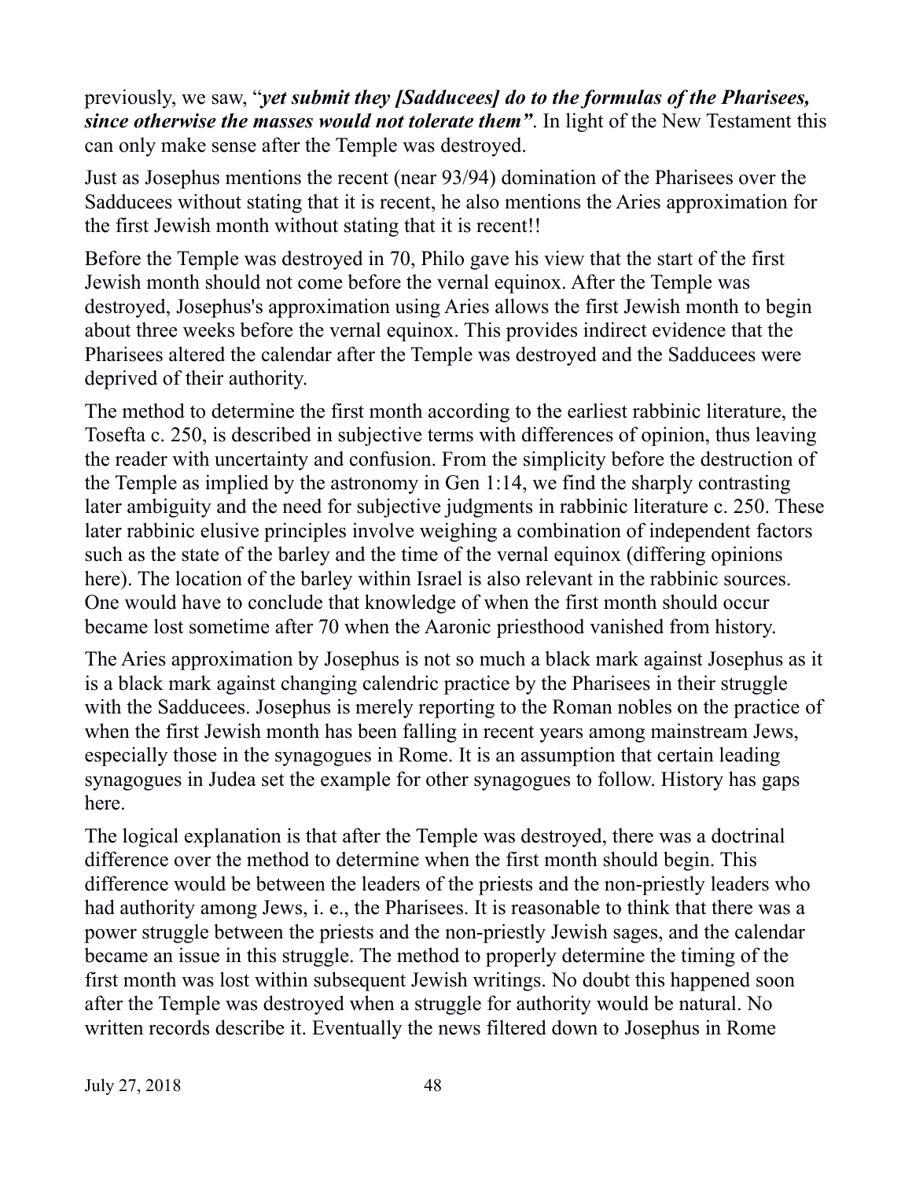previously, we saw, "***yet submit they [Sadducees] do to the formulas of the Pharisees, since otherwise the masses would not tolerate them***". In light of the New Testament this can only make sense after the Temple was destroyed.

Just as Josephus mentions the recent (near 93/94) domination of the Pharisees over the Sadducees without stating that it is recent, he also mentions the Aries approximation for the first Jewish month without stating that it is recent!!

Before the Temple was destroyed in 70, Philo gave his view that the start of the first Jewish month should not come before the vernal equinox. After the Temple was destroyed, Josephus's approximation using Aries allows the first Jewish month to begin about three weeks before the vernal equinox. This provides indirect evidence that the Pharisees altered the calendar after the Temple was destroyed and the Sadducees were deprived of their authority.

The method to determine the first month according to the earliest rabbinic literature, the Tosefta c. 250, is described in subjective terms with differences of opinion, thus leaving the reader with uncertainty and confusion. From the simplicity before the destruction of the Temple as implied by the astronomy in Gen 1:14, we find the sharply contrasting later ambiguity and the need for subjective judgments in rabbinic literature c. 250. These later rabbinic elusive principles involve weighing a combination of independent factors such as the state of the barley and the time of the vernal equinox (differing opinions here). The location of the barley within Israel is also relevant in the rabbinic sources. One would have to conclude that knowledge of when the first month should occur became lost sometime after 70 when the Aaronic priesthood vanished from history.

The Aries approximation by Josephus is not so much a black mark against Josephus as it is a black mark against changing calendric practice by the Pharisees in their struggle with the Sadducees. Josephus is merely reporting to the Roman nobles on the practice of when the first Jewish month has been falling in recent years among mainstream Jews, especially those in the synagogues in Rome. It is an assumption that certain leading synagogues in Judea set the example for other synagogues to follow. History has gaps here.

The logical explanation is that after the Temple was destroyed, there was a doctrinal difference over the method to determine when the first month should begin. This difference would be between the leaders of the priests and the non-priestly leaders who had authority among Jews, i. e., the Pharisees. It is reasonable to think that there was a power struggle between the priests and the non-priestly Jewish sages, and the calendar became an issue in this struggle. The method to properly determine the timing of the first month was lost within subsequent Jewish writings. No doubt this happened soon after the Temple was destroyed when a struggle for authority would be natural. No written records describe it. Eventually the news filtered down to Josephus in Rome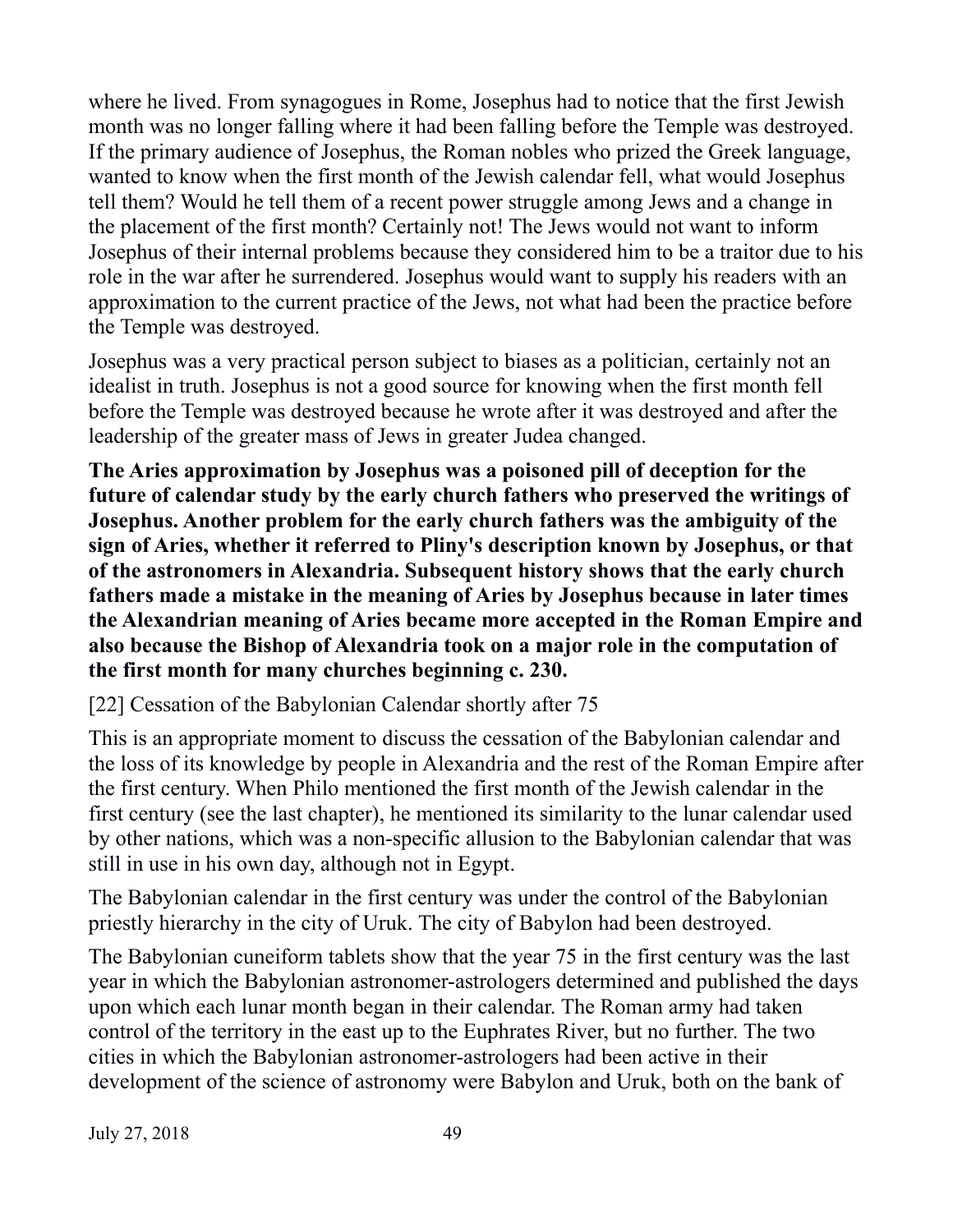where he lived. From synagogues in Rome, Josephus had to notice that the first Jewish month was no longer falling where it had been falling before the Temple was destroyed. If the primary audience of Josephus, the Roman nobles who prized the Greek language, wanted to know when the first month of the Jewish calendar fell, what would Josephus tell them? Would he tell them of a recent power struggle among Jews and a change in the placement of the first month? Certainly not! The Jews would not want to inform Josephus of their internal problems because they considered him to be a traitor due to his role in the war after he surrendered. Josephus would want to supply his readers with an approximation to the current practice of the Jews, not what had been the practice before the Temple was destroyed.

Josephus was a very practical person subject to biases as a politician, certainly not an idealist in truth. Josephus is not a good source for knowing when the first month fell before the Temple was destroyed because he wrote after it was destroyed and after the leadership of the greater mass of Jews in greater Judea changed.

**The Aries approximation by Josephus was a poisoned pill of deception for the future of calendar study by the early church fathers who preserved the writings of Josephus. Another problem for the early church fathers was the ambiguity of the sign of Aries, whether it referred to Pliny's description known by Josephus, or that of the astronomers in Alexandria. Subsequent history shows that the early church fathers made a mistake in the meaning of Aries by Josephus because in later times the Alexandrian meaning of Aries became more accepted in the Roman Empire and also because the Bishop of Alexandria took on a major role in the computation of the first month for many churches beginning c. 230.**

## [22] Cessation of the Babylonian Calendar shortly after 75

This is an appropriate moment to discuss the cessation of the Babylonian calendar and the loss of its knowledge by people in Alexandria and the rest of the Roman Empire after the first century. When Philo mentioned the first month of the Jewish calendar in the first century (see the last chapter), he mentioned its similarity to the lunar calendar used by other nations, which was a non-specific allusion to the Babylonian calendar that was still in use in his own day, although not in Egypt.

The Babylonian calendar in the first century was under the control of the Babylonian priestly hierarchy in the city of Uruk. The city of Babylon had been destroyed.

The Babylonian cuneiform tablets show that the year 75 in the first century was the last year in which the Babylonian astronomer-astrologers determined and published the days upon which each lunar month began in their calendar. The Roman army had taken control of the territory in the east up to the Euphrates River, but no further. The two cities in which the Babylonian astronomer-astrologers had been active in their development of the science of astronomy were Babylon and Uruk, both on the bank of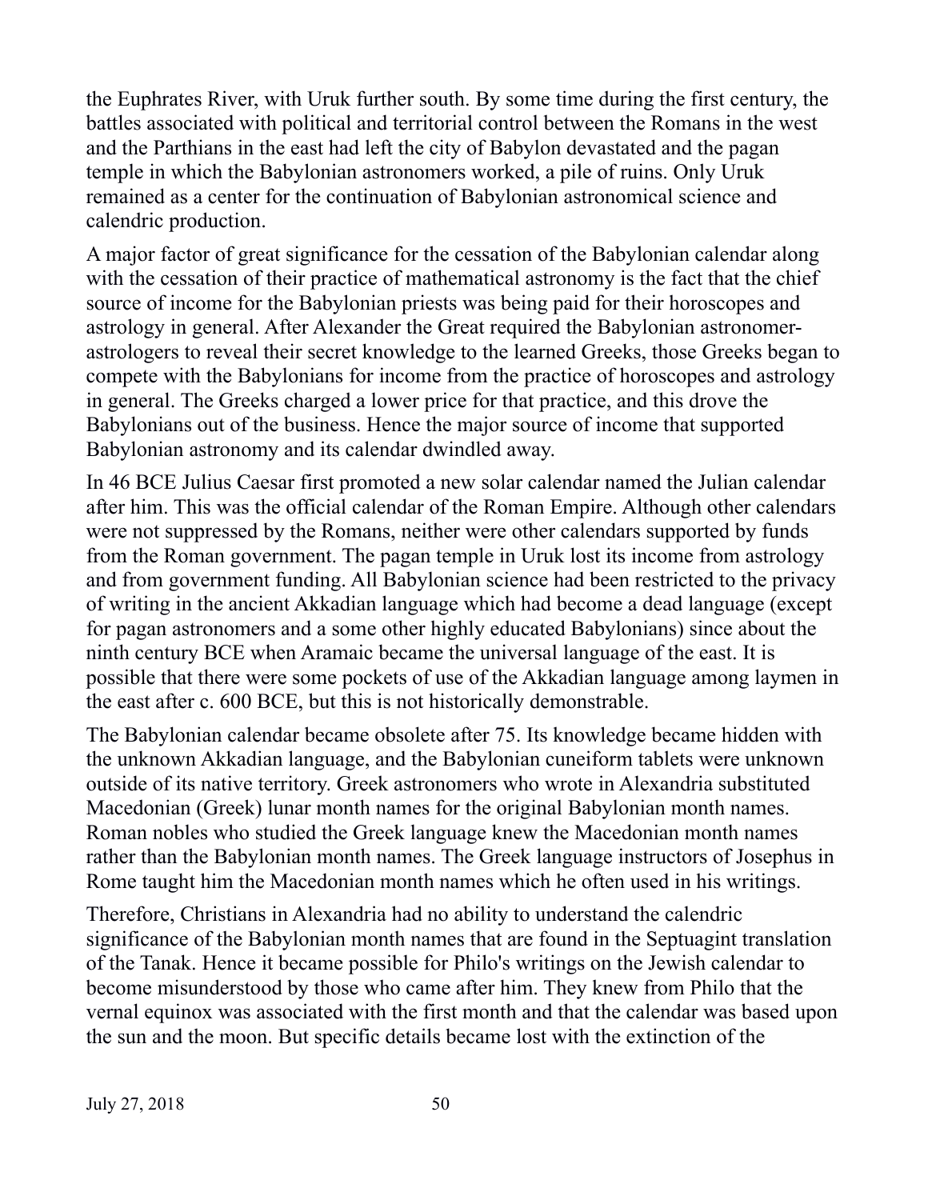the Euphrates River, with Uruk further south. By some time during the first century, the battles associated with political and territorial control between the Romans in the west and the Parthians in the east had left the city of Babylon devastated and the pagan temple in which the Babylonian astronomers worked, a pile of ruins. Only Uruk remained as a center for the continuation of Babylonian astronomical science and calendric production.

A major factor of great significance for the cessation of the Babylonian calendar along with the cessation of their practice of mathematical astronomy is the fact that the chief source of income for the Babylonian priests was being paid for their horoscopes and astrology in general. After Alexander the Great required the Babylonian astronomer-astrologers to reveal their secret knowledge to the learned Greeks, those Greeks began to compete with the Babylonians for income from the practice of horoscopes and astrology in general. The Greeks charged a lower price for that practice, and this drove the Babylonians out of the business. Hence the major source of income that supported Babylonian astronomy and its calendar dwindled away.

In 46 BCE Julius Caesar first promoted a new solar calendar named the Julian calendar after him. This was the official calendar of the Roman Empire. Although other calendars were not suppressed by the Romans, neither were other calendars supported by funds from the Roman government. The pagan temple in Uruk lost its income from astrology and from government funding. All Babylonian science had been restricted to the privacy of writing in the ancient Akkadian language which had become a dead language (except for pagan astronomers and a some other highly educated Babylonians) since about the ninth century BCE when Aramaic became the universal language of the east. It is possible that there were some pockets of use of the Akkadian language among laymen in the east after c. 600 BCE, but this is not historically demonstrable.

The Babylonian calendar became obsolete after 75. Its knowledge became hidden with the unknown Akkadian language, and the Babylonian cuneiform tablets were unknown outside of its native territory. Greek astronomers who wrote in Alexandria substituted Macedonian (Greek) lunar month names for the original Babylonian month names. Roman nobles who studied the Greek language knew the Macedonian month names rather than the Babylonian month names. The Greek language instructors of Josephus in Rome taught him the Macedonian month names which he often used in his writings.

Therefore, Christians in Alexandria had no ability to understand the calendric significance of the Babylonian month names that are found in the Septuagint translation of the Tanak. Hence it became possible for Philo's writings on the Jewish calendar to become misunderstood by those who came after him. They knew from Philo that the vernal equinox was associated with the first month and that the calendar was based upon the sun and the moon. But specific details became lost with the extinction of the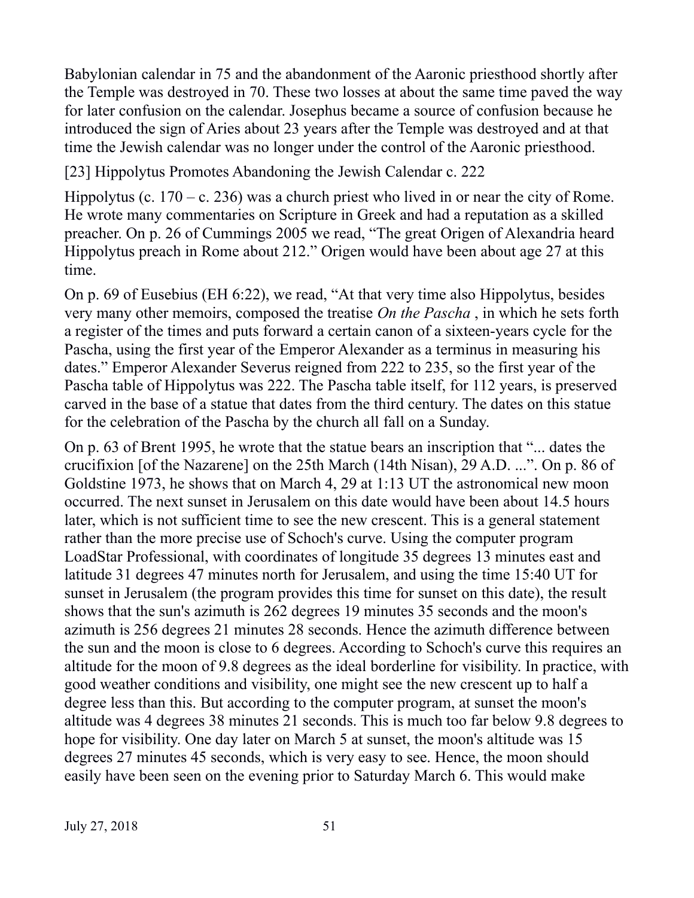Babylonian calendar in 75 and the abandonment of the Aaronic priesthood shortly after the Temple was destroyed in 70. These two losses at about the same time paved the way for later confusion on the calendar. Josephus became a source of confusion because he introduced the sign of Aries about 23 years after the Temple was destroyed and at that time the Jewish calendar was no longer under the control of the Aaronic priesthood.

## [23] Hippolytus Promotes Abandoning the Jewish Calendar c. 222

Hippolytus (c. 170 – c. 236) was a church priest who lived in or near the city of Rome. He wrote many commentaries on Scripture in Greek and had a reputation as a skilled preacher. On p. 26 of Cummings 2005 we read, “The great Origen of Alexandria heard Hippolytus preach in Rome about 212.” Origen would have been about age 27 at this time.

On p. 69 of Eusebius (EH 6:22), we read, “At that very time also Hippolytus, besides very many other memoirs, composed the treatise *On the Pascha* , in which he sets forth a register of the times and puts forward a certain canon of a sixteen-years cycle for the Pascha, using the first year of the Emperor Alexander as a terminus in measuring his dates.” Emperor Alexander Severus reigned from 222 to 235, so the first year of the Pascha table of Hippolytus was 222. The Pascha table itself, for 112 years, is preserved carved in the base of a statue that dates from the third century. The dates on this statue for the celebration of the Pascha by the church all fall on a Sunday.

On p. 63 of Brent 1995, he wrote that the statue bears an inscription that “... dates the crucifixion [of the Nazarene] on the 25th March (14th Nisan), 29 A.D. ...”. On p. 86 of Goldstine 1973, he shows that on March 4, 29 at 1:13 UT the astronomical new moon occurred. The next sunset in Jerusalem on this date would have been about 14.5 hours later, which is not sufficient time to see the new crescent. This is a general statement rather than the more precise use of Schoch's curve. Using the computer program LoadStar Professional, with coordinates of longitude 35 degrees 13 minutes east and latitude 31 degrees 47 minutes north for Jerusalem, and using the time 15:40 UT for sunset in Jerusalem (the program provides this time for sunset on this date), the result shows that the sun's azimuth is 262 degrees 19 minutes 35 seconds and the moon's azimuth is 256 degrees 21 minutes 28 seconds. Hence the azimuth difference between the sun and the moon is close to 6 degrees. According to Schoch's curve this requires an altitude for the moon of 9.8 degrees as the ideal borderline for visibility. In practice, with good weather conditions and visibility, one might see the new crescent up to half a degree less than this. But according to the computer program, at sunset the moon's altitude was 4 degrees 38 minutes 21 seconds. This is much too far below 9.8 degrees to hope for visibility. One day later on March 5 at sunset, the moon's altitude was 15 degrees 27 minutes 45 seconds, which is very easy to see. Hence, the moon should easily have been seen on the evening prior to Saturday March 6. This would make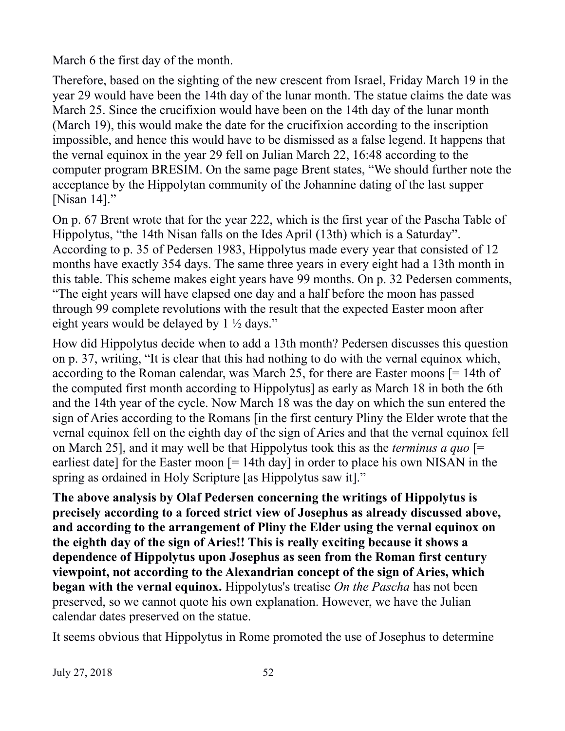March 6 the first day of the month.

Therefore, based on the sighting of the new crescent from Israel, Friday March 19 in the year 29 would have been the 14th day of the lunar month. The statue claims the date was March 25. Since the crucifixion would have been on the 14th day of the lunar month (March 19), this would make the date for the crucifixion according to the inscription impossible, and hence this would have to be dismissed as a false legend. It happens that the vernal equinox in the year 29 fell on Julian March 22, 16:48 according to the computer program BRESIM. On the same page Brent states, "We should further note the acceptance by the Hippolytan community of the Johannine dating of the last supper [Nisan 14]."

On p. 67 Brent wrote that for the year 222, which is the first year of the Pascha Table of Hippolytus, "the 14th Nisan falls on the Ides April (13th) which is a Saturday". According to p. 35 of Pedersen 1983, Hippolytus made every year that consisted of 12 months have exactly 354 days. The same three years in every eight had a 13th month in this table. This scheme makes eight years have 99 months. On p. 32 Pedersen comments, "The eight years will have elapsed one day and a half before the moon has passed through 99 complete revolutions with the result that the expected Easter moon after eight years would be delayed by 1 ½ days."

How did Hippolytus decide when to add a 13th month? Pedersen discusses this question on p. 37, writing, "It is clear that this had nothing to do with the vernal equinox which, according to the Roman calendar, was March 25, for there are Easter moons [= 14th of the computed first month according to Hippolytus] as early as March 18 in both the 6th and the 14th year of the cycle. Now March 18 was the day on which the sun entered the sign of Aries according to the Romans [in the first century Pliny the Elder wrote that the vernal equinox fell on the eighth day of the sign of Aries and that the vernal equinox fell on March 25], and it may well be that Hippolytus took this as the *terminus a quo* [= earliest date] for the Easter moon [= 14th day] in order to place his own NISAN in the spring as ordained in Holy Scripture [as Hippolytus saw it]."

**The above analysis by Olaf Pedersen concerning the writings of Hippolytus is precisely according to a forced strict view of Josephus as already discussed above, and according to the arrangement of Pliny the Elder using the vernal equinox on the eighth day of the sign of Aries!! This is really exciting because it shows a dependence of Hippolytus upon Josephus as seen from the Roman first century viewpoint, not according to the Alexandrian concept of the sign of Aries, which began with the vernal equinox.** Hippolytus's treatise *On the Pascha* has not been preserved, so we cannot quote his own explanation. However, we have the Julian calendar dates preserved on the statue.

It seems obvious that Hippolytus in Rome promoted the use of Josephus to determine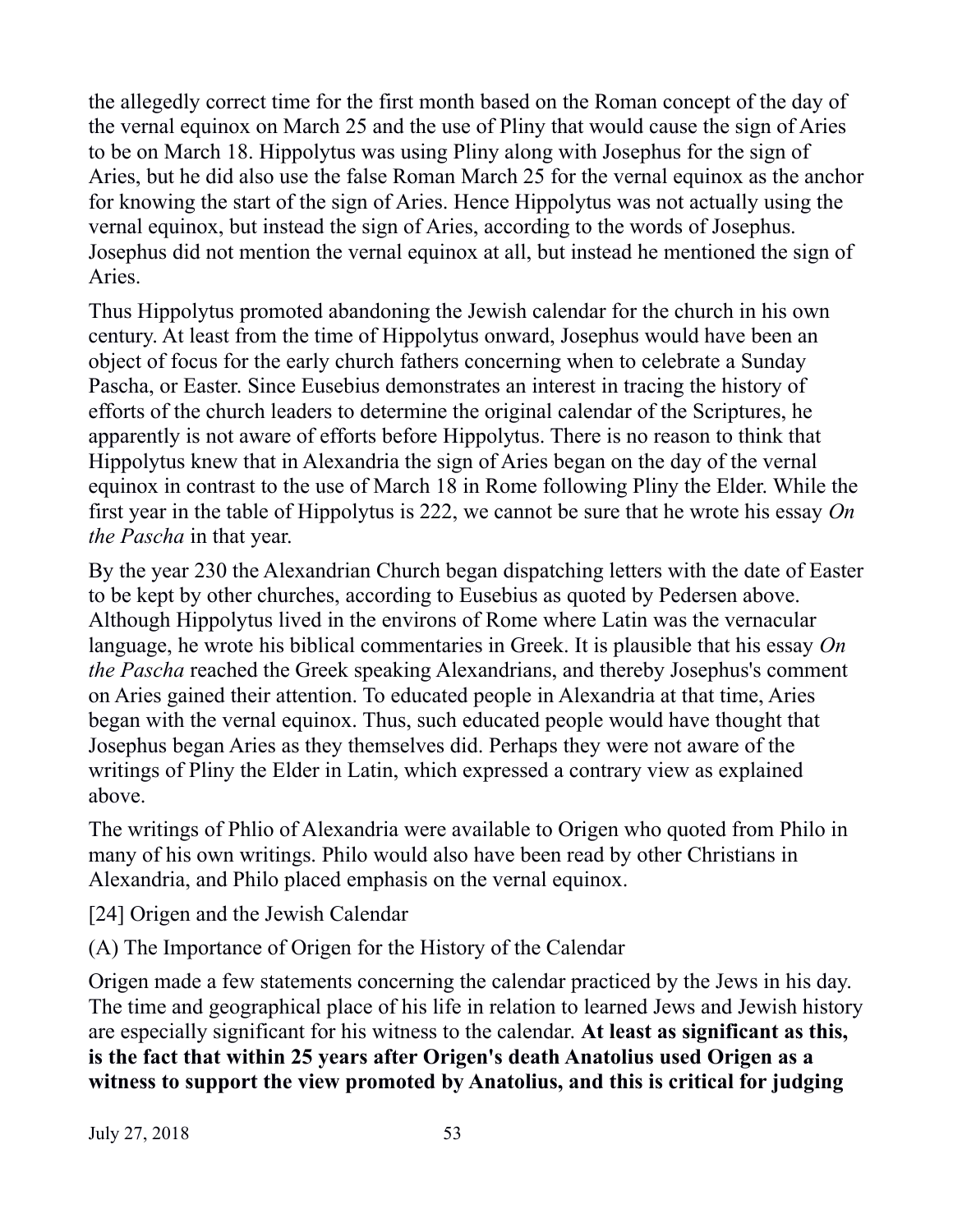the allegedly correct time for the first month based on the Roman concept of the day of the vernal equinox on March 25 and the use of Pliny that would cause the sign of Aries to be on March 18. Hippolytus was using Pliny along with Josephus for the sign of Aries, but he did also use the false Roman March 25 for the vernal equinox as the anchor for knowing the start of the sign of Aries. Hence Hippolytus was not actually using the vernal equinox, but instead the sign of Aries, according to the words of Josephus. Josephus did not mention the vernal equinox at all, but instead he mentioned the sign of Aries.

Thus Hippolytus promoted abandoning the Jewish calendar for the church in his own century. At least from the time of Hippolytus onward, Josephus would have been an object of focus for the early church fathers concerning when to celebrate a Sunday Pascha, or Easter. Since Eusebius demonstrates an interest in tracing the history of efforts of the church leaders to determine the original calendar of the Scriptures, he apparently is not aware of efforts before Hippolytus. There is no reason to think that Hippolytus knew that in Alexandria the sign of Aries began on the day of the vernal equinox in contrast to the use of March 18 in Rome following Pliny the Elder. While the first year in the table of Hippolytus is 222, we cannot be sure that he wrote his essay *On the Pascha* in that year.

By the year 230 the Alexandrian Church began dispatching letters with the date of Easter to be kept by other churches, according to Eusebius as quoted by Pedersen above. Although Hippolytus lived in the environs of Rome where Latin was the vernacular language, he wrote his biblical commentaries in Greek. It is plausible that his essay *On the Pascha* reached the Greek speaking Alexandrians, and thereby Josephus's comment on Aries gained their attention. To educated people in Alexandria at that time, Aries began with the vernal equinox. Thus, such educated people would have thought that Josephus began Aries as they themselves did. Perhaps they were not aware of the writings of Pliny the Elder in Latin, which expressed a contrary view as explained above.

The writings of Phlio of Alexandria were available to Origen who quoted from Philo in many of his own writings. Philo would also have been read by other Christians in Alexandria, and Philo placed emphasis on the vernal equinox.

## [24] Origen and the Jewish Calendar

### (A) The Importance of Origen for the History of the Calendar

Origen made a few statements concerning the calendar practiced by the Jews in his day. The time and geographical place of his life in relation to learned Jews and Jewish history are especially significant for his witness to the calendar. **At least as significant as this, is the fact that within 25 years after Origen's death Anatolius used Origen as a witness to support the view promoted by Anatolius, and this is critical for judging**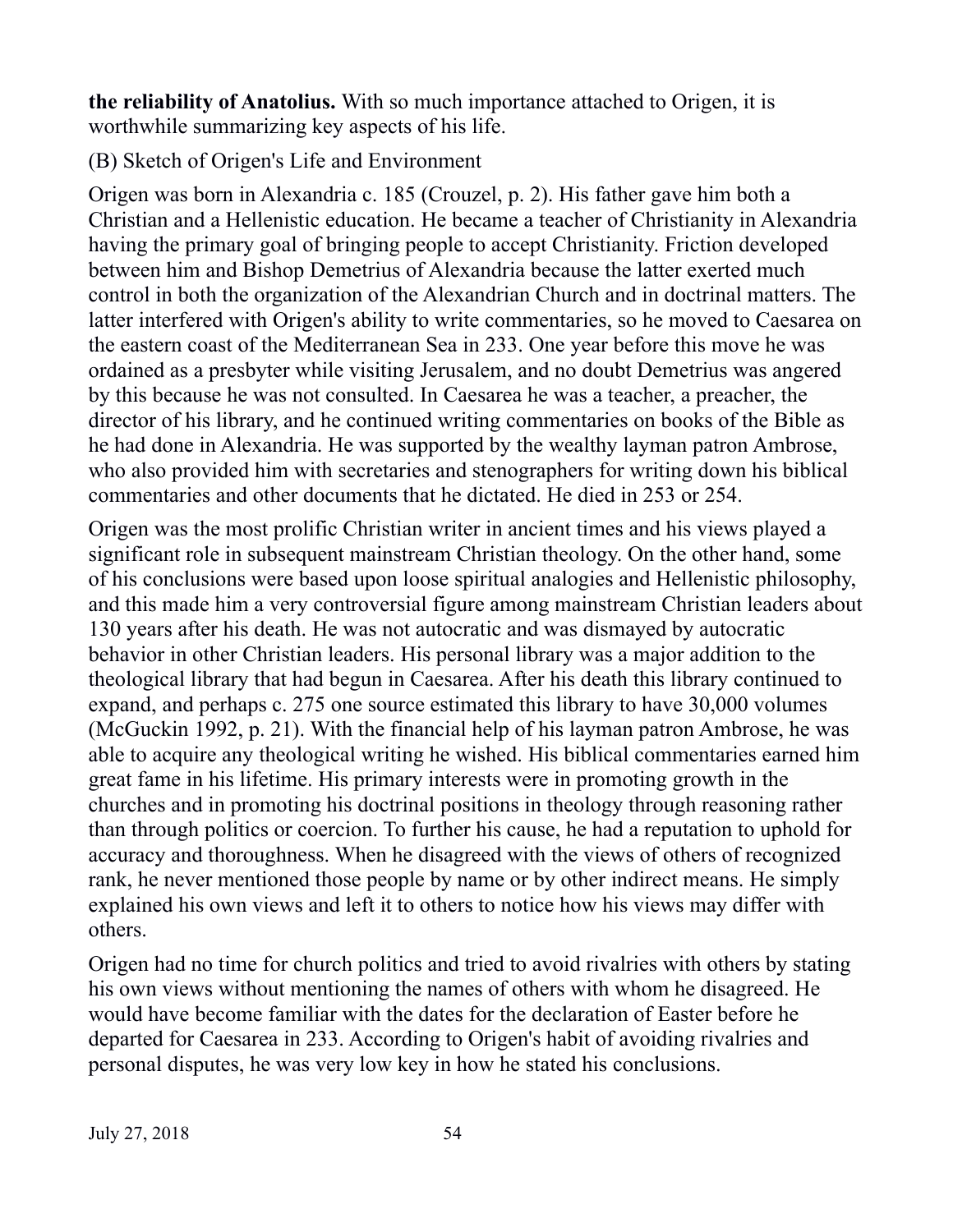**the reliability of Anatolius.** With so much importance attached to Origen, it is worthwhile summarizing key aspects of his life.

(B) Sketch of Origen's Life and Environment

Origen was born in Alexandria c. 185 (Crouzel, p. 2). His father gave him both a Christian and a Hellenistic education. He became a teacher of Christianity in Alexandria having the primary goal of bringing people to accept Christianity. Friction developed between him and Bishop Demetrius of Alexandria because the latter exerted much control in both the organization of the Alexandrian Church and in doctrinal matters. The latter interfered with Origen's ability to write commentaries, so he moved to Caesarea on the eastern coast of the Mediterranean Sea in 233. One year before this move he was ordained as a presbyter while visiting Jerusalem, and no doubt Demetrius was angered by this because he was not consulted. In Caesarea he was a teacher, a preacher, the director of his library, and he continued writing commentaries on books of the Bible as he had done in Alexandria. He was supported by the wealthy layman patron Ambrose, who also provided him with secretaries and stenographers for writing down his biblical commentaries and other documents that he dictated. He died in 253 or 254.

Origen was the most prolific Christian writer in ancient times and his views played a significant role in subsequent mainstream Christian theology. On the other hand, some of his conclusions were based upon loose spiritual analogies and Hellenistic philosophy, and this made him a very controversial figure among mainstream Christian leaders about 130 years after his death. He was not autocratic and was dismayed by autocratic behavior in other Christian leaders. His personal library was a major addition to the theological library that had begun in Caesarea. After his death this library continued to expand, and perhaps c. 275 one source estimated this library to have 30,000 volumes (McGuckin 1992, p. 21). With the financial help of his layman patron Ambrose, he was able to acquire any theological writing he wished. His biblical commentaries earned him great fame in his lifetime. His primary interests were in promoting growth in the churches and in promoting his doctrinal positions in theology through reasoning rather than through politics or coercion. To further his cause, he had a reputation to uphold for accuracy and thoroughness. When he disagreed with the views of others of recognized rank, he never mentioned those people by name or by other indirect means. He simply explained his own views and left it to others to notice how his views may differ with others.

Origen had no time for church politics and tried to avoid rivalries with others by stating his own views without mentioning the names of others with whom he disagreed. He would have become familiar with the dates for the declaration of Easter before he departed for Caesarea in 233. According to Origen's habit of avoiding rivalries and personal disputes, he was very low key in how he stated his conclusions.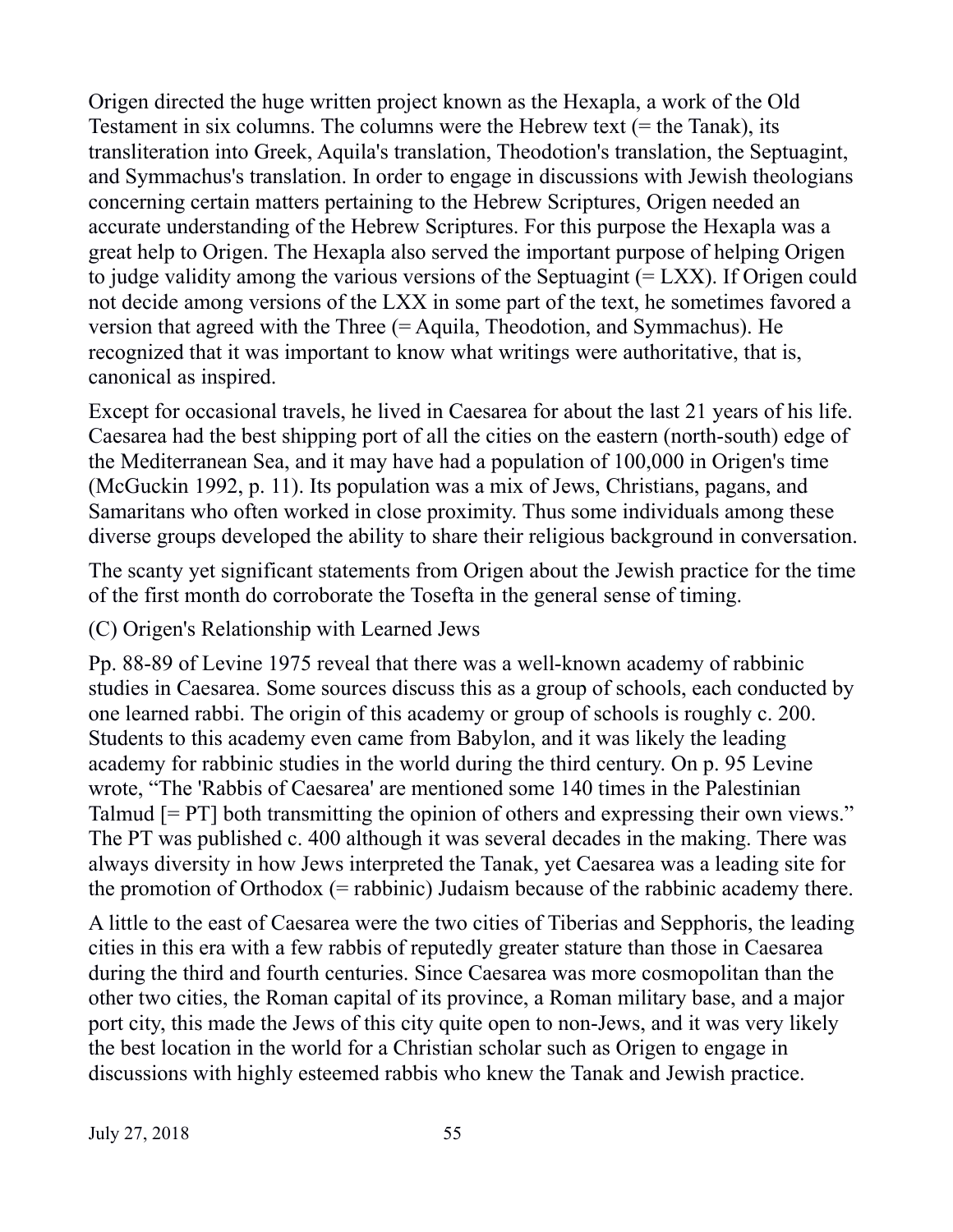Origen directed the huge written project known as the Hexapla, a work of the Old Testament in six columns. The columns were the Hebrew text (= the Tanak), its transliteration into Greek, Aquila's translation, Theodotion's translation, the Septuagint, and Symmachus's translation. In order to engage in discussions with Jewish theologians concerning certain matters pertaining to the Hebrew Scriptures, Origen needed an accurate understanding of the Hebrew Scriptures. For this purpose the Hexapla was a great help to Origen. The Hexapla also served the important purpose of helping Origen to judge validity among the various versions of the Septuagint (= LXX). If Origen could not decide among versions of the LXX in some part of the text, he sometimes favored a version that agreed with the Three (= Aquila, Theodotion, and Symmachus). He recognized that it was important to know what writings were authoritative, that is, canonical as inspired.

Except for occasional travels, he lived in Caesarea for about the last 21 years of his life. Caesarea had the best shipping port of all the cities on the eastern (north-south) edge of the Mediterranean Sea, and it may have had a population of 100,000 in Origen's time (McGuckin 1992, p. 11). Its population was a mix of Jews, Christians, pagans, and Samaritans who often worked in close proximity. Thus some individuals among these diverse groups developed the ability to share their religious background in conversation.

The scanty yet significant statements from Origen about the Jewish practice for the time of the first month do corroborate the Tosefta in the general sense of timing.

### (C) Origen's Relationship with Learned Jews

Pp. 88-89 of Levine 1975 reveal that there was a well-known academy of rabbinic studies in Caesarea. Some sources discuss this as a group of schools, each conducted by one learned rabbi. The origin of this academy or group of schools is roughly c. 200. Students to this academy even came from Babylon, and it was likely the leading academy for rabbinic studies in the world during the third century. On p. 95 Levine wrote, “The 'Rabbis of Caesarea' are mentioned some 140 times in the Palestinian Talmud [= PT] both transmitting the opinion of others and expressing their own views.” The PT was published c. 400 although it was several decades in the making. There was always diversity in how Jews interpreted the Tanak, yet Caesarea was a leading site for the promotion of Orthodox (= rabbinic) Judaism because of the rabbinic academy there.

A little to the east of Caesarea were the two cities of Tiberias and Sepphoris, the leading cities in this era with a few rabbis of reputedly greater stature than those in Caesarea during the third and fourth centuries. Since Caesarea was more cosmopolitan than the other two cities, the Roman capital of its province, a Roman military base, and a major port city, this made the Jews of this city quite open to non-Jews, and it was very likely the best location in the world for a Christian scholar such as Origen to engage in discussions with highly esteemed rabbis who knew the Tanak and Jewish practice.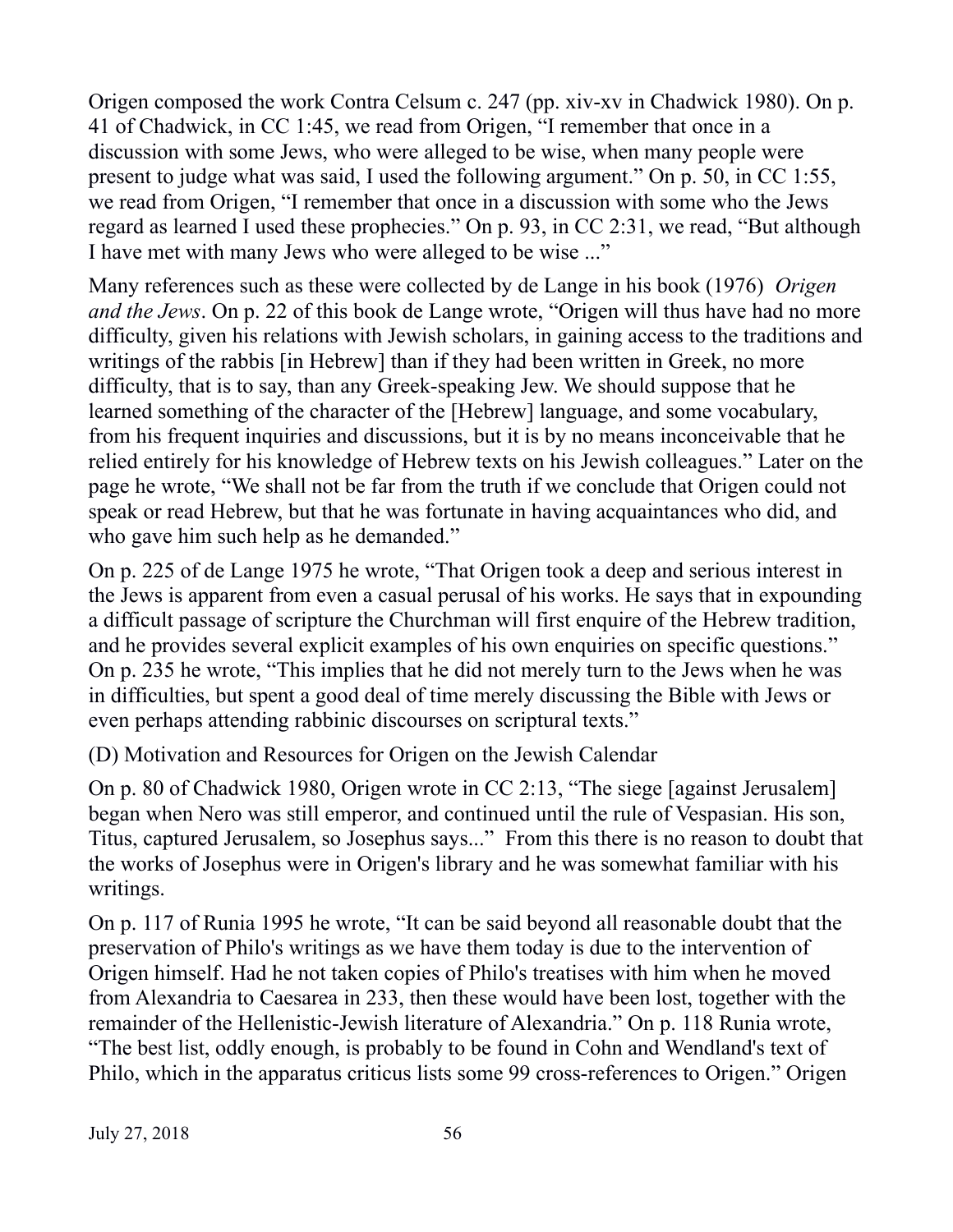Origen composed the work Contra Celsum c. 247 (pp. xiv-xv in Chadwick 1980). On p. 41 of Chadwick, in CC 1:45, we read from Origen, "I remember that once in a discussion with some Jews, who were alleged to be wise, when many people were present to judge what was said, I used the following argument." On p. 50, in CC 1:55, we read from Origen, "I remember that once in a discussion with some who the Jews regard as learned I used these prophecies." On p. 93, in CC 2:31, we read, "But although I have met with many Jews who were alleged to be wise ..."

Many references such as these were collected by de Lange in his book (1976) *Origen and the Jews*. On p. 22 of this book de Lange wrote, "Origen will thus have had no more difficulty, given his relations with Jewish scholars, in gaining access to the traditions and writings of the rabbis [in Hebrew] than if they had been written in Greek, no more difficulty, that is to say, than any Greek-speaking Jew. We should suppose that he learned something of the character of the [Hebrew] language, and some vocabulary, from his frequent inquiries and discussions, but it is by no means inconceivable that he relied entirely for his knowledge of Hebrew texts on his Jewish colleagues." Later on the page he wrote, "We shall not be far from the truth if we conclude that Origen could not speak or read Hebrew, but that he was fortunate in having acquaintances who did, and who gave him such help as he demanded."

On p. 225 of de Lange 1975 he wrote, "That Origen took a deep and serious interest in the Jews is apparent from even a casual perusal of his works. He says that in expounding a difficult passage of scripture the Churchman will first enquire of the Hebrew tradition, and he provides several explicit examples of his own enquiries on specific questions." On p. 235 he wrote, "This implies that he did not merely turn to the Jews when he was in difficulties, but spent a good deal of time merely discussing the Bible with Jews or even perhaps attending rabbinic discourses on scriptural texts."

(D) Motivation and Resources for Origen on the Jewish Calendar

On p. 80 of Chadwick 1980, Origen wrote in CC 2:13, "The siege [against Jerusalem] began when Nero was still emperor, and continued until the rule of Vespasian. His son, Titus, captured Jerusalem, so Josephus says..." From this there is no reason to doubt that the works of Josephus were in Origen's library and he was somewhat familiar with his writings.

On p. 117 of Runia 1995 he wrote, "It can be said beyond all reasonable doubt that the preservation of Philo's writings as we have them today is due to the intervention of Origen himself. Had he not taken copies of Philo's treatises with him when he moved from Alexandria to Caesarea in 233, then these would have been lost, together with the remainder of the Hellenistic-Jewish literature of Alexandria." On p. 118 Runia wrote, "The best list, oddly enough, is probably to be found in Cohn and Wendland's text of Philo, which in the apparatus criticus lists some 99 cross-references to Origen." Origen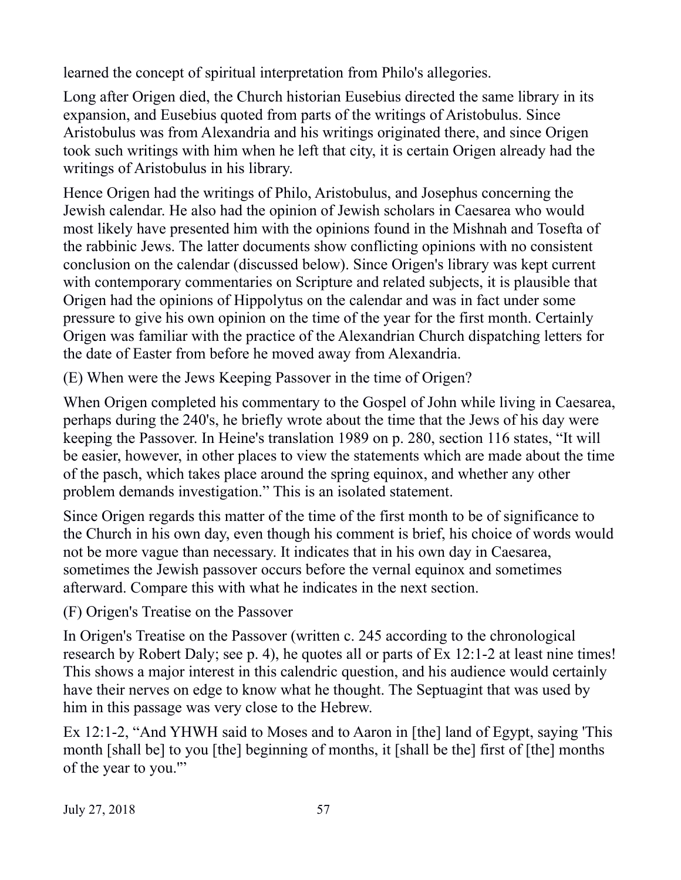learned the concept of spiritual interpretation from Philo's allegories.

Long after Origen died, the Church historian Eusebius directed the same library in its expansion, and Eusebius quoted from parts of the writings of Aristobulus. Since Aristobulus was from Alexandria and his writings originated there, and since Origen took such writings with him when he left that city, it is certain Origen already had the writings of Aristobulus in his library.

Hence Origen had the writings of Philo, Aristobulus, and Josephus concerning the Jewish calendar. He also had the opinion of Jewish scholars in Caesarea who would most likely have presented him with the opinions found in the Mishnah and Tosefta of the rabbinic Jews. The latter documents show conflicting opinions with no consistent conclusion on the calendar (discussed below). Since Origen's library was kept current with contemporary commentaries on Scripture and related subjects, it is plausible that Origen had the opinions of Hippolytus on the calendar and was in fact under some pressure to give his own opinion on the time of the year for the first month. Certainly Origen was familiar with the practice of the Alexandrian Church dispatching letters for the date of Easter from before he moved away from Alexandria.

### (E) When were the Jews Keeping Passover in the time of Origen?

When Origen completed his commentary to the Gospel of John while living in Caesarea, perhaps during the 240's, he briefly wrote about the time that the Jews of his day were keeping the Passover. In Heine's translation 1989 on p. 280, section 116 states, "It will be easier, however, in other places to view the statements which are made about the time of the pasch, which takes place around the spring equinox, and whether any other problem demands investigation." This is an isolated statement.

Since Origen regards this matter of the time of the first month to be of significance to the Church in his own day, even though his comment is brief, his choice of words would not be more vague than necessary. It indicates that in his own day in Caesarea, sometimes the Jewish passover occurs before the vernal equinox and sometimes afterward. Compare this with what he indicates in the next section.

### (F) Origen's Treatise on the Passover

In Origen's Treatise on the Passover (written c. 245 according to the chronological research by Robert Daly; see p. 4), he quotes all or parts of Ex 12:1-2 at least nine times! This shows a major interest in this calendric question, and his audience would certainly have their nerves on edge to know what he thought. The Septuagint that was used by him in this passage was very close to the Hebrew.

Ex 12:1-2, "And YHWH said to Moses and to Aaron in [the] land of Egypt, saying 'This month [shall be] to you [the] beginning of months, it [shall be the] first of [the] months of the year to you.'"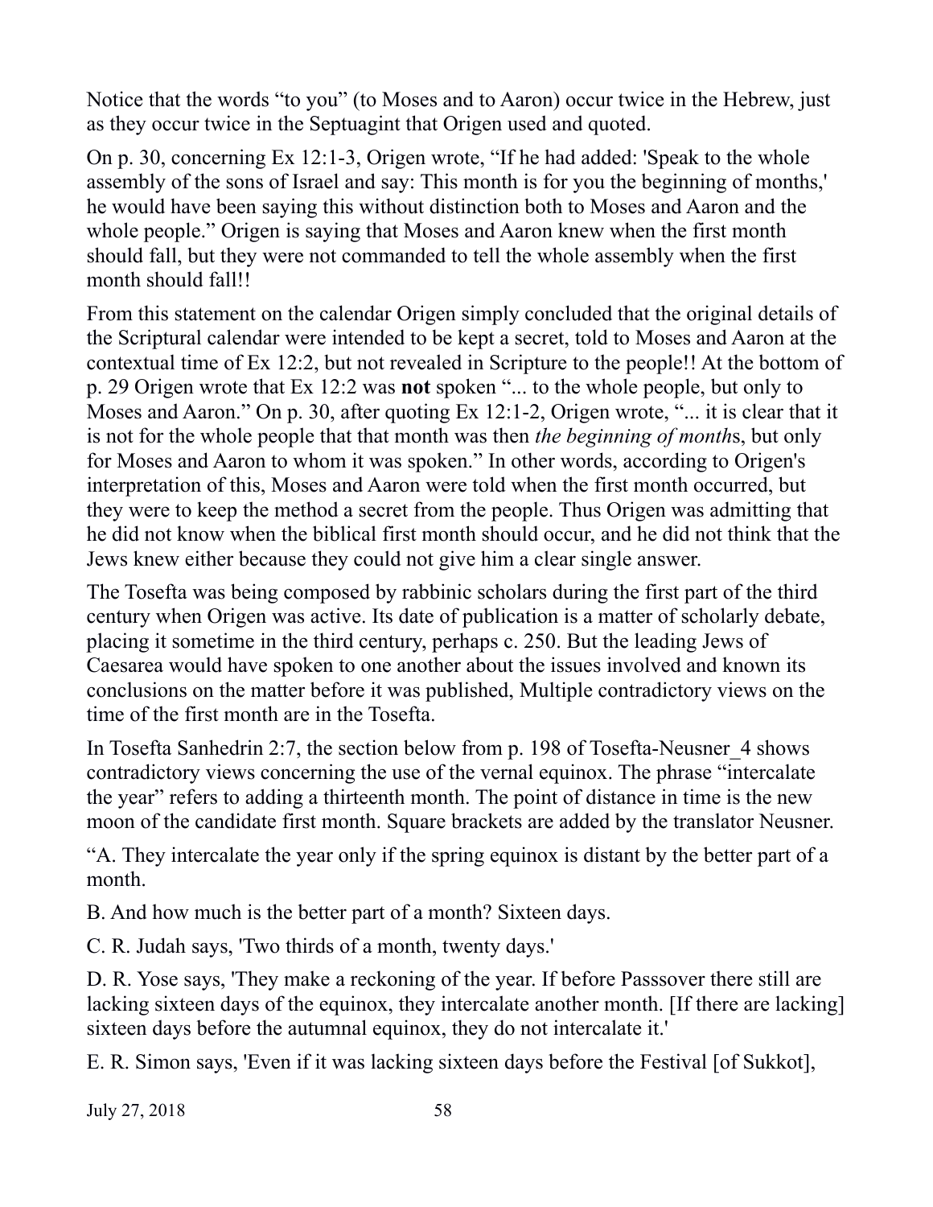Notice that the words “to you” (to Moses and to Aaron) occur twice in the Hebrew, just as they occur twice in the Septuagint that Origen used and quoted.

On p. 30, concerning Ex 12:1-3, Origen wrote, “If he had added: 'Speak to the whole assembly of the sons of Israel and say: This month is for you the beginning of months,' he would have been saying this without distinction both to Moses and Aaron and the whole people.” Origen is saying that Moses and Aaron knew when the first month should fall, but they were not commanded to tell the whole assembly when the first month should fall!!

From this statement on the calendar Origen simply concluded that the original details of the Scriptural calendar were intended to be kept a secret, told to Moses and Aaron at the contextual time of Ex 12:2, but not revealed in Scripture to the people!! At the bottom of p. 29 Origen wrote that Ex 12:2 was **not** spoken “... to the whole people, but only to Moses and Aaron.” On p. 30, after quoting Ex 12:1-2, Origen wrote, “... it is clear that it is not for the whole people that that month was then *the beginning of month*s, but only for Moses and Aaron to whom it was spoken.” In other words, according to Origen's interpretation of this, Moses and Aaron were told when the first month occurred, but they were to keep the method a secret from the people. Thus Origen was admitting that he did not know when the biblical first month should occur, and he did not think that the Jews knew either because they could not give him a clear single answer.

The Tosefta was being composed by rabbinic scholars during the first part of the third century when Origen was active. Its date of publication is a matter of scholarly debate, placing it sometime in the third century, perhaps c. 250. But the leading Jews of Caesarea would have spoken to one another about the issues involved and known its conclusions on the matter before it was published, Multiple contradictory views on the time of the first month are in the Tosefta.

In Tosefta Sanhedrin 2:7, the section below from p. 198 of Tosefta-Neusner_4 shows contradictory views concerning the use of the vernal equinox. The phrase “intercalate the year” refers to adding a thirteenth month. The point of distance in time is the new moon of the candidate first month. Square brackets are added by the translator Neusner.

“A. They intercalate the year only if the spring equinox is distant by the better part of a month.

B. And how much is the better part of a month? Sixteen days.

C. R. Judah says, 'Two thirds of a month, twenty days.'

D. R. Yose says, 'They make a reckoning of the year. If before Passsover there still are lacking sixteen days of the equinox, they intercalate another month. [If there are lacking] sixteen days before the autumnal equinox, they do not intercalate it.'

E. R. Simon says, 'Even if it was lacking sixteen days before the Festival [of Sukkot],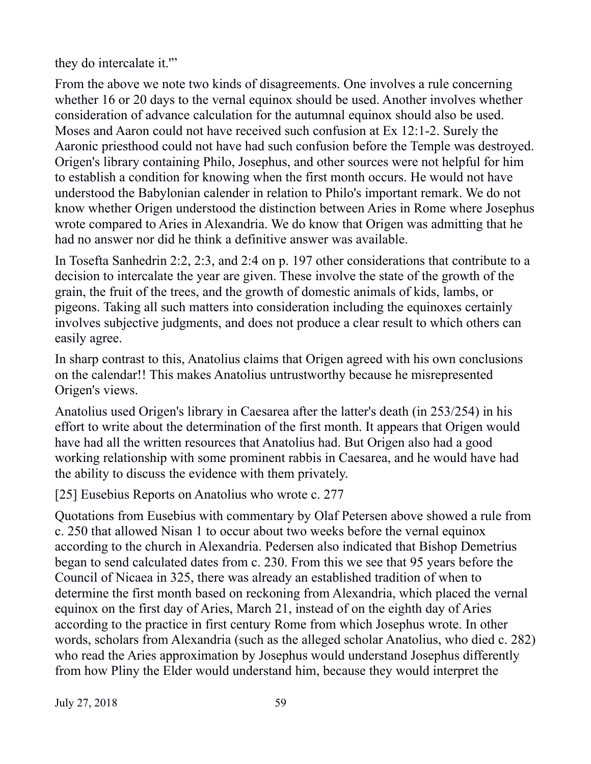they do intercalate it.'"

From the above we note two kinds of disagreements. One involves a rule concerning whether 16 or 20 days to the vernal equinox should be used. Another involves whether consideration of advance calculation for the autumnal equinox should also be used. Moses and Aaron could not have received such confusion at Ex 12:1-2. Surely the Aaronic priesthood could not have had such confusion before the Temple was destroyed. Origen's library containing Philo, Josephus, and other sources were not helpful for him to establish a condition for knowing when the first month occurs. He would not have understood the Babylonian calender in relation to Philo's important remark. We do not know whether Origen understood the distinction between Aries in Rome where Josephus wrote compared to Aries in Alexandria. We do know that Origen was admitting that he had no answer nor did he think a definitive answer was available.

In Tosefta Sanhedrin 2:2, 2:3, and 2:4 on p. 197 other considerations that contribute to a decision to intercalate the year are given. These involve the state of the growth of the grain, the fruit of the trees, and the growth of domestic animals of kids, lambs, or pigeons. Taking all such matters into consideration including the equinoxes certainly involves subjective judgments, and does not produce a clear result to which others can easily agree.

In sharp contrast to this, Anatolius claims that Origen agreed with his own conclusions on the calendar!! This makes Anatolius untrustworthy because he misrepresented Origen's views.

Anatolius used Origen's library in Caesarea after the latter's death (in 253/254) in his effort to write about the determination of the first month. It appears that Origen would have had all the written resources that Anatolius had. But Origen also had a good working relationship with some prominent rabbis in Caesarea, and he would have had the ability to discuss the evidence with them privately.

## [25] Eusebius Reports on Anatolius who wrote c. 277

Quotations from Eusebius with commentary by Olaf Petersen above showed a rule from c. 250 that allowed Nisan 1 to occur about two weeks before the vernal equinox according to the church in Alexandria. Pedersen also indicated that Bishop Demetrius began to send calculated dates from c. 230. From this we see that 95 years before the Council of Nicaea in 325, there was already an established tradition of when to determine the first month based on reckoning from Alexandria, which placed the vernal equinox on the first day of Aries, March 21, instead of on the eighth day of Aries according to the practice in first century Rome from which Josephus wrote. In other words, scholars from Alexandria (such as the alleged scholar Anatolius, who died c. 282) who read the Aries approximation by Josephus would understand Josephus differently from how Pliny the Elder would understand him, because they would interpret the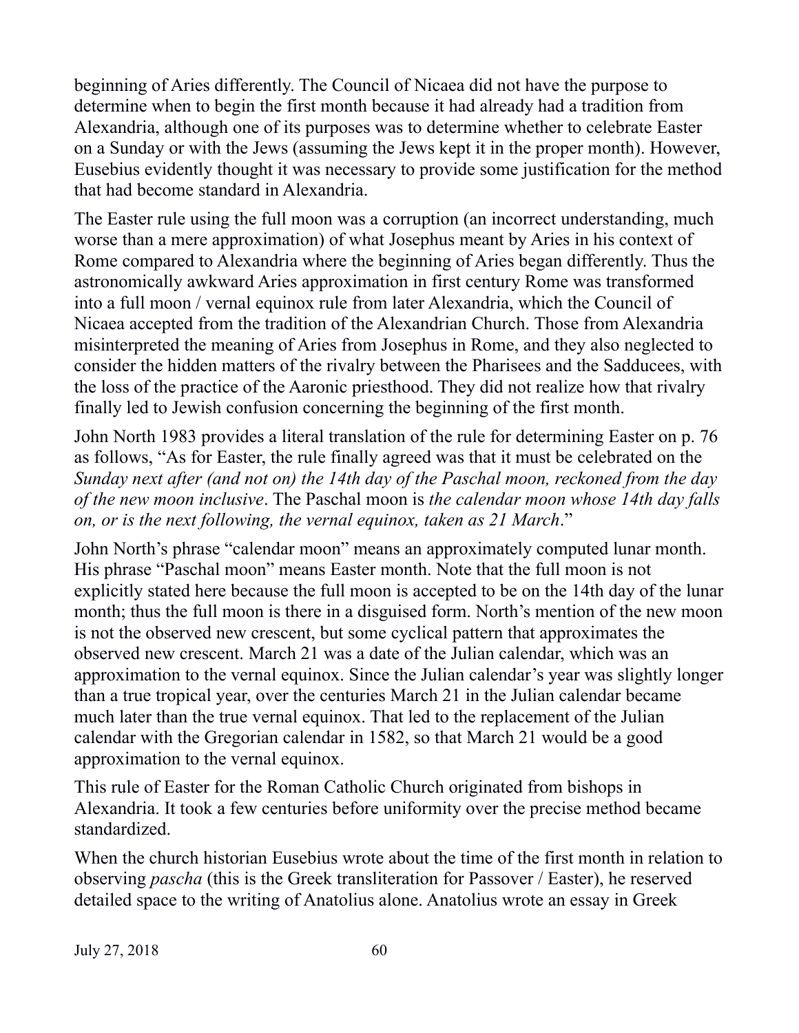beginning of Aries differently. The Council of Nicaea did not have the purpose to determine when to begin the first month because it had already had a tradition from Alexandria, although one of its purposes was to determine whether to celebrate Easter on a Sunday or with the Jews (assuming the Jews kept it in the proper month). However, Eusebius evidently thought it was necessary to provide some justification for the method that had become standard in Alexandria.

The Easter rule using the full moon was a corruption (an incorrect understanding, much worse than a mere approximation) of what Josephus meant by Aries in his context of Rome compared to Alexandria where the beginning of Aries began differently. Thus the astronomically awkward Aries approximation in first century Rome was transformed into a full moon / vernal equinox rule from later Alexandria, which the Council of Nicaea accepted from the tradition of the Alexandrian Church. Those from Alexandria misinterpreted the meaning of Aries from Josephus in Rome, and they also neglected to consider the hidden matters of the rivalry between the Pharisees and the Sadducees, with the loss of the practice of the Aaronic priesthood. They did not realize how that rivalry finally led to Jewish confusion concerning the beginning of the first month.

John North 1983 provides a literal translation of the rule for determining Easter on p. 76 as follows, "As for Easter, the rule finally agreed was that it must be celebrated on the *Sunday next after (and not on) the 14th day of the Paschal moon, reckoned from the day of the new moon inclusive*. The Paschal moon is *the calendar moon whose 14th day falls on, or is the next following, the vernal equinox, taken as 21 March*."

John North's phrase "calendar moon" means an approximately computed lunar month. His phrase "Paschal moon" means Easter month. Note that the full moon is not explicitly stated here because the full moon is accepted to be on the 14th day of the lunar month; thus the full moon is there in a disguised form. North's mention of the new moon is not the observed new crescent, but some cyclical pattern that approximates the observed new crescent. March 21 was a date of the Julian calendar, which was an approximation to the vernal equinox. Since the Julian calendar's year was slightly longer than a true tropical year, over the centuries March 21 in the Julian calendar became much later than the true vernal equinox. That led to the replacement of the Julian calendar with the Gregorian calendar in 1582, so that March 21 would be a good approximation to the vernal equinox.

This rule of Easter for the Roman Catholic Church originated from bishops in Alexandria. It took a few centuries before uniformity over the precise method became standardized.

When the church historian Eusebius wrote about the time of the first month in relation to observing *pascha* (this is the Greek transliteration for Passover / Easter), he reserved detailed space to the writing of Anatolius alone. Anatolius wrote an essay in Greek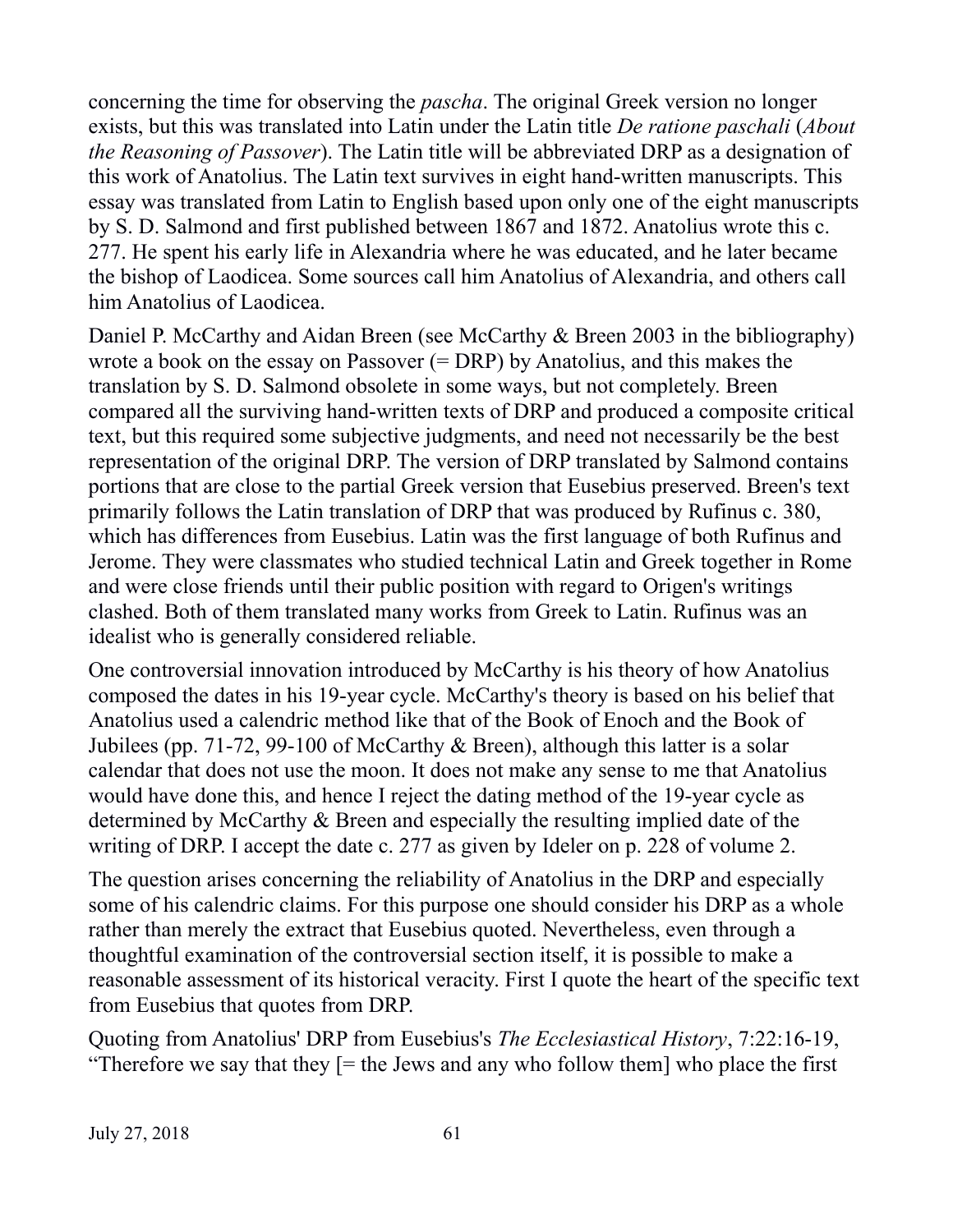concerning the time for observing the *pascha*. The original Greek version no longer exists, but this was translated into Latin under the Latin title *De ratione paschali* (*About the Reasoning of Passover*). The Latin title will be abbreviated DRP as a designation of this work of Anatolius. The Latin text survives in eight hand-written manuscripts. This essay was translated from Latin to English based upon only one of the eight manuscripts by S. D. Salmond and first published between 1867 and 1872. Anatolius wrote this c. 277. He spent his early life in Alexandria where he was educated, and he later became the bishop of Laodicea. Some sources call him Anatolius of Alexandria, and others call him Anatolius of Laodicea.

Daniel P. McCarthy and Aidan Breen (see McCarthy & Breen 2003 in the bibliography) wrote a book on the essay on Passover (= DRP) by Anatolius, and this makes the translation by S. D. Salmond obsolete in some ways, but not completely. Breen compared all the surviving hand-written texts of DRP and produced a composite critical text, but this required some subjective judgments, and need not necessarily be the best representation of the original DRP. The version of DRP translated by Salmond contains portions that are close to the partial Greek version that Eusebius preserved. Breen's text primarily follows the Latin translation of DRP that was produced by Rufinus c. 380, which has differences from Eusebius. Latin was the first language of both Rufinus and Jerome. They were classmates who studied technical Latin and Greek together in Rome and were close friends until their public position with regard to Origen's writings clashed. Both of them translated many works from Greek to Latin. Rufinus was an idealist who is generally considered reliable.

One controversial innovation introduced by McCarthy is his theory of how Anatolius composed the dates in his 19-year cycle. McCarthy's theory is based on his belief that Anatolius used a calendric method like that of the Book of Enoch and the Book of Jubilees (pp. 71-72, 99-100 of McCarthy & Breen), although this latter is a solar calendar that does not use the moon. It does not make any sense to me that Anatolius would have done this, and hence I reject the dating method of the 19-year cycle as determined by McCarthy & Breen and especially the resulting implied date of the writing of DRP. I accept the date c. 277 as given by Ideler on p. 228 of volume 2.

The question arises concerning the reliability of Anatolius in the DRP and especially some of his calendric claims. For this purpose one should consider his DRP as a whole rather than merely the extract that Eusebius quoted. Nevertheless, even through a thoughtful examination of the controversial section itself, it is possible to make a reasonable assessment of its historical veracity. First I quote the heart of the specific text from Eusebius that quotes from DRP.

Quoting from Anatolius' DRP from Eusebius's *The Ecclesiastical History*, 7:22:16-19, "Therefore we say that they [= the Jews and any who follow them] who place the first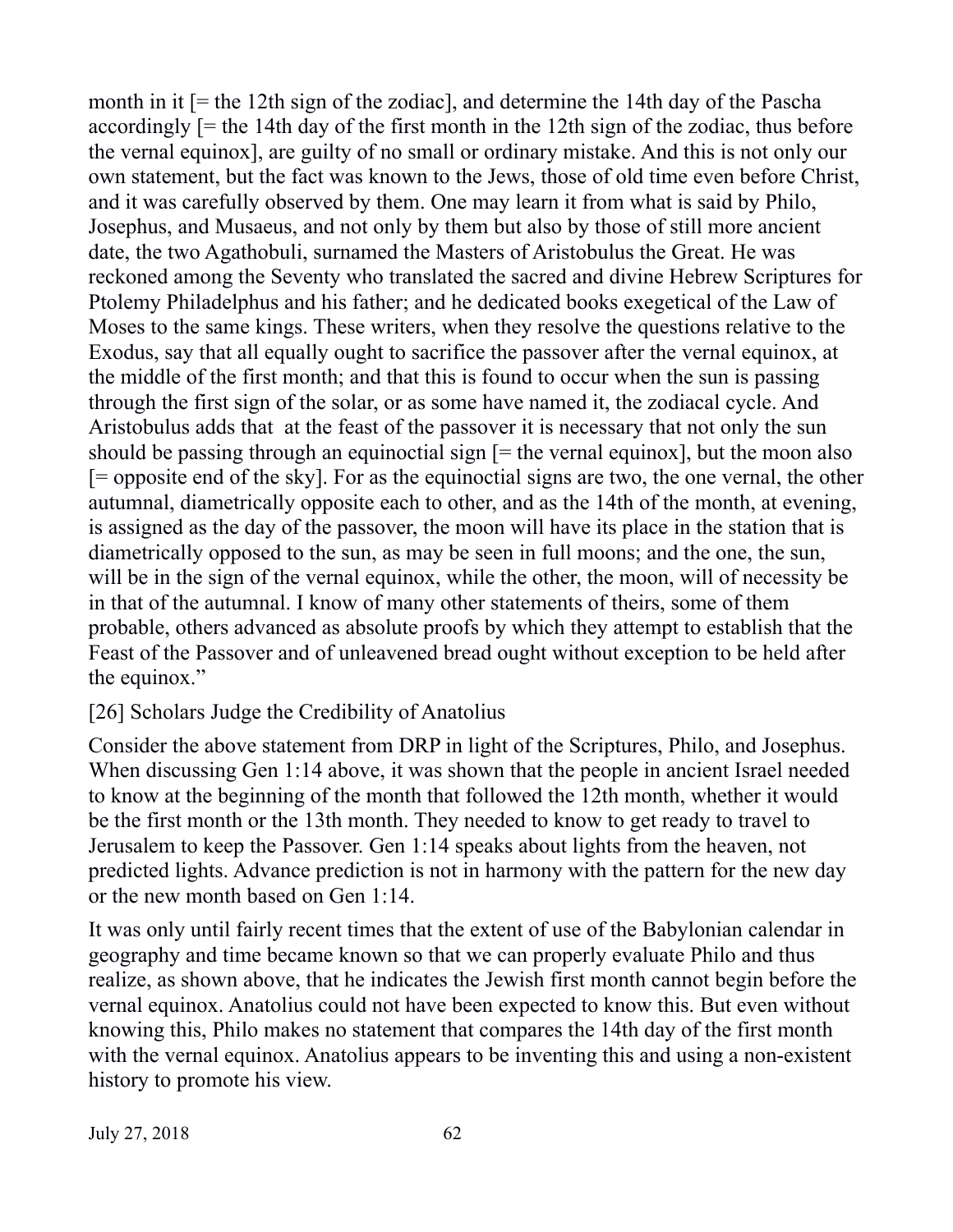month in it [= the 12th sign of the zodiac], and determine the 14th day of the Pascha accordingly [= the 14th day of the first month in the 12th sign of the zodiac, thus before the vernal equinox], are guilty of no small or ordinary mistake. And this is not only our own statement, but the fact was known to the Jews, those of old time even before Christ, and it was carefully observed by them. One may learn it from what is said by Philo, Josephus, and Musaeus, and not only by them but also by those of still more ancient date, the two Agathobuli, surnamed the Masters of Aristobulus the Great. He was reckoned among the Seventy who translated the sacred and divine Hebrew Scriptures for Ptolemy Philadelphus and his father; and he dedicated books exegetical of the Law of Moses to the same kings. These writers, when they resolve the questions relative to the Exodus, say that all equally ought to sacrifice the passover after the vernal equinox, at the middle of the first month; and that this is found to occur when the sun is passing through the first sign of the solar, or as some have named it, the zodiacal cycle. And Aristobulus adds that at the feast of the passover it is necessary that not only the sun should be passing through an equinoctial sign [= the vernal equinox], but the moon also [= opposite end of the sky]. For as the equinoctial signs are two, the one vernal, the other autumnal, diametrically opposite each to other, and as the 14th of the month, at evening, is assigned as the day of the passover, the moon will have its place in the station that is diametrically opposed to the sun, as may be seen in full moons; and the one, the sun, will be in the sign of the vernal equinox, while the other, the moon, will of necessity be in that of the autumnal. I know of many other statements of theirs, some of them probable, others advanced as absolute proofs by which they attempt to establish that the Feast of the Passover and of unleavened bread ought without exception to be held after the equinox."

## [26] Scholars Judge the Credibility of Anatolius

Consider the above statement from DRP in light of the Scriptures, Philo, and Josephus. When discussing Gen 1:14 above, it was shown that the people in ancient Israel needed to know at the beginning of the month that followed the 12th month, whether it would be the first month or the 13th month. They needed to know to get ready to travel to Jerusalem to keep the Passover. Gen 1:14 speaks about lights from the heaven, not predicted lights. Advance prediction is not in harmony with the pattern for the new day or the new month based on Gen 1:14.

It was only until fairly recent times that the extent of use of the Babylonian calendar in geography and time became known so that we can properly evaluate Philo and thus realize, as shown above, that he indicates the Jewish first month cannot begin before the vernal equinox. Anatolius could not have been expected to know this. But even without knowing this, Philo makes no statement that compares the 14th day of the first month with the vernal equinox. Anatolius appears to be inventing this and using a non-existent history to promote his view.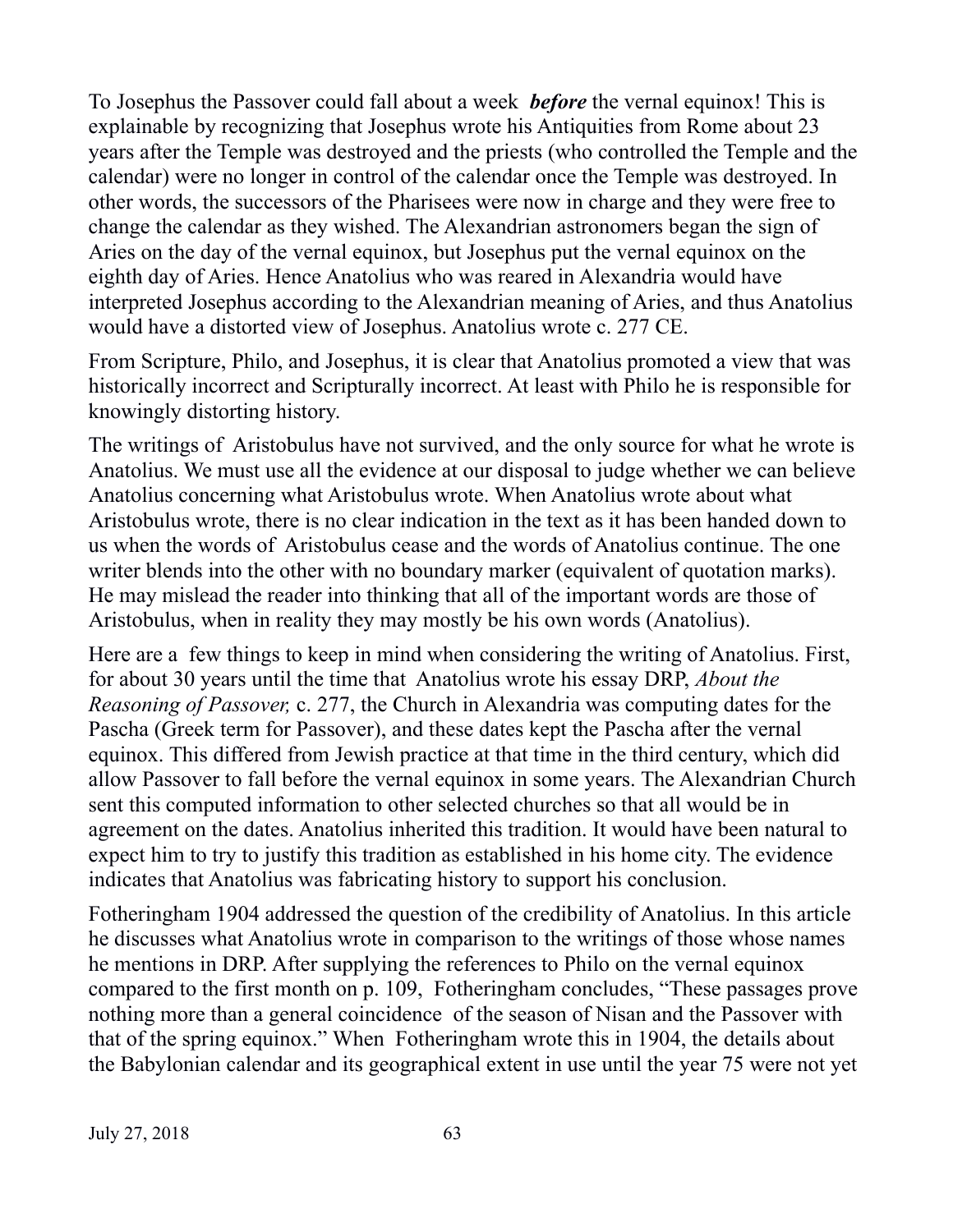To Josephus the Passover could fall about a week ***before*** the vernal equinox! This is explainable by recognizing that Josephus wrote his Antiquities from Rome about 23 years after the Temple was destroyed and the priests (who controlled the Temple and the calendar) were no longer in control of the calendar once the Temple was destroyed. In other words, the successors of the Pharisees were now in charge and they were free to change the calendar as they wished. The Alexandrian astronomers began the sign of Aries on the day of the vernal equinox, but Josephus put the vernal equinox on the eighth day of Aries. Hence Anatolius who was reared in Alexandria would have interpreted Josephus according to the Alexandrian meaning of Aries, and thus Anatolius would have a distorted view of Josephus. Anatolius wrote c. 277 CE.

From Scripture, Philo, and Josephus, it is clear that Anatolius promoted a view that was historically incorrect and Scripturally incorrect. At least with Philo he is responsible for knowingly distorting history.

The writings of Aristobulus have not survived, and the only source for what he wrote is Anatolius. We must use all the evidence at our disposal to judge whether we can believe Anatolius concerning what Aristobulus wrote. When Anatolius wrote about what Aristobulus wrote, there is no clear indication in the text as it has been handed down to us when the words of Aristobulus cease and the words of Anatolius continue. The one writer blends into the other with no boundary marker (equivalent of quotation marks). He may mislead the reader into thinking that all of the important words are those of Aristobulus, when in reality they may mostly be his own words (Anatolius).

Here are a few things to keep in mind when considering the writing of Anatolius. First, for about 30 years until the time that Anatolius wrote his essay DRP, *About the Reasoning of Passover,* c. 277, the Church in Alexandria was computing dates for the Pascha (Greek term for Passover), and these dates kept the Pascha after the vernal equinox. This differed from Jewish practice at that time in the third century, which did allow Passover to fall before the vernal equinox in some years. The Alexandrian Church sent this computed information to other selected churches so that all would be in agreement on the dates. Anatolius inherited this tradition. It would have been natural to expect him to try to justify this tradition as established in his home city. The evidence indicates that Anatolius was fabricating history to support his conclusion.

Fotheringham 1904 addressed the question of the credibility of Anatolius. In this article he discusses what Anatolius wrote in comparison to the writings of those whose names he mentions in DRP. After supplying the references to Philo on the vernal equinox compared to the first month on p. 109, Fotheringham concludes, "These passages prove nothing more than a general coincidence of the season of Nisan and the Passover with that of the spring equinox." When Fotheringham wrote this in 1904, the details about the Babylonian calendar and its geographical extent in use until the year 75 were not yet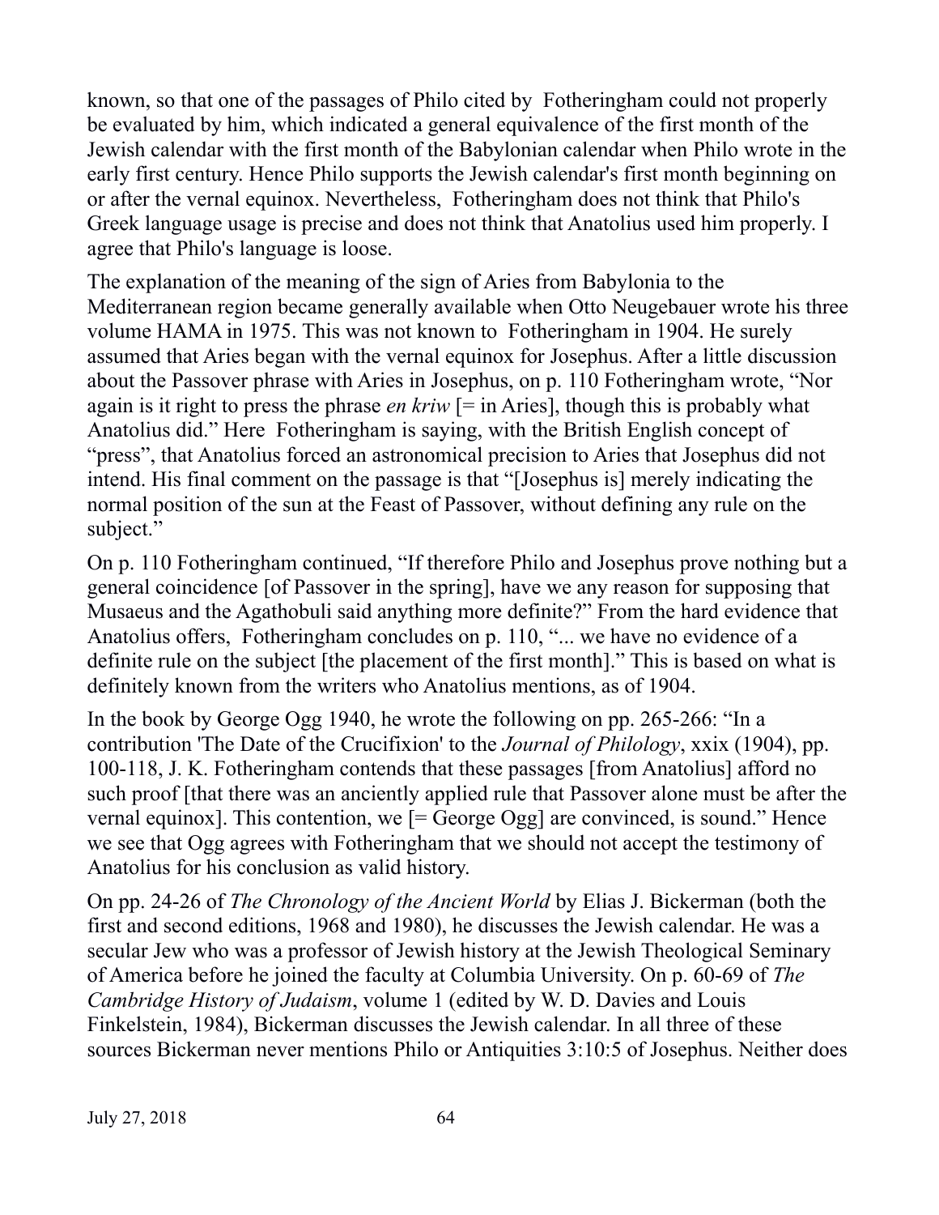known, so that one of the passages of Philo cited by Fotheringham could not properly be evaluated by him, which indicated a general equivalence of the first month of the Jewish calendar with the first month of the Babylonian calendar when Philo wrote in the early first century. Hence Philo supports the Jewish calendar's first month beginning on or after the vernal equinox. Nevertheless, Fotheringham does not think that Philo's Greek language usage is precise and does not think that Anatolius used him properly. I agree that Philo's language is loose.

The explanation of the meaning of the sign of Aries from Babylonia to the Mediterranean region became generally available when Otto Neugebauer wrote his three volume HAMA in 1975. This was not known to Fotheringham in 1904. He surely assumed that Aries began with the vernal equinox for Josephus. After a little discussion about the Passover phrase with Aries in Josephus, on p. 110 Fotheringham wrote, "Nor again is it right to press the phrase *en kriw* [= in Aries], though this is probably what Anatolius did." Here Fotheringham is saying, with the British English concept of "press", that Anatolius forced an astronomical precision to Aries that Josephus did not intend. His final comment on the passage is that "[Josephus is] merely indicating the normal position of the sun at the Feast of Passover, without defining any rule on the subject."

On p. 110 Fotheringham continued, "If therefore Philo and Josephus prove nothing but a general coincidence [of Passover in the spring], have we any reason for supposing that Musaeus and the Agathobuli said anything more definite?" From the hard evidence that Anatolius offers, Fotheringham concludes on p. 110, "... we have no evidence of a definite rule on the subject [the placement of the first month]." This is based on what is definitely known from the writers who Anatolius mentions, as of 1904.

In the book by George Ogg 1940, he wrote the following on pp. 265-266: "In a contribution 'The Date of the Crucifixion' to the *Journal of Philology*, xxix (1904), pp. 100-118, J. K. Fotheringham contends that these passages [from Anatolius] afford no such proof [that there was an anciently applied rule that Passover alone must be after the vernal equinox]. This contention, we [= George Ogg] are convinced, is sound." Hence we see that Ogg agrees with Fotheringham that we should not accept the testimony of Anatolius for his conclusion as valid history.

On pp. 24-26 of *The Chronology of the Ancient World* by Elias J. Bickerman (both the first and second editions, 1968 and 1980), he discusses the Jewish calendar. He was a secular Jew who was a professor of Jewish history at the Jewish Theological Seminary of America before he joined the faculty at Columbia University. On p. 60-69 of *The Cambridge History of Judaism*, volume 1 (edited by W. D. Davies and Louis Finkelstein, 1984), Bickerman discusses the Jewish calendar. In all three of these sources Bickerman never mentions Philo or Antiquities 3:10:5 of Josephus. Neither does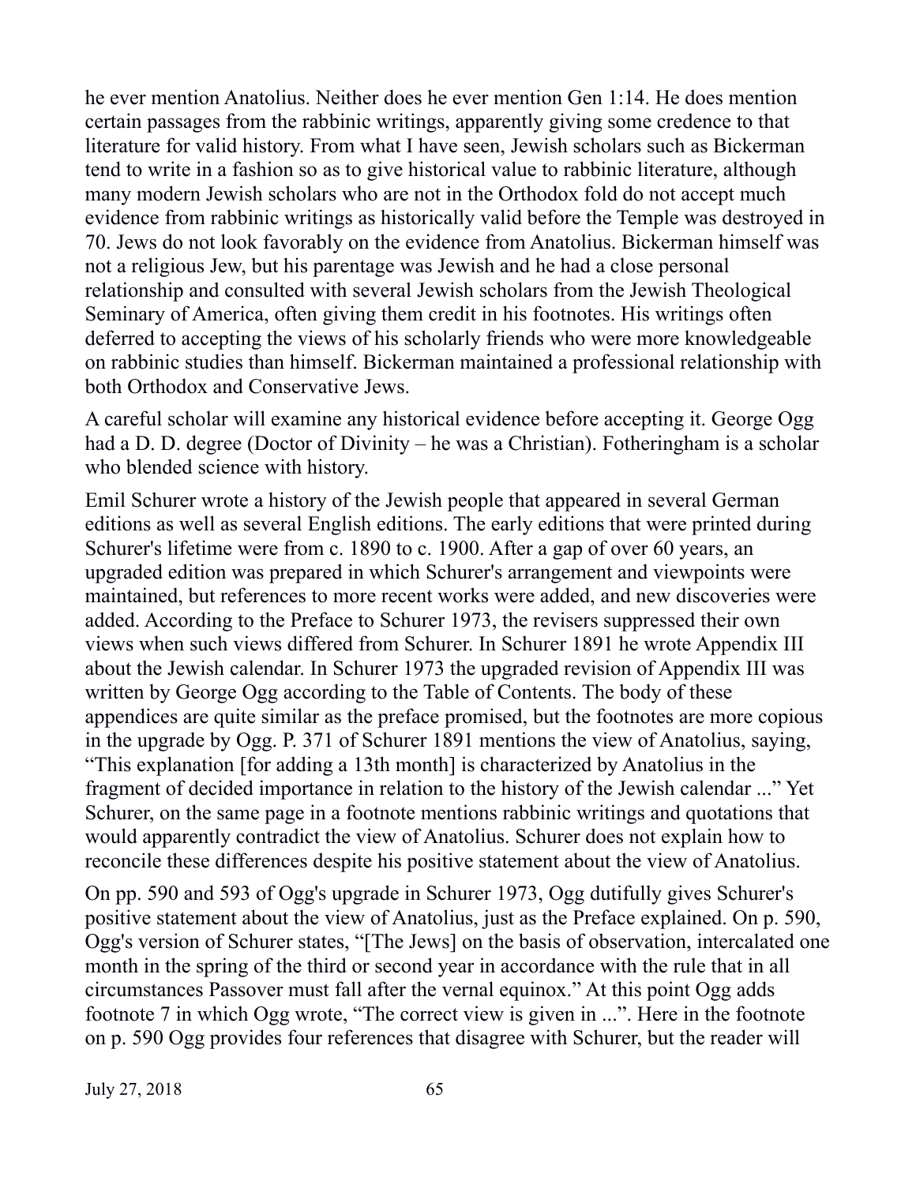he ever mention Anatolius. Neither does he ever mention Gen 1:14. He does mention certain passages from the rabbinic writings, apparently giving some credence to that literature for valid history. From what I have seen, Jewish scholars such as Bickerman tend to write in a fashion so as to give historical value to rabbinic literature, although many modern Jewish scholars who are not in the Orthodox fold do not accept much evidence from rabbinic writings as historically valid before the Temple was destroyed in 70. Jews do not look favorably on the evidence from Anatolius. Bickerman himself was not a religious Jew, but his parentage was Jewish and he had a close personal relationship and consulted with several Jewish scholars from the Jewish Theological Seminary of America, often giving them credit in his footnotes. His writings often deferred to accepting the views of his scholarly friends who were more knowledgeable on rabbinic studies than himself. Bickerman maintained a professional relationship with both Orthodox and Conservative Jews.

A careful scholar will examine any historical evidence before accepting it. George Ogg had a D. D. degree (Doctor of Divinity – he was a Christian). Fotheringham is a scholar who blended science with history.

Emil Schurer wrote a history of the Jewish people that appeared in several German editions as well as several English editions. The early editions that were printed during Schurer's lifetime were from c. 1890 to c. 1900. After a gap of over 60 years, an upgraded edition was prepared in which Schurer's arrangement and viewpoints were maintained, but references to more recent works were added, and new discoveries were added. According to the Preface to Schurer 1973, the revisers suppressed their own views when such views differed from Schurer. In Schurer 1891 he wrote Appendix III about the Jewish calendar. In Schurer 1973 the upgraded revision of Appendix III was written by George Ogg according to the Table of Contents. The body of these appendices are quite similar as the preface promised, but the footnotes are more copious in the upgrade by Ogg. P. 371 of Schurer 1891 mentions the view of Anatolius, saying, "This explanation [for adding a 13th month] is characterized by Anatolius in the fragment of decided importance in relation to the history of the Jewish calendar ..." Yet Schurer, on the same page in a footnote mentions rabbinic writings and quotations that would apparently contradict the view of Anatolius. Schurer does not explain how to reconcile these differences despite his positive statement about the view of Anatolius.

On pp. 590 and 593 of Ogg's upgrade in Schurer 1973, Ogg dutifully gives Schurer's positive statement about the view of Anatolius, just as the Preface explained. On p. 590, Ogg's version of Schurer states, "[The Jews] on the basis of observation, intercalated one month in the spring of the third or second year in accordance with the rule that in all circumstances Passover must fall after the vernal equinox." At this point Ogg adds footnote 7 in which Ogg wrote, "The correct view is given in ...". Here in the footnote on p. 590 Ogg provides four references that disagree with Schurer, but the reader will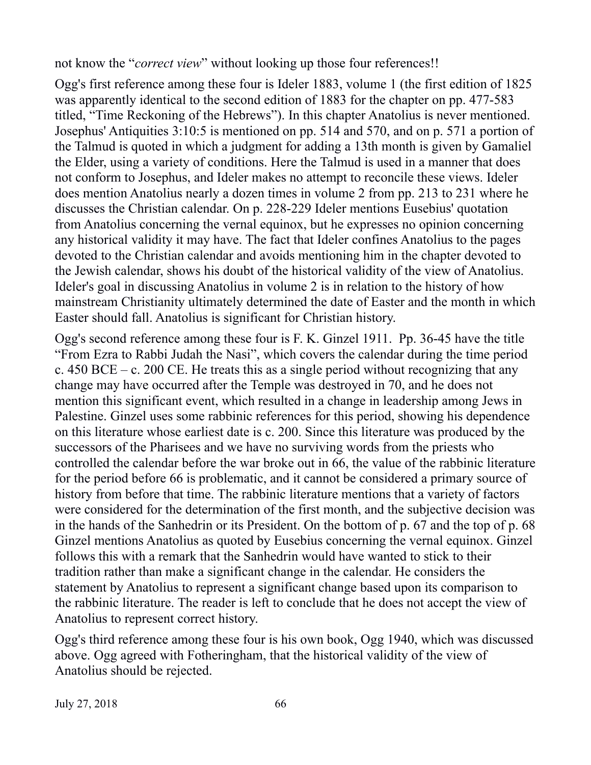not know the "*correct view*" without looking up those four references!!

Ogg's first reference among these four is Ideler 1883, volume 1 (the first edition of 1825 was apparently identical to the second edition of 1883 for the chapter on pp. 477-583 titled, "Time Reckoning of the Hebrews"). In this chapter Anatolius is never mentioned. Josephus' Antiquities 3:10:5 is mentioned on pp. 514 and 570, and on p. 571 a portion of the Talmud is quoted in which a judgment for adding a 13th month is given by Gamaliel the Elder, using a variety of conditions. Here the Talmud is used in a manner that does not conform to Josephus, and Ideler makes no attempt to reconcile these views. Ideler does mention Anatolius nearly a dozen times in volume 2 from pp. 213 to 231 where he discusses the Christian calendar. On p. 228-229 Ideler mentions Eusebius' quotation from Anatolius concerning the vernal equinox, but he expresses no opinion concerning any historical validity it may have. The fact that Ideler confines Anatolius to the pages devoted to the Christian calendar and avoids mentioning him in the chapter devoted to the Jewish calendar, shows his doubt of the historical validity of the view of Anatolius. Ideler's goal in discussing Anatolius in volume 2 is in relation to the history of how mainstream Christianity ultimately determined the date of Easter and the month in which Easter should fall. Anatolius is significant for Christian history.

Ogg's second reference among these four is F. K. Ginzel 1911. Pp. 36-45 have the title "From Ezra to Rabbi Judah the Nasi", which covers the calendar during the time period c. 450 BCE – c. 200 CE. He treats this as a single period without recognizing that any change may have occurred after the Temple was destroyed in 70, and he does not mention this significant event, which resulted in a change in leadership among Jews in Palestine. Ginzel uses some rabbinic references for this period, showing his dependence on this literature whose earliest date is c. 200. Since this literature was produced by the successors of the Pharisees and we have no surviving words from the priests who controlled the calendar before the war broke out in 66, the value of the rabbinic literature for the period before 66 is problematic, and it cannot be considered a primary source of history from before that time. The rabbinic literature mentions that a variety of factors were considered for the determination of the first month, and the subjective decision was in the hands of the Sanhedrin or its President. On the bottom of p. 67 and the top of p. 68 Ginzel mentions Anatolius as quoted by Eusebius concerning the vernal equinox. Ginzel follows this with a remark that the Sanhedrin would have wanted to stick to their tradition rather than make a significant change in the calendar. He considers the statement by Anatolius to represent a significant change based upon its comparison to the rabbinic literature. The reader is left to conclude that he does not accept the view of Anatolius to represent correct history.

Ogg's third reference among these four is his own book, Ogg 1940, which was discussed above. Ogg agreed with Fotheringham, that the historical validity of the view of Anatolius should be rejected.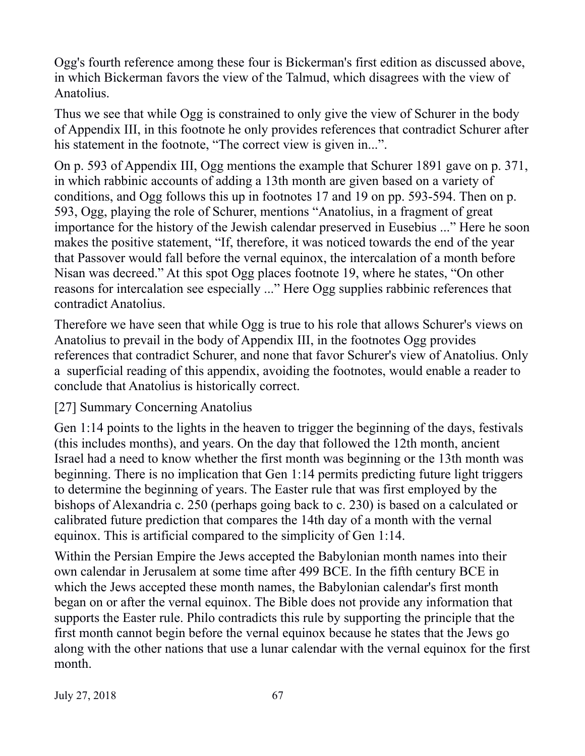Ogg's fourth reference among these four is Bickerman's first edition as discussed above, in which Bickerman favors the view of the Talmud, which disagrees with the view of Anatolius.

Thus we see that while Ogg is constrained to only give the view of Schurer in the body of Appendix III, in this footnote he only provides references that contradict Schurer after his statement in the footnote, "The correct view is given in...".

On p. 593 of Appendix III, Ogg mentions the example that Schurer 1891 gave on p. 371, in which rabbinic accounts of adding a 13th month are given based on a variety of conditions, and Ogg follows this up in footnotes 17 and 19 on pp. 593-594. Then on p. 593, Ogg, playing the role of Schurer, mentions "Anatolius, in a fragment of great importance for the history of the Jewish calendar preserved in Eusebius ..." Here he soon makes the positive statement, "If, therefore, it was noticed towards the end of the year that Passover would fall before the vernal equinox, the intercalation of a month before Nisan was decreed." At this spot Ogg places footnote 19, where he states, "On other reasons for intercalation see especially ..." Here Ogg supplies rabbinic references that contradict Anatolius.

Therefore we have seen that while Ogg is true to his role that allows Schurer's views on Anatolius to prevail in the body of Appendix III, in the footnotes Ogg provides references that contradict Schurer, and none that favor Schurer's view of Anatolius. Only a superficial reading of this appendix, avoiding the footnotes, would enable a reader to conclude that Anatolius is historically correct.

## [27] Summary Concerning Anatolius

Gen 1:14 points to the lights in the heaven to trigger the beginning of the days, festivals (this includes months), and years. On the day that followed the 12th month, ancient Israel had a need to know whether the first month was beginning or the 13th month was beginning. There is no implication that Gen 1:14 permits predicting future light triggers to determine the beginning of years. The Easter rule that was first employed by the bishops of Alexandria c. 250 (perhaps going back to c. 230) is based on a calculated or calibrated future prediction that compares the 14th day of a month with the vernal equinox. This is artificial compared to the simplicity of Gen 1:14.

Within the Persian Empire the Jews accepted the Babylonian month names into their own calendar in Jerusalem at some time after 499 BCE. In the fifth century BCE in which the Jews accepted these month names, the Babylonian calendar's first month began on or after the vernal equinox. The Bible does not provide any information that supports the Easter rule. Philo contradicts this rule by supporting the principle that the first month cannot begin before the vernal equinox because he states that the Jews go along with the other nations that use a lunar calendar with the vernal equinox for the first month.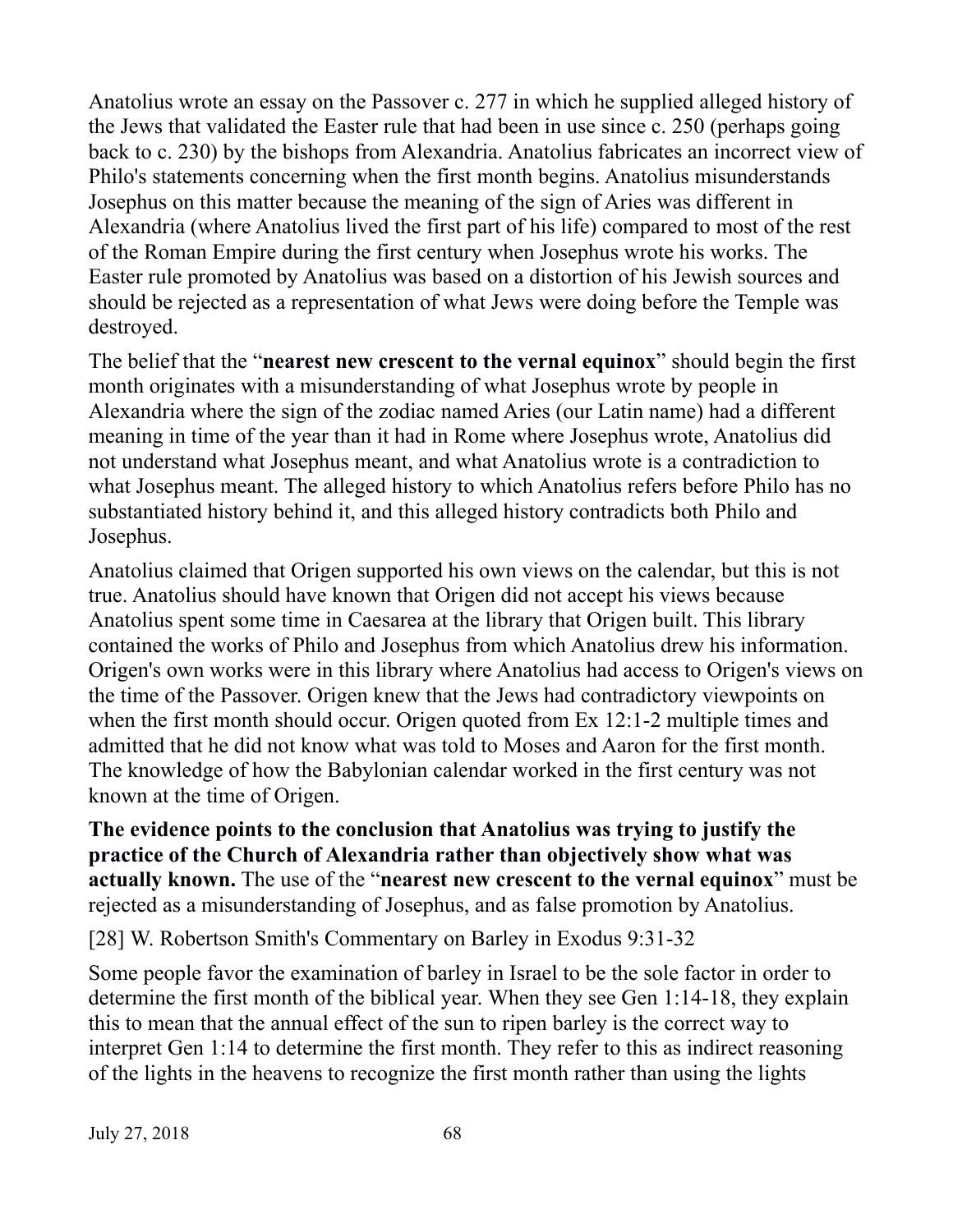Anatolius wrote an essay on the Passover c. 277 in which he supplied alleged history of the Jews that validated the Easter rule that had been in use since c. 250 (perhaps going back to c. 230) by the bishops from Alexandria. Anatolius fabricates an incorrect view of Philo's statements concerning when the first month begins. Anatolius misunderstands Josephus on this matter because the meaning of the sign of Aries was different in Alexandria (where Anatolius lived the first part of his life) compared to most of the rest of the Roman Empire during the first century when Josephus wrote his works. The Easter rule promoted by Anatolius was based on a distortion of his Jewish sources and should be rejected as a representation of what Jews were doing before the Temple was destroyed.

The belief that the "**nearest new crescent to the vernal equinox**" should begin the first month originates with a misunderstanding of what Josephus wrote by people in Alexandria where the sign of the zodiac named Aries (our Latin name) had a different meaning in time of the year than it had in Rome where Josephus wrote, Anatolius did not understand what Josephus meant, and what Anatolius wrote is a contradiction to what Josephus meant. The alleged history to which Anatolius refers before Philo has no substantiated history behind it, and this alleged history contradicts both Philo and Josephus.

Anatolius claimed that Origen supported his own views on the calendar, but this is not true. Anatolius should have known that Origen did not accept his views because Anatolius spent some time in Caesarea at the library that Origen built. This library contained the works of Philo and Josephus from which Anatolius drew his information. Origen's own works were in this library where Anatolius had access to Origen's views on the time of the Passover. Origen knew that the Jews had contradictory viewpoints on when the first month should occur. Origen quoted from Ex 12:1-2 multiple times and admitted that he did not know what was told to Moses and Aaron for the first month. The knowledge of how the Babylonian calendar worked in the first century was not known at the time of Origen.

**The evidence points to the conclusion that Anatolius was trying to justify the practice of the Church of Alexandria rather than objectively show what was actually known.** The use of the "**nearest new crescent to the vernal equinox**" must be rejected as a misunderstanding of Josephus, and as false promotion by Anatolius.

[28] W. Robertson Smith's Commentary on Barley in Exodus 9:31-32

Some people favor the examination of barley in Israel to be the sole factor in order to determine the first month of the biblical year. When they see Gen 1:14-18, they explain this to mean that the annual effect of the sun to ripen barley is the correct way to interpret Gen 1:14 to determine the first month. They refer to this as indirect reasoning of the lights in the heavens to recognize the first month rather than using the lights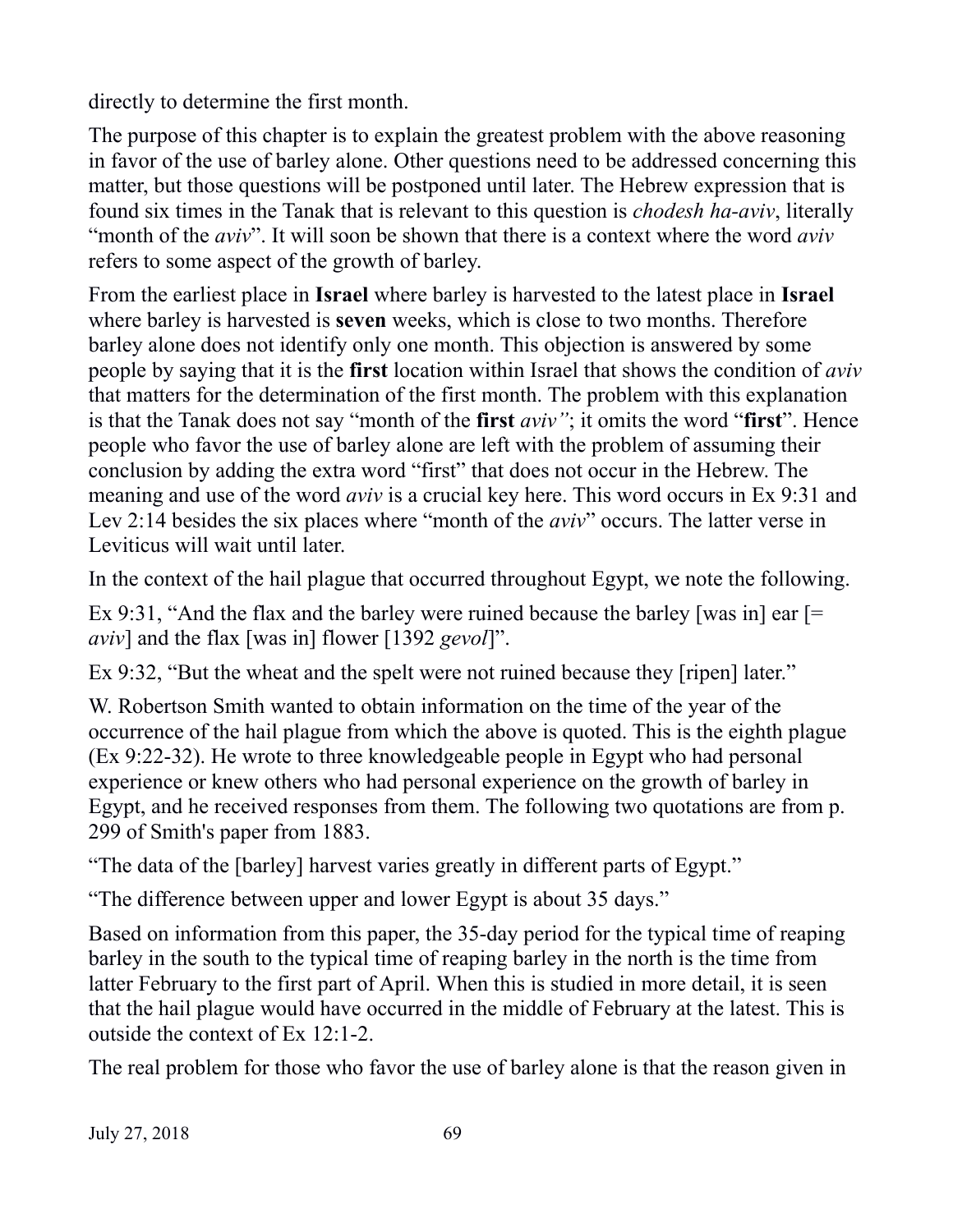directly to determine the first month.

The purpose of this chapter is to explain the greatest problem with the above reasoning in favor of the use of barley alone. Other questions need to be addressed concerning this matter, but those questions will be postponed until later. The Hebrew expression that is found six times in the Tanak that is relevant to this question is *chodesh ha-aviv*, literally "month of the *aviv*". It will soon be shown that there is a context where the word *aviv* refers to some aspect of the growth of barley.

From the earliest place in **Israel** where barley is harvested to the latest place in **Israel** where barley is harvested is **seven** weeks, which is close to two months. Therefore barley alone does not identify only one month. This objection is answered by some people by saying that it is the **first** location within Israel that shows the condition of *aviv* that matters for the determination of the first month. The problem with this explanation is that the Tanak does not say "month of the **first** *aviv"*; it omits the word "**first**". Hence people who favor the use of barley alone are left with the problem of assuming their conclusion by adding the extra word "first" that does not occur in the Hebrew. The meaning and use of the word *aviv* is a crucial key here. This word occurs in Ex 9:31 and Lev 2:14 besides the six places where "month of the *aviv*" occurs. The latter verse in Leviticus will wait until later.

In the context of the hail plague that occurred throughout Egypt, we note the following.

Ex 9:31, "And the flax and the barley were ruined because the barley [was in] ear [= *aviv*] and the flax [was in] flower [1392 *gevol*]".

Ex 9:32, "But the wheat and the spelt were not ruined because they [ripen] later."

W. Robertson Smith wanted to obtain information on the time of the year of the occurrence of the hail plague from which the above is quoted. This is the eighth plague (Ex 9:22-32). He wrote to three knowledgeable people in Egypt who had personal experience or knew others who had personal experience on the growth of barley in Egypt, and he received responses from them. The following two quotations are from p. 299 of Smith's paper from 1883.

"The data of the [barley] harvest varies greatly in different parts of Egypt."

"The difference between upper and lower Egypt is about 35 days."

Based on information from this paper, the 35-day period for the typical time of reaping barley in the south to the typical time of reaping barley in the north is the time from latter February to the first part of April. When this is studied in more detail, it is seen that the hail plague would have occurred in the middle of February at the latest. This is outside the context of Ex 12:1-2.

The real problem for those who favor the use of barley alone is that the reason given in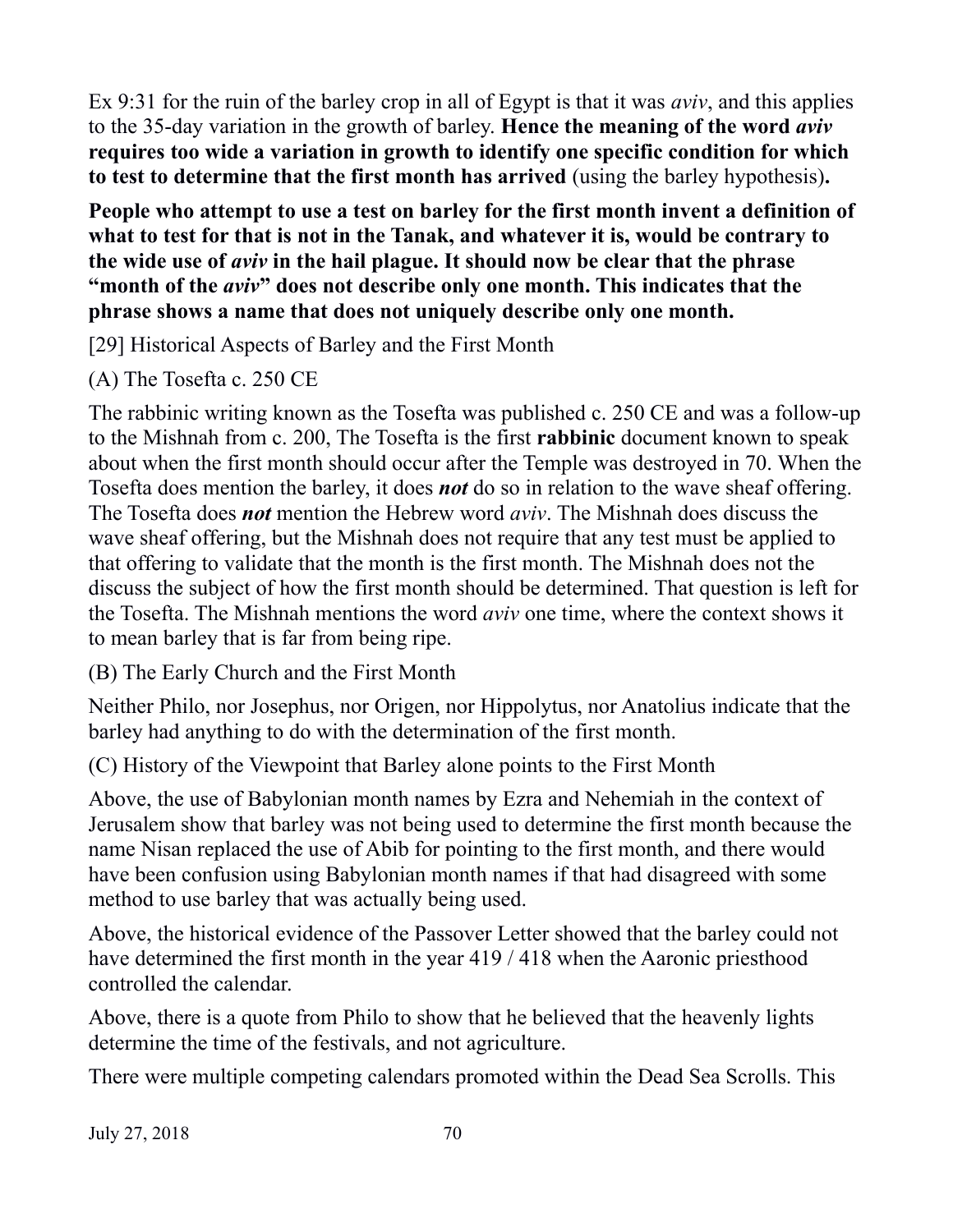Ex 9:31 for the ruin of the barley crop in all of Egypt is that it was *aviv*, and this applies to the 35-day variation in the growth of barley. **Hence the meaning of the word *aviv* requires too wide a variation in growth to identify one specific condition for which to test to determine that the first month has arrived** (using the barley hypothesis)**.**

**People who attempt to use a test on barley for the first month invent a definition of what to test for that is not in the Tanak, and whatever it is, would be contrary to the wide use of *aviv* in the hail plague. It should now be clear that the phrase "month of the *aviv*" does not describe only one month. This indicates that the phrase shows a name that does not uniquely describe only one month.**

[29] Historical Aspects of Barley and the First Month

(A) The Tosefta c. 250 CE

The rabbinic writing known as the Tosefta was published c. 250 CE and was a follow-up to the Mishnah from c. 200, The Tosefta is the first **rabbinic** document known to speak about when the first month should occur after the Temple was destroyed in 70. When the Tosefta does mention the barley, it does ***not*** do so in relation to the wave sheaf offering. The Tosefta does ***not*** mention the Hebrew word *aviv*. The Mishnah does discuss the wave sheaf offering, but the Mishnah does not require that any test must be applied to that offering to validate that the month is the first month. The Mishnah does not the discuss the subject of how the first month should be determined. That question is left for the Tosefta. The Mishnah mentions the word *aviv* one time, where the context shows it to mean barley that is far from being ripe.

(B) The Early Church and the First Month

Neither Philo, nor Josephus, nor Origen, nor Hippolytus, nor Anatolius indicate that the barley had anything to do with the determination of the first month.

(C) History of the Viewpoint that Barley alone points to the First Month

Above, the use of Babylonian month names by Ezra and Nehemiah in the context of Jerusalem show that barley was not being used to determine the first month because the name Nisan replaced the use of Abib for pointing to the first month, and there would have been confusion using Babylonian month names if that had disagreed with some method to use barley that was actually being used.

Above, the historical evidence of the Passover Letter showed that the barley could not have determined the first month in the year 419 / 418 when the Aaronic priesthood controlled the calendar.

Above, there is a quote from Philo to show that he believed that the heavenly lights determine the time of the festivals, and not agriculture.

There were multiple competing calendars promoted within the Dead Sea Scrolls. This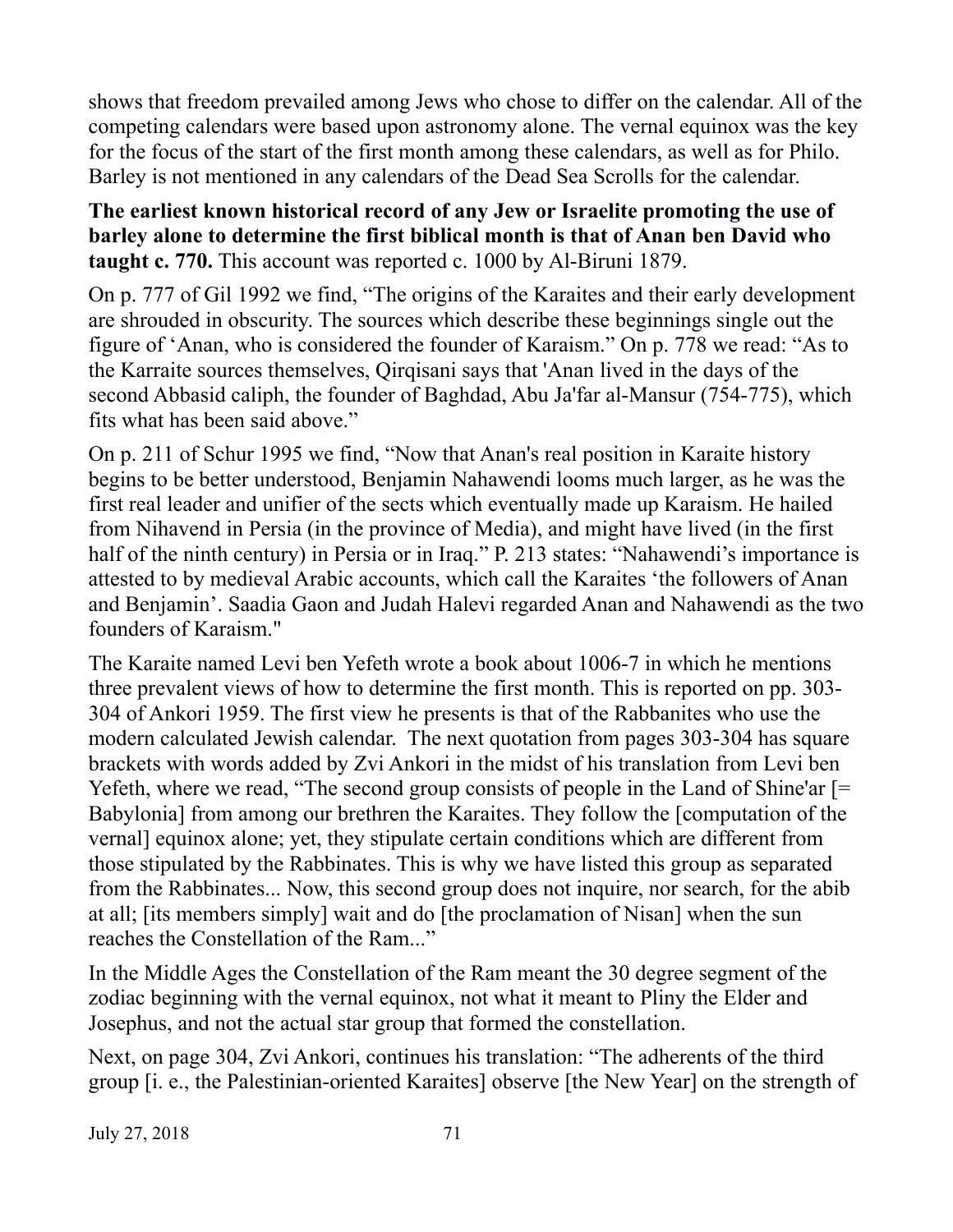shows that freedom prevailed among Jews who chose to differ on the calendar. All of the competing calendars were based upon astronomy alone. The vernal equinox was the key for the focus of the start of the first month among these calendars, as well as for Philo. Barley is not mentioned in any calendars of the Dead Sea Scrolls for the calendar.

**The earliest known historical record of any Jew or Israelite promoting the use of barley alone to determine the first biblical month is that of Anan ben David who taught c. 770.** This account was reported c. 1000 by Al-Biruni 1879.

On p. 777 of Gil 1992 we find, "The origins of the Karaites and their early development are shrouded in obscurity. The sources which describe these beginnings single out the figure of 'Anan, who is considered the founder of Karaism." On p. 778 we read: "As to the Karraite sources themselves, Qirqisani says that 'Anan lived in the days of the second Abbasid caliph, the founder of Baghdad, Abu Ja'far al-Mansur (754-775), which fits what has been said above."

On p. 211 of Schur 1995 we find, "Now that Anan's real position in Karaite history begins to be better understood, Benjamin Nahawendi looms much larger, as he was the first real leader and unifier of the sects which eventually made up Karaism. He hailed from Nihavend in Persia (in the province of Media), and might have lived (in the first half of the ninth century) in Persia or in Iraq." P. 213 states: "Nahawendi's importance is attested to by medieval Arabic accounts, which call the Karaites 'the followers of Anan and Benjamin'. Saadia Gaon and Judah Halevi regarded Anan and Nahawendi as the two founders of Karaism."

The Karaite named Levi ben Yefeth wrote a book about 1006-7 in which he mentions three prevalent views of how to determine the first month. This is reported on pp. 303-304 of Ankori 1959. The first view he presents is that of the Rabbanites who use the modern calculated Jewish calendar. The next quotation from pages 303-304 has square brackets with words added by Zvi Ankori in the midst of his translation from Levi ben Yefeth, where we read, "The second group consists of people in the Land of Shine'ar [= Babylonia] from among our brethren the Karaites. They follow the [computation of the vernal] equinox alone; yet, they stipulate certain conditions which are different from those stipulated by the Rabbinates. This is why we have listed this group as separated from the Rabbinates... Now, this second group does not inquire, nor search, for the abib at all; [its members simply] wait and do [the proclamation of Nisan] when the sun reaches the Constellation of the Ram..."

In the Middle Ages the Constellation of the Ram meant the 30 degree segment of the zodiac beginning with the vernal equinox, not what it meant to Pliny the Elder and Josephus, and not the actual star group that formed the constellation.

Next, on page 304, Zvi Ankori, continues his translation: "The adherents of the third group [i. e., the Palestinian-oriented Karaites] observe [the New Year] on the strength of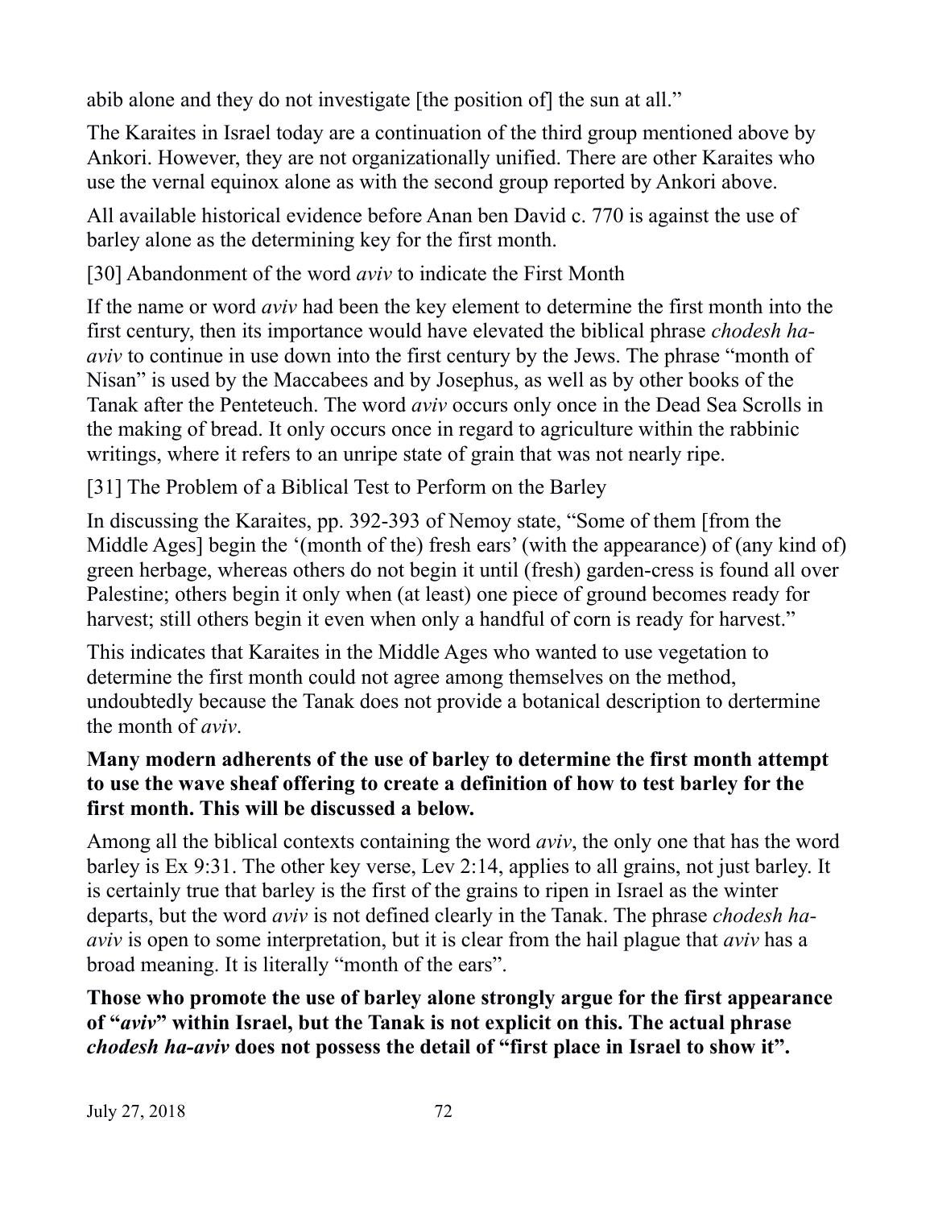abib alone and they do not investigate [the position of] the sun at all."

The Karaites in Israel today are a continuation of the third group mentioned above by Ankori. However, they are not organizationally unified. There are other Karaites who use the vernal equinox alone as with the second group reported by Ankori above.

All available historical evidence before Anan ben David c. 770 is against the use of barley alone as the determining key for the first month.

[30] Abandonment of the word *aviv* to indicate the First Month

If the name or word *aviv* had been the key element to determine the first month into the first century, then its importance would have elevated the biblical phrase *chodesh ha-aviv* to continue in use down into the first century by the Jews. The phrase "month of Nisan" is used by the Maccabees and by Josephus, as well as by other books of the Tanak after the Penteteuch. The word *aviv* occurs only once in the Dead Sea Scrolls in the making of bread. It only occurs once in regard to agriculture within the rabbinic writings, where it refers to an unripe state of grain that was not nearly ripe.

[31] The Problem of a Biblical Test to Perform on the Barley

In discussing the Karaites, pp. 392-393 of Nemoy state, "Some of them [from the Middle Ages] begin the '(month of the) fresh ears' (with the appearance) of (any kind of) green herbage, whereas others do not begin it until (fresh) garden-cress is found all over Palestine; others begin it only when (at least) one piece of ground becomes ready for harvest; still others begin it even when only a handful of corn is ready for harvest."

This indicates that Karaites in the Middle Ages who wanted to use vegetation to determine the first month could not agree among themselves on the method, undoubtedly because the Tanak does not provide a botanical description to dertermine the month of *aviv*.

**Many modern adherents of the use of barley to determine the first month attempt to use the wave sheaf offering to create a definition of how to test barley for the first month. This will be discussed a below.**

Among all the biblical contexts containing the word *aviv*, the only one that has the word barley is Ex 9:31. The other key verse, Lev 2:14, applies to all grains, not just barley. It is certainly true that barley is the first of the grains to ripen in Israel as the winter departs, but the word *aviv* is not defined clearly in the Tanak. The phrase *chodesh ha-aviv* is open to some interpretation, but it is clear from the hail plague that *aviv* has a broad meaning. It is literally "month of the ears".

**Those who promote the use of barley alone strongly argue for the first appearance of "*aviv*" within Israel, but the Tanak is not explicit on this. The actual phrase *chodesh ha-aviv* does not possess the detail of "first place in Israel to show it".**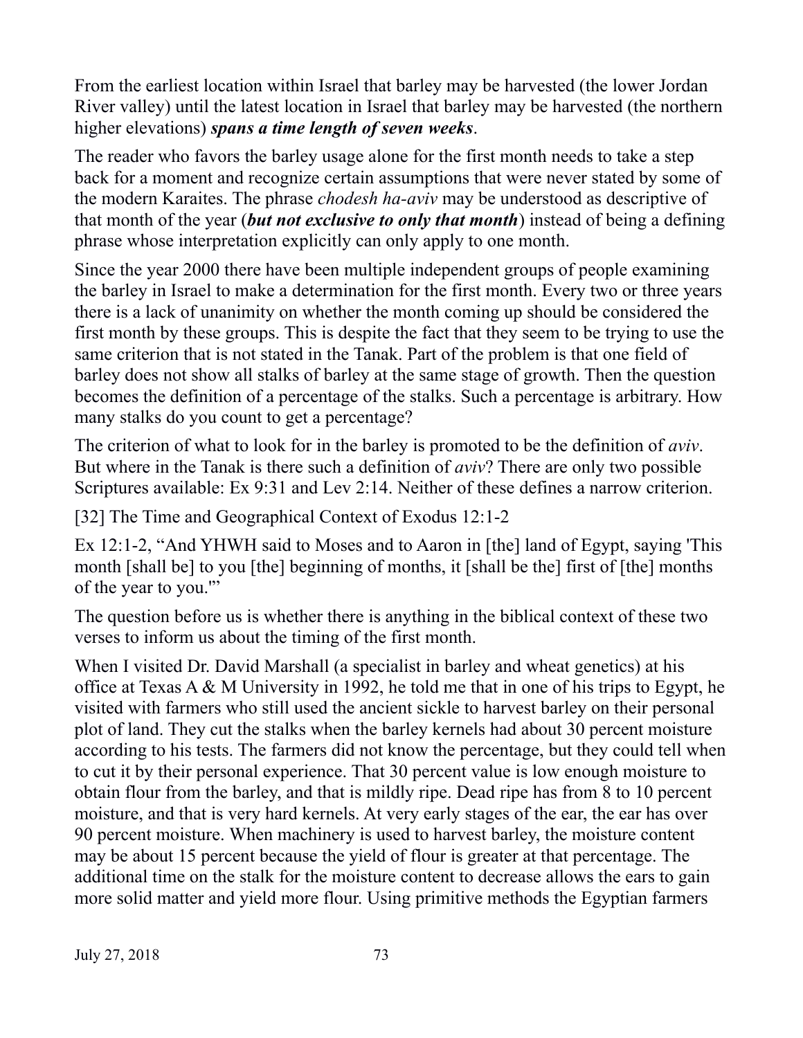From the earliest location within Israel that barley may be harvested (the lower Jordan River valley) until the latest location in Israel that barley may be harvested (the northern higher elevations) ***spans a time length of seven weeks***.

The reader who favors the barley usage alone for the first month needs to take a step back for a moment and recognize certain assumptions that were never stated by some of the modern Karaites. The phrase *chodesh ha-aviv* may be understood as descriptive of that month of the year (***but not exclusive to only that month***) instead of being a defining phrase whose interpretation explicitly can only apply to one month.

Since the year 2000 there have been multiple independent groups of people examining the barley in Israel to make a determination for the first month. Every two or three years there is a lack of unanimity on whether the month coming up should be considered the first month by these groups. This is despite the fact that they seem to be trying to use the same criterion that is not stated in the Tanak. Part of the problem is that one field of barley does not show all stalks of barley at the same stage of growth. Then the question becomes the definition of a percentage of the stalks. Such a percentage is arbitrary. How many stalks do you count to get a percentage?

The criterion of what to look for in the barley is promoted to be the definition of *aviv*. But where in the Tanak is there such a definition of *aviv*? There are only two possible Scriptures available: Ex 9:31 and Lev 2:14. Neither of these defines a narrow criterion.

## [32] The Time and Geographical Context of Exodus 12:1-2

Ex 12:1-2, "And YHWH said to Moses and to Aaron in [the] land of Egypt, saying 'This month [shall be] to you [the] beginning of months, it [shall be the] first of [the] months of the year to you.'"

The question before us is whether there is anything in the biblical context of these two verses to inform us about the timing of the first month.

When I visited Dr. David Marshall (a specialist in barley and wheat genetics) at his office at Texas A & M University in 1992, he told me that in one of his trips to Egypt, he visited with farmers who still used the ancient sickle to harvest barley on their personal plot of land. They cut the stalks when the barley kernels had about 30 percent moisture according to his tests. The farmers did not know the percentage, but they could tell when to cut it by their personal experience. That 30 percent value is low enough moisture to obtain flour from the barley, and that is mildly ripe. Dead ripe has from 8 to 10 percent moisture, and that is very hard kernels. At very early stages of the ear, the ear has over 90 percent moisture. When machinery is used to harvest barley, the moisture content may be about 15 percent because the yield of flour is greater at that percentage. The additional time on the stalk for the moisture content to decrease allows the ears to gain more solid matter and yield more flour. Using primitive methods the Egyptian farmers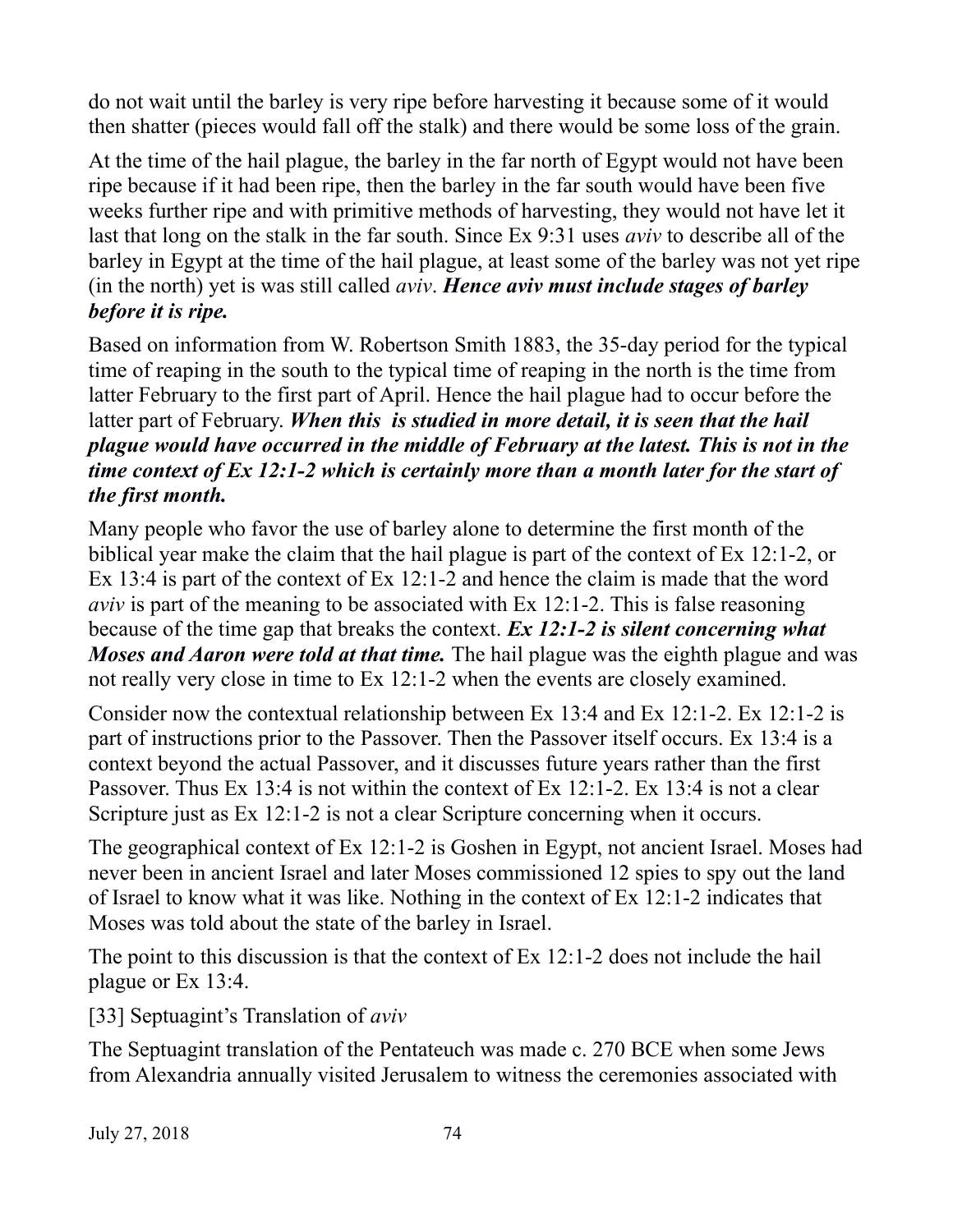do not wait until the barley is very ripe before harvesting it because some of it would then shatter (pieces would fall off the stalk) and there would be some loss of the grain.

At the time of the hail plague, the barley in the far north of Egypt would not have been ripe because if it had been ripe, then the barley in the far south would have been five weeks further ripe and with primitive methods of harvesting, they would not have let it last that long on the stalk in the far south. Since Ex 9:31 uses *aviv* to describe all of the barley in Egypt at the time of the hail plague, at least some of the barley was not yet ripe (in the north) yet is was still called *aviv*. ***Hence aviv must include stages of barley before it is ripe.***

Based on information from W. Robertson Smith 1883, the 35-day period for the typical time of reaping in the south to the typical time of reaping in the north is the time from latter February to the first part of April. Hence the hail plague had to occur before the latter part of February. ***When this is studied in more detail, it is seen that the hail plague would have occurred in the middle of February at the latest. This is not in the time context of Ex 12:1-2 which is certainly more than a month later for the start of the first month.***

Many people who favor the use of barley alone to determine the first month of the biblical year make the claim that the hail plague is part of the context of Ex 12:1-2, or Ex 13:4 is part of the context of Ex 12:1-2 and hence the claim is made that the word *aviv* is part of the meaning to be associated with Ex 12:1-2. This is false reasoning because of the time gap that breaks the context. ***Ex 12:1-2 is silent concerning what Moses and Aaron were told at that time.*** The hail plague was the eighth plague and was not really very close in time to Ex 12:1-2 when the events are closely examined.

Consider now the contextual relationship between Ex 13:4 and Ex 12:1-2. Ex 12:1-2 is part of instructions prior to the Passover. Then the Passover itself occurs. Ex 13:4 is a context beyond the actual Passover, and it discusses future years rather than the first Passover. Thus Ex 13:4 is not within the context of Ex 12:1-2. Ex 13:4 is not a clear Scripture just as Ex 12:1-2 is not a clear Scripture concerning when it occurs.

The geographical context of Ex 12:1-2 is Goshen in Egypt, not ancient Israel. Moses had never been in ancient Israel and later Moses commissioned 12 spies to spy out the land of Israel to know what it was like. Nothing in the context of Ex 12:1-2 indicates that Moses was told about the state of the barley in Israel.

The point to this discussion is that the context of Ex 12:1-2 does not include the hail plague or Ex 13:4.

[33] Septuagint's Translation of *aviv*

The Septuagint translation of the Pentateuch was made c. 270 BCE when some Jews from Alexandria annually visited Jerusalem to witness the ceremonies associated with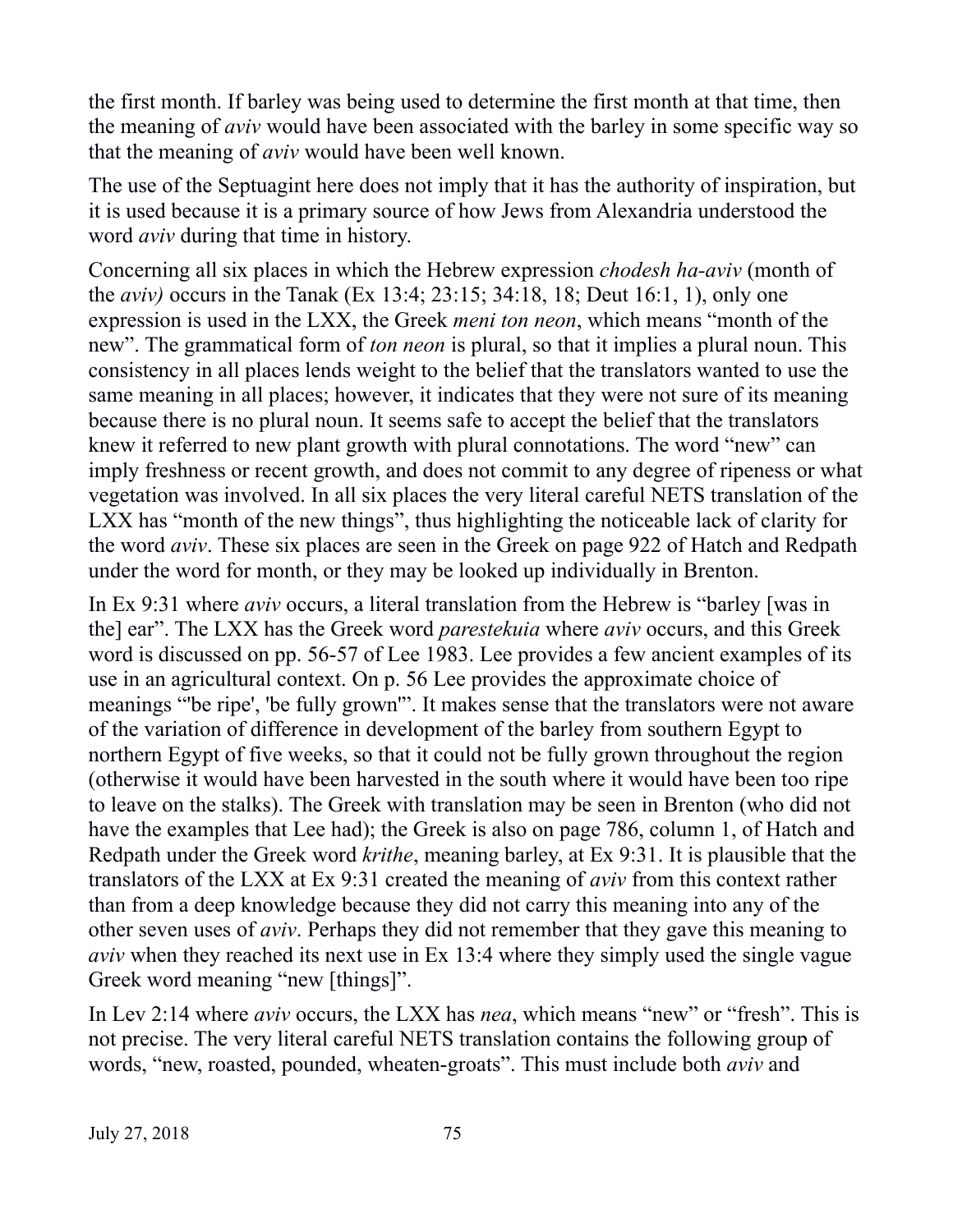the first month. If barley was being used to determine the first month at that time, then the meaning of *aviv* would have been associated with the barley in some specific way so that the meaning of *aviv* would have been well known.

The use of the Septuagint here does not imply that it has the authority of inspiration, but it is used because it is a primary source of how Jews from Alexandria understood the word *aviv* during that time in history.

Concerning all six places in which the Hebrew expression *chodesh ha-aviv* (month of the *aviv)* occurs in the Tanak (Ex 13:4; 23:15; 34:18, 18; Deut 16:1, 1), only one expression is used in the LXX, the Greek *meni ton neon*, which means "month of the new". The grammatical form of *ton neon* is plural, so that it implies a plural noun. This consistency in all places lends weight to the belief that the translators wanted to use the same meaning in all places; however, it indicates that they were not sure of its meaning because there is no plural noun. It seems safe to accept the belief that the translators knew it referred to new plant growth with plural connotations. The word "new" can imply freshness or recent growth, and does not commit to any degree of ripeness or what vegetation was involved. In all six places the very literal careful NETS translation of the LXX has "month of the new things", thus highlighting the noticeable lack of clarity for the word *aviv*. These six places are seen in the Greek on page 922 of Hatch and Redpath under the word for month, or they may be looked up individually in Brenton.

In Ex 9:31 where *aviv* occurs, a literal translation from the Hebrew is "barley [was in the] ear". The LXX has the Greek word *parestekuia* where *aviv* occurs, and this Greek word is discussed on pp. 56-57 of Lee 1983. Lee provides a few ancient examples of its use in an agricultural context. On p. 56 Lee provides the approximate choice of meanings "'be ripe', 'be fully grown'". It makes sense that the translators were not aware of the variation of difference in development of the barley from southern Egypt to northern Egypt of five weeks, so that it could not be fully grown throughout the region (otherwise it would have been harvested in the south where it would have been too ripe to leave on the stalks). The Greek with translation may be seen in Brenton (who did not have the examples that Lee had); the Greek is also on page 786, column 1, of Hatch and Redpath under the Greek word *krithe*, meaning barley, at Ex 9:31. It is plausible that the translators of the LXX at Ex 9:31 created the meaning of *aviv* from this context rather than from a deep knowledge because they did not carry this meaning into any of the other seven uses of *aviv*. Perhaps they did not remember that they gave this meaning to *aviv* when they reached its next use in Ex 13:4 where they simply used the single vague Greek word meaning "new [things]".

In Lev 2:14 where *aviv* occurs, the LXX has *nea*, which means "new" or "fresh". This is not precise. The very literal careful NETS translation contains the following group of words, "new, roasted, pounded, wheaten-groats". This must include both *aviv* and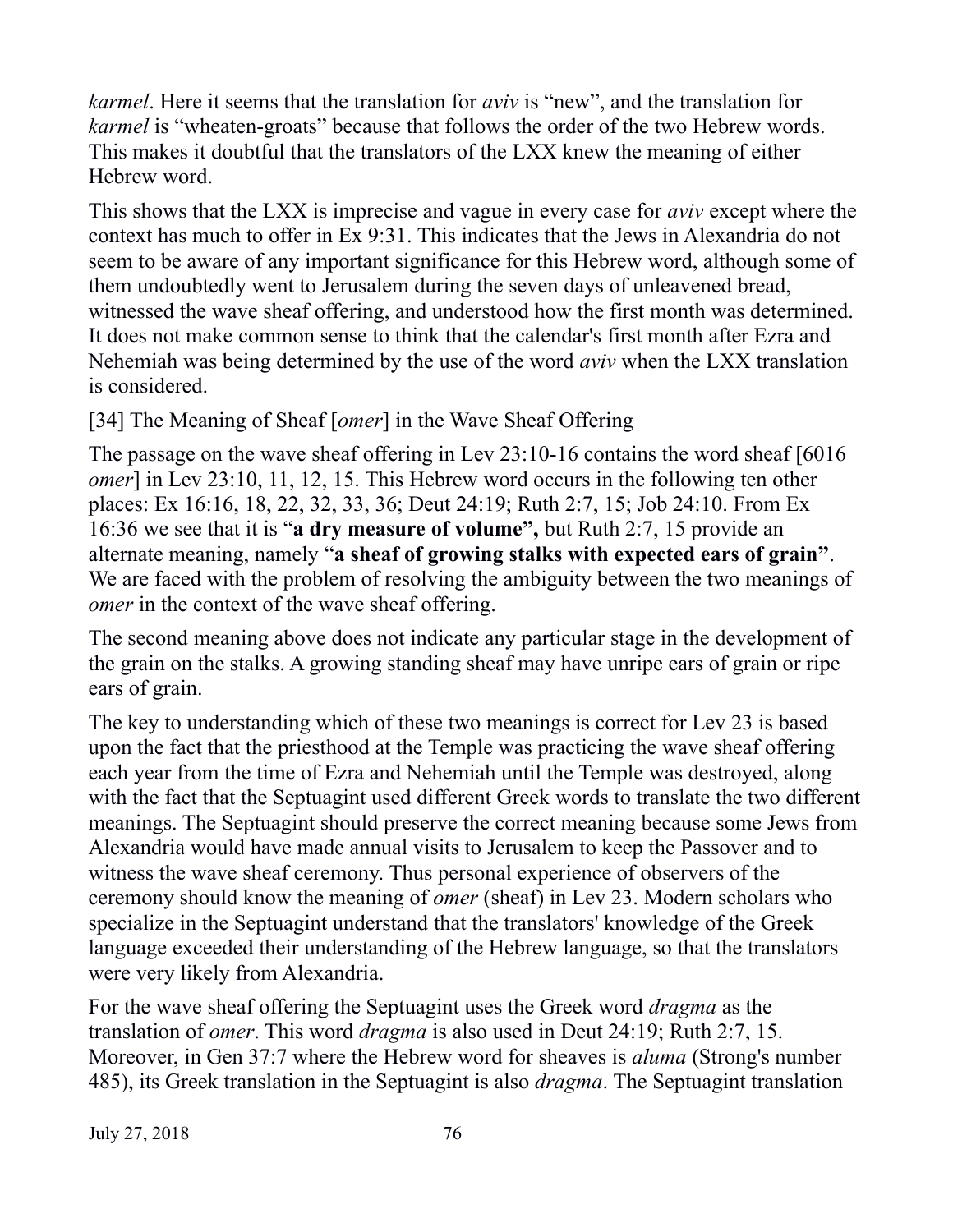*karmel*. Here it seems that the translation for *aviv* is "new", and the translation for *karmel* is "wheaten-groats" because that follows the order of the two Hebrew words. This makes it doubtful that the translators of the LXX knew the meaning of either Hebrew word.

This shows that the LXX is imprecise and vague in every case for *aviv* except where the context has much to offer in Ex 9:31. This indicates that the Jews in Alexandria do not seem to be aware of any important significance for this Hebrew word, although some of them undoubtedly went to Jerusalem during the seven days of unleavened bread, witnessed the wave sheaf offering, and understood how the first month was determined. It does not make common sense to think that the calendar's first month after Ezra and Nehemiah was being determined by the use of the word *aviv* when the LXX translation is considered.

[34] The Meaning of Sheaf [*omer*] in the Wave Sheaf Offering

The passage on the wave sheaf offering in Lev 23:10-16 contains the word sheaf [6016 *omer*] in Lev 23:10, 11, 12, 15. This Hebrew word occurs in the following ten other places: Ex 16:16, 18, 22, 32, 33, 36; Deut 24:19; Ruth 2:7, 15; Job 24:10. From Ex 16:36 we see that it is "**a dry measure of volume",** but Ruth 2:7, 15 provide an alternate meaning, namely "**a sheaf of growing stalks with expected ears of grain"**. We are faced with the problem of resolving the ambiguity between the two meanings of *omer* in the context of the wave sheaf offering.

The second meaning above does not indicate any particular stage in the development of the grain on the stalks. A growing standing sheaf may have unripe ears of grain or ripe ears of grain.

The key to understanding which of these two meanings is correct for Lev 23 is based upon the fact that the priesthood at the Temple was practicing the wave sheaf offering each year from the time of Ezra and Nehemiah until the Temple was destroyed, along with the fact that the Septuagint used different Greek words to translate the two different meanings. The Septuagint should preserve the correct meaning because some Jews from Alexandria would have made annual visits to Jerusalem to keep the Passover and to witness the wave sheaf ceremony. Thus personal experience of observers of the ceremony should know the meaning of *omer* (sheaf) in Lev 23. Modern scholars who specialize in the Septuagint understand that the translators' knowledge of the Greek language exceeded their understanding of the Hebrew language, so that the translators were very likely from Alexandria.

For the wave sheaf offering the Septuagint uses the Greek word *dragma* as the translation of *omer*. This word *dragma* is also used in Deut 24:19; Ruth 2:7, 15. Moreover, in Gen 37:7 where the Hebrew word for sheaves is *aluma* (Strong's number 485), its Greek translation in the Septuagint is also *dragma*. The Septuagint translation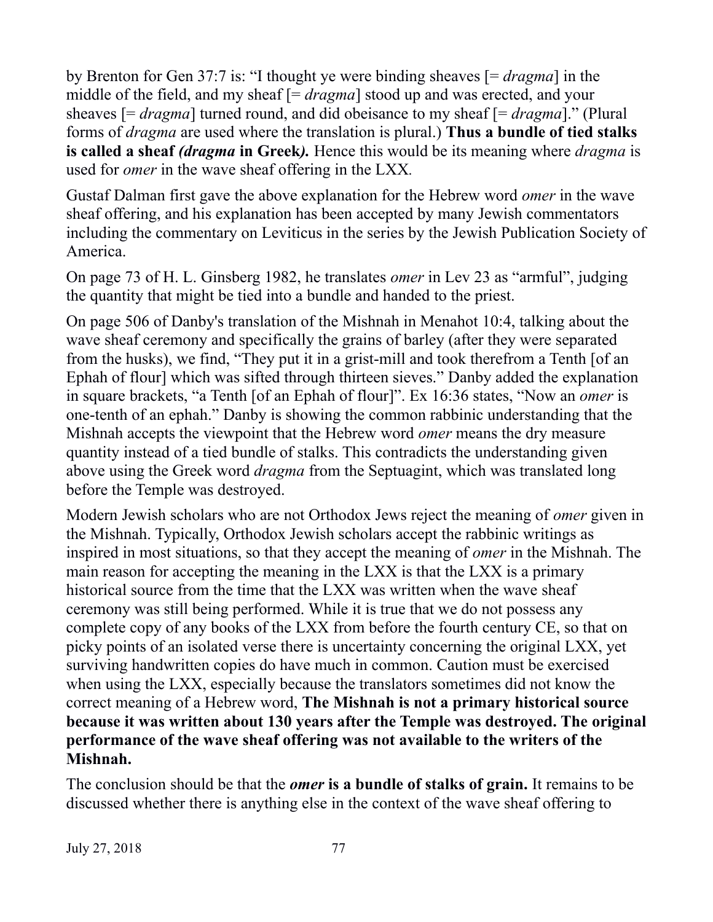by Brenton for Gen 37:7 is: “I thought ye were binding sheaves [= *dragma*] in the middle of the field, and my sheaf [= *dragma*] stood up and was erected, and your sheaves [= *dragma*] turned round, and did obeisance to my sheaf [= *dragma*].” (Plural forms of *dragma* are used where the translation is plural.) **Thus a bundle of tied stalks is called a sheaf *(dragma* in Greek*).*** Hence this would be its meaning where *dragma* is used for *omer* in the wave sheaf offering in the LXX.

Gustaf Dalman first gave the above explanation for the Hebrew word *omer* in the wave sheaf offering, and his explanation has been accepted by many Jewish commentators including the commentary on Leviticus in the series by the Jewish Publication Society of America.

On page 73 of H. L. Ginsberg 1982, he translates *omer* in Lev 23 as “armful”, judging the quantity that might be tied into a bundle and handed to the priest.

On page 506 of Danby's translation of the Mishnah in Menahot 10:4, talking about the wave sheaf ceremony and specifically the grains of barley (after they were separated from the husks), we find, “They put it in a grist-mill and took therefrom a Tenth [of an Ephah of flour] which was sifted through thirteen sieves.” Danby added the explanation in square brackets, “a Tenth [of an Ephah of flour]”. Ex 16:36 states, “Now an *omer* is one-tenth of an ephah.” Danby is showing the common rabbinic understanding that the Mishnah accepts the viewpoint that the Hebrew word *omer* means the dry measure quantity instead of a tied bundle of stalks. This contradicts the understanding given above using the Greek word *dragma* from the Septuagint, which was translated long before the Temple was destroyed.

Modern Jewish scholars who are not Orthodox Jews reject the meaning of *omer* given in the Mishnah. Typically, Orthodox Jewish scholars accept the rabbinic writings as inspired in most situations, so that they accept the meaning of *omer* in the Mishnah. The main reason for accepting the meaning in the LXX is that the LXX is a primary historical source from the time that the LXX was written when the wave sheaf ceremony was still being performed. While it is true that we do not possess any complete copy of any books of the LXX from before the fourth century CE, so that on picky points of an isolated verse there is uncertainty concerning the original LXX, yet surviving handwritten copies do have much in common. Caution must be exercised when using the LXX, especially because the translators sometimes did not know the correct meaning of a Hebrew word, **The Mishnah is not a primary historical source because it was written about 130 years after the Temple was destroyed. The original performance of the wave sheaf offering was not available to the writers of the Mishnah.**

The conclusion should be that the ***omer* is a bundle of stalks of grain.** It remains to be discussed whether there is anything else in the context of the wave sheaf offering to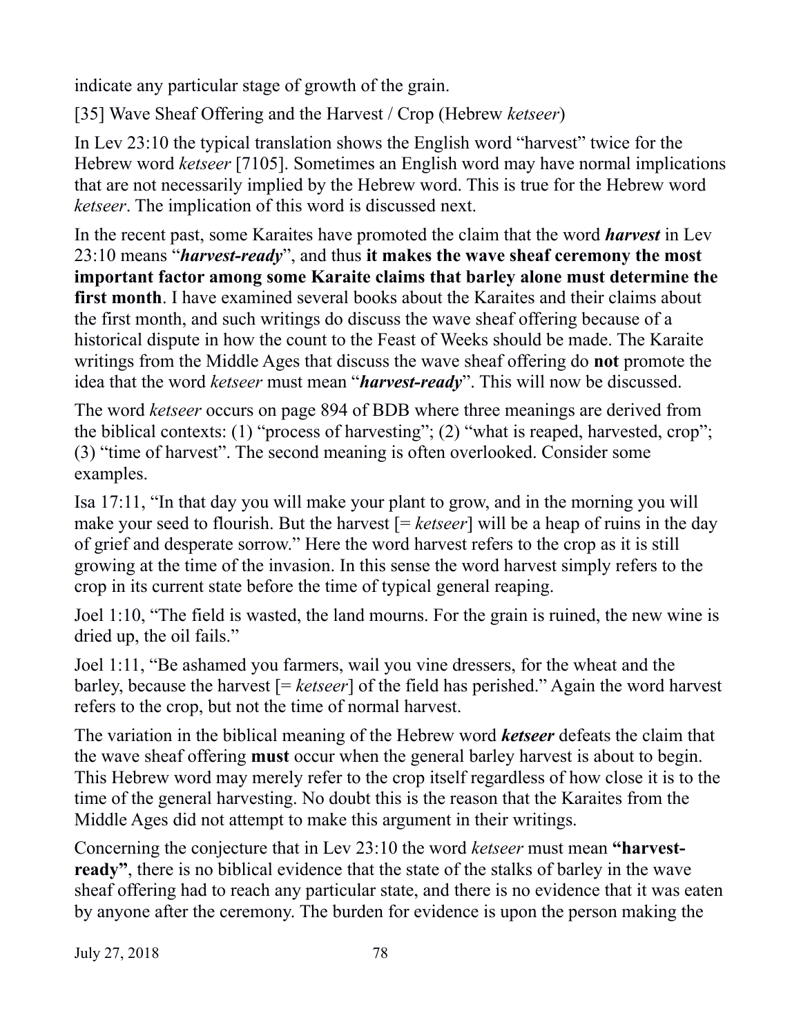indicate any particular stage of growth of the grain.

[35] Wave Sheaf Offering and the Harvest / Crop (Hebrew *ketseer*)

In Lev 23:10 the typical translation shows the English word "harvest" twice for the Hebrew word *ketseer* [7105]. Sometimes an English word may have normal implications that are not necessarily implied by the Hebrew word. This is true for the Hebrew word *ketseer*. The implication of this word is discussed next.

In the recent past, some Karaites have promoted the claim that the word ***harvest*** in Lev 23:10 means "***harvest-ready***", and thus **it makes the wave sheaf ceremony the most important factor among some Karaite claims that barley alone must determine the first month**. I have examined several books about the Karaites and their claims about the first month, and such writings do discuss the wave sheaf offering because of a historical dispute in how the count to the Feast of Weeks should be made. The Karaite writings from the Middle Ages that discuss the wave sheaf offering do **not** promote the idea that the word *ketseer* must mean "***harvest-ready***". This will now be discussed.

The word *ketseer* occurs on page 894 of BDB where three meanings are derived from the biblical contexts: (1) "process of harvesting"; (2) "what is reaped, harvested, crop"; (3) "time of harvest". The second meaning is often overlooked. Consider some examples.

Isa 17:11, "In that day you will make your plant to grow, and in the morning you will make your seed to flourish. But the harvest [= *ketseer*] will be a heap of ruins in the day of grief and desperate sorrow." Here the word harvest refers to the crop as it is still growing at the time of the invasion. In this sense the word harvest simply refers to the crop in its current state before the time of typical general reaping.

Joel 1:10, "The field is wasted, the land mourns. For the grain is ruined, the new wine is dried up, the oil fails."

Joel 1:11, "Be ashamed you farmers, wail you vine dressers, for the wheat and the barley, because the harvest [= *ketseer*] of the field has perished." Again the word harvest refers to the crop, but not the time of normal harvest.

The variation in the biblical meaning of the Hebrew word ***ketseer*** defeats the claim that the wave sheaf offering **must** occur when the general barley harvest is about to begin. This Hebrew word may merely refer to the crop itself regardless of how close it is to the time of the general harvesting. No doubt this is the reason that the Karaites from the Middle Ages did not attempt to make this argument in their writings.

Concerning the conjecture that in Lev 23:10 the word *ketseer* must mean **"harvest-ready"**, there is no biblical evidence that the state of the stalks of barley in the wave sheaf offering had to reach any particular state, and there is no evidence that it was eaten by anyone after the ceremony. The burden for evidence is upon the person making the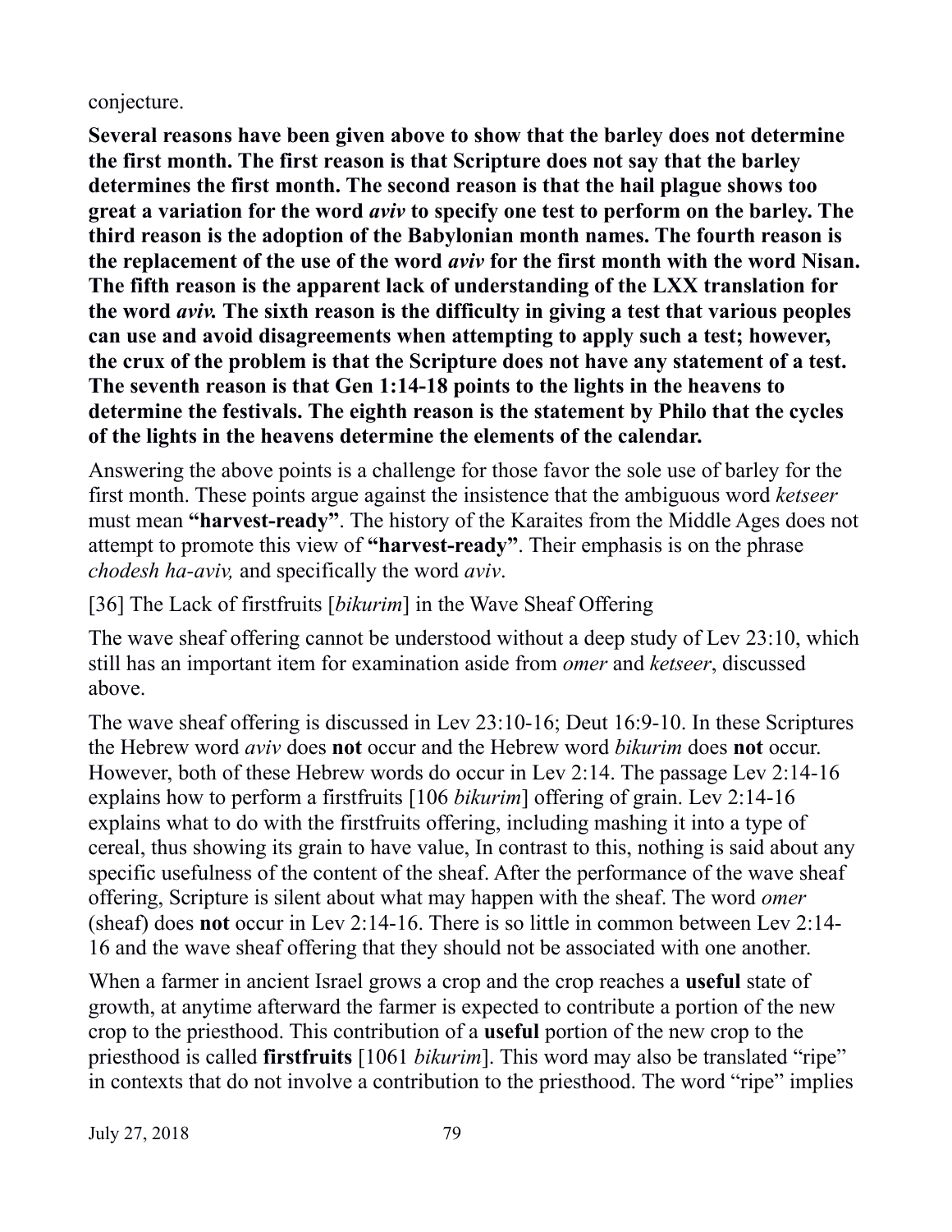conjecture.

**Several reasons have been given above to show that the barley does not determine the first month. The first reason is that Scripture does not say that the barley determines the first month. The second reason is that the hail plague shows too great a variation for the word *aviv* to specify one test to perform on the barley. The third reason is the adoption of the Babylonian month names. The fourth reason is the replacement of the use of the word *aviv* for the first month with the word Nisan. The fifth reason is the apparent lack of understanding of the LXX translation for the word *aviv.* The sixth reason is the difficulty in giving a test that various peoples can use and avoid disagreements when attempting to apply such a test; however, the crux of the problem is that the Scripture does not have any statement of a test. The seventh reason is that Gen 1:14-18 points to the lights in the heavens to determine the festivals. The eighth reason is the statement by Philo that the cycles of the lights in the heavens determine the elements of the calendar.**

Answering the above points is a challenge for those favor the sole use of barley for the first month. These points argue against the insistence that the ambiguous word *ketseer* must mean **"harvest-ready"**. The history of the Karaites from the Middle Ages does not attempt to promote this view of **"harvest-ready"**. Their emphasis is on the phrase *chodesh ha-aviv,* and specifically the word *aviv*.

[36] The Lack of firstfruits [*bikurim*] in the Wave Sheaf Offering

The wave sheaf offering cannot be understood without a deep study of Lev 23:10, which still has an important item for examination aside from *omer* and *ketseer*, discussed above.

The wave sheaf offering is discussed in Lev 23:10-16; Deut 16:9-10. In these Scriptures the Hebrew word *aviv* does **not** occur and the Hebrew word *bikurim* does **not** occur. However, both of these Hebrew words do occur in Lev 2:14. The passage Lev 2:14-16 explains how to perform a firstfruits [106 *bikurim*] offering of grain. Lev 2:14-16 explains what to do with the firstfruits offering, including mashing it into a type of cereal, thus showing its grain to have value, In contrast to this, nothing is said about any specific usefulness of the content of the sheaf. After the performance of the wave sheaf offering, Scripture is silent about what may happen with the sheaf. The word *omer* (sheaf) does **not** occur in Lev 2:14-16. There is so little in common between Lev 2:14-16 and the wave sheaf offering that they should not be associated with one another.

When a farmer in ancient Israel grows a crop and the crop reaches a **useful** state of growth, at anytime afterward the farmer is expected to contribute a portion of the new crop to the priesthood. This contribution of a **useful** portion of the new crop to the priesthood is called **firstfruits** [1061 *bikurim*]. This word may also be translated "ripe" in contexts that do not involve a contribution to the priesthood. The word "ripe" implies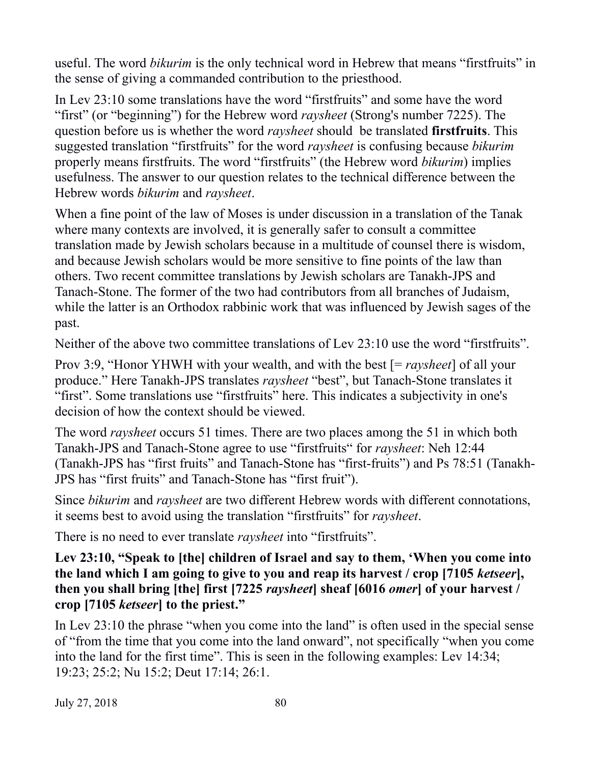useful. The word *bikurim* is the only technical word in Hebrew that means "firstfruits" in the sense of giving a commanded contribution to the priesthood.

In Lev 23:10 some translations have the word "firstfruits" and some have the word "first" (or "beginning") for the Hebrew word *raysheet* (Strong's number 7225). The question before us is whether the word *raysheet* should be translated **firstfruits**. This suggested translation "firstfruits" for the word *raysheet* is confusing because *bikurim* properly means firstfruits. The word "firstfruits" (the Hebrew word *bikurim*) implies usefulness. The answer to our question relates to the technical difference between the Hebrew words *bikurim* and *raysheet*.

When a fine point of the law of Moses is under discussion in a translation of the Tanak where many contexts are involved, it is generally safer to consult a committee translation made by Jewish scholars because in a multitude of counsel there is wisdom, and because Jewish scholars would be more sensitive to fine points of the law than others. Two recent committee translations by Jewish scholars are Tanakh-JPS and Tanach-Stone. The former of the two had contributors from all branches of Judaism, while the latter is an Orthodox rabbinic work that was influenced by Jewish sages of the past.

Neither of the above two committee translations of Lev 23:10 use the word "firstfruits".

Prov 3:9, "Honor YHWH with your wealth, and with the best [= *raysheet*] of all your produce." Here Tanakh-JPS translates *raysheet* "best", but Tanach-Stone translates it "first". Some translations use "firstfruits" here. This indicates a subjectivity in one's decision of how the context should be viewed.

The word *raysheet* occurs 51 times. There are two places among the 51 in which both Tanakh-JPS and Tanach-Stone agree to use "firstfruits" for *raysheet*: Neh 12:44 (Tanakh-JPS has "first fruits" and Tanach-Stone has "first-fruits") and Ps 78:51 (Tanakh-JPS has "first fruits" and Tanach-Stone has "first fruit").

Since *bikurim* and *raysheet* are two different Hebrew words with different connotations, it seems best to avoid using the translation "firstfruits" for *raysheet*.

There is no need to ever translate *raysheet* into "firstfruits".

**Lev 23:10, "Speak to [the] children of Israel and say to them, 'When you come into the land which I am going to give to you and reap its harvest / crop [7105 *ketseer*], then you shall bring [the] first [7225 *raysheet*] sheaf [6016 *omer*] of your harvest / crop [7105 *ketseer*] to the priest."**

In Lev 23:10 the phrase "when you come into the land" is often used in the special sense of "from the time that you come into the land onward", not specifically "when you come into the land for the first time". This is seen in the following examples: Lev 14:34; 19:23; 25:2; Nu 15:2; Deut 17:14; 26:1.

July 27, 2018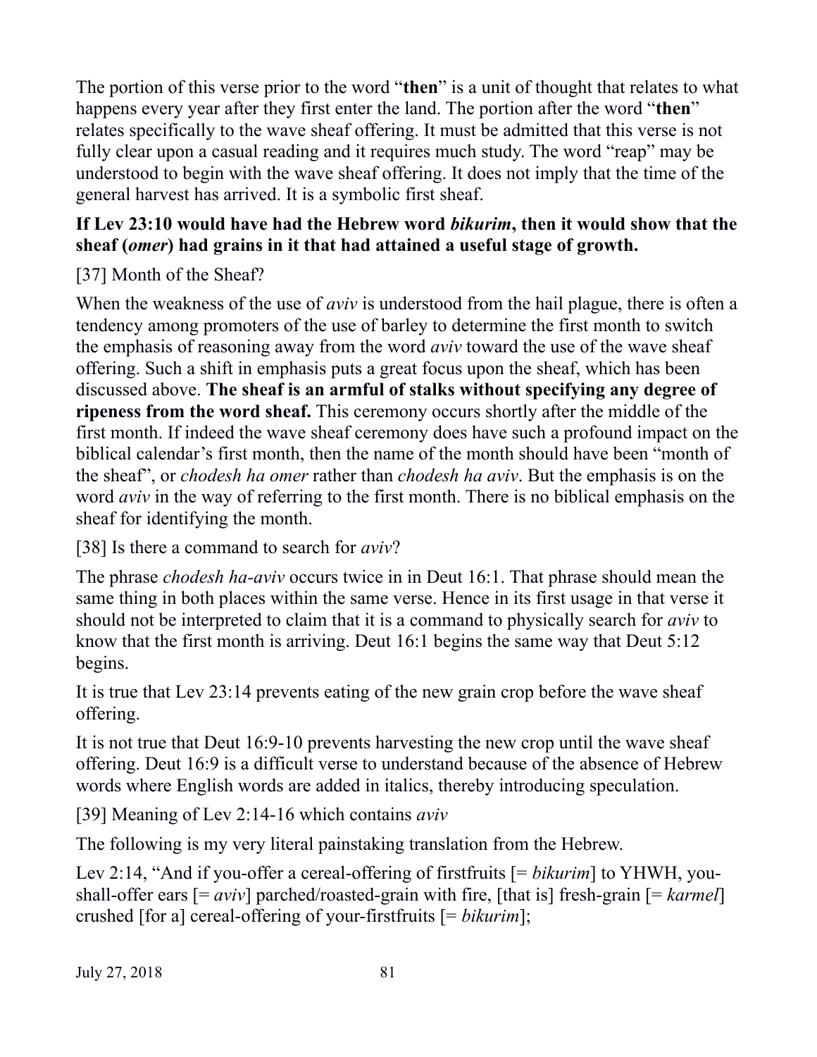The portion of this verse prior to the word "**then**" is a unit of thought that relates to what happens every year after they first enter the land. The portion after the word "**then**" relates specifically to the wave sheaf offering. It must be admitted that this verse is not fully clear upon a casual reading and it requires much study. The word "reap" may be understood to begin with the wave sheaf offering. It does not imply that the time of the general harvest has arrived. It is a symbolic first sheaf.

**If Lev 23:10 would have had the Hebrew word *bikurim*, then it would show that the sheaf (*omer*) had grains in it that had attained a useful stage of growth.**

[37] Month of the Sheaf?

When the weakness of the use of *aviv* is understood from the hail plague, there is often a tendency among promoters of the use of barley to determine the first month to switch the emphasis of reasoning away from the word *aviv* toward the use of the wave sheaf offering. Such a shift in emphasis puts a great focus upon the sheaf, which has been discussed above. **The sheaf is an armful of stalks without specifying any degree of ripeness from the word sheaf.** This ceremony occurs shortly after the middle of the first month. If indeed the wave sheaf ceremony does have such a profound impact on the biblical calendar's first month, then the name of the month should have been "month of the sheaf", or *chodesh ha omer* rather than *chodesh ha aviv*. But the emphasis is on the word *aviv* in the way of referring to the first month. There is no biblical emphasis on the sheaf for identifying the month.

[38] Is there a command to search for *aviv*?

The phrase *chodesh ha-aviv* occurs twice in in Deut 16:1. That phrase should mean the same thing in both places within the same verse. Hence in its first usage in that verse it should not be interpreted to claim that it is a command to physically search for *aviv* to know that the first month is arriving. Deut 16:1 begins the same way that Deut 5:12 begins.

It is true that Lev 23:14 prevents eating of the new grain crop before the wave sheaf offering.

It is not true that Deut 16:9-10 prevents harvesting the new crop until the wave sheaf offering. Deut 16:9 is a difficult verse to understand because of the absence of Hebrew words where English words are added in italics, thereby introducing speculation.

[39] Meaning of Lev 2:14-16 which contains *aviv*

The following is my very literal painstaking translation from the Hebrew.

Lev 2:14, "And if you-offer a cereal-offering of firstfruits [= *bikurim*] to YHWH, you-shall-offer ears [= *aviv*] parched/roasted-grain with fire, [that is] fresh-grain [= *karmel*] crushed [for a] cereal-offering of your-firstfruits [= *bikurim*];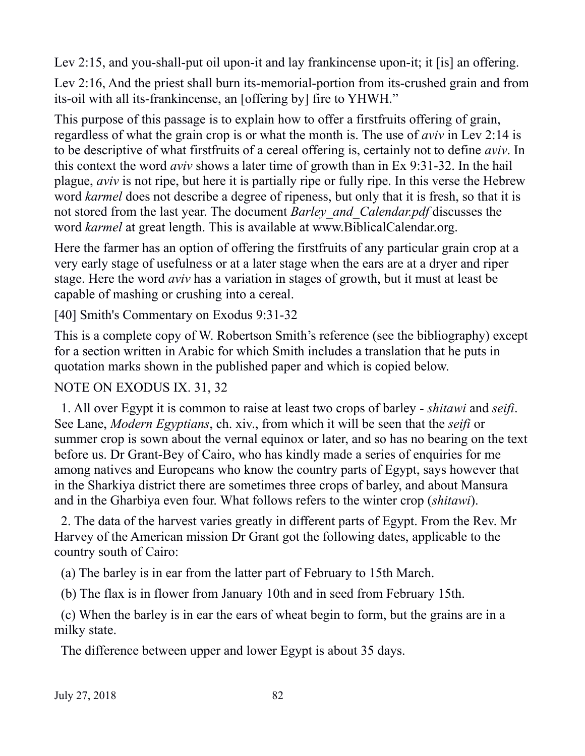Lev 2:15, and you-shall-put oil upon-it and lay frankincense upon-it; it [is] an offering.

Lev 2:16, And the priest shall burn its-memorial-portion from its-crushed grain and from its-oil with all its-frankincense, an [offering by] fire to YHWH."

This purpose of this passage is to explain how to offer a firstfruits offering of grain, regardless of what the grain crop is or what the month is. The use of *aviv* in Lev 2:14 is to be descriptive of what firstfruits of a cereal offering is, certainly not to define *aviv*. In this context the word *aviv* shows a later time of growth than in Ex 9:31-32. In the hail plague, *aviv* is not ripe, but here it is partially ripe or fully ripe. In this verse the Hebrew word *karmel* does not describe a degree of ripeness, but only that it is fresh, so that it is not stored from the last year. The document *Barley_and_Calendar.pdf* discusses the word *karmel* at great length. This is available at www.BiblicalCalendar.org.

Here the farmer has an option of offering the firstfruits of any particular grain crop at a very early stage of usefulness or at a later stage when the ears are at a dryer and riper stage. Here the word *aviv* has a variation in stages of growth, but it must at least be capable of mashing or crushing into a cereal.

[40] Smith's Commentary on Exodus 9:31-32

This is a complete copy of W. Robertson Smith's reference (see the bibliography) except for a section written in Arabic for which Smith includes a translation that he puts in quotation marks shown in the published paper and which is copied below.

NOTE ON EXODUS IX. 31, 32

1. All over Egypt it is common to raise at least two crops of barley - *shitawi* and *seifi*. See Lane, *Modern Egyptians*, ch. xiv., from which it will be seen that the *seifi* or summer crop is sown about the vernal equinox or later, and so has no bearing on the text before us. Dr Grant-Bey of Cairo, who has kindly made a series of enquiries for me among natives and Europeans who know the country parts of Egypt, says however that in the Sharkiya district there are sometimes three crops of barley, and about Mansura and in the Gharbiya even four. What follows refers to the winter crop (*shitawi*).

2. The data of the harvest varies greatly in different parts of Egypt. From the Rev. Mr Harvey of the American mission Dr Grant got the following dates, applicable to the country south of Cairo:

(a) The barley is in ear from the latter part of February to 15th March.

(b) The flax is in flower from January 10th and in seed from February 15th.

(c) When the barley is in ear the ears of wheat begin to form, but the grains are in a milky state.

The difference between upper and lower Egypt is about 35 days.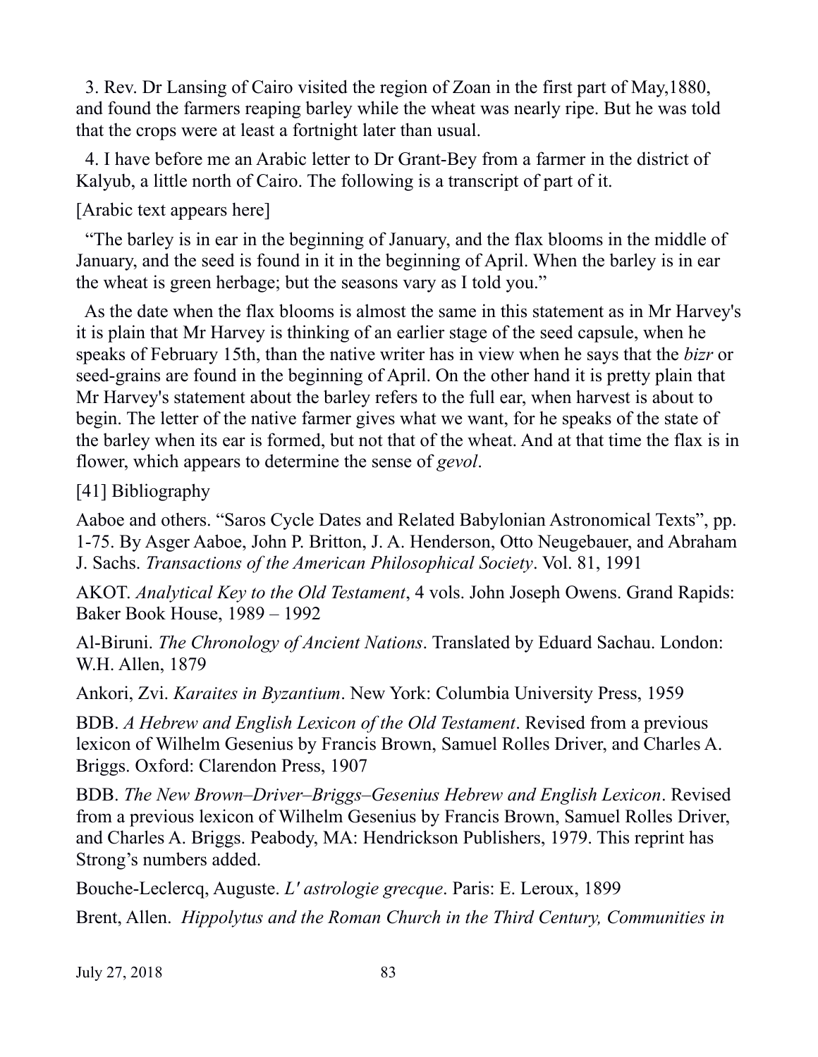3. Rev. Dr Lansing of Cairo visited the region of Zoan in the first part of May,1880, and found the farmers reaping barley while the wheat was nearly ripe. But he was told that the crops were at least a fortnight later than usual.

4. I have before me an Arabic letter to Dr Grant-Bey from a farmer in the district of Kalyub, a little north of Cairo. The following is a transcript of part of it.

[Arabic text appears here]

"The barley is in ear in the beginning of January, and the flax blooms in the middle of January, and the seed is found in it in the beginning of April. When the barley is in ear the wheat is green herbage; but the seasons vary as I told you."

As the date when the flax blooms is almost the same in this statement as in Mr Harvey's it is plain that Mr Harvey is thinking of an earlier stage of the seed capsule, when he speaks of February 15th, than the native writer has in view when he says that the *bizr* or seed-grains are found in the beginning of April. On the other hand it is pretty plain that Mr Harvey's statement about the barley refers to the full ear, when harvest is about to begin. The letter of the native farmer gives what we want, for he speaks of the state of the barley when its ear is formed, but not that of the wheat. And at that time the flax is in flower, which appears to determine the sense of *gevol*.

## [41] Bibliography

Aaboe and others. "Saros Cycle Dates and Related Babylonian Astronomical Texts", pp. 1-75. By Asger Aaboe, John P. Britton, J. A. Henderson, Otto Neugebauer, and Abraham J. Sachs. *Transactions of the American Philosophical Society*. Vol. 81, 1991

AKOT. *Analytical Key to the Old Testament*, 4 vols. John Joseph Owens. Grand Rapids: Baker Book House, 1989 – 1992

Al-Biruni. *The Chronology of Ancient Nations*. Translated by Eduard Sachau. London: W.H. Allen, 1879

Ankori, Zvi. *Karaites in Byzantium*. New York: Columbia University Press, 1959

BDB. *A Hebrew and English Lexicon of the Old Testament*. Revised from a previous lexicon of Wilhelm Gesenius by Francis Brown, Samuel Rolles Driver, and Charles A. Briggs. Oxford: Clarendon Press, 1907

BDB. *The New Brown–Driver–Briggs–Gesenius Hebrew and English Lexicon*. Revised from a previous lexicon of Wilhelm Gesenius by Francis Brown, Samuel Rolles Driver, and Charles A. Briggs. Peabody, MA: Hendrickson Publishers, 1979. This reprint has Strong's numbers added.

Bouche-Leclercq, Auguste. *L' astrologie grecque*. Paris: E. Leroux, 1899

Brent, Allen. *Hippolytus and the Roman Church in the Third Century, Communities in*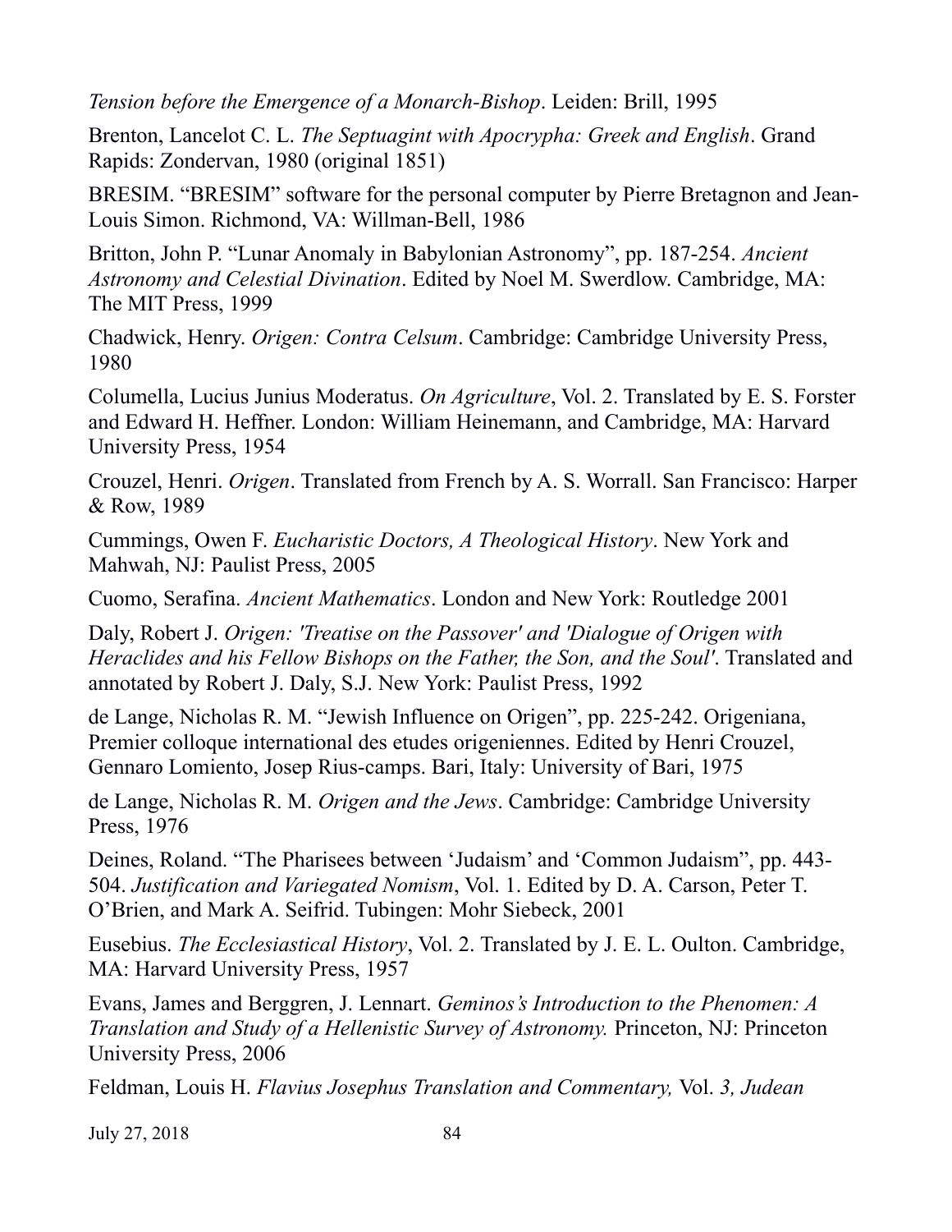*Tension before the Emergence of a Monarch-Bishop*. Leiden: Brill, 1995

Brenton, Lancelot C. L. *The Septuagint with Apocrypha: Greek and English*. Grand Rapids: Zondervan, 1980 (original 1851)

BRESIM. “BRESIM” software for the personal computer by Pierre Bretagnon and Jean-Louis Simon. Richmond, VA: Willman-Bell, 1986

Britton, John P. “Lunar Anomaly in Babylonian Astronomy”, pp. 187-254. *Ancient Astronomy and Celestial Divination*. Edited by Noel M. Swerdlow. Cambridge, MA: The MIT Press, 1999

Chadwick, Henry. *Origen: Contra Celsum*. Cambridge: Cambridge University Press, 1980

Columella, Lucius Junius Moderatus. *On Agriculture*, Vol. 2. Translated by E. S. Forster and Edward H. Heffner. London: William Heinemann, and Cambridge, MA: Harvard University Press, 1954

Crouzel, Henri. *Origen*. Translated from French by A. S. Worrall. San Francisco: Harper & Row, 1989

Cummings, Owen F. *Eucharistic Doctors, A Theological History*. New York and Mahwah, NJ: Paulist Press, 2005

Cuomo, Serafina. *Ancient Mathematics*. London and New York: Routledge 2001

Daly, Robert J. *Origen: 'Treatise on the Passover' and 'Dialogue of Origen with Heraclides and his Fellow Bishops on the Father, the Son, and the Soul'*. Translated and annotated by Robert J. Daly, S.J. New York: Paulist Press, 1992

de Lange, Nicholas R. M. “Jewish Influence on Origen”, pp. 225-242. Origeniana, Premier colloque international des etudes origeniennes. Edited by Henri Crouzel, Gennaro Lomiento, Josep Rius-camps. Bari, Italy: University of Bari, 1975

de Lange, Nicholas R. M. *Origen and the Jews*. Cambridge: Cambridge University Press, 1976

Deines, Roland. “The Pharisees between ‘Judaism’ and ‘Common Judaism”, pp. 443-504. *Justification and Variegated Nomism*, Vol. 1. Edited by D. A. Carson, Peter T. O’Brien, and Mark A. Seifrid. Tubingen: Mohr Siebeck, 2001

Eusebius. *The Ecclesiastical History*, Vol. 2. Translated by J. E. L. Oulton. Cambridge, MA: Harvard University Press, 1957

Evans, James and Berggren, J. Lennart. *Geminos’s Introduction to the Phenomen: A Translation and Study of a Hellenistic Survey of Astronomy.* Princeton, NJ: Princeton University Press, 2006

Feldman, Louis H. *Flavius Josephus Translation and Commentary,* Vol. *3, Judean*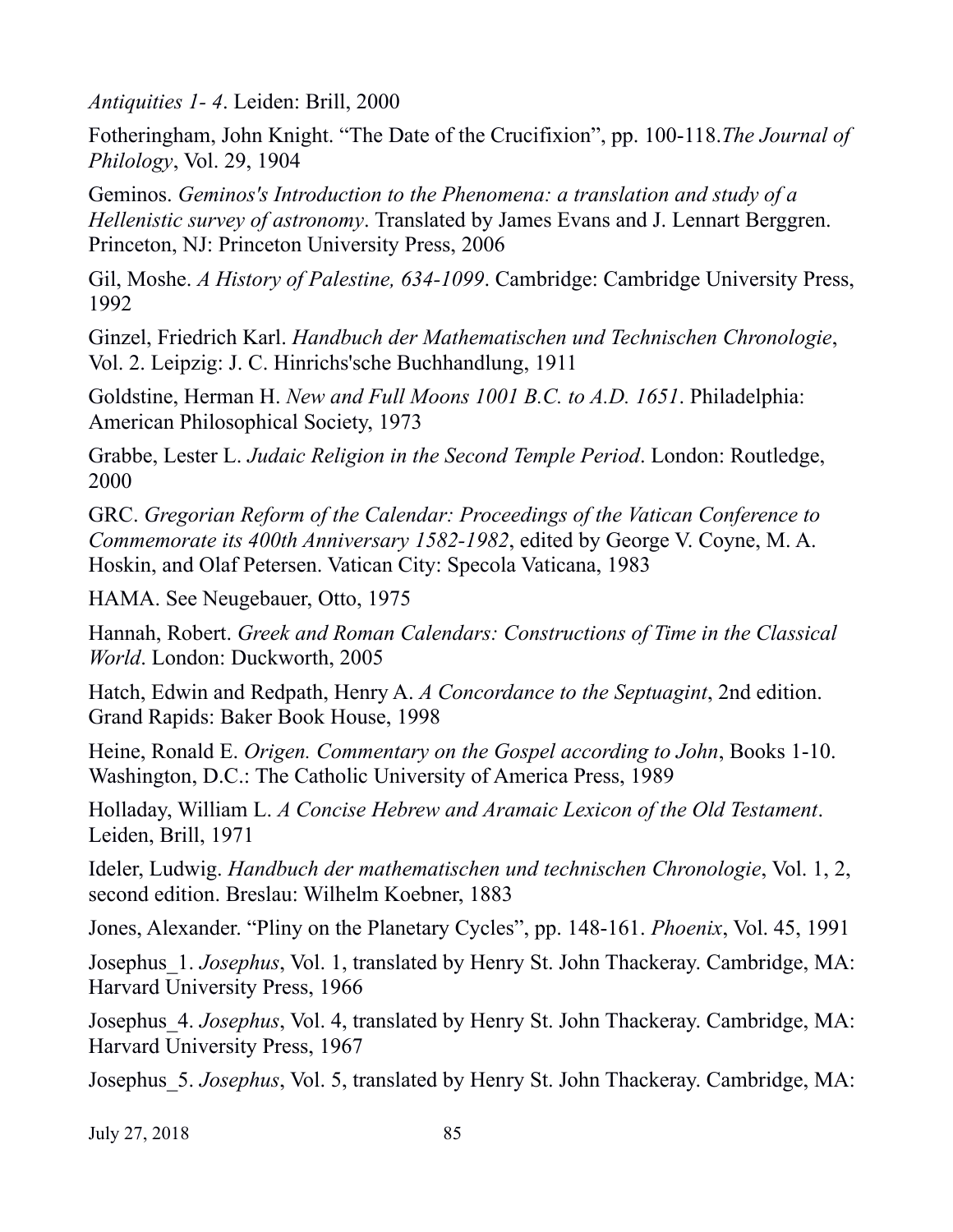*Antiquities 1- 4*. Leiden: Brill, 2000

Fotheringham, John Knight. "The Date of the Crucifixion", pp. 100-118.*The Journal of Philology*, Vol. 29, 1904

Geminos. *Geminos's Introduction to the Phenomena: a translation and study of a Hellenistic survey of astronomy*. Translated by James Evans and J. Lennart Berggren. Princeton, NJ: Princeton University Press, 2006

Gil, Moshe. *A History of Palestine, 634-1099*. Cambridge: Cambridge University Press, 1992

Ginzel, Friedrich Karl. *Handbuch der Mathematischen und Technischen Chronologie*, Vol. 2. Leipzig: J. C. Hinrichs'sche Buchhandlung, 1911

Goldstine, Herman H. *New and Full Moons 1001 B.C. to A.D. 1651*. Philadelphia: American Philosophical Society, 1973

Grabbe, Lester L. *Judaic Religion in the Second Temple Period*. London: Routledge, 2000

GRC. *Gregorian Reform of the Calendar: Proceedings of the Vatican Conference to Commemorate its 400th Anniversary 1582-1982*, edited by George V. Coyne, M. A. Hoskin, and Olaf Petersen. Vatican City: Specola Vaticana, 1983

HAMA. See Neugebauer, Otto, 1975

Hannah, Robert. *Greek and Roman Calendars: Constructions of Time in the Classical World*. London: Duckworth, 2005

Hatch, Edwin and Redpath, Henry A. *A Concordance to the Septuagint*, 2nd edition. Grand Rapids: Baker Book House, 1998

Heine, Ronald E. *Origen. Commentary on the Gospel according to John*, Books 1-10. Washington, D.C.: The Catholic University of America Press, 1989

Holladay, William L. *A Concise Hebrew and Aramaic Lexicon of the Old Testament*. Leiden, Brill, 1971

Ideler, Ludwig. *Handbuch der mathematischen und technischen Chronologie*, Vol. 1, 2, second edition. Breslau: Wilhelm Koebner, 1883

Jones, Alexander. "Pliny on the Planetary Cycles", pp. 148-161. *Phoenix*, Vol. 45, 1991

Josephus_1. *Josephus*, Vol. 1, translated by Henry St. John Thackeray. Cambridge, MA: Harvard University Press, 1966

Josephus_4. *Josephus*, Vol. 4, translated by Henry St. John Thackeray. Cambridge, MA: Harvard University Press, 1967

Josephus_5. *Josephus*, Vol. 5, translated by Henry St. John Thackeray. Cambridge, MA: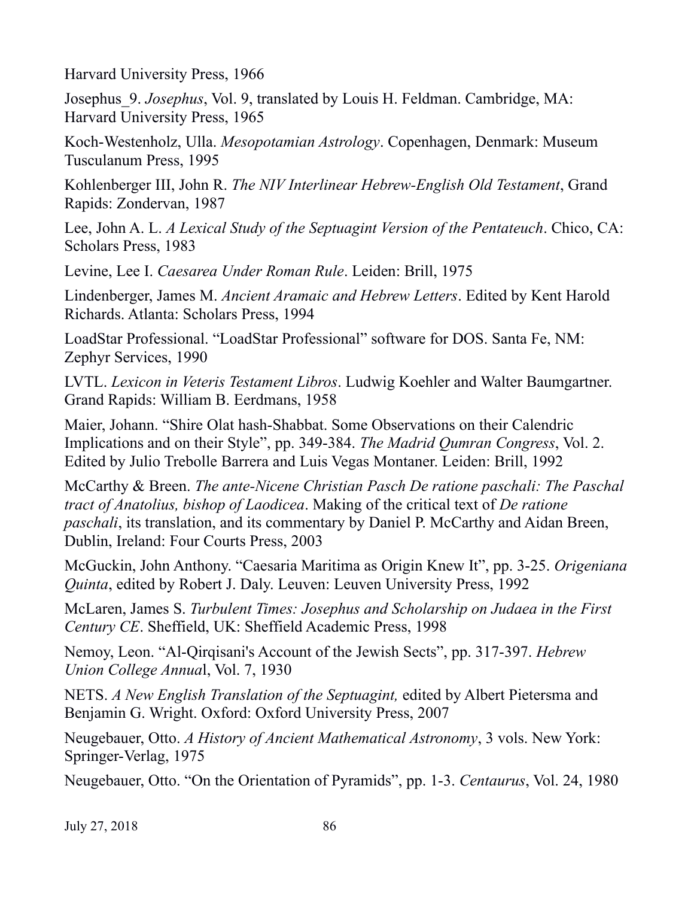Harvard University Press, 1966

Josephus_9. *Josephus*, Vol. 9, translated by Louis H. Feldman. Cambridge, MA: Harvard University Press, 1965

Koch-Westenholz, Ulla. *Mesopotamian Astrology*. Copenhagen, Denmark: Museum Tusculanum Press, 1995

Kohlenberger III, John R. *The NIV Interlinear Hebrew-English Old Testament*, Grand Rapids: Zondervan, 1987

Lee, John A. L. *A Lexical Study of the Septuagint Version of the Pentateuch*. Chico, CA: Scholars Press, 1983

Levine, Lee I. *Caesarea Under Roman Rule*. Leiden: Brill, 1975

Lindenberger, James M. *Ancient Aramaic and Hebrew Letters*. Edited by Kent Harold Richards. Atlanta: Scholars Press, 1994

LoadStar Professional. "LoadStar Professional" software for DOS. Santa Fe, NM: Zephyr Services, 1990

LVTL. *Lexicon in Veteris Testament Libros*. Ludwig Koehler and Walter Baumgartner. Grand Rapids: William B. Eerdmans, 1958

Maier, Johann. "Shire Olat hash-Shabbat. Some Observations on their Calendric Implications and on their Style", pp. 349-384. *The Madrid Qumran Congress*, Vol. 2. Edited by Julio Trebolle Barrera and Luis Vegas Montaner. Leiden: Brill, 1992

McCarthy & Breen. *The ante-Nicene Christian Pasch De ratione paschali: The Paschal tract of Anatolius, bishop of Laodicea*. Making of the critical text of *De ratione paschali*, its translation, and its commentary by Daniel P. McCarthy and Aidan Breen, Dublin, Ireland: Four Courts Press, 2003

McGuckin, John Anthony. "Caesaria Maritima as Origin Knew It", pp. 3-25. *Origeniana Quinta*, edited by Robert J. Daly. Leuven: Leuven University Press, 1992

McLaren, James S. *Turbulent Times: Josephus and Scholarship on Judaea in the First Century CE*. Sheffield, UK: Sheffield Academic Press, 1998

Nemoy, Leon. "Al-Qirqisani's Account of the Jewish Sects", pp. 317-397. *Hebrew Union College Annual*, Vol. 7, 1930

NETS. *A New English Translation of the Septuagint,* edited by Albert Pietersma and Benjamin G. Wright. Oxford: Oxford University Press, 2007

Neugebauer, Otto. *A History of Ancient Mathematical Astronomy*, 3 vols. New York: Springer-Verlag, 1975

Neugebauer, Otto. "On the Orientation of Pyramids", pp. 1-3. *Centaurus*, Vol. 24, 1980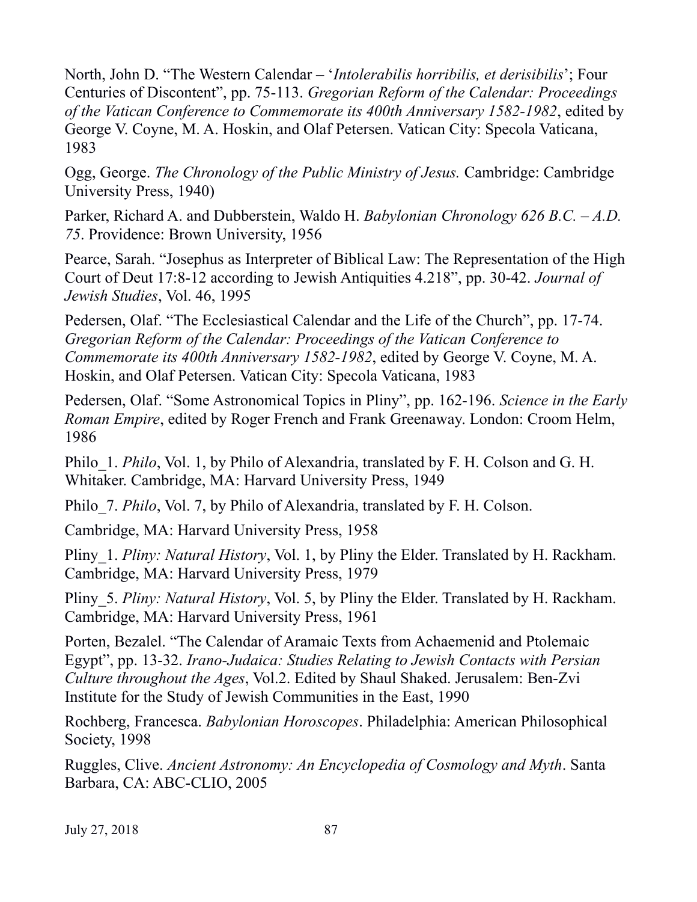North, John D. "The Western Calendar – '*Intolerabilis horribilis, et derisibilis*'; Four Centuries of Discontent", pp. 75-113. *Gregorian Reform of the Calendar: Proceedings of the Vatican Conference to Commemorate its 400th Anniversary 1582-1982*, edited by George V. Coyne, M. A. Hoskin, and Olaf Petersen. Vatican City: Specola Vaticana, 1983

Ogg, George. *The Chronology of the Public Ministry of Jesus.* Cambridge: Cambridge University Press, 1940)

Parker, Richard A. and Dubberstein, Waldo H. *Babylonian Chronology 626 B.C. – A.D. 75*. Providence: Brown University, 1956

Pearce, Sarah. "Josephus as Interpreter of Biblical Law: The Representation of the High Court of Deut 17:8-12 according to Jewish Antiquities 4.218", pp. 30-42. *Journal of Jewish Studies*, Vol. 46, 1995

Pedersen, Olaf. "The Ecclesiastical Calendar and the Life of the Church", pp. 17-74. *Gregorian Reform of the Calendar: Proceedings of the Vatican Conference to Commemorate its 400th Anniversary 1582-1982*, edited by George V. Coyne, M. A. Hoskin, and Olaf Petersen. Vatican City: Specola Vaticana, 1983

Pedersen, Olaf. "Some Astronomical Topics in Pliny", pp. 162-196. *Science in the Early Roman Empire*, edited by Roger French and Frank Greenaway. London: Croom Helm, 1986

Philo_1. *Philo*, Vol. 1, by Philo of Alexandria, translated by F. H. Colson and G. H. Whitaker. Cambridge, MA: Harvard University Press, 1949

Philo_7. *Philo*, Vol. 7, by Philo of Alexandria, translated by F. H. Colson.

Cambridge, MA: Harvard University Press, 1958

Pliny_1. *Pliny: Natural History*, Vol. 1, by Pliny the Elder. Translated by H. Rackham. Cambridge, MA: Harvard University Press, 1979

Pliny_5. *Pliny: Natural History*, Vol. 5, by Pliny the Elder. Translated by H. Rackham. Cambridge, MA: Harvard University Press, 1961

Porten, Bezalel. "The Calendar of Aramaic Texts from Achaemenid and Ptolemaic Egypt", pp. 13-32. *Irano-Judaica: Studies Relating to Jewish Contacts with Persian Culture throughout the Ages*, Vol.2. Edited by Shaul Shaked. Jerusalem: Ben-Zvi Institute for the Study of Jewish Communities in the East, 1990

Rochberg, Francesca. *Babylonian Horoscopes*. Philadelphia: American Philosophical Society, 1998

Ruggles, Clive. *Ancient Astronomy: An Encyclopedia of Cosmology and Myth*. Santa Barbara, CA: ABC-CLIO, 2005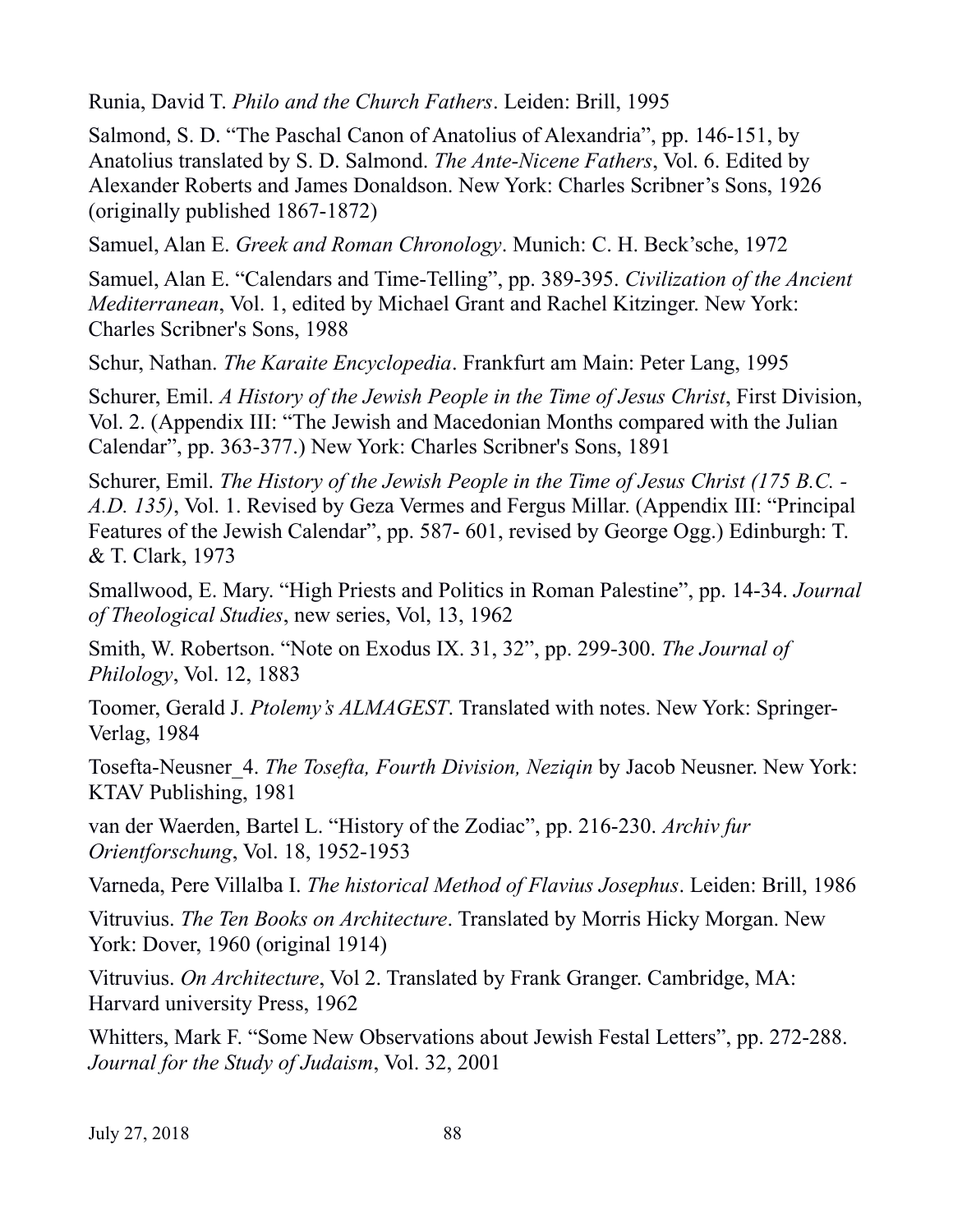Runia, David T. *Philo and the Church Fathers*. Leiden: Brill, 1995

Salmond, S. D. "The Paschal Canon of Anatolius of Alexandria", pp. 146-151, by Anatolius translated by S. D. Salmond. *The Ante-Nicene Fathers*, Vol. 6. Edited by Alexander Roberts and James Donaldson. New York: Charles Scribner's Sons, 1926 (originally published 1867-1872)

Samuel, Alan E. *Greek and Roman Chronology*. Munich: C. H. Beck'sche, 1972

Samuel, Alan E. "Calendars and Time-Telling", pp. 389-395. *Civilization of the Ancient Mediterranean*, Vol. 1, edited by Michael Grant and Rachel Kitzinger. New York: Charles Scribner's Sons, 1988

Schur, Nathan. *The Karaite Encyclopedia*. Frankfurt am Main: Peter Lang, 1995

Schurer, Emil. *A History of the Jewish People in the Time of Jesus Christ*, First Division, Vol. 2. (Appendix III: "The Jewish and Macedonian Months compared with the Julian Calendar", pp. 363-377.) New York: Charles Scribner's Sons, 1891

Schurer, Emil. *The History of the Jewish People in the Time of Jesus Christ (175 B.C. - A.D. 135)*, Vol. 1. Revised by Geza Vermes and Fergus Millar. (Appendix III: "Principal Features of the Jewish Calendar", pp. 587- 601, revised by George Ogg.) Edinburgh: T. & T. Clark, 1973

Smallwood, E. Mary. "High Priests and Politics in Roman Palestine", pp. 14-34. *Journal of Theological Studies*, new series, Vol, 13, 1962

Smith, W. Robertson. "Note on Exodus IX. 31, 32", pp. 299-300. *The Journal of Philology*, Vol. 12, 1883

Toomer, Gerald J. *Ptolemy's ALMAGEST*. Translated with notes. New York: Springer-Verlag, 1984

Tosefta-Neusner_4. *The Tosefta, Fourth Division, Neziqin* by Jacob Neusner. New York: KTAV Publishing, 1981

van der Waerden, Bartel L. "History of the Zodiac", pp. 216-230. *Archiv fur Orientforschung*, Vol. 18, 1952-1953

Varneda, Pere Villalba I. *The historical Method of Flavius Josephus*. Leiden: Brill, 1986

Vitruvius. *The Ten Books on Architecture*. Translated by Morris Hicky Morgan. New York: Dover, 1960 (original 1914)

Vitruvius. *On Architecture*, Vol 2. Translated by Frank Granger. Cambridge, MA: Harvard university Press, 1962

Whitters, Mark F. "Some New Observations about Jewish Festal Letters", pp. 272-288. *Journal for the Study of Judaism*, Vol. 32, 2001